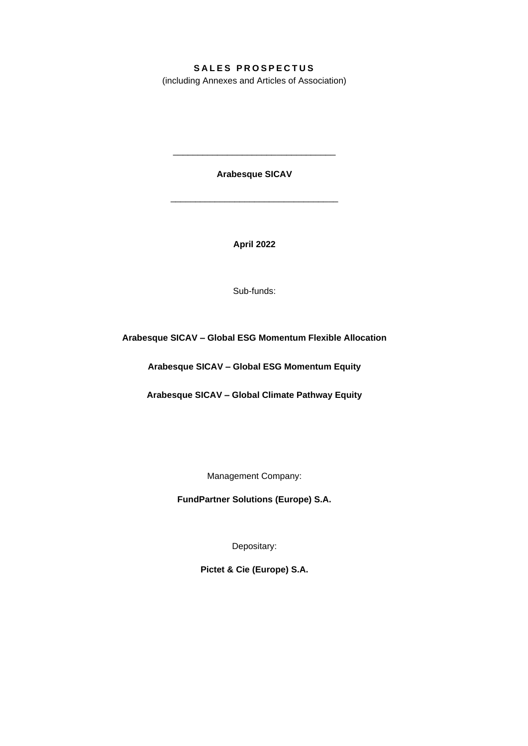# SALES PROSPECTUS

(including Annexes and Articles of Association)

---

**Arabesque SICAV**

---

**April 2022**

Sub-funds:

**Arabesque SICAV – Global ESG Momentum Flexible Allocation**

**Arabesque SICAV – Global ESG Momentum Equity**

**Arabesque SICAV – Global Climate Pathway Equity**

Management Company:

**FundPartner Solutions (Europe) S.A.**

Depositary:

**Pictet & Cie (Europe) S.A.**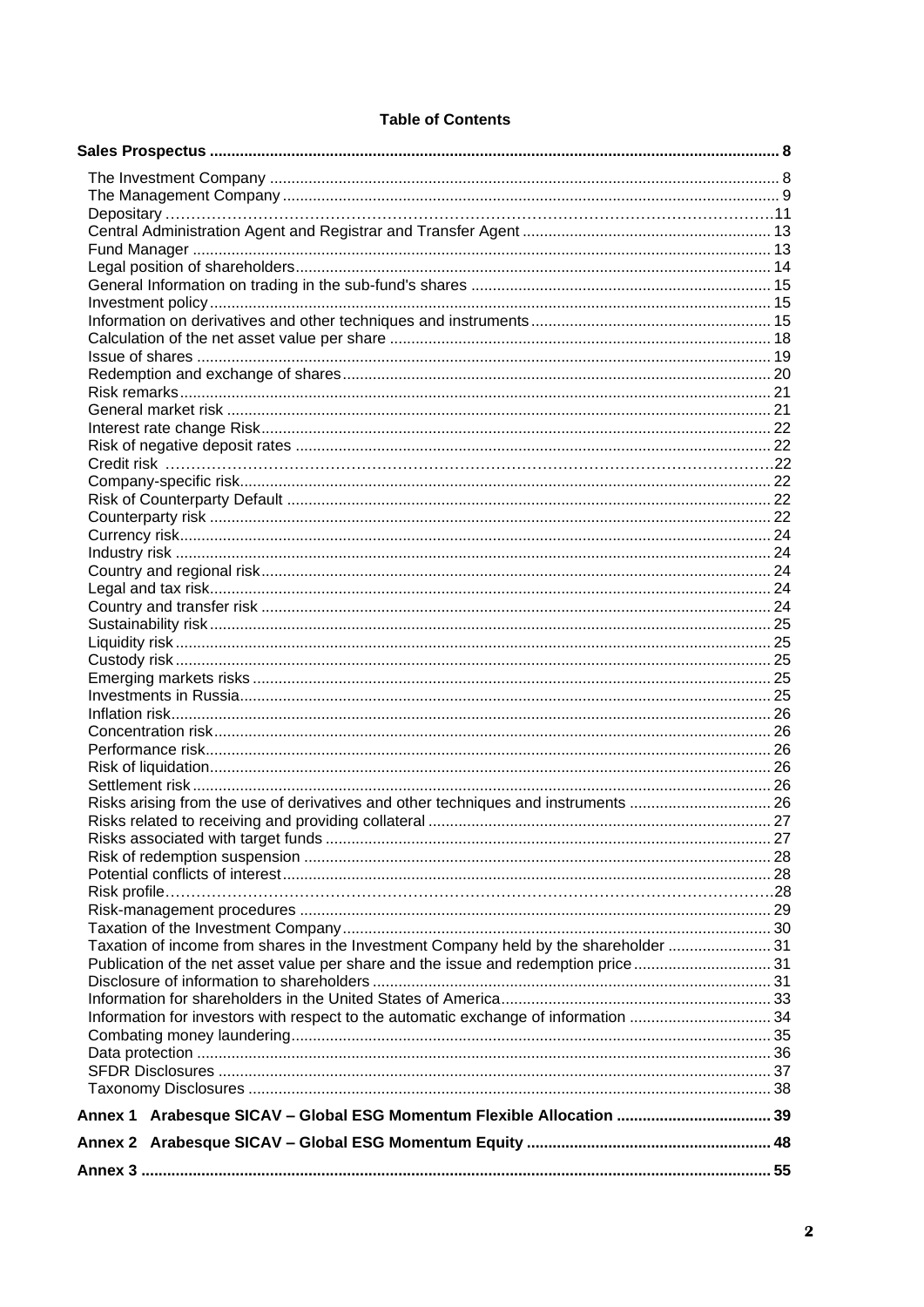**Table of Contents**

| | |
|---|---|
| **Sales Prospectus** | **8** |
| The Investment Company | 8 |
| The Management Company | 9 |
| Depositary | 11 |
| Central Administration Agent and Registrar and Transfer Agent | 13 |
| Fund Manager | 13 |
| Legal position of shareholders | 14 |
| General Information on trading in the sub-fund's shares | 15 |
| Investment policy | 15 |
| Information on derivatives and other techniques and instruments | 15 |
| Calculation of the net asset value per share | 18 |
| Issue of shares | 19 |
| Redemption and exchange of shares | 20 |
| Risk remarks | 21 |
| General market risk | 21 |
| Interest rate change Risk | 22 |
| Risk of negative deposit rates | 22 |
| Credit risk | 22 |
| Company-specific risk | 22 |
| Risk of Counterparty Default | 22 |
| Counterparty risk | 22 |
| Currency risk | 24 |
| Industry risk | 24 |
| Country and regional risk | 24 |
| Legal and tax risk | 24 |
| Country and transfer risk | 24 |
| Sustainability risk | 25 |
| Liquidity risk | 25 |
| Custody risk | 25 |
| Emerging markets risks | 25 |
| Investments in Russia | 25 |
| Inflation risk | 26 |
| Concentration risk | 26 |
| Performance risk | 26 |
| Risk of liquidation | 26 |
| Settlement risk | 26 |
| Risks arising from the use of derivatives and other techniques and instruments | 26 |
| Risks related to receiving and providing collateral | 27 |
| Risks associated with target funds | 27 |
| Risk of redemption suspension | 28 |
| Potential conflicts of interest | 28 |
| Risk profile | 28 |
| Risk-management procedures | 29 |
| Taxation of the Investment Company | 30 |
| Taxation of income from shares in the Investment Company held by the shareholder | 31 |
| Publication of the net asset value per share and the issue and redemption price | 31 |
| Disclosure of information to shareholders | 31 |
| Information for shareholders in the United States of America | 33 |
| Information for investors with respect to the automatic exchange of information | 34 |
| Combating money laundering | 35 |
| Data protection | 36 |
| SFDR Disclosures | 37 |
| Taxonomy Disclosures | 38 |
| **Annex 1 Arabesque SICAV – Global ESG Momentum Flexible Allocation** | **39** |
| **Annex 2 Arabesque SICAV – Global ESG Momentum Equity** | **48** |
| **Annex 3** | **55** |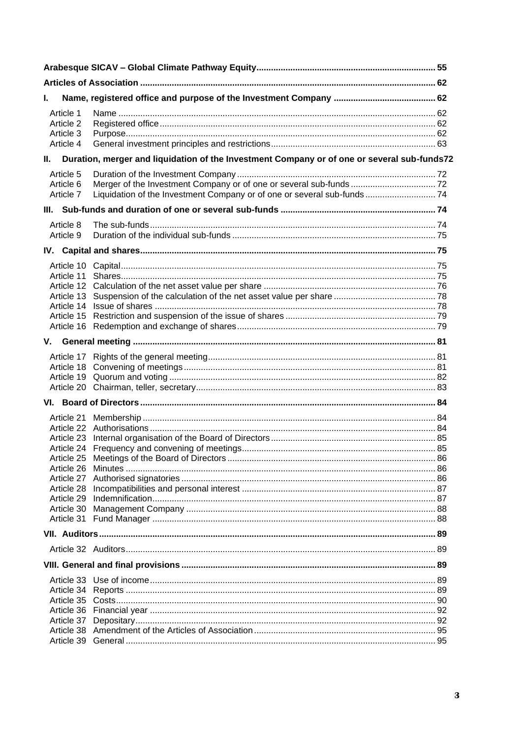| | | |
|---|---|---|
| **Arabesque SICAV – Global Climate Pathway Equity** | | **55** |
| **Articles of Association** | | **62** |
| **I.** | **Name, registered office and purpose of the Investment Company** | **62** |
| Article 1 | Name | 62 |
| Article 2 | Registered office | 62 |
| Article 3 | Purpose | 62 |
| Article 4 | General investment principles and restrictions | 63 |
| **II.** | **Duration, merger and liquidation of the Investment Company or of one or several sub-funds** | **72** |
| Article 5 | Duration of the Investment Company | 72 |
| Article 6 | Merger of the Investment Company or of one or several sub-funds | 72 |
| Article 7 | Liquidation of the Investment Company or of one or several sub-funds | 74 |
| **III.** | **Sub-funds and duration of one or several sub-funds** | **74** |
| Article 8 | The sub-funds | 74 |
| Article 9 | Duration of the individual sub-funds | 75 |
| **IV.** | **Capital and shares** | **75** |
| Article 10 | Capital | 75 |
| Article 11 | Shares | 75 |
| Article 12 | Calculation of the net asset value per share | 76 |
| Article 13 | Suspension of the calculation of the net asset value per share | 78 |
| Article 14 | Issue of shares | 78 |
| Article 15 | Restriction and suspension of the issue of shares | 79 |
| Article 16 | Redemption and exchange of shares | 79 |
| **V.** | **General meeting** | **81** |
| Article 17 | Rights of the general meeting | 81 |
| Article 18 | Convening of meetings | 81 |
| Article 19 | Quorum and voting | 82 |
| Article 20 | Chairman, teller, secretary | 83 |
| **VI.** | **Board of Directors** | **84** |
| Article 21 | Membership | 84 |
| Article 22 | Authorisations | 84 |
| Article 23 | Internal organisation of the Board of Directors | 85 |
| Article 24 | Frequency and convening of meetings | 85 |
| Article 25 | Meetings of the Board of Directors | 86 |
| Article 26 | Minutes | 86 |
| Article 27 | Authorised signatories | 86 |
| Article 28 | Incompatibilities and personal interest | 87 |
| Article 29 | Indemnification | 87 |
| Article 30 | Management Company | 88 |
| Article 31 | Fund Manager | 88 |
| **VII.** | **Auditors** | **89** |
| Article 32 | Auditors | 89 |
| **VIII.** | **General and final provisions** | **89** |
| Article 33 | Use of income | 89 |
| Article 34 | Reports | 89 |
| Article 35 | Costs | 90 |
| Article 36 | Financial year | 92 |
| Article 37 | Depositary | 92 |
| Article 38 | Amendment of the Articles of Association | 95 |
| Article 39 | General | 95 |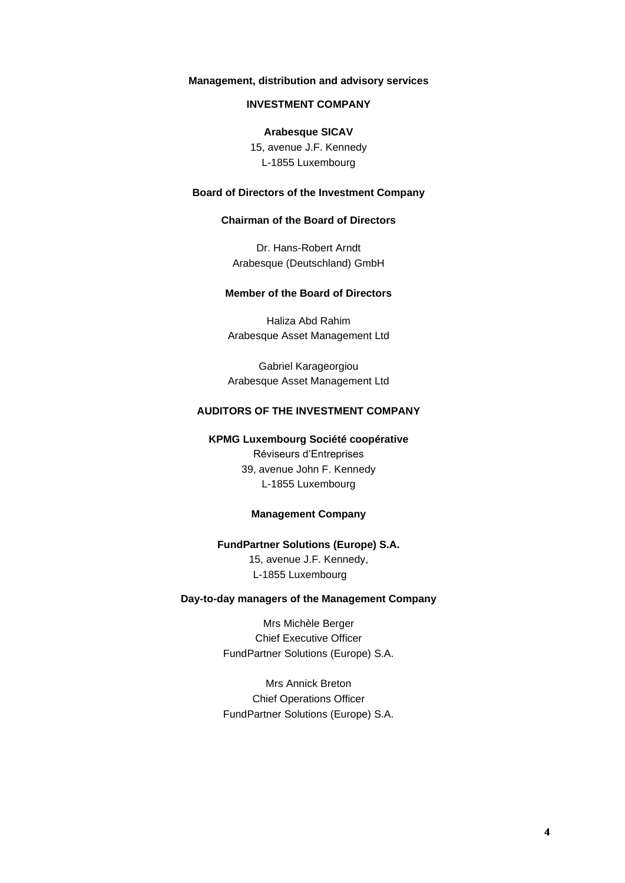**Management, distribution and advisory services**

**INVESTMENT COMPANY**

**Arabesque SICAV**
15, avenue J.F. Kennedy
L-1855 Luxembourg

**Board of Directors of the Investment Company**

**Chairman of the Board of Directors**

Dr. Hans-Robert Arndt
Arabesque (Deutschland) GmbH

**Member of the Board of Directors**

Haliza Abd Rahim
Arabesque Asset Management Ltd

Gabriel Karageorgiou
Arabesque Asset Management Ltd

**AUDITORS OF THE INVESTMENT COMPANY**

**KPMG Luxembourg Société coopérative**
Réviseurs d'Entreprises
39, avenue John F. Kennedy
L-1855 Luxembourg

**Management Company**

**FundPartner Solutions (Europe) S.A.**
15, avenue J.F. Kennedy,
L-1855 Luxembourg

**Day-to-day managers of the Management Company**

Mrs Michèle Berger
Chief Executive Officer
FundPartner Solutions (Europe) S.A.

Mrs Annick Breton
Chief Operations Officer
FundPartner Solutions (Europe) S.A.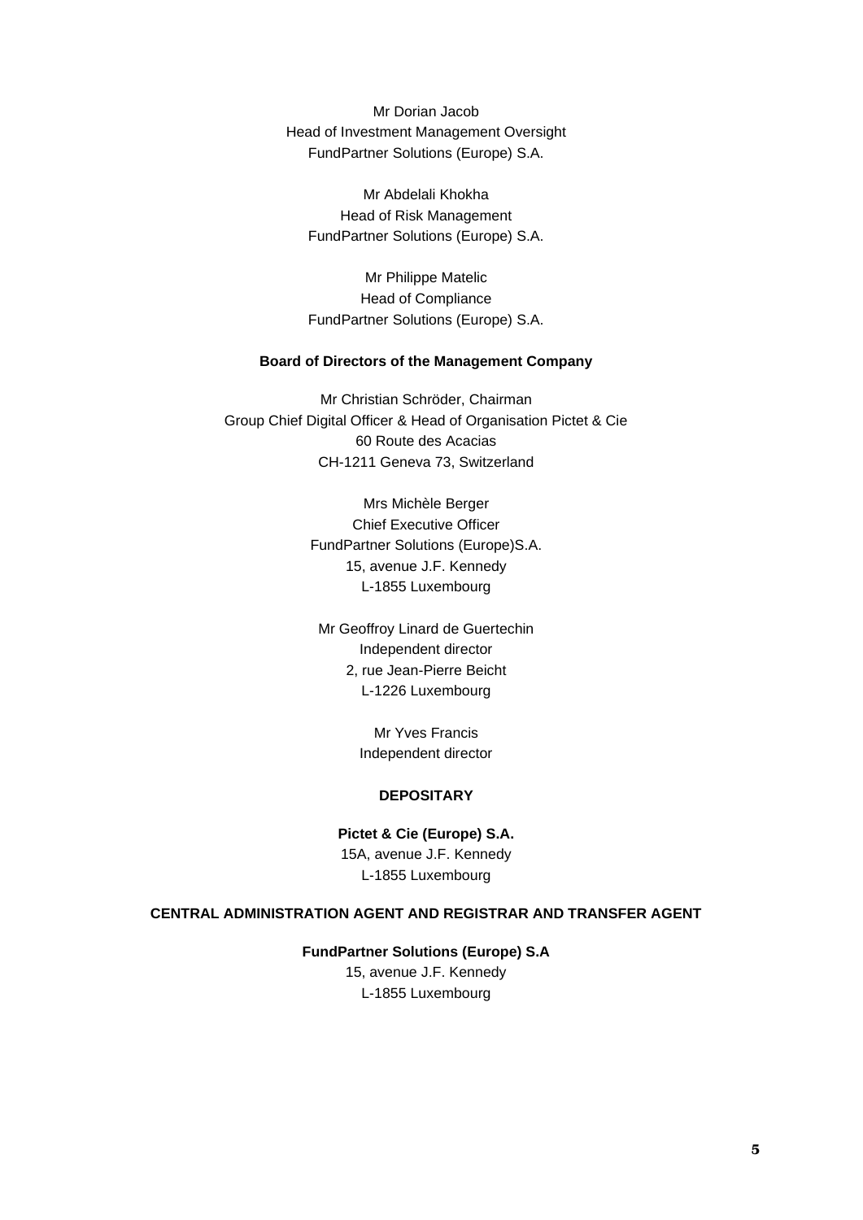Mr Dorian Jacob
Head of Investment Management Oversight
FundPartner Solutions (Europe) S.A.

Mr Abdelali Khokha
Head of Risk Management
FundPartner Solutions (Europe) S.A.

Mr Philippe Matelic
Head of Compliance
FundPartner Solutions (Europe) S.A.

**Board of Directors of the Management Company**

Mr Christian Schröder, Chairman
Group Chief Digital Officer & Head of Organisation Pictet & Cie
60 Route des Acacias
CH-1211 Geneva 73, Switzerland

Mrs Michèle Berger
Chief Executive Officer
FundPartner Solutions (Europe)S.A.
15, avenue J.F. Kennedy
L-1855 Luxembourg

Mr Geoffroy Linard de Guertechin
Independent director
2, rue Jean-Pierre Beicht
L-1226 Luxembourg

Mr Yves Francis
Independent director

**DEPOSITARY**

**Pictet & Cie (Europe) S.A.**
15A, avenue J.F. Kennedy
L-1855 Luxembourg

**CENTRAL ADMINISTRATION AGENT AND REGISTRAR AND TRANSFER AGENT**

**FundPartner Solutions (Europe) S.A**
15, avenue J.F. Kennedy
L-1855 Luxembourg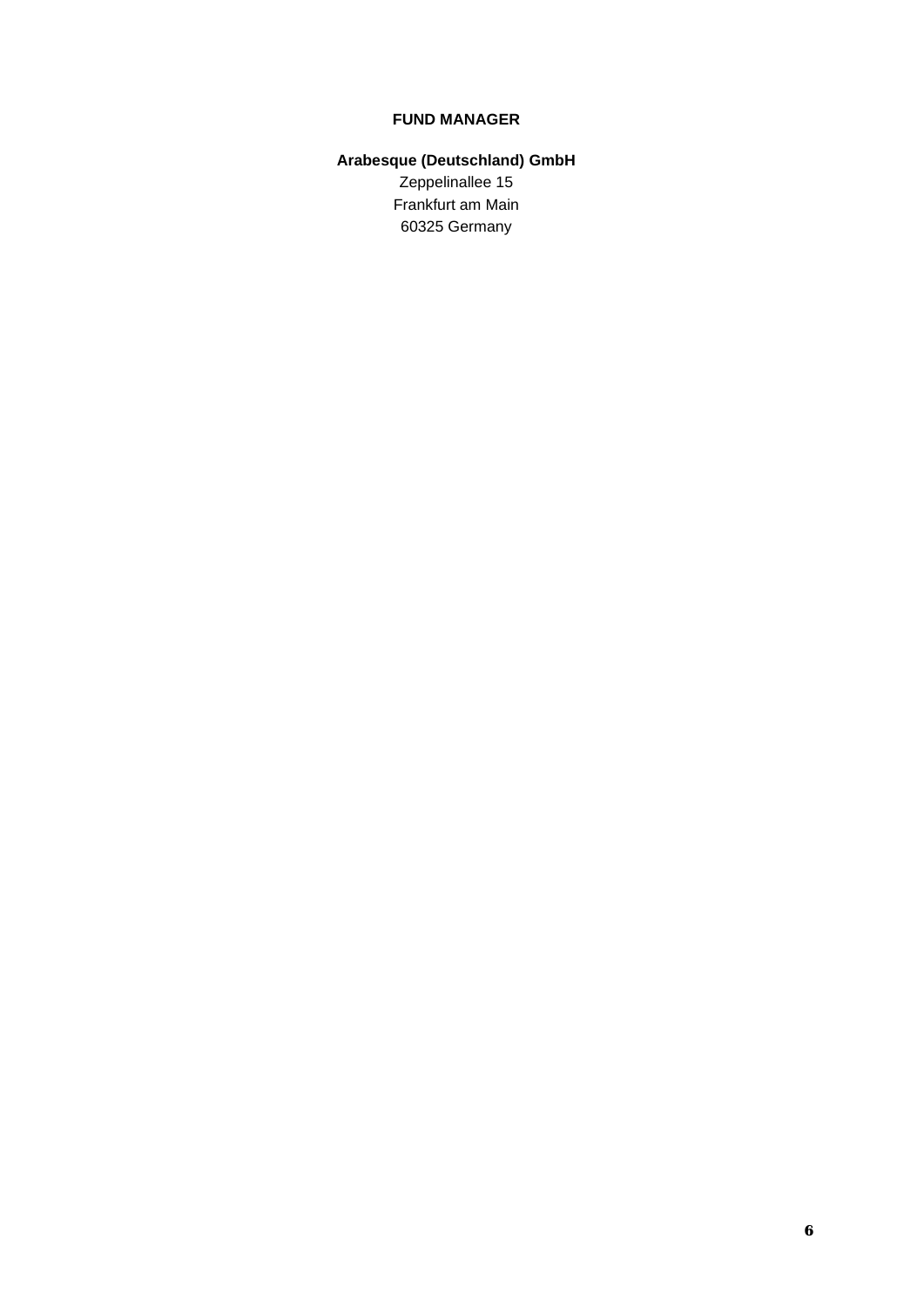**FUND MANAGER**

**Arabesque (Deutschland) GmbH**
Zeppelinallee 15
Frankfurt am Main
60325 Germany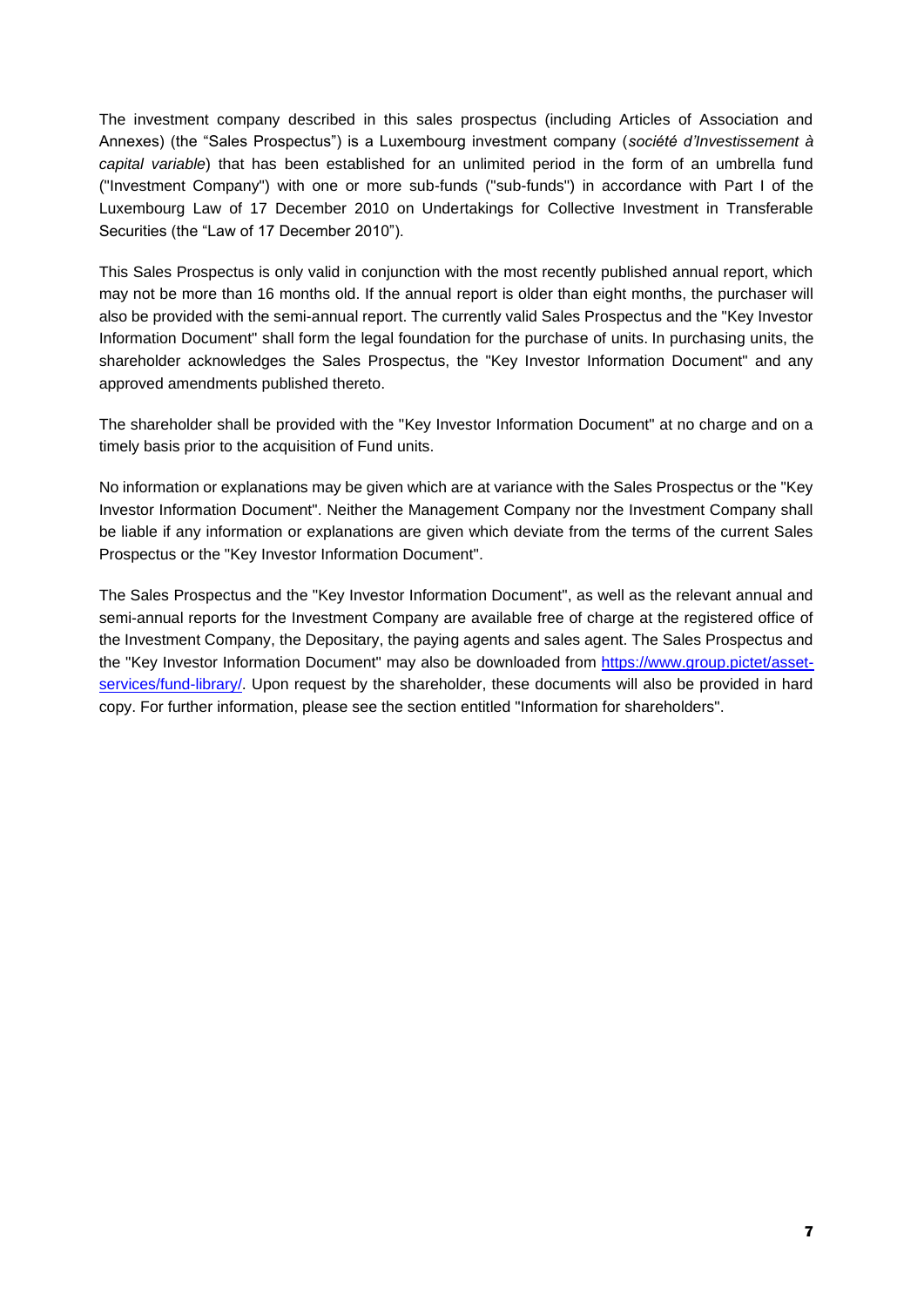The investment company described in this sales prospectus (including Articles of Association and Annexes) (the "Sales Prospectus") is a Luxembourg investment company (*société d'Investissement à capital variable*) that has been established for an unlimited period in the form of an umbrella fund ("Investment Company") with one or more sub-funds ("sub-funds") in accordance with Part I of the Luxembourg Law of 17 December 2010 on Undertakings for Collective Investment in Transferable Securities (the "Law of 17 December 2010").

This Sales Prospectus is only valid in conjunction with the most recently published annual report, which may not be more than 16 months old. If the annual report is older than eight months, the purchaser will also be provided with the semi-annual report. The currently valid Sales Prospectus and the "Key Investor Information Document" shall form the legal foundation for the purchase of units. In purchasing units, the shareholder acknowledges the Sales Prospectus, the "Key Investor Information Document" and any approved amendments published thereto.

The shareholder shall be provided with the "Key Investor Information Document" at no charge and on a timely basis prior to the acquisition of Fund units.

No information or explanations may be given which are at variance with the Sales Prospectus or the "Key Investor Information Document". Neither the Management Company nor the Investment Company shall be liable if any information or explanations are given which deviate from the terms of the current Sales Prospectus or the "Key Investor Information Document".

The Sales Prospectus and the "Key Investor Information Document", as well as the relevant annual and semi-annual reports for the Investment Company are available free of charge at the registered office of the Investment Company, the Depositary, the paying agents and sales agent. The Sales Prospectus and the "Key Investor Information Document" may also be downloaded from [https://www.group.pictet/asset-services/fund-library/](https://www.group.pictet/asset-services/fund-library/). Upon request by the shareholder, these documents will also be provided in hard copy. For further information, please see the section entitled "Information for shareholders".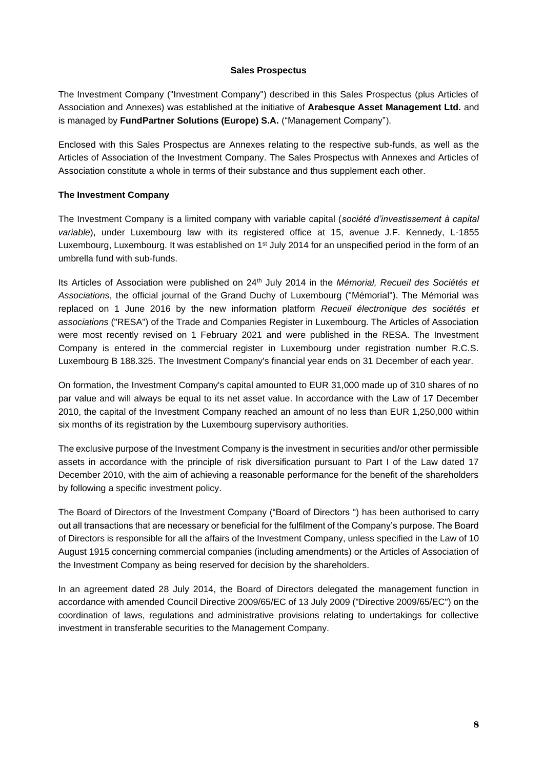**Sales Prospectus**

The Investment Company ("Investment Company") described in this Sales Prospectus (plus Articles of Association and Annexes) was established at the initiative of **Arabesque Asset Management Ltd.** and is managed by **FundPartner Solutions (Europe) S.A.** ("Management Company").

Enclosed with this Sales Prospectus are Annexes relating to the respective sub-funds, as well as the Articles of Association of the Investment Company. The Sales Prospectus with Annexes and Articles of Association constitute a whole in terms of their substance and thus supplement each other.

**The Investment Company**

The Investment Company is a limited company with variable capital (*société d'investissement à capital variable*), under Luxembourg law with its registered office at 15, avenue J.F. Kennedy, L-1855 Luxembourg, Luxembourg. It was established on 1st July 2014 for an unspecified period in the form of an umbrella fund with sub-funds.

Its Articles of Association were published on 24th July 2014 in the *Mémorial, Recueil des Sociétés et Associations*, the official journal of the Grand Duchy of Luxembourg ("Mémorial"). The Mémorial was replaced on 1 June 2016 by the new information platform *Recueil électronique des sociétés et associations* ("RESA") of the Trade and Companies Register in Luxembourg. The Articles of Association were most recently revised on 1 February 2021 and were published in the RESA. The Investment Company is entered in the commercial register in Luxembourg under registration number R.C.S. Luxembourg B 188.325. The Investment Company's financial year ends on 31 December of each year.

On formation, the Investment Company's capital amounted to EUR 31,000 made up of 310 shares of no par value and will always be equal to its net asset value. In accordance with the Law of 17 December 2010, the capital of the Investment Company reached an amount of no less than EUR 1,250,000 within six months of its registration by the Luxembourg supervisory authorities.

The exclusive purpose of the Investment Company is the investment in securities and/or other permissible assets in accordance with the principle of risk diversification pursuant to Part I of the Law dated 17 December 2010, with the aim of achieving a reasonable performance for the benefit of the shareholders by following a specific investment policy.

The Board of Directors of the Investment Company ("Board of Directors ") has been authorised to carry out all transactions that are necessary or beneficial for the fulfilment of the Company's purpose. The Board of Directors is responsible for all the affairs of the Investment Company, unless specified in the Law of 10 August 1915 concerning commercial companies (including amendments) or the Articles of Association of the Investment Company as being reserved for decision by the shareholders.

In an agreement dated 28 July 2014, the Board of Directors delegated the management function in accordance with amended Council Directive 2009/65/EC of 13 July 2009 ("Directive 2009/65/EC") on the coordination of laws, regulations and administrative provisions relating to undertakings for collective investment in transferable securities to the Management Company.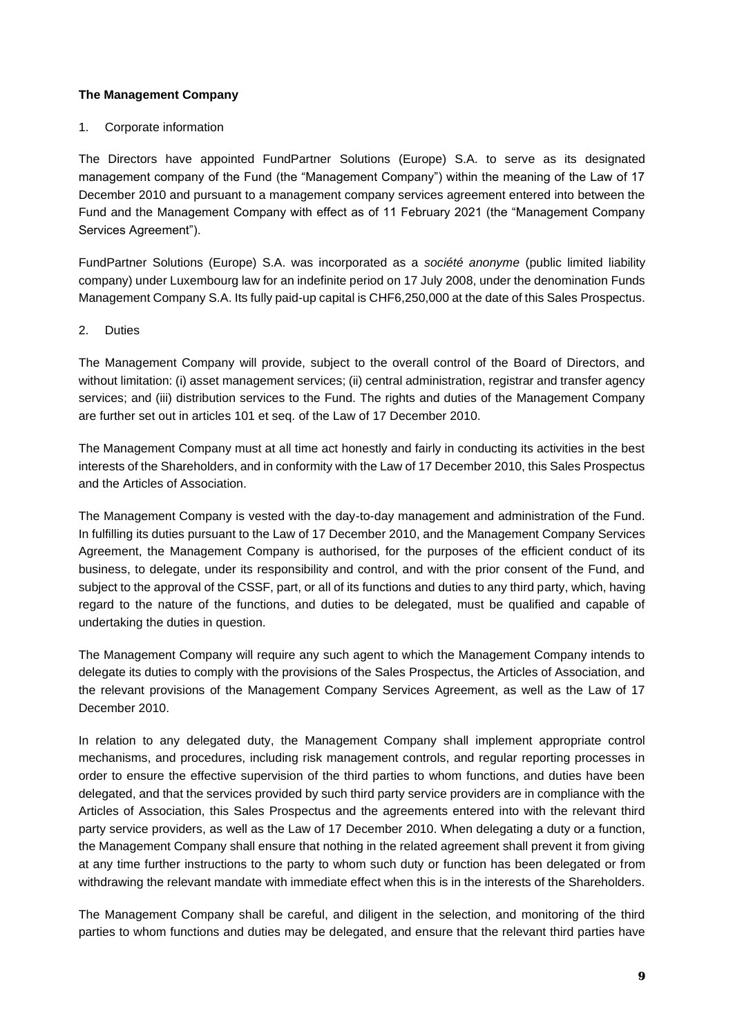**The Management Company**

1. Corporate information

The Directors have appointed FundPartner Solutions (Europe) S.A. to serve as its designated management company of the Fund (the "Management Company") within the meaning of the Law of 17 December 2010 and pursuant to a management company services agreement entered into between the Fund and the Management Company with effect as of 11 February 2021 (the "Management Company Services Agreement").

FundPartner Solutions (Europe) S.A. was incorporated as a *société anonyme* (public limited liability company) under Luxembourg law for an indefinite period on 17 July 2008, under the denomination Funds Management Company S.A. Its fully paid-up capital is CHF6,250,000 at the date of this Sales Prospectus.

2. Duties

The Management Company will provide, subject to the overall control of the Board of Directors, and without limitation: (i) asset management services; (ii) central administration, registrar and transfer agency services; and (iii) distribution services to the Fund. The rights and duties of the Management Company are further set out in articles 101 et seq. of the Law of 17 December 2010.

The Management Company must at all time act honestly and fairly in conducting its activities in the best interests of the Shareholders, and in conformity with the Law of 17 December 2010, this Sales Prospectus and the Articles of Association.

The Management Company is vested with the day-to-day management and administration of the Fund. In fulfilling its duties pursuant to the Law of 17 December 2010, and the Management Company Services Agreement, the Management Company is authorised, for the purposes of the efficient conduct of its business, to delegate, under its responsibility and control, and with the prior consent of the Fund, and subject to the approval of the CSSF, part, or all of its functions and duties to any third party, which, having regard to the nature of the functions, and duties to be delegated, must be qualified and capable of undertaking the duties in question.

The Management Company will require any such agent to which the Management Company intends to delegate its duties to comply with the provisions of the Sales Prospectus, the Articles of Association, and the relevant provisions of the Management Company Services Agreement, as well as the Law of 17 December 2010.

In relation to any delegated duty, the Management Company shall implement appropriate control mechanisms, and procedures, including risk management controls, and regular reporting processes in order to ensure the effective supervision of the third parties to whom functions, and duties have been delegated, and that the services provided by such third party service providers are in compliance with the Articles of Association, this Sales Prospectus and the agreements entered into with the relevant third party service providers, as well as the Law of 17 December 2010. When delegating a duty or a function, the Management Company shall ensure that nothing in the related agreement shall prevent it from giving at any time further instructions to the party to whom such duty or function has been delegated or from withdrawing the relevant mandate with immediate effect when this is in the interests of the Shareholders.

The Management Company shall be careful, and diligent in the selection, and monitoring of the third parties to whom functions and duties may be delegated, and ensure that the relevant third parties have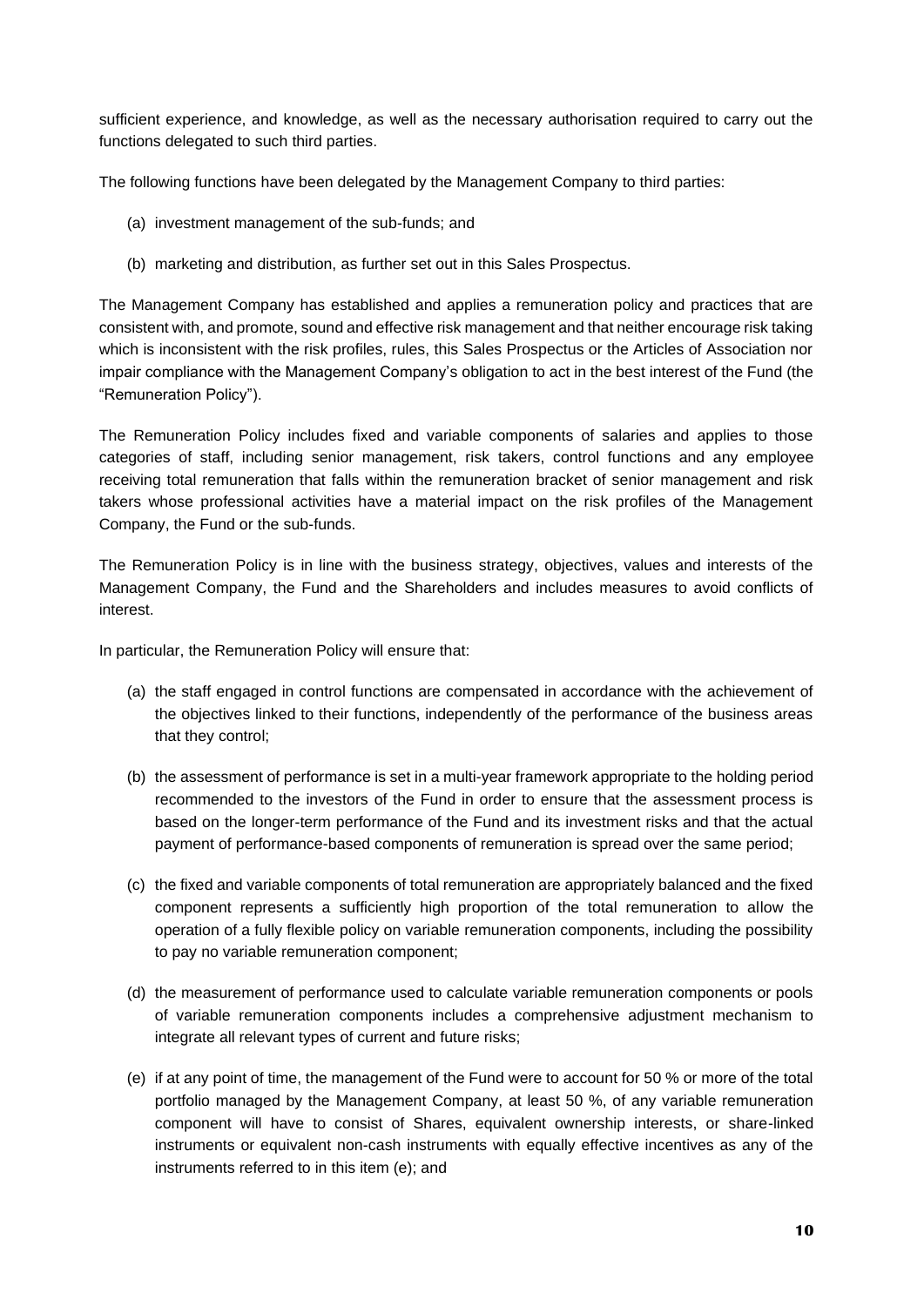sufficient experience, and knowledge, as well as the necessary authorisation required to carry out the functions delegated to such third parties.

The following functions have been delegated by the Management Company to third parties:

(a) investment management of the sub-funds; and

(b) marketing and distribution, as further set out in this Sales Prospectus.

The Management Company has established and applies a remuneration policy and practices that are consistent with, and promote, sound and effective risk management and that neither encourage risk taking which is inconsistent with the risk profiles, rules, this Sales Prospectus or the Articles of Association nor impair compliance with the Management Company's obligation to act in the best interest of the Fund (the "Remuneration Policy").

The Remuneration Policy includes fixed and variable components of salaries and applies to those categories of staff, including senior management, risk takers, control functions and any employee receiving total remuneration that falls within the remuneration bracket of senior management and risk takers whose professional activities have a material impact on the risk profiles of the Management Company, the Fund or the sub-funds.

The Remuneration Policy is in line with the business strategy, objectives, values and interests of the Management Company, the Fund and the Shareholders and includes measures to avoid conflicts of interest.

In particular, the Remuneration Policy will ensure that:

(a) the staff engaged in control functions are compensated in accordance with the achievement of the objectives linked to their functions, independently of the performance of the business areas that they control;

(b) the assessment of performance is set in a multi-year framework appropriate to the holding period recommended to the investors of the Fund in order to ensure that the assessment process is based on the longer-term performance of the Fund and its investment risks and that the actual payment of performance-based components of remuneration is spread over the same period;

(c) the fixed and variable components of total remuneration are appropriately balanced and the fixed component represents a sufficiently high proportion of the total remuneration to allow the operation of a fully flexible policy on variable remuneration components, including the possibility to pay no variable remuneration component;

(d) the measurement of performance used to calculate variable remuneration components or pools of variable remuneration components includes a comprehensive adjustment mechanism to integrate all relevant types of current and future risks;

(e) if at any point of time, the management of the Fund were to account for 50 % or more of the total portfolio managed by the Management Company, at least 50 %, of any variable remuneration component will have to consist of Shares, equivalent ownership interests, or share-linked instruments or equivalent non-cash instruments with equally effective incentives as any of the instruments referred to in this item (e); and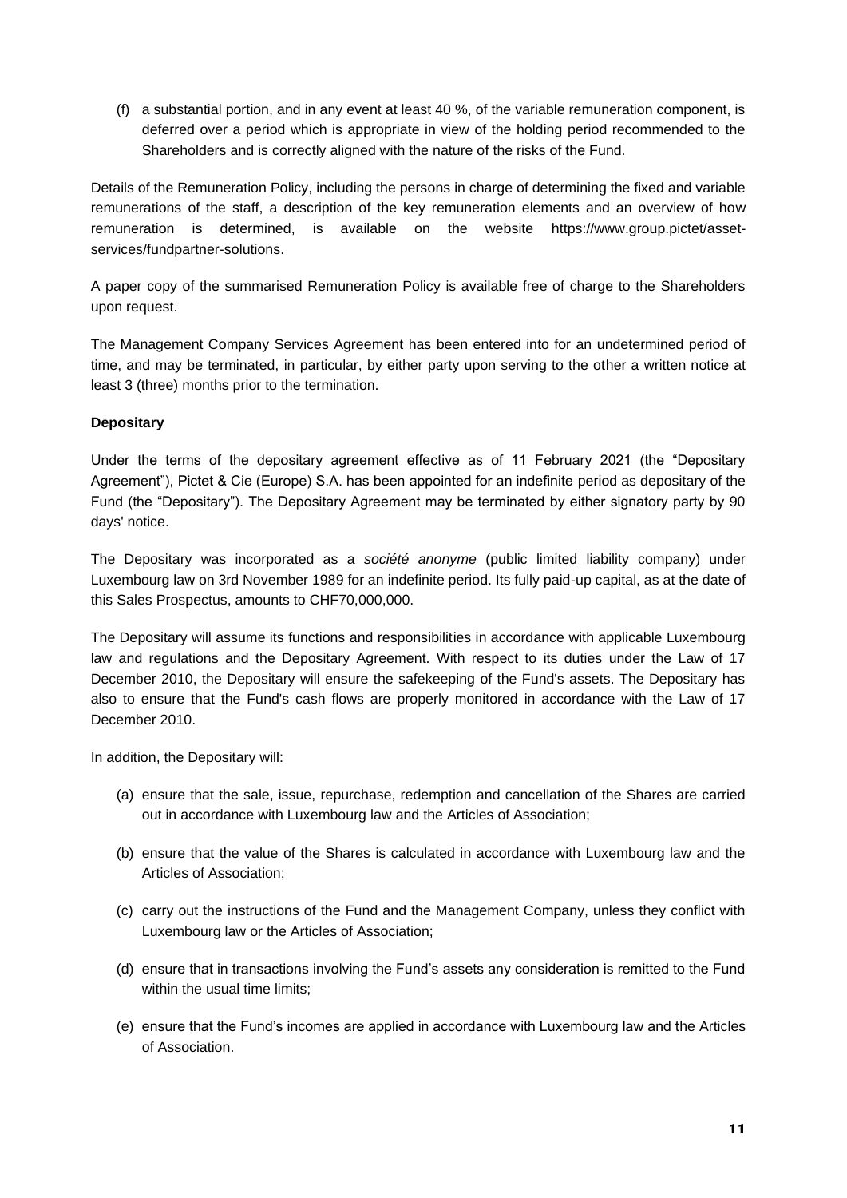(f) a substantial portion, and in any event at least 40 %, of the variable remuneration component, is deferred over a period which is appropriate in view of the holding period recommended to the Shareholders and is correctly aligned with the nature of the risks of the Fund.

Details of the Remuneration Policy, including the persons in charge of determining the fixed and variable remunerations of the staff, a description of the key remuneration elements and an overview of how remuneration is determined, is available on the website https://www.group.pictet/asset-services/fundpartner-solutions.

A paper copy of the summarised Remuneration Policy is available free of charge to the Shareholders upon request.

The Management Company Services Agreement has been entered into for an undetermined period of time, and may be terminated, in particular, by either party upon serving to the other a written notice at least 3 (three) months prior to the termination.

**Depositary**

Under the terms of the depositary agreement effective as of 11 February 2021 (the "Depositary Agreement"), Pictet & Cie (Europe) S.A. has been appointed for an indefinite period as depositary of the Fund (the "Depositary"). The Depositary Agreement may be terminated by either signatory party by 90 days' notice.

The Depositary was incorporated as a *société anonyme* (public limited liability company) under Luxembourg law on 3rd November 1989 for an indefinite period. Its fully paid-up capital, as at the date of this Sales Prospectus, amounts to CHF70,000,000.

The Depositary will assume its functions and responsibilities in accordance with applicable Luxembourg law and regulations and the Depositary Agreement. With respect to its duties under the Law of 17 December 2010, the Depositary will ensure the safekeeping of the Fund's assets. The Depositary has also to ensure that the Fund's cash flows are properly monitored in accordance with the Law of 17 December 2010.

In addition, the Depositary will:

(a) ensure that the sale, issue, repurchase, redemption and cancellation of the Shares are carried out in accordance with Luxembourg law and the Articles of Association;

(b) ensure that the value of the Shares is calculated in accordance with Luxembourg law and the Articles of Association;

(c) carry out the instructions of the Fund and the Management Company, unless they conflict with Luxembourg law or the Articles of Association;

(d) ensure that in transactions involving the Fund's assets any consideration is remitted to the Fund within the usual time limits;

(e) ensure that the Fund's incomes are applied in accordance with Luxembourg law and the Articles of Association.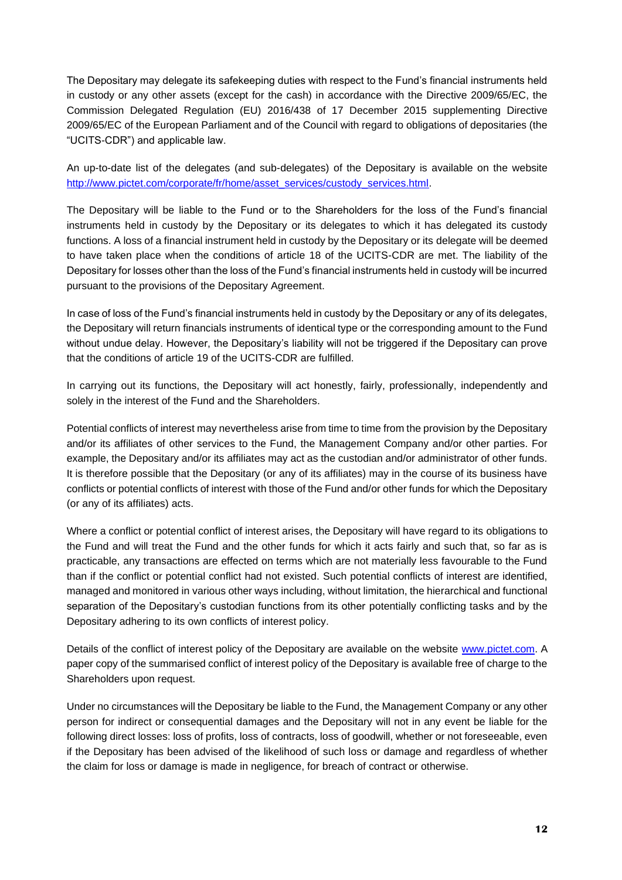The Depositary may delegate its safekeeping duties with respect to the Fund's financial instruments held in custody or any other assets (except for the cash) in accordance with the Directive 2009/65/EC, the Commission Delegated Regulation (EU) 2016/438 of 17 December 2015 supplementing Directive 2009/65/EC of the European Parliament and of the Council with regard to obligations of depositaries (the "UCITS-CDR") and applicable law.

An up-to-date list of the delegates (and sub-delegates) of the Depositary is available on the website [http://www.pictet.com/corporate/fr/home/asset_services/custody_services.html](http://www.pictet.com/corporate/fr/home/asset_services/custody_services.html).

The Depositary will be liable to the Fund or to the Shareholders for the loss of the Fund's financial instruments held in custody by the Depositary or its delegates to which it has delegated its custody functions. A loss of a financial instrument held in custody by the Depositary or its delegate will be deemed to have taken place when the conditions of article 18 of the UCITS-CDR are met. The liability of the Depositary for losses other than the loss of the Fund's financial instruments held in custody will be incurred pursuant to the provisions of the Depositary Agreement.

In case of loss of the Fund's financial instruments held in custody by the Depositary or any of its delegates, the Depositary will return financials instruments of identical type or the corresponding amount to the Fund without undue delay. However, the Depositary's liability will not be triggered if the Depositary can prove that the conditions of article 19 of the UCITS-CDR are fulfilled.

In carrying out its functions, the Depositary will act honestly, fairly, professionally, independently and solely in the interest of the Fund and the Shareholders.

Potential conflicts of interest may nevertheless arise from time to time from the provision by the Depositary and/or its affiliates of other services to the Fund, the Management Company and/or other parties. For example, the Depositary and/or its affiliates may act as the custodian and/or administrator of other funds. It is therefore possible that the Depositary (or any of its affiliates) may in the course of its business have conflicts or potential conflicts of interest with those of the Fund and/or other funds for which the Depositary (or any of its affiliates) acts.

Where a conflict or potential conflict of interest arises, the Depositary will have regard to its obligations to the Fund and will treat the Fund and the other funds for which it acts fairly and such that, so far as is practicable, any transactions are effected on terms which are not materially less favourable to the Fund than if the conflict or potential conflict had not existed. Such potential conflicts of interest are identified, managed and monitored in various other ways including, without limitation, the hierarchical and functional separation of the Depositary's custodian functions from its other potentially conflicting tasks and by the Depositary adhering to its own conflicts of interest policy.

Details of the conflict of interest policy of the Depositary are available on the website [www.pictet.com](http://www.pictet.com). A paper copy of the summarised conflict of interest policy of the Depositary is available free of charge to the Shareholders upon request.

Under no circumstances will the Depositary be liable to the Fund, the Management Company or any other person for indirect or consequential damages and the Depositary will not in any event be liable for the following direct losses: loss of profits, loss of contracts, loss of goodwill, whether or not foreseeable, even if the Depositary has been advised of the likelihood of such loss or damage and regardless of whether the claim for loss or damage is made in negligence, for breach of contract or otherwise.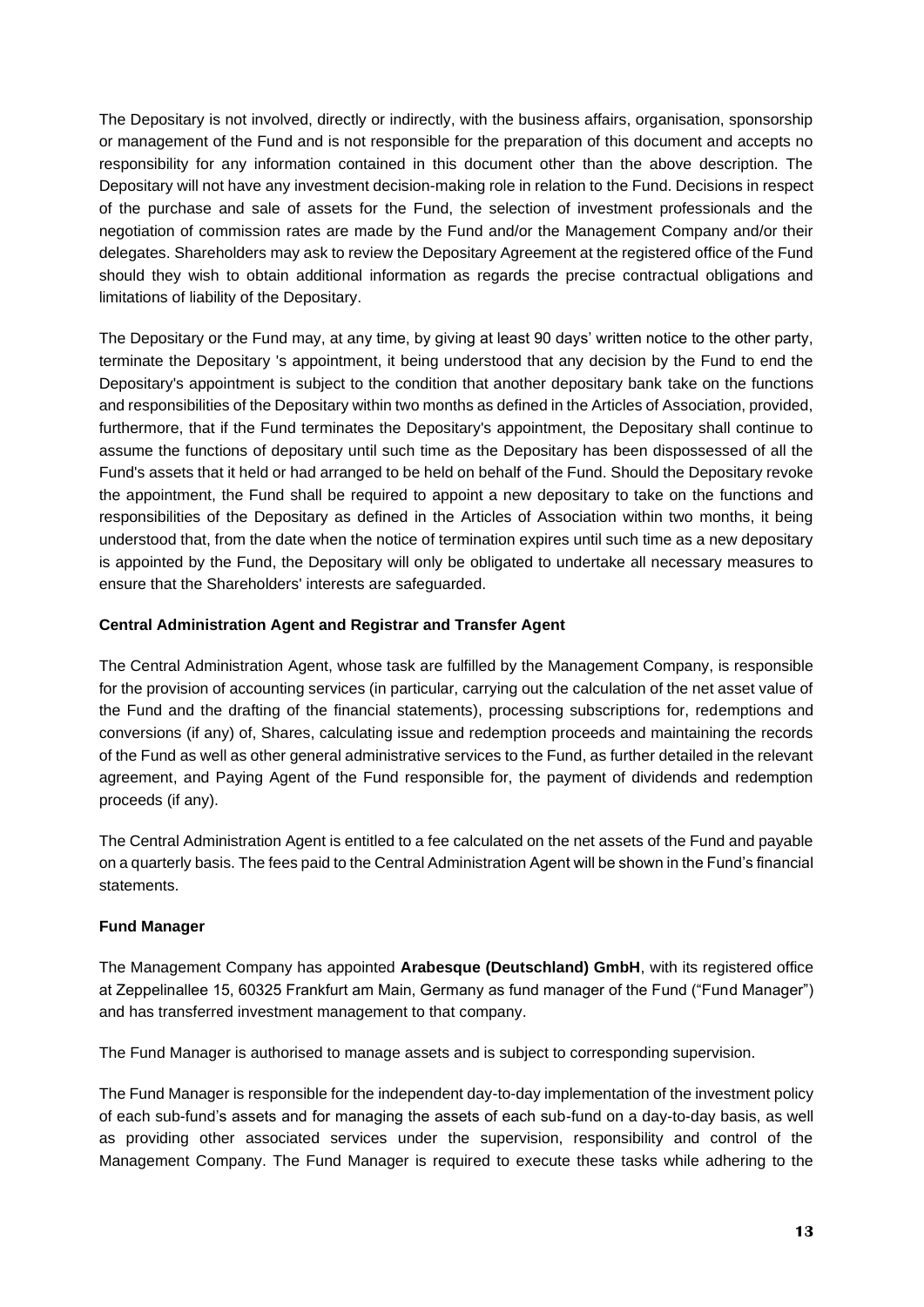The Depositary is not involved, directly or indirectly, with the business affairs, organisation, sponsorship or management of the Fund and is not responsible for the preparation of this document and accepts no responsibility for any information contained in this document other than the above description. The Depositary will not have any investment decision-making role in relation to the Fund. Decisions in respect of the purchase and sale of assets for the Fund, the selection of investment professionals and the negotiation of commission rates are made by the Fund and/or the Management Company and/or their delegates. Shareholders may ask to review the Depositary Agreement at the registered office of the Fund should they wish to obtain additional information as regards the precise contractual obligations and limitations of liability of the Depositary.

The Depositary or the Fund may, at any time, by giving at least 90 days' written notice to the other party, terminate the Depositary 's appointment, it being understood that any decision by the Fund to end the Depositary's appointment is subject to the condition that another depositary bank take on the functions and responsibilities of the Depositary within two months as defined in the Articles of Association, provided, furthermore, that if the Fund terminates the Depositary's appointment, the Depositary shall continue to assume the functions of depositary until such time as the Depositary has been dispossessed of all the Fund's assets that it held or had arranged to be held on behalf of the Fund. Should the Depositary revoke the appointment, the Fund shall be required to appoint a new depositary to take on the functions and responsibilities of the Depositary as defined in the Articles of Association within two months, it being understood that, from the date when the notice of termination expires until such time as a new depositary is appointed by the Fund, the Depositary will only be obligated to undertake all necessary measures to ensure that the Shareholders' interests are safeguarded.

**Central Administration Agent and Registrar and Transfer Agent**

The Central Administration Agent, whose task are fulfilled by the Management Company, is responsible for the provision of accounting services (in particular, carrying out the calculation of the net asset value of the Fund and the drafting of the financial statements), processing subscriptions for, redemptions and conversions (if any) of, Shares, calculating issue and redemption proceeds and maintaining the records of the Fund as well as other general administrative services to the Fund, as further detailed in the relevant agreement, and Paying Agent of the Fund responsible for, the payment of dividends and redemption proceeds (if any).

The Central Administration Agent is entitled to a fee calculated on the net assets of the Fund and payable on a quarterly basis. The fees paid to the Central Administration Agent will be shown in the Fund's financial statements.

**Fund Manager**

The Management Company has appointed **Arabesque (Deutschland) GmbH**, with its registered office at Zeppelinallee 15, 60325 Frankfurt am Main, Germany as fund manager of the Fund ("Fund Manager") and has transferred investment management to that company.

The Fund Manager is authorised to manage assets and is subject to corresponding supervision.

The Fund Manager is responsible for the independent day-to-day implementation of the investment policy of each sub-fund's assets and for managing the assets of each sub-fund on a day-to-day basis, as well as providing other associated services under the supervision, responsibility and control of the Management Company. The Fund Manager is required to execute these tasks while adhering to the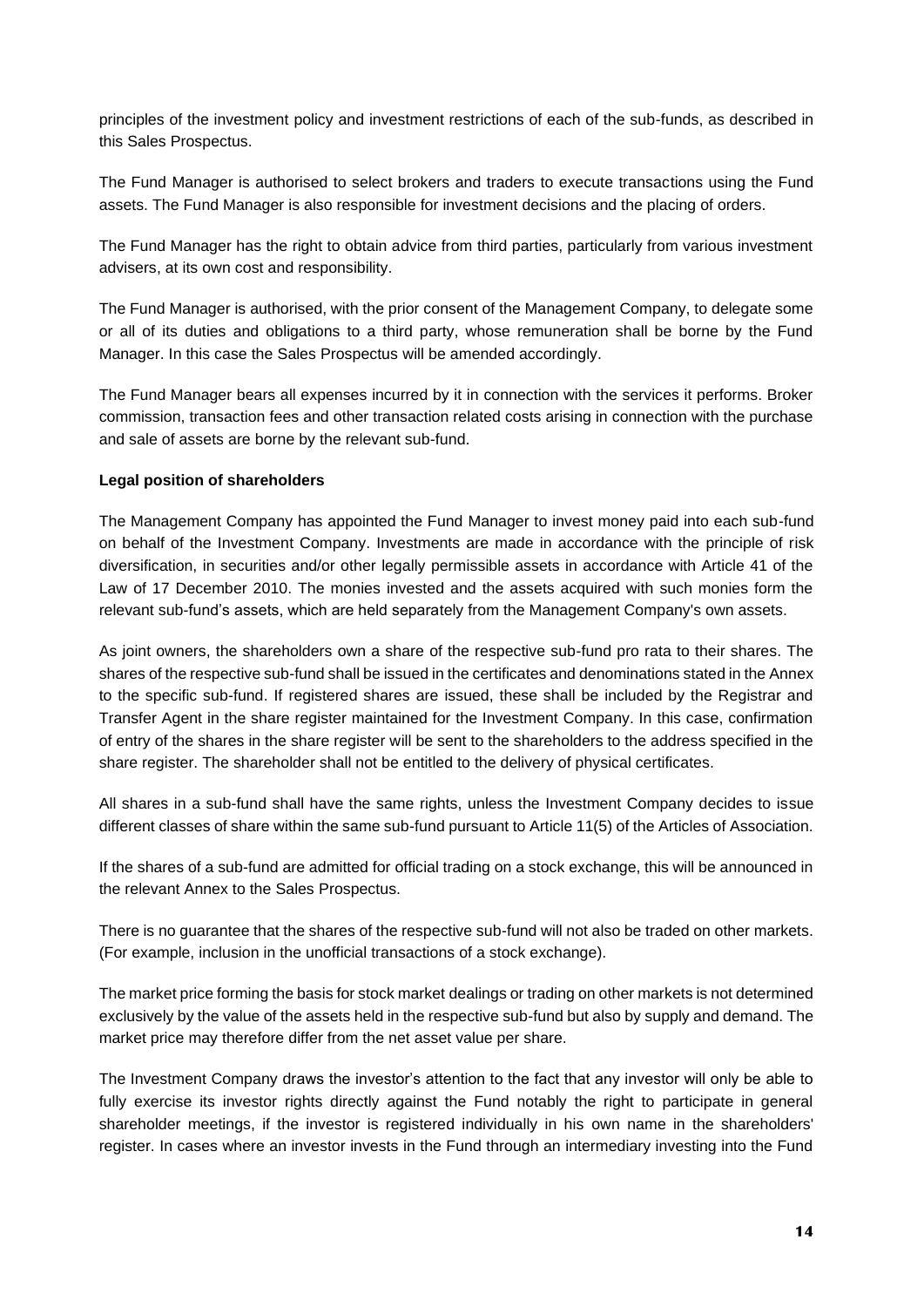principles of the investment policy and investment restrictions of each of the sub-funds, as described in this Sales Prospectus.

The Fund Manager is authorised to select brokers and traders to execute transactions using the Fund assets. The Fund Manager is also responsible for investment decisions and the placing of orders.

The Fund Manager has the right to obtain advice from third parties, particularly from various investment advisers, at its own cost and responsibility.

The Fund Manager is authorised, with the prior consent of the Management Company, to delegate some or all of its duties and obligations to a third party, whose remuneration shall be borne by the Fund Manager. In this case the Sales Prospectus will be amended accordingly.

The Fund Manager bears all expenses incurred by it in connection with the services it performs. Broker commission, transaction fees and other transaction related costs arising in connection with the purchase and sale of assets are borne by the relevant sub-fund.

**Legal position of shareholders**

The Management Company has appointed the Fund Manager to invest money paid into each sub-fund on behalf of the Investment Company. Investments are made in accordance with the principle of risk diversification, in securities and/or other legally permissible assets in accordance with Article 41 of the Law of 17 December 2010. The monies invested and the assets acquired with such monies form the relevant sub-fund's assets, which are held separately from the Management Company's own assets.

As joint owners, the shareholders own a share of the respective sub-fund pro rata to their shares. The shares of the respective sub-fund shall be issued in the certificates and denominations stated in the Annex to the specific sub-fund. If registered shares are issued, these shall be included by the Registrar and Transfer Agent in the share register maintained for the Investment Company. In this case, confirmation of entry of the shares in the share register will be sent to the shareholders to the address specified in the share register. The shareholder shall not be entitled to the delivery of physical certificates.

All shares in a sub-fund shall have the same rights, unless the Investment Company decides to issue different classes of share within the same sub-fund pursuant to Article 11(5) of the Articles of Association.

If the shares of a sub-fund are admitted for official trading on a stock exchange, this will be announced in the relevant Annex to the Sales Prospectus.

There is no guarantee that the shares of the respective sub-fund will not also be traded on other markets. (For example, inclusion in the unofficial transactions of a stock exchange).

The market price forming the basis for stock market dealings or trading on other markets is not determined exclusively by the value of the assets held in the respective sub-fund but also by supply and demand. The market price may therefore differ from the net asset value per share.

The Investment Company draws the investor's attention to the fact that any investor will only be able to fully exercise its investor rights directly against the Fund notably the right to participate in general shareholder meetings, if the investor is registered individually in his own name in the shareholders' register. In cases where an investor invests in the Fund through an intermediary investing into the Fund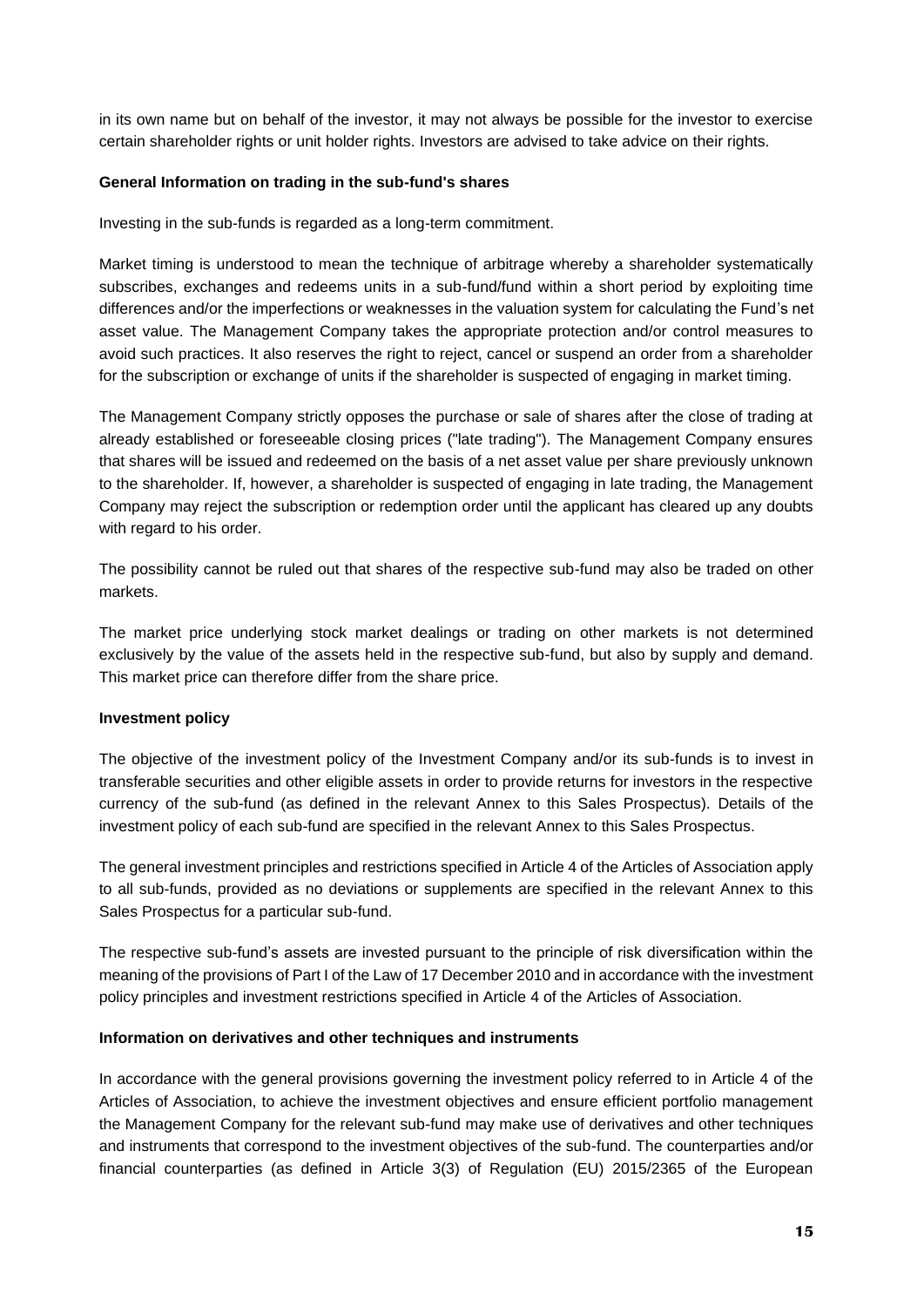in its own name but on behalf of the investor, it may not always be possible for the investor to exercise certain shareholder rights or unit holder rights. Investors are advised to take advice on their rights.

**General Information on trading in the sub-fund's shares**

Investing in the sub-funds is regarded as a long-term commitment.

Market timing is understood to mean the technique of arbitrage whereby a shareholder systematically subscribes, exchanges and redeems units in a sub-fund/fund within a short period by exploiting time differences and/or the imperfections or weaknesses in the valuation system for calculating the Fund's net asset value. The Management Company takes the appropriate protection and/or control measures to avoid such practices. It also reserves the right to reject, cancel or suspend an order from a shareholder for the subscription or exchange of units if the shareholder is suspected of engaging in market timing.

The Management Company strictly opposes the purchase or sale of shares after the close of trading at already established or foreseeable closing prices ("late trading"). The Management Company ensures that shares will be issued and redeemed on the basis of a net asset value per share previously unknown to the shareholder. If, however, a shareholder is suspected of engaging in late trading, the Management Company may reject the subscription or redemption order until the applicant has cleared up any doubts with regard to his order.

The possibility cannot be ruled out that shares of the respective sub-fund may also be traded on other markets.

The market price underlying stock market dealings or trading on other markets is not determined exclusively by the value of the assets held in the respective sub-fund, but also by supply and demand. This market price can therefore differ from the share price.

**Investment policy**

The objective of the investment policy of the Investment Company and/or its sub-funds is to invest in transferable securities and other eligible assets in order to provide returns for investors in the respective currency of the sub-fund (as defined in the relevant Annex to this Sales Prospectus). Details of the investment policy of each sub-fund are specified in the relevant Annex to this Sales Prospectus.

The general investment principles and restrictions specified in Article 4 of the Articles of Association apply to all sub-funds, provided as no deviations or supplements are specified in the relevant Annex to this Sales Prospectus for a particular sub-fund.

The respective sub-fund's assets are invested pursuant to the principle of risk diversification within the meaning of the provisions of Part I of the Law of 17 December 2010 and in accordance with the investment policy principles and investment restrictions specified in Article 4 of the Articles of Association.

**Information on derivatives and other techniques and instruments**

In accordance with the general provisions governing the investment policy referred to in Article 4 of the Articles of Association, to achieve the investment objectives and ensure efficient portfolio management the Management Company for the relevant sub-fund may make use of derivatives and other techniques and instruments that correspond to the investment objectives of the sub-fund. The counterparties and/or financial counterparties (as defined in Article 3(3) of Regulation (EU) 2015/2365 of the European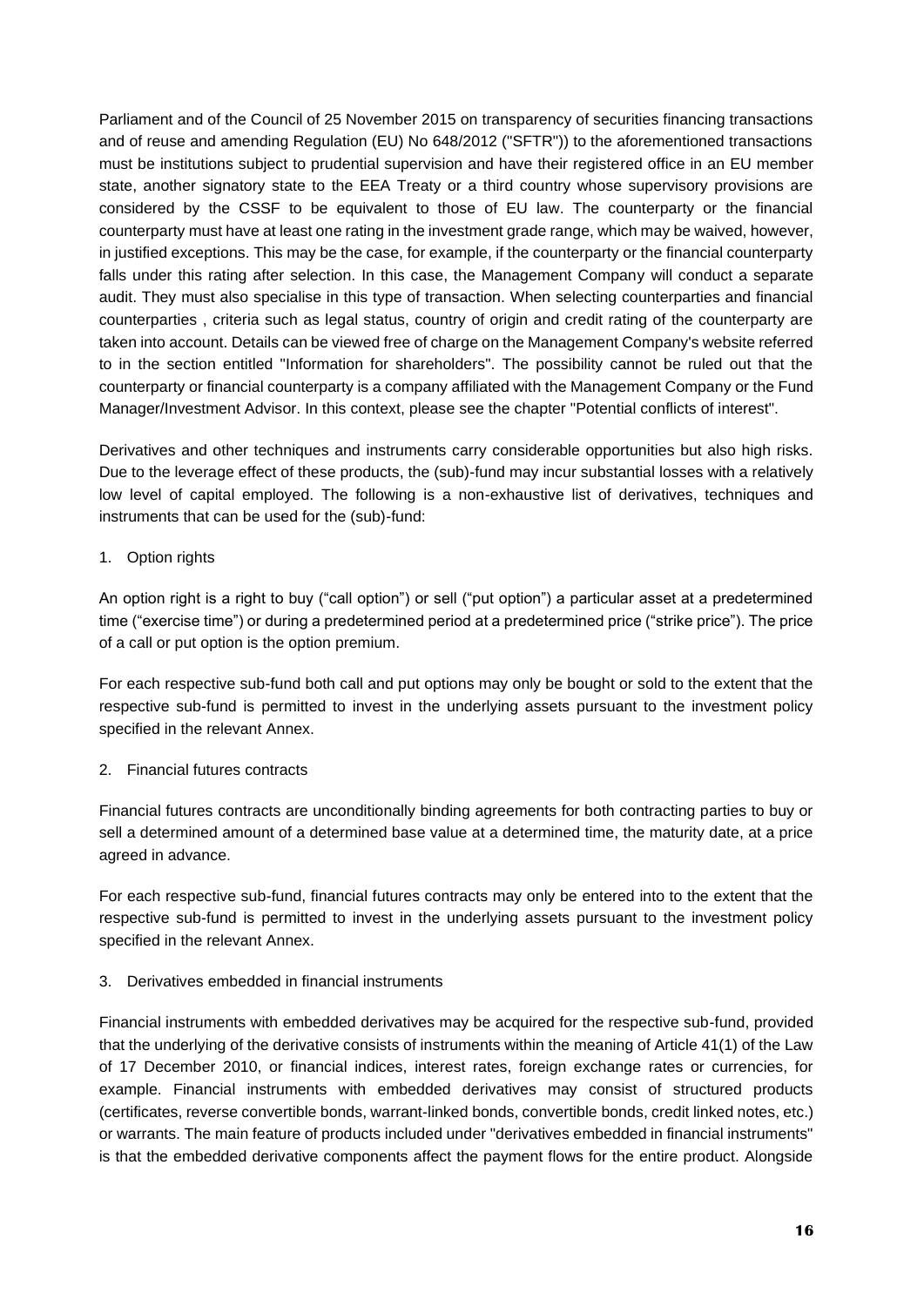Parliament and of the Council of 25 November 2015 on transparency of securities financing transactions and of reuse and amending Regulation (EU) No 648/2012 ("SFTR")) to the aforementioned transactions must be institutions subject to prudential supervision and have their registered office in an EU member state, another signatory state to the EEA Treaty or a third country whose supervisory provisions are considered by the CSSF to be equivalent to those of EU law. The counterparty or the financial counterparty must have at least one rating in the investment grade range, which may be waived, however, in justified exceptions. This may be the case, for example, if the counterparty or the financial counterparty falls under this rating after selection. In this case, the Management Company will conduct a separate audit. They must also specialise in this type of transaction. When selecting counterparties and financial counterparties , criteria such as legal status, country of origin and credit rating of the counterparty are taken into account. Details can be viewed free of charge on the Management Company's website referred to in the section entitled "Information for shareholders". The possibility cannot be ruled out that the counterparty or financial counterparty is a company affiliated with the Management Company or the Fund Manager/Investment Advisor. In this context, please see the chapter "Potential conflicts of interest".

Derivatives and other techniques and instruments carry considerable opportunities but also high risks. Due to the leverage effect of these products, the (sub)-fund may incur substantial losses with a relatively low level of capital employed. The following is a non-exhaustive list of derivatives, techniques and instruments that can be used for the (sub)-fund:

1. Option rights

An option right is a right to buy ("call option") or sell ("put option") a particular asset at a predetermined time ("exercise time") or during a predetermined period at a predetermined price ("strike price"). The price of a call or put option is the option premium.

For each respective sub-fund both call and put options may only be bought or sold to the extent that the respective sub-fund is permitted to invest in the underlying assets pursuant to the investment policy specified in the relevant Annex.

2. Financial futures contracts

Financial futures contracts are unconditionally binding agreements for both contracting parties to buy or sell a determined amount of a determined base value at a determined time, the maturity date, at a price agreed in advance.

For each respective sub-fund, financial futures contracts may only be entered into to the extent that the respective sub-fund is permitted to invest in the underlying assets pursuant to the investment policy specified in the relevant Annex.

3. Derivatives embedded in financial instruments

Financial instruments with embedded derivatives may be acquired for the respective sub-fund, provided that the underlying of the derivative consists of instruments within the meaning of Article 41(1) of the Law of 17 December 2010, or financial indices, interest rates, foreign exchange rates or currencies, for example. Financial instruments with embedded derivatives may consist of structured products (certificates, reverse convertible bonds, warrant-linked bonds, convertible bonds, credit linked notes, etc.) or warrants. The main feature of products included under "derivatives embedded in financial instruments" is that the embedded derivative components affect the payment flows for the entire product. Alongside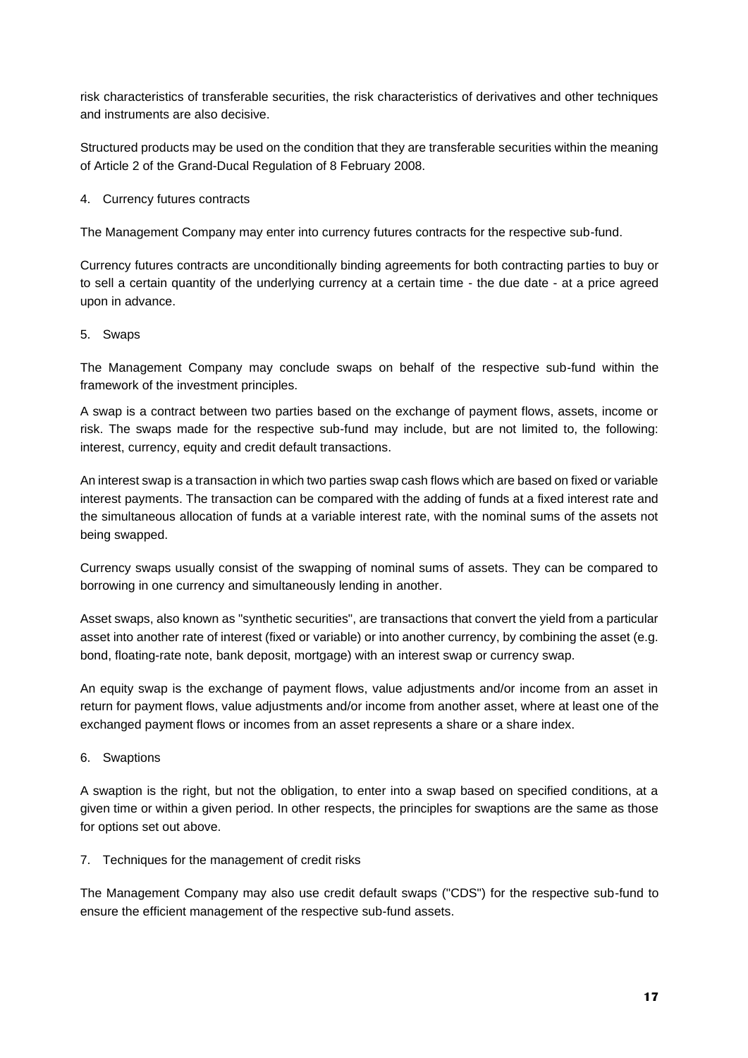risk characteristics of transferable securities, the risk characteristics of derivatives and other techniques and instruments are also decisive.

Structured products may be used on the condition that they are transferable securities within the meaning of Article 2 of the Grand-Ducal Regulation of 8 February 2008.

4. Currency futures contracts

The Management Company may enter into currency futures contracts for the respective sub-fund.

Currency futures contracts are unconditionally binding agreements for both contracting parties to buy or to sell a certain quantity of the underlying currency at a certain time - the due date - at a price agreed upon in advance.

5. Swaps

The Management Company may conclude swaps on behalf of the respective sub-fund within the framework of the investment principles.

A swap is a contract between two parties based on the exchange of payment flows, assets, income or risk. The swaps made for the respective sub-fund may include, but are not limited to, the following: interest, currency, equity and credit default transactions.

An interest swap is a transaction in which two parties swap cash flows which are based on fixed or variable interest payments. The transaction can be compared with the adding of funds at a fixed interest rate and the simultaneous allocation of funds at a variable interest rate, with the nominal sums of the assets not being swapped.

Currency swaps usually consist of the swapping of nominal sums of assets. They can be compared to borrowing in one currency and simultaneously lending in another.

Asset swaps, also known as "synthetic securities", are transactions that convert the yield from a particular asset into another rate of interest (fixed or variable) or into another currency, by combining the asset (e.g. bond, floating-rate note, bank deposit, mortgage) with an interest swap or currency swap.

An equity swap is the exchange of payment flows, value adjustments and/or income from an asset in return for payment flows, value adjustments and/or income from another asset, where at least one of the exchanged payment flows or incomes from an asset represents a share or a share index.

6. Swaptions

A swaption is the right, but not the obligation, to enter into a swap based on specified conditions, at a given time or within a given period. In other respects, the principles for swaptions are the same as those for options set out above.

7. Techniques for the management of credit risks

The Management Company may also use credit default swaps ("CDS") for the respective sub-fund to ensure the efficient management of the respective sub-fund assets.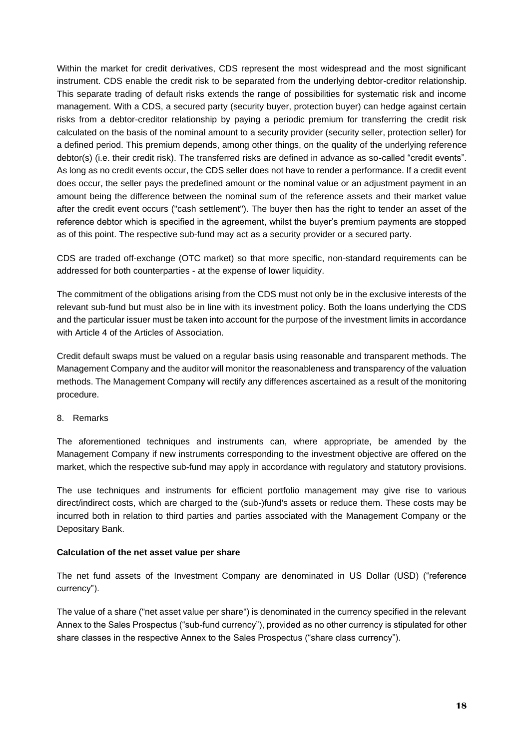Within the market for credit derivatives, CDS represent the most widespread and the most significant instrument. CDS enable the credit risk to be separated from the underlying debtor-creditor relationship. This separate trading of default risks extends the range of possibilities for systematic risk and income management. With a CDS, a secured party (security buyer, protection buyer) can hedge against certain risks from a debtor-creditor relationship by paying a periodic premium for transferring the credit risk calculated on the basis of the nominal amount to a security provider (security seller, protection seller) for a defined period. This premium depends, among other things, on the quality of the underlying reference debtor(s) (i.e. their credit risk). The transferred risks are defined in advance as so-called "credit events". As long as no credit events occur, the CDS seller does not have to render a performance. If a credit event does occur, the seller pays the predefined amount or the nominal value or an adjustment payment in an amount being the difference between the nominal sum of the reference assets and their market value after the credit event occurs ("cash settlement"). The buyer then has the right to tender an asset of the reference debtor which is specified in the agreement, whilst the buyer's premium payments are stopped as of this point. The respective sub-fund may act as a security provider or a secured party.

CDS are traded off-exchange (OTC market) so that more specific, non-standard requirements can be addressed for both counterparties - at the expense of lower liquidity.

The commitment of the obligations arising from the CDS must not only be in the exclusive interests of the relevant sub-fund but must also be in line with its investment policy. Both the loans underlying the CDS and the particular issuer must be taken into account for the purpose of the investment limits in accordance with Article 4 of the Articles of Association.

Credit default swaps must be valued on a regular basis using reasonable and transparent methods. The Management Company and the auditor will monitor the reasonableness and transparency of the valuation methods. The Management Company will rectify any differences ascertained as a result of the monitoring procedure.

8. Remarks

The aforementioned techniques and instruments can, where appropriate, be amended by the Management Company if new instruments corresponding to the investment objective are offered on the market, which the respective sub-fund may apply in accordance with regulatory and statutory provisions.

The use techniques and instruments for efficient portfolio management may give rise to various direct/indirect costs, which are charged to the (sub-)fund's assets or reduce them. These costs may be incurred both in relation to third parties and parties associated with the Management Company or the Depositary Bank.

**Calculation of the net asset value per share**

The net fund assets of the Investment Company are denominated in US Dollar (USD) ("reference currency").

The value of a share ("net asset value per share") is denominated in the currency specified in the relevant Annex to the Sales Prospectus ("sub-fund currency"), provided as no other currency is stipulated for other share classes in the respective Annex to the Sales Prospectus ("share class currency").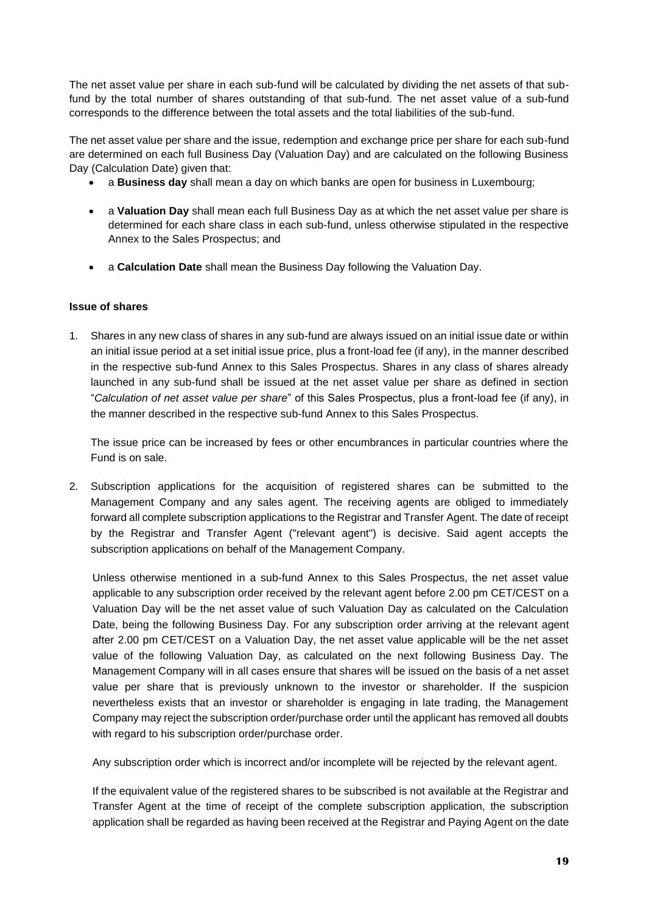The net asset value per share in each sub-fund will be calculated by dividing the net assets of that sub-fund by the total number of shares outstanding of that sub-fund. The net asset value of a sub-fund corresponds to the difference between the total assets and the total liabilities of the sub-fund.

The net asset value per share and the issue, redemption and exchange price per share for each sub-fund are determined on each full Business Day (Valuation Day) and are calculated on the following Business Day (Calculation Date) given that:

- a **Business day** shall mean a day on which banks are open for business in Luxembourg;
- a **Valuation Day** shall mean each full Business Day as at which the net asset value per share is determined for each share class in each sub-fund, unless otherwise stipulated in the respective Annex to the Sales Prospectus; and
- a **Calculation Date** shall mean the Business Day following the Valuation Day.

**Issue of shares**

1. Shares in any new class of shares in any sub-fund are always issued on an initial issue date or within an initial issue period at a set initial issue price, plus a front-load fee (if any), in the manner described in the respective sub-fund Annex to this Sales Prospectus. Shares in any class of shares already launched in any sub-fund shall be issued at the net asset value per share as defined in section "*Calculation of net asset value per share*" of this Sales Prospectus, plus a front-load fee (if any), in the manner described in the respective sub-fund Annex to this Sales Prospectus.

   The issue price can be increased by fees or other encumbrances in particular countries where the Fund is on sale.

2. Subscription applications for the acquisition of registered shares can be submitted to the Management Company and any sales agent. The receiving agents are obliged to immediately forward all complete subscription applications to the Registrar and Transfer Agent. The date of receipt by the Registrar and Transfer Agent ("relevant agent") is decisive. Said agent accepts the subscription applications on behalf of the Management Company.

   Unless otherwise mentioned in a sub-fund Annex to this Sales Prospectus, the net asset value applicable to any subscription order received by the relevant agent before 2.00 pm CET/CEST on a Valuation Day will be the net asset value of such Valuation Day as calculated on the Calculation Date, being the following Business Day. For any subscription order arriving at the relevant agent after 2.00 pm CET/CEST on a Valuation Day, the net asset value applicable will be the net asset value of the following Valuation Day, as calculated on the next following Business Day. The Management Company will in all cases ensure that shares will be issued on the basis of a net asset value per share that is previously unknown to the investor or shareholder. If the suspicion nevertheless exists that an investor or shareholder is engaging in late trading, the Management Company may reject the subscription order/purchase order until the applicant has removed all doubts with regard to his subscription order/purchase order.

   Any subscription order which is incorrect and/or incomplete will be rejected by the relevant agent.

   If the equivalent value of the registered shares to be subscribed is not available at the Registrar and Transfer Agent at the time of receipt of the complete subscription application, the subscription application shall be regarded as having been received at the Registrar and Paying Agent on the date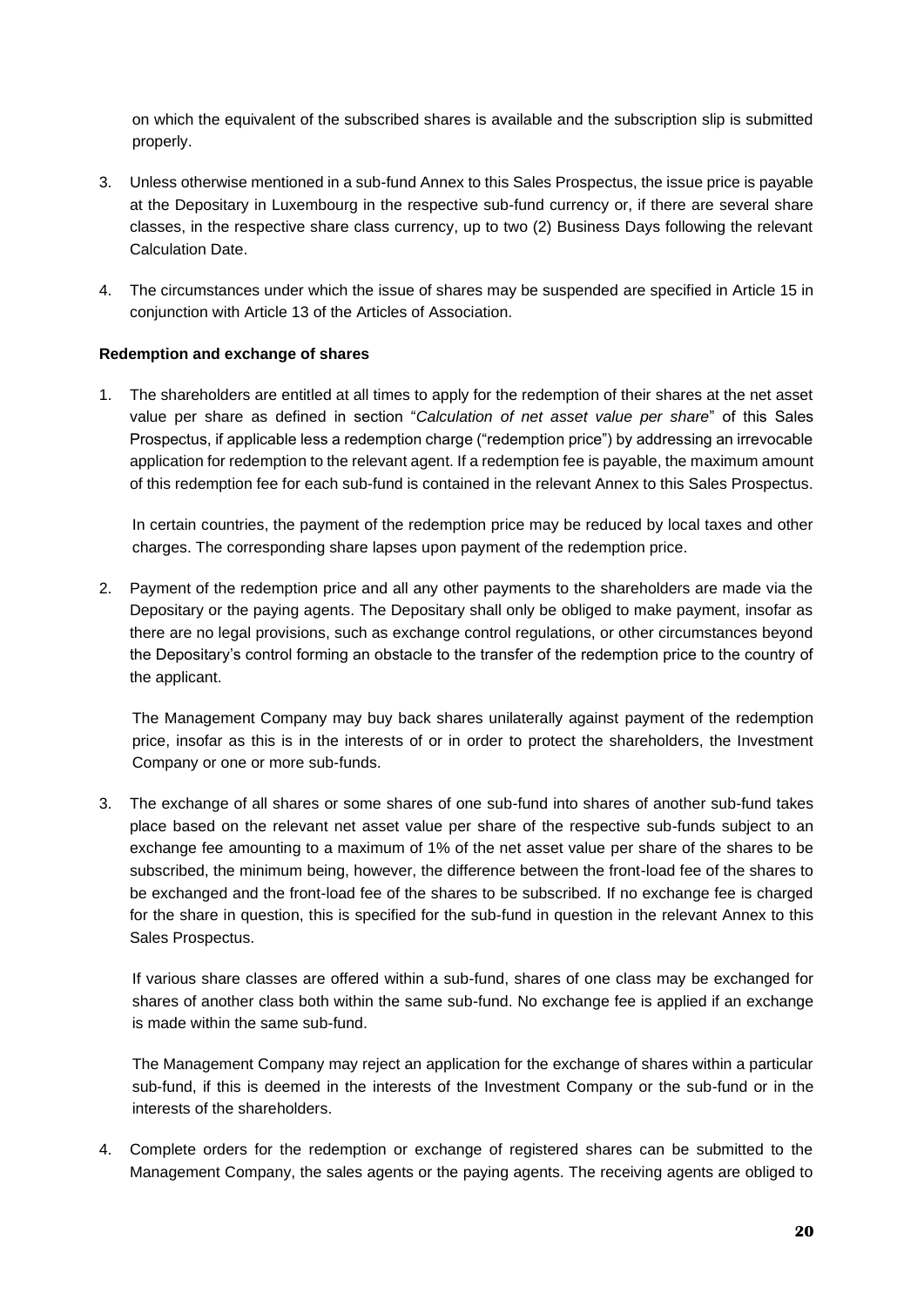on which the equivalent of the subscribed shares is available and the subscription slip is submitted properly.

3. Unless otherwise mentioned in a sub-fund Annex to this Sales Prospectus, the issue price is payable at the Depositary in Luxembourg in the respective sub-fund currency or, if there are several share classes, in the respective share class currency, up to two (2) Business Days following the relevant Calculation Date.

4. The circumstances under which the issue of shares may be suspended are specified in Article 15 in conjunction with Article 13 of the Articles of Association.

**Redemption and exchange of shares**

1. The shareholders are entitled at all times to apply for the redemption of their shares at the net asset value per share as defined in section "*Calculation of net asset value per share*" of this Sales Prospectus, if applicable less a redemption charge ("redemption price") by addressing an irrevocable application for redemption to the relevant agent. If a redemption fee is payable, the maximum amount of this redemption fee for each sub-fund is contained in the relevant Annex to this Sales Prospectus.

   In certain countries, the payment of the redemption price may be reduced by local taxes and other charges. The corresponding share lapses upon payment of the redemption price.

2. Payment of the redemption price and all any other payments to the shareholders are made via the Depositary or the paying agents. The Depositary shall only be obliged to make payment, insofar as there are no legal provisions, such as exchange control regulations, or other circumstances beyond the Depositary's control forming an obstacle to the transfer of the redemption price to the country of the applicant.

   The Management Company may buy back shares unilaterally against payment of the redemption price, insofar as this is in the interests of or in order to protect the shareholders, the Investment Company or one or more sub-funds.

3. The exchange of all shares or some shares of one sub-fund into shares of another sub-fund takes place based on the relevant net asset value per share of the respective sub-funds subject to an exchange fee amounting to a maximum of 1% of the net asset value per share of the shares to be subscribed, the minimum being, however, the difference between the front-load fee of the shares to be exchanged and the front-load fee of the shares to be subscribed. If no exchange fee is charged for the share in question, this is specified for the sub-fund in question in the relevant Annex to this Sales Prospectus.

   If various share classes are offered within a sub-fund, shares of one class may be exchanged for shares of another class both within the same sub-fund. No exchange fee is applied if an exchange is made within the same sub-fund.

   The Management Company may reject an application for the exchange of shares within a particular sub-fund, if this is deemed in the interests of the Investment Company or the sub-fund or in the interests of the shareholders.

4. Complete orders for the redemption or exchange of registered shares can be submitted to the Management Company, the sales agents or the paying agents. The receiving agents are obliged to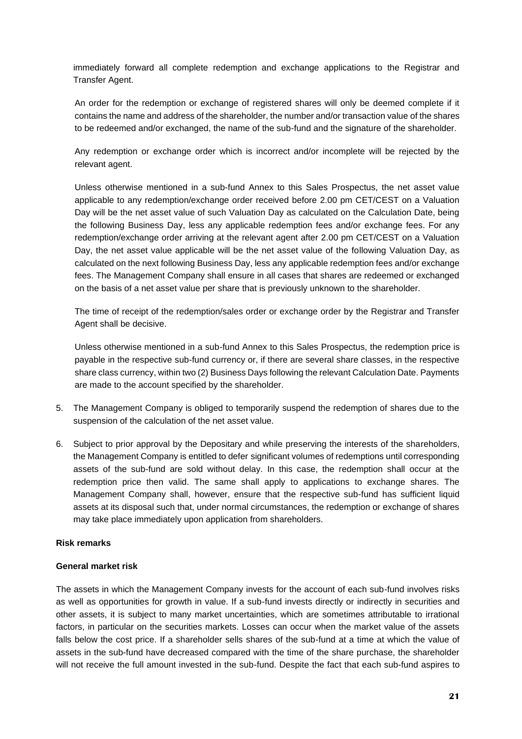immediately forward all complete redemption and exchange applications to the Registrar and Transfer Agent.

An order for the redemption or exchange of registered shares will only be deemed complete if it contains the name and address of the shareholder, the number and/or transaction value of the shares to be redeemed and/or exchanged, the name of the sub-fund and the signature of the shareholder.

Any redemption or exchange order which is incorrect and/or incomplete will be rejected by the relevant agent.

Unless otherwise mentioned in a sub-fund Annex to this Sales Prospectus, the net asset value applicable to any redemption/exchange order received before 2.00 pm CET/CEST on a Valuation Day will be the net asset value of such Valuation Day as calculated on the Calculation Date, being the following Business Day, less any applicable redemption fees and/or exchange fees. For any redemption/exchange order arriving at the relevant agent after 2.00 pm CET/CEST on a Valuation Day, the net asset value applicable will be the net asset value of the following Valuation Day, as calculated on the next following Business Day, less any applicable redemption fees and/or exchange fees. The Management Company shall ensure in all cases that shares are redeemed or exchanged on the basis of a net asset value per share that is previously unknown to the shareholder.

The time of receipt of the redemption/sales order or exchange order by the Registrar and Transfer Agent shall be decisive.

Unless otherwise mentioned in a sub-fund Annex to this Sales Prospectus, the redemption price is payable in the respective sub-fund currency or, if there are several share classes, in the respective share class currency, within two (2) Business Days following the relevant Calculation Date. Payments are made to the account specified by the shareholder.

5. The Management Company is obliged to temporarily suspend the redemption of shares due to the suspension of the calculation of the net asset value.

6. Subject to prior approval by the Depositary and while preserving the interests of the shareholders, the Management Company is entitled to defer significant volumes of redemptions until corresponding assets of the sub-fund are sold without delay. In this case, the redemption shall occur at the redemption price then valid. The same shall apply to applications to exchange shares. The Management Company shall, however, ensure that the respective sub-fund has sufficient liquid assets at its disposal such that, under normal circumstances, the redemption or exchange of shares may take place immediately upon application from shareholders.

**Risk remarks**

**General market risk**

The assets in which the Management Company invests for the account of each sub-fund involves risks as well as opportunities for growth in value. If a sub-fund invests directly or indirectly in securities and other assets, it is subject to many market uncertainties, which are sometimes attributable to irrational factors, in particular on the securities markets. Losses can occur when the market value of the assets falls below the cost price. If a shareholder sells shares of the sub-fund at a time at which the value of assets in the sub-fund have decreased compared with the time of the share purchase, the shareholder will not receive the full amount invested in the sub-fund. Despite the fact that each sub-fund aspires to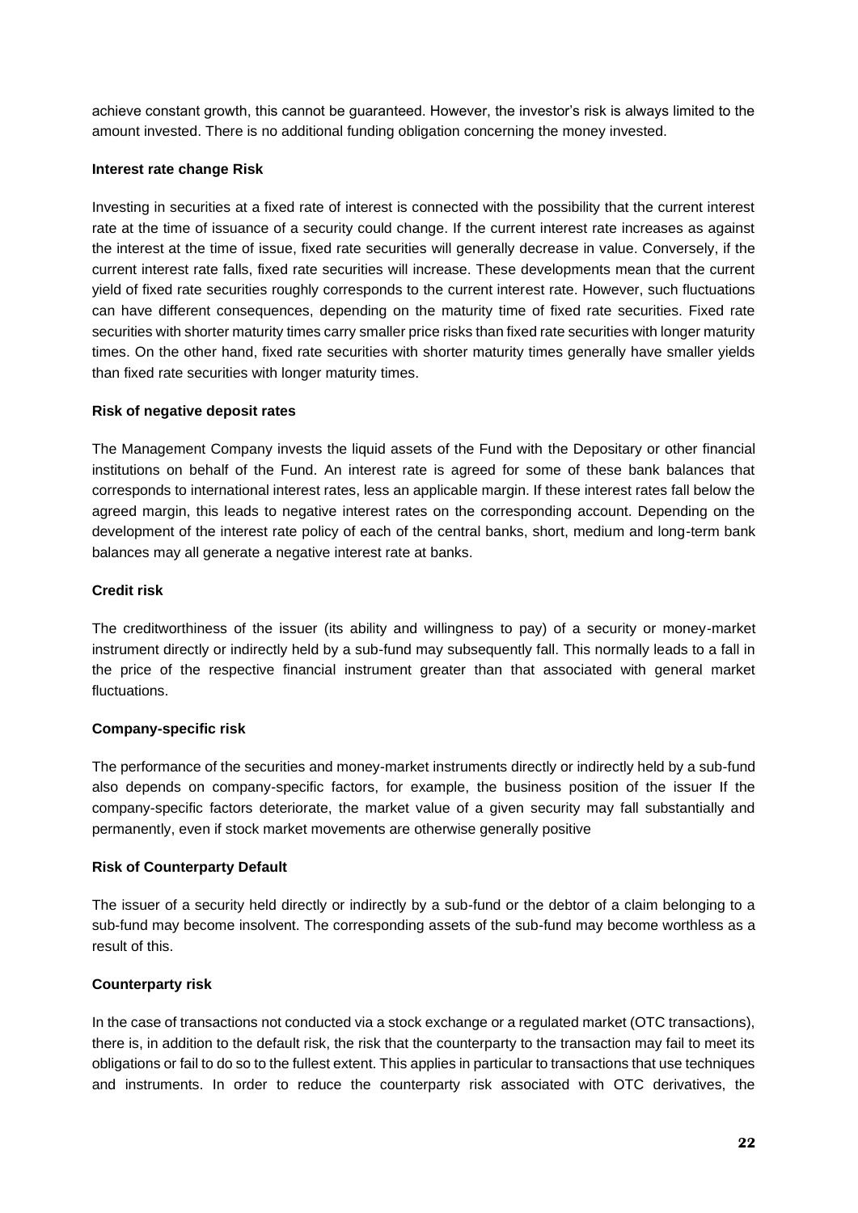achieve constant growth, this cannot be guaranteed. However, the investor's risk is always limited to the amount invested. There is no additional funding obligation concerning the money invested.

**Interest rate change Risk**

Investing in securities at a fixed rate of interest is connected with the possibility that the current interest rate at the time of issuance of a security could change. If the current interest rate increases as against the interest at the time of issue, fixed rate securities will generally decrease in value. Conversely, if the current interest rate falls, fixed rate securities will increase. These developments mean that the current yield of fixed rate securities roughly corresponds to the current interest rate. However, such fluctuations can have different consequences, depending on the maturity time of fixed rate securities. Fixed rate securities with shorter maturity times carry smaller price risks than fixed rate securities with longer maturity times. On the other hand, fixed rate securities with shorter maturity times generally have smaller yields than fixed rate securities with longer maturity times.

**Risk of negative deposit rates**

The Management Company invests the liquid assets of the Fund with the Depositary or other financial institutions on behalf of the Fund. An interest rate is agreed for some of these bank balances that corresponds to international interest rates, less an applicable margin. If these interest rates fall below the agreed margin, this leads to negative interest rates on the corresponding account. Depending on the development of the interest rate policy of each of the central banks, short, medium and long-term bank balances may all generate a negative interest rate at banks.

**Credit risk**

The creditworthiness of the issuer (its ability and willingness to pay) of a security or money-market instrument directly or indirectly held by a sub-fund may subsequently fall. This normally leads to a fall in the price of the respective financial instrument greater than that associated with general market fluctuations.

**Company-specific risk**

The performance of the securities and money-market instruments directly or indirectly held by a sub-fund also depends on company-specific factors, for example, the business position of the issuer If the company-specific factors deteriorate, the market value of a given security may fall substantially and permanently, even if stock market movements are otherwise generally positive

**Risk of Counterparty Default**

The issuer of a security held directly or indirectly by a sub-fund or the debtor of a claim belonging to a sub-fund may become insolvent. The corresponding assets of the sub-fund may become worthless as a result of this.

**Counterparty risk**

In the case of transactions not conducted via a stock exchange or a regulated market (OTC transactions), there is, in addition to the default risk, the risk that the counterparty to the transaction may fail to meet its obligations or fail to do so to the fullest extent. This applies in particular to transactions that use techniques and instruments. In order to reduce the counterparty risk associated with OTC derivatives, the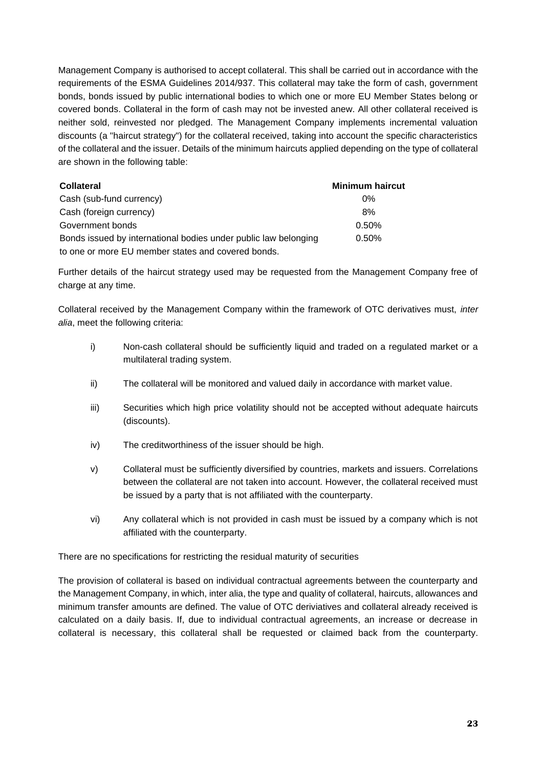Management Company is authorised to accept collateral. This shall be carried out in accordance with the requirements of the ESMA Guidelines 2014/937. This collateral may take the form of cash, government bonds, bonds issued by public international bodies to which one or more EU Member States belong or covered bonds. Collateral in the form of cash may not be invested anew. All other collateral received is neither sold, reinvested nor pledged. The Management Company implements incremental valuation discounts (a "haircut strategy") for the collateral received, taking into account the specific characteristics of the collateral and the issuer. Details of the minimum haircuts applied depending on the type of collateral are shown in the following table:

| Collateral | Minimum haircut |
|---|---|
| Cash (sub-fund currency) | 0% |
| Cash (foreign currency) | 8% |
| Government bonds | 0.50% |
| Bonds issued by international bodies under public law belonging to one or more EU member states and covered bonds. | 0.50% |

Further details of the haircut strategy used may be requested from the Management Company free of charge at any time.

Collateral received by the Management Company within the framework of OTC derivatives must, *inter alia*, meet the following criteria:

i) Non-cash collateral should be sufficiently liquid and traded on a regulated market or a multilateral trading system.

ii) The collateral will be monitored and valued daily in accordance with market value.

iii) Securities which high price volatility should not be accepted without adequate haircuts (discounts).

iv) The creditworthiness of the issuer should be high.

v) Collateral must be sufficiently diversified by countries, markets and issuers. Correlations between the collateral are not taken into account. However, the collateral received must be issued by a party that is not affiliated with the counterparty.

vi) Any collateral which is not provided in cash must be issued by a company which is not affiliated with the counterparty.

There are no specifications for restricting the residual maturity of securities

The provision of collateral is based on individual contractual agreements between the counterparty and the Management Company, in which, inter alia, the type and quality of collateral, haircuts, allowances and minimum transfer amounts are defined. The value of OTC deriviatives and collateral already received is calculated on a daily basis. If, due to individual contractual agreements, an increase or decrease in collateral is necessary, this collateral shall be requested or claimed back from the counterparty.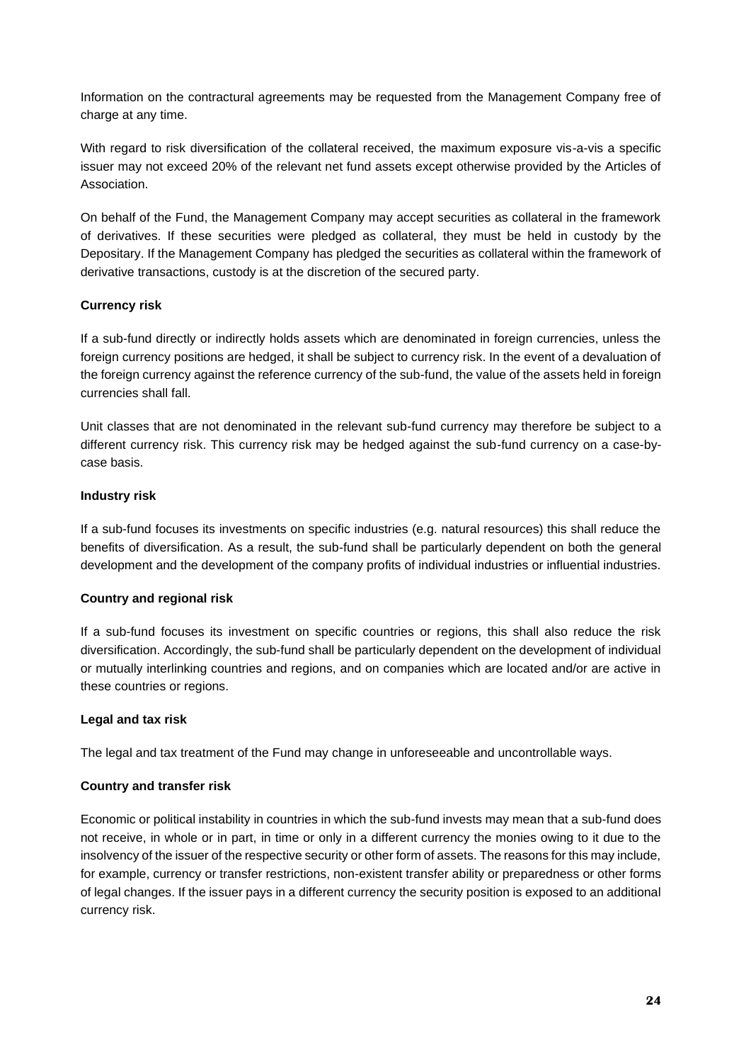Information on the contractual agreements may be requested from the Management Company free of charge at any time.

With regard to risk diversification of the collateral received, the maximum exposure vis-a-vis a specific issuer may not exceed 20% of the relevant net fund assets except otherwise provided by the Articles of Association.

On behalf of the Fund, the Management Company may accept securities as collateral in the framework of derivatives. If these securities were pledged as collateral, they must be held in custody by the Depositary. If the Management Company has pledged the securities as collateral within the framework of derivative transactions, custody is at the discretion of the secured party.

**Currency risk**

If a sub-fund directly or indirectly holds assets which are denominated in foreign currencies, unless the foreign currency positions are hedged, it shall be subject to currency risk. In the event of a devaluation of the foreign currency against the reference currency of the sub-fund, the value of the assets held in foreign currencies shall fall.

Unit classes that are not denominated in the relevant sub-fund currency may therefore be subject to a different currency risk. This currency risk may be hedged against the sub-fund currency on a case-by-case basis.

**Industry risk**

If a sub-fund focuses its investments on specific industries (e.g. natural resources) this shall reduce the benefits of diversification. As a result, the sub-fund shall be particularly dependent on both the general development and the development of the company profits of individual industries or influential industries.

**Country and regional risk**

If a sub-fund focuses its investment on specific countries or regions, this shall also reduce the risk diversification. Accordingly, the sub-fund shall be particularly dependent on the development of individual or mutually interlinking countries and regions, and on companies which are located and/or are active in these countries or regions.

**Legal and tax risk**

The legal and tax treatment of the Fund may change in unforeseeable and uncontrollable ways.

**Country and transfer risk**

Economic or political instability in countries in which the sub-fund invests may mean that a sub-fund does not receive, in whole or in part, in time or only in a different currency the monies owing to it due to the insolvency of the issuer of the respective security or other form of assets. The reasons for this may include, for example, currency or transfer restrictions, non-existent transfer ability or preparedness or other forms of legal changes. If the issuer pays in a different currency the security position is exposed to an additional currency risk.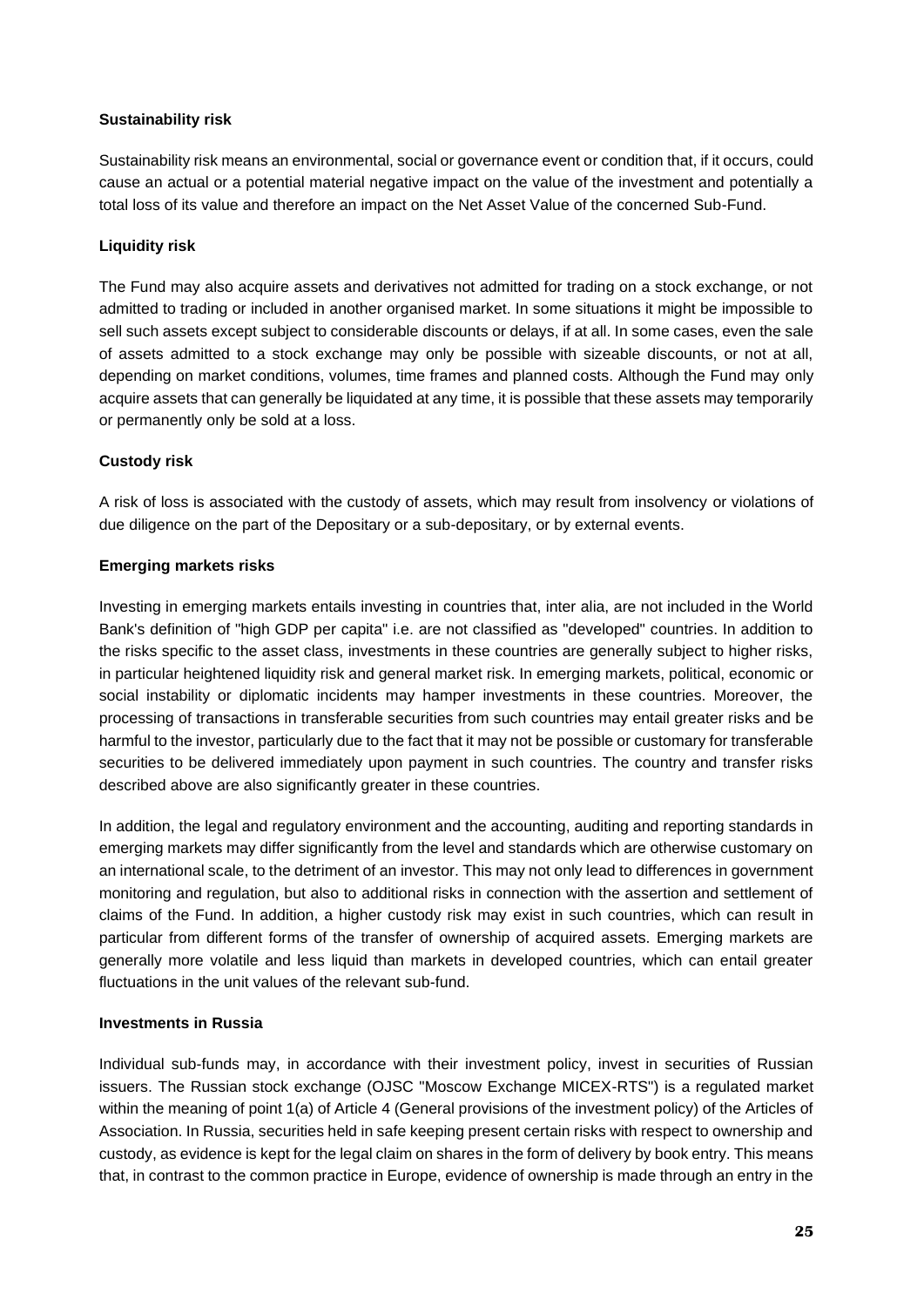**Sustainability risk**

Sustainability risk means an environmental, social or governance event or condition that, if it occurs, could cause an actual or a potential material negative impact on the value of the investment and potentially a total loss of its value and therefore an impact on the Net Asset Value of the concerned Sub-Fund.

**Liquidity risk**

The Fund may also acquire assets and derivatives not admitted for trading on a stock exchange, or not admitted to trading or included in another organised market. In some situations it might be impossible to sell such assets except subject to considerable discounts or delays, if at all. In some cases, even the sale of assets admitted to a stock exchange may only be possible with sizeable discounts, or not at all, depending on market conditions, volumes, time frames and planned costs. Although the Fund may only acquire assets that can generally be liquidated at any time, it is possible that these assets may temporarily or permanently only be sold at a loss.

**Custody risk**

A risk of loss is associated with the custody of assets, which may result from insolvency or violations of due diligence on the part of the Depositary or a sub-depositary, or by external events.

**Emerging markets risks**

Investing in emerging markets entails investing in countries that, inter alia, are not included in the World Bank's definition of "high GDP per capita" i.e. are not classified as "developed" countries. In addition to the risks specific to the asset class, investments in these countries are generally subject to higher risks, in particular heightened liquidity risk and general market risk. In emerging markets, political, economic or social instability or diplomatic incidents may hamper investments in these countries. Moreover, the processing of transactions in transferable securities from such countries may entail greater risks and be harmful to the investor, particularly due to the fact that it may not be possible or customary for transferable securities to be delivered immediately upon payment in such countries. The country and transfer risks described above are also significantly greater in these countries.

In addition, the legal and regulatory environment and the accounting, auditing and reporting standards in emerging markets may differ significantly from the level and standards which are otherwise customary on an international scale, to the detriment of an investor. This may not only lead to differences in government monitoring and regulation, but also to additional risks in connection with the assertion and settlement of claims of the Fund. In addition, a higher custody risk may exist in such countries, which can result in particular from different forms of the transfer of ownership of acquired assets. Emerging markets are generally more volatile and less liquid than markets in developed countries, which can entail greater fluctuations in the unit values of the relevant sub-fund.

**Investments in Russia**

Individual sub-funds may, in accordance with their investment policy, invest in securities of Russian issuers. The Russian stock exchange (OJSC "Moscow Exchange MICEX-RTS") is a regulated market within the meaning of point 1(a) of Article 4 (General provisions of the investment policy) of the Articles of Association. In Russia, securities held in safe keeping present certain risks with respect to ownership and custody, as evidence is kept for the legal claim on shares in the form of delivery by book entry. This means that, in contrast to the common practice in Europe, evidence of ownership is made through an entry in the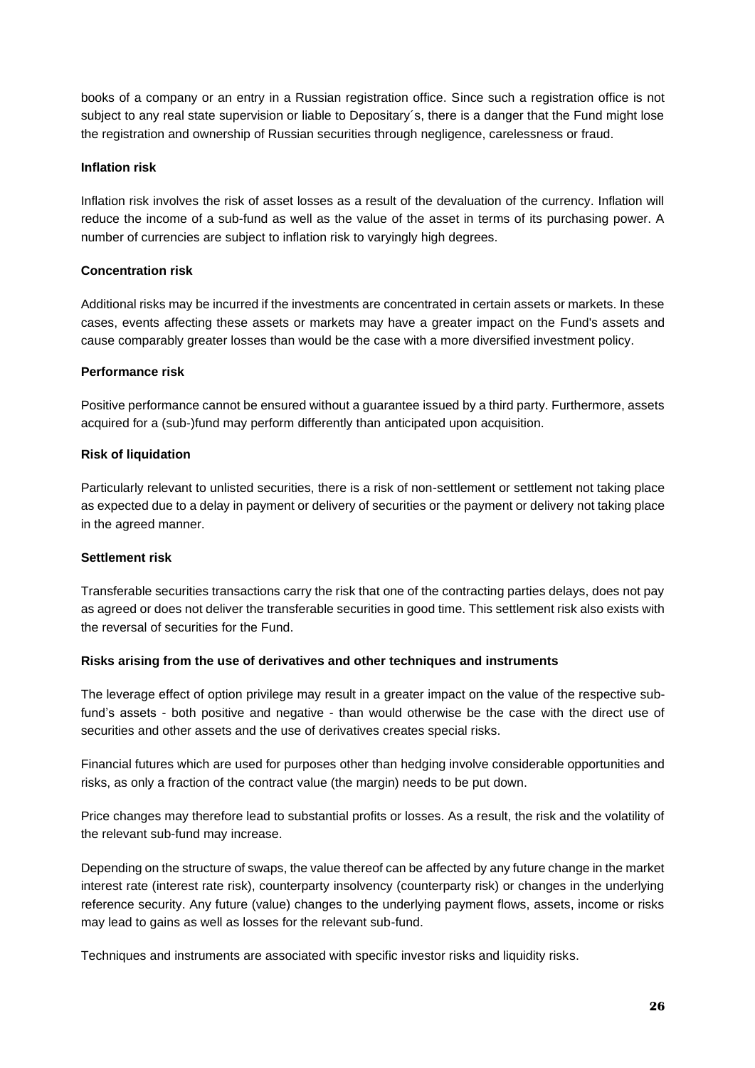books of a company or an entry in a Russian registration office. Since such a registration office is not subject to any real state supervision or liable to Depositary´s, there is a danger that the Fund might lose the registration and ownership of Russian securities through negligence, carelessness or fraud.

**Inflation risk**

Inflation risk involves the risk of asset losses as a result of the devaluation of the currency. Inflation will reduce the income of a sub-fund as well as the value of the asset in terms of its purchasing power. A number of currencies are subject to inflation risk to varyingly high degrees.

**Concentration risk**

Additional risks may be incurred if the investments are concentrated in certain assets or markets. In these cases, events affecting these assets or markets may have a greater impact on the Fund's assets and cause comparably greater losses than would be the case with a more diversified investment policy.

**Performance risk**

Positive performance cannot be ensured without a guarantee issued by a third party. Furthermore, assets acquired for a (sub-)fund may perform differently than anticipated upon acquisition.

**Risk of liquidation**

Particularly relevant to unlisted securities, there is a risk of non-settlement or settlement not taking place as expected due to a delay in payment or delivery of securities or the payment or delivery not taking place in the agreed manner.

**Settlement risk**

Transferable securities transactions carry the risk that one of the contracting parties delays, does not pay as agreed or does not deliver the transferable securities in good time. This settlement risk also exists with the reversal of securities for the Fund.

**Risks arising from the use of derivatives and other techniques and instruments**

The leverage effect of option privilege may result in a greater impact on the value of the respective sub-fund's assets - both positive and negative - than would otherwise be the case with the direct use of securities and other assets and the use of derivatives creates special risks.

Financial futures which are used for purposes other than hedging involve considerable opportunities and risks, as only a fraction of the contract value (the margin) needs to be put down.

Price changes may therefore lead to substantial profits or losses. As a result, the risk and the volatility of the relevant sub-fund may increase.

Depending on the structure of swaps, the value thereof can be affected by any future change in the market interest rate (interest rate risk), counterparty insolvency (counterparty risk) or changes in the underlying reference security. Any future (value) changes to the underlying payment flows, assets, income or risks may lead to gains as well as losses for the relevant sub-fund.

Techniques and instruments are associated with specific investor risks and liquidity risks.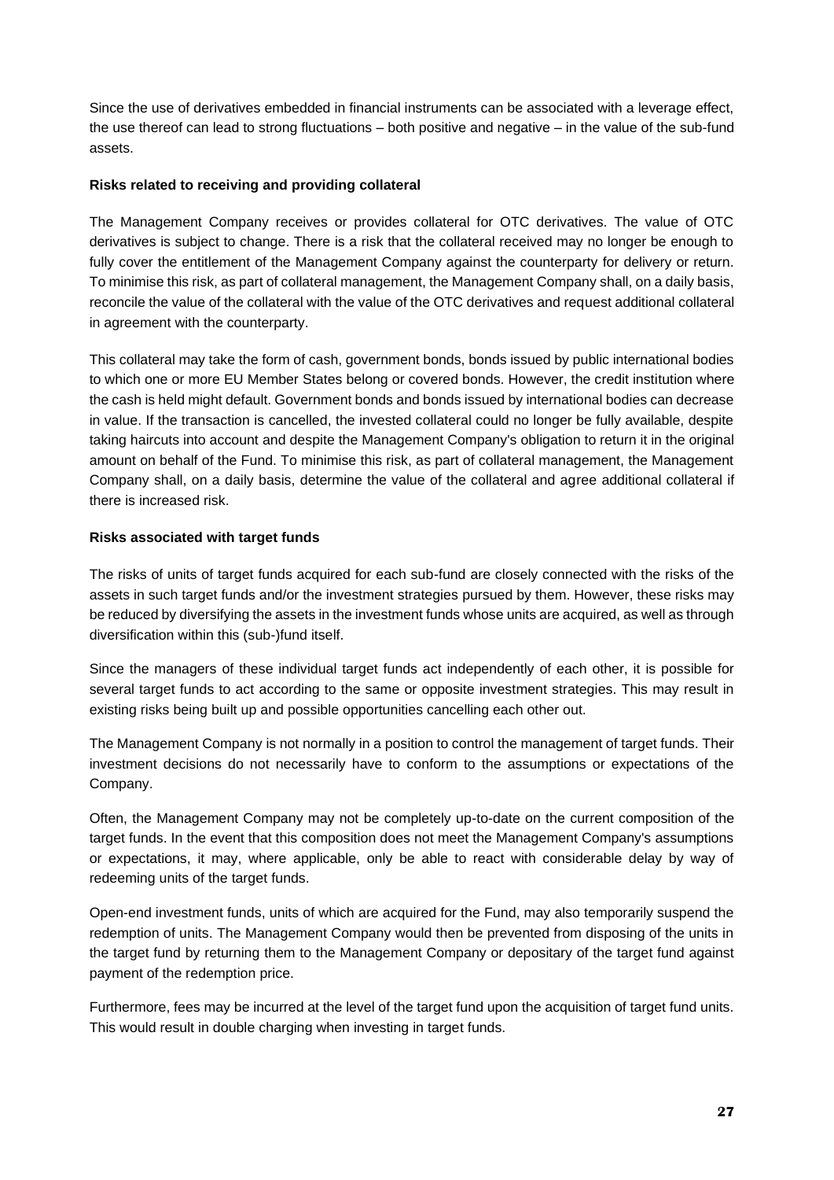Since the use of derivatives embedded in financial instruments can be associated with a leverage effect, the use thereof can lead to strong fluctuations – both positive and negative – in the value of the sub-fund assets.

**Risks related to receiving and providing collateral**

The Management Company receives or provides collateral for OTC derivatives. The value of OTC derivatives is subject to change. There is a risk that the collateral received may no longer be enough to fully cover the entitlement of the Management Company against the counterparty for delivery or return. To minimise this risk, as part of collateral management, the Management Company shall, on a daily basis, reconcile the value of the collateral with the value of the OTC derivatives and request additional collateral in agreement with the counterparty.

This collateral may take the form of cash, government bonds, bonds issued by public international bodies to which one or more EU Member States belong or covered bonds. However, the credit institution where the cash is held might default. Government bonds and bonds issued by international bodies can decrease in value. If the transaction is cancelled, the invested collateral could no longer be fully available, despite taking haircuts into account and despite the Management Company's obligation to return it in the original amount on behalf of the Fund. To minimise this risk, as part of collateral management, the Management Company shall, on a daily basis, determine the value of the collateral and agree additional collateral if there is increased risk.

**Risks associated with target funds**

The risks of units of target funds acquired for each sub-fund are closely connected with the risks of the assets in such target funds and/or the investment strategies pursued by them. However, these risks may be reduced by diversifying the assets in the investment funds whose units are acquired, as well as through diversification within this (sub-)fund itself.

Since the managers of these individual target funds act independently of each other, it is possible for several target funds to act according to the same or opposite investment strategies. This may result in existing risks being built up and possible opportunities cancelling each other out.

The Management Company is not normally in a position to control the management of target funds. Their investment decisions do not necessarily have to conform to the assumptions or expectations of the Company.

Often, the Management Company may not be completely up-to-date on the current composition of the target funds. In the event that this composition does not meet the Management Company's assumptions or expectations, it may, where applicable, only be able to react with considerable delay by way of redeeming units of the target funds.

Open-end investment funds, units of which are acquired for the Fund, may also temporarily suspend the redemption of units. The Management Company would then be prevented from disposing of the units in the target fund by returning them to the Management Company or depositary of the target fund against payment of the redemption price.

Furthermore, fees may be incurred at the level of the target fund upon the acquisition of target fund units. This would result in double charging when investing in target funds.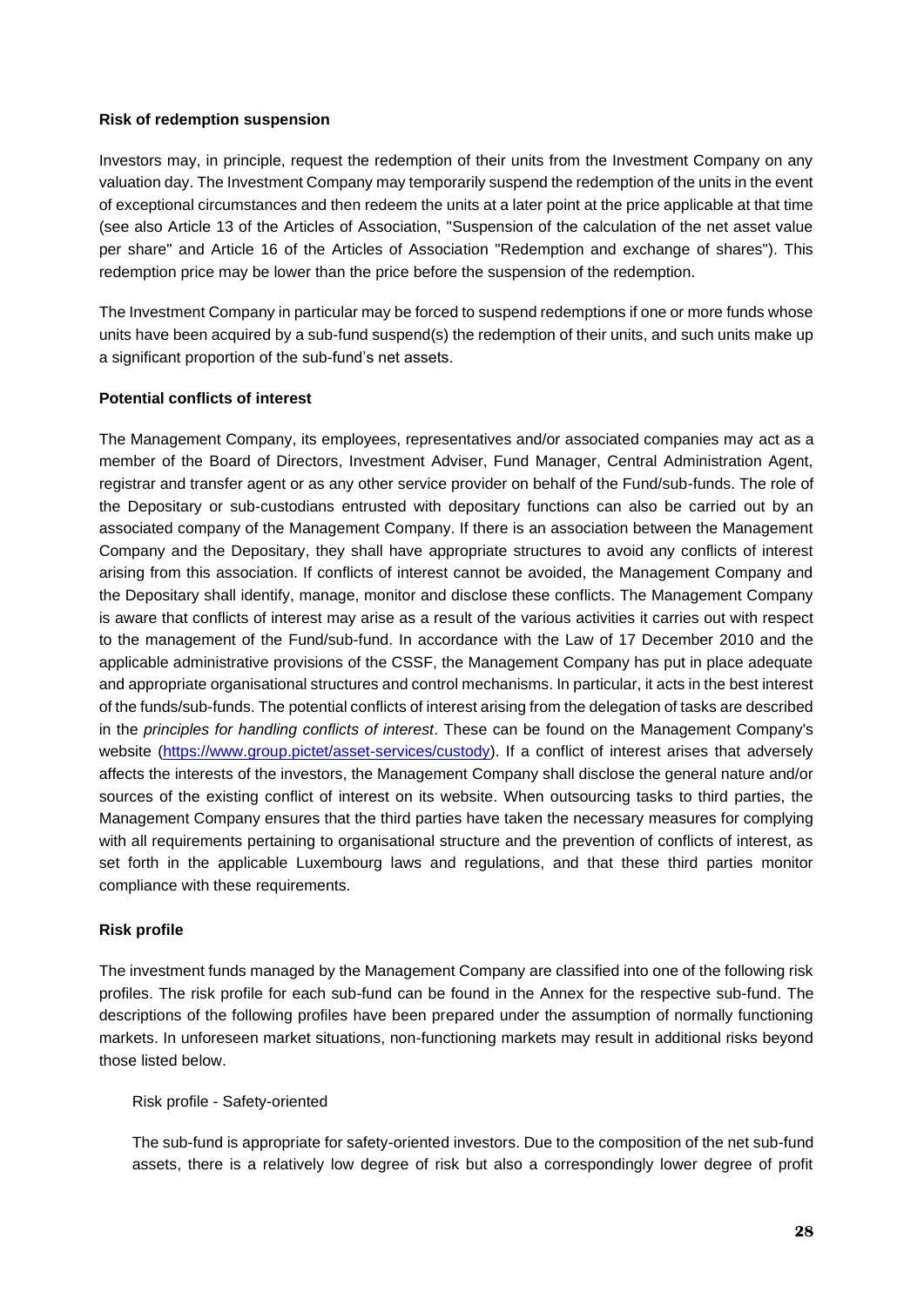**Risk of redemption suspension**

Investors may, in principle, request the redemption of their units from the Investment Company on any valuation day. The Investment Company may temporarily suspend the redemption of the units in the event of exceptional circumstances and then redeem the units at a later point at the price applicable at that time (see also Article 13 of the Articles of Association, "Suspension of the calculation of the net asset value per share" and Article 16 of the Articles of Association "Redemption and exchange of shares"). This redemption price may be lower than the price before the suspension of the redemption.

The Investment Company in particular may be forced to suspend redemptions if one or more funds whose units have been acquired by a sub-fund suspend(s) the redemption of their units, and such units make up a significant proportion of the sub-fund's net assets.

**Potential conflicts of interest**

The Management Company, its employees, representatives and/or associated companies may act as a member of the Board of Directors, Investment Adviser, Fund Manager, Central Administration Agent, registrar and transfer agent or as any other service provider on behalf of the Fund/sub-funds. The role of the Depositary or sub-custodians entrusted with depositary functions can also be carried out by an associated company of the Management Company. If there is an association between the Management Company and the Depositary, they shall have appropriate structures to avoid any conflicts of interest arising from this association. If conflicts of interest cannot be avoided, the Management Company and the Depositary shall identify, manage, monitor and disclose these conflicts. The Management Company is aware that conflicts of interest may arise as a result of the various activities it carries out with respect to the management of the Fund/sub-fund. In accordance with the Law of 17 December 2010 and the applicable administrative provisions of the CSSF, the Management Company has put in place adequate and appropriate organisational structures and control mechanisms. In particular, it acts in the best interest of the funds/sub-funds. The potential conflicts of interest arising from the delegation of tasks are described in the *principles for handling conflicts of interest*. These can be found on the Management Company's website (https://www.group.pictet/asset-services/custody). If a conflict of interest arises that adversely affects the interests of the investors, the Management Company shall disclose the general nature and/or sources of the existing conflict of interest on its website. When outsourcing tasks to third parties, the Management Company ensures that the third parties have taken the necessary measures for complying with all requirements pertaining to organisational structure and the prevention of conflicts of interest, as set forth in the applicable Luxembourg laws and regulations, and that these third parties monitor compliance with these requirements.

**Risk profile**

The investment funds managed by the Management Company are classified into one of the following risk profiles. The risk profile for each sub-fund can be found in the Annex for the respective sub-fund. The descriptions of the following profiles have been prepared under the assumption of normally functioning markets. In unforeseen market situations, non-functioning markets may result in additional risks beyond those listed below.

Risk profile - Safety-oriented

The sub-fund is appropriate for safety-oriented investors. Due to the composition of the net sub-fund assets, there is a relatively low degree of risk but also a correspondingly lower degree of profit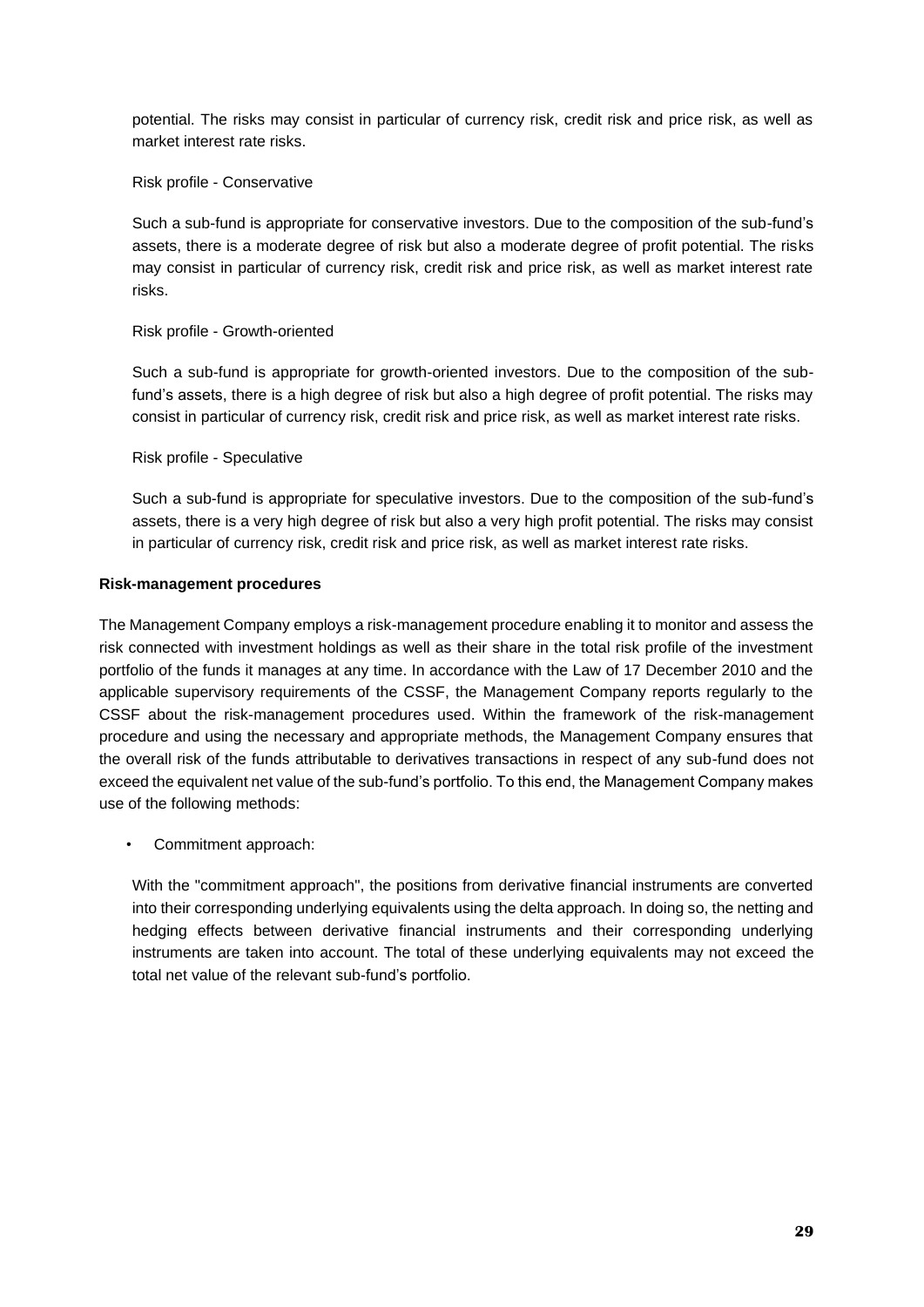potential. The risks may consist in particular of currency risk, credit risk and price risk, as well as market interest rate risks.

Risk profile - Conservative

Such a sub-fund is appropriate for conservative investors. Due to the composition of the sub-fund's assets, there is a moderate degree of risk but also a moderate degree of profit potential. The risks may consist in particular of currency risk, credit risk and price risk, as well as market interest rate risks.

Risk profile - Growth-oriented

Such a sub-fund is appropriate for growth-oriented investors. Due to the composition of the sub-fund's assets, there is a high degree of risk but also a high degree of profit potential. The risks may consist in particular of currency risk, credit risk and price risk, as well as market interest rate risks.

Risk profile - Speculative

Such a sub-fund is appropriate for speculative investors. Due to the composition of the sub-fund's assets, there is a very high degree of risk but also a very high profit potential. The risks may consist in particular of currency risk, credit risk and price risk, as well as market interest rate risks.

**Risk-management procedures**

The Management Company employs a risk-management procedure enabling it to monitor and assess the risk connected with investment holdings as well as their share in the total risk profile of the investment portfolio of the funds it manages at any time. In accordance with the Law of 17 December 2010 and the applicable supervisory requirements of the CSSF, the Management Company reports regularly to the CSSF about the risk-management procedures used. Within the framework of the risk-management procedure and using the necessary and appropriate methods, the Management Company ensures that the overall risk of the funds attributable to derivatives transactions in respect of any sub-fund does not exceed the equivalent net value of the sub-fund's portfolio. To this end, the Management Company makes use of the following methods:

- Commitment approach:

With the "commitment approach", the positions from derivative financial instruments are converted into their corresponding underlying equivalents using the delta approach. In doing so, the netting and hedging effects between derivative financial instruments and their corresponding underlying instruments are taken into account. The total of these underlying equivalents may not exceed the total net value of the relevant sub-fund's portfolio.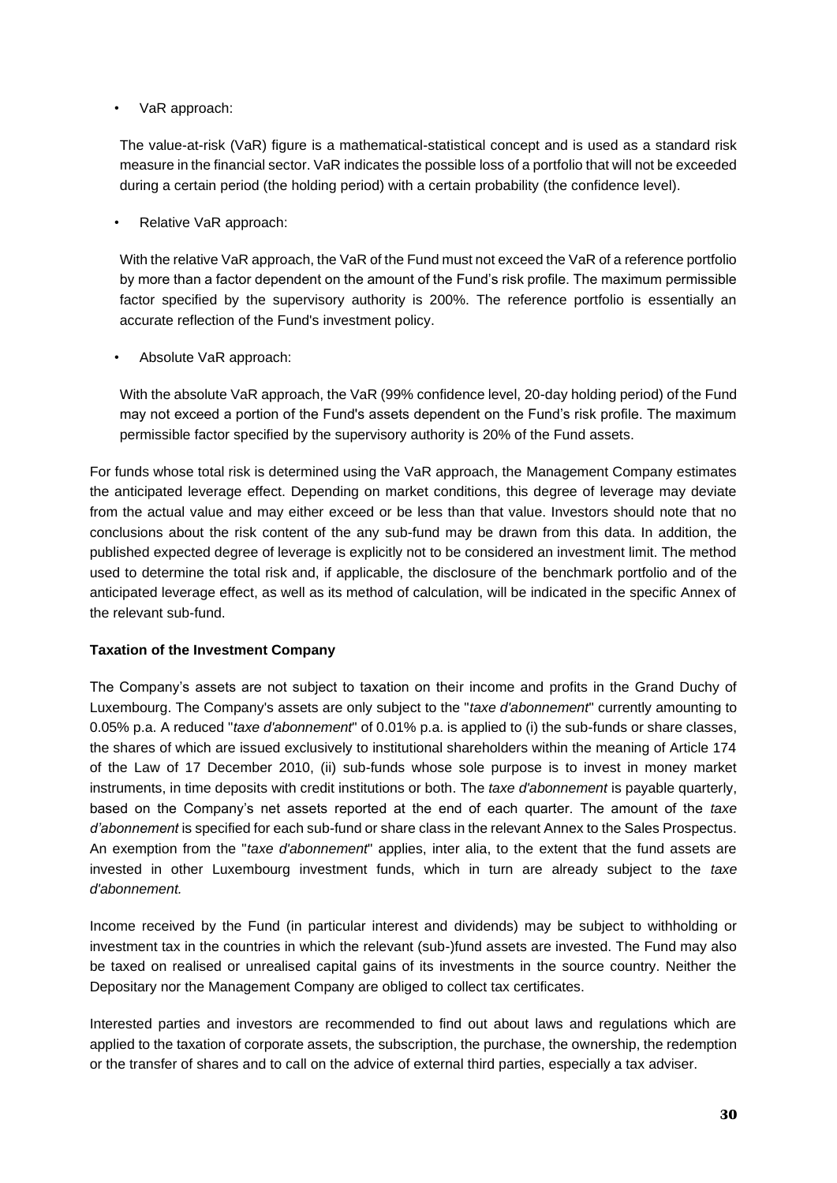- VaR approach:

  The value-at-risk (VaR) figure is a mathematical-statistical concept and is used as a standard risk measure in the financial sector. VaR indicates the possible loss of a portfolio that will not be exceeded during a certain period (the holding period) with a certain probability (the confidence level).

- Relative VaR approach:

  With the relative VaR approach, the VaR of the Fund must not exceed the VaR of a reference portfolio by more than a factor dependent on the amount of the Fund's risk profile. The maximum permissible factor specified by the supervisory authority is 200%. The reference portfolio is essentially an accurate reflection of the Fund's investment policy.

- Absolute VaR approach:

  With the absolute VaR approach, the VaR (99% confidence level, 20-day holding period) of the Fund may not exceed a portion of the Fund's assets dependent on the Fund's risk profile. The maximum permissible factor specified by the supervisory authority is 20% of the Fund assets.

For funds whose total risk is determined using the VaR approach, the Management Company estimates the anticipated leverage effect. Depending on market conditions, this degree of leverage may deviate from the actual value and may either exceed or be less than that value. Investors should note that no conclusions about the risk content of the any sub-fund may be drawn from this data. In addition, the published expected degree of leverage is explicitly not to be considered an investment limit. The method used to determine the total risk and, if applicable, the disclosure of the benchmark portfolio and of the anticipated leverage effect, as well as its method of calculation, will be indicated in the specific Annex of the relevant sub-fund.

**Taxation of the Investment Company**

The Company's assets are not subject to taxation on their income and profits in the Grand Duchy of Luxembourg. The Company's assets are only subject to the "*taxe d'abonnement*" currently amounting to 0.05% p.a. A reduced "*taxe d'abonnement*" of 0.01% p.a. is applied to (i) the sub-funds or share classes, the shares of which are issued exclusively to institutional shareholders within the meaning of Article 174 of the Law of 17 December 2010, (ii) sub-funds whose sole purpose is to invest in money market instruments, in time deposits with credit institutions or both. The *taxe d'abonnement* is payable quarterly, based on the Company's net assets reported at the end of each quarter. The amount of the *taxe d'abonnement* is specified for each sub-fund or share class in the relevant Annex to the Sales Prospectus. An exemption from the "*taxe d'abonnement*" applies, inter alia, to the extent that the fund assets are invested in other Luxembourg investment funds, which in turn are already subject to the *taxe d'abonnement.*

Income received by the Fund (in particular interest and dividends) may be subject to withholding or investment tax in the countries in which the relevant (sub-)fund assets are invested. The Fund may also be taxed on realised or unrealised capital gains of its investments in the source country. Neither the Depositary nor the Management Company are obliged to collect tax certificates.

Interested parties and investors are recommended to find out about laws and regulations which are applied to the taxation of corporate assets, the subscription, the purchase, the ownership, the redemption or the transfer of shares and to call on the advice of external third parties, especially a tax adviser.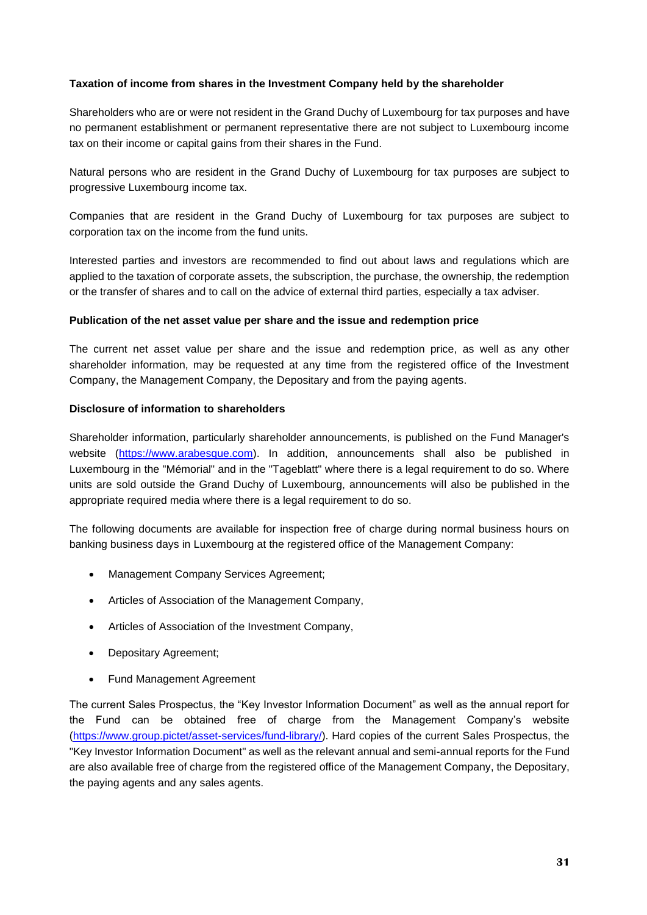**Taxation of income from shares in the Investment Company held by the shareholder**

Shareholders who are or were not resident in the Grand Duchy of Luxembourg for tax purposes and have no permanent establishment or permanent representative there are not subject to Luxembourg income tax on their income or capital gains from their shares in the Fund.

Natural persons who are resident in the Grand Duchy of Luxembourg for tax purposes are subject to progressive Luxembourg income tax.

Companies that are resident in the Grand Duchy of Luxembourg for tax purposes are subject to corporation tax on the income from the fund units.

Interested parties and investors are recommended to find out about laws and regulations which are applied to the taxation of corporate assets, the subscription, the purchase, the ownership, the redemption or the transfer of shares and to call on the advice of external third parties, especially a tax adviser.

**Publication of the net asset value per share and the issue and redemption price**

The current net asset value per share and the issue and redemption price, as well as any other shareholder information, may be requested at any time from the registered office of the Investment Company, the Management Company, the Depositary and from the paying agents.

**Disclosure of information to shareholders**

Shareholder information, particularly shareholder announcements, is published on the Fund Manager's website (https://www.arabesque.com). In addition, announcements shall also be published in Luxembourg in the "Mémorial" and in the "Tageblatt" where there is a legal requirement to do so. Where units are sold outside the Grand Duchy of Luxembourg, announcements will also be published in the appropriate required media where there is a legal requirement to do so.

The following documents are available for inspection free of charge during normal business hours on banking business days in Luxembourg at the registered office of the Management Company:

- Management Company Services Agreement;
- Articles of Association of the Management Company,
- Articles of Association of the Investment Company,
- Depositary Agreement;
- Fund Management Agreement

The current Sales Prospectus, the "Key Investor Information Document" as well as the annual report for the Fund can be obtained free of charge from the Management Company's website (https://www.group.pictet/asset-services/fund-library/). Hard copies of the current Sales Prospectus, the "Key Investor Information Document" as well as the relevant annual and semi-annual reports for the Fund are also available free of charge from the registered office of the Management Company, the Depositary, the paying agents and any sales agents.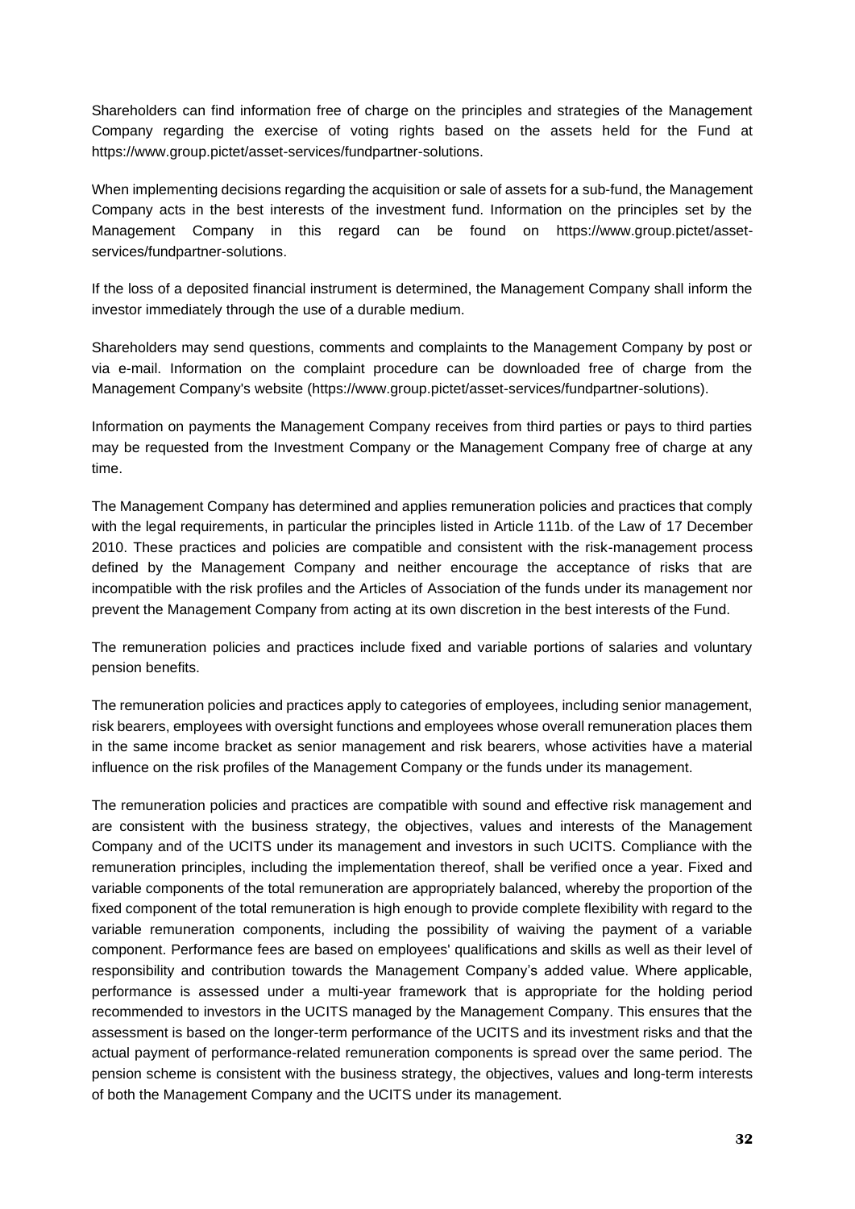Shareholders can find information free of charge on the principles and strategies of the Management Company regarding the exercise of voting rights based on the assets held for the Fund at https://www.group.pictet/asset-services/fundpartner-solutions.

When implementing decisions regarding the acquisition or sale of assets for a sub-fund, the Management Company acts in the best interests of the investment fund. Information on the principles set by the Management Company in this regard can be found on https://www.group.pictet/asset-services/fundpartner-solutions.

If the loss of a deposited financial instrument is determined, the Management Company shall inform the investor immediately through the use of a durable medium.

Shareholders may send questions, comments and complaints to the Management Company by post or via e-mail. Information on the complaint procedure can be downloaded free of charge from the Management Company's website (https://www.group.pictet/asset-services/fundpartner-solutions).

Information on payments the Management Company receives from third parties or pays to third parties may be requested from the Investment Company or the Management Company free of charge at any time.

The Management Company has determined and applies remuneration policies and practices that comply with the legal requirements, in particular the principles listed in Article 111b. of the Law of 17 December 2010. These practices and policies are compatible and consistent with the risk-management process defined by the Management Company and neither encourage the acceptance of risks that are incompatible with the risk profiles and the Articles of Association of the funds under its management nor prevent the Management Company from acting at its own discretion in the best interests of the Fund.

The remuneration policies and practices include fixed and variable portions of salaries and voluntary pension benefits.

The remuneration policies and practices apply to categories of employees, including senior management, risk bearers, employees with oversight functions and employees whose overall remuneration places them in the same income bracket as senior management and risk bearers, whose activities have a material influence on the risk profiles of the Management Company or the funds under its management.

The remuneration policies and practices are compatible with sound and effective risk management and are consistent with the business strategy, the objectives, values and interests of the Management Company and of the UCITS under its management and investors in such UCITS. Compliance with the remuneration principles, including the implementation thereof, shall be verified once a year. Fixed and variable components of the total remuneration are appropriately balanced, whereby the proportion of the fixed component of the total remuneration is high enough to provide complete flexibility with regard to the variable remuneration components, including the possibility of waiving the payment of a variable component. Performance fees are based on employees' qualifications and skills as well as their level of responsibility and contribution towards the Management Company's added value. Where applicable, performance is assessed under a multi-year framework that is appropriate for the holding period recommended to investors in the UCITS managed by the Management Company. This ensures that the assessment is based on the longer-term performance of the UCITS and its investment risks and that the actual payment of performance-related remuneration components is spread over the same period. The pension scheme is consistent with the business strategy, the objectives, values and long-term interests of both the Management Company and the UCITS under its management.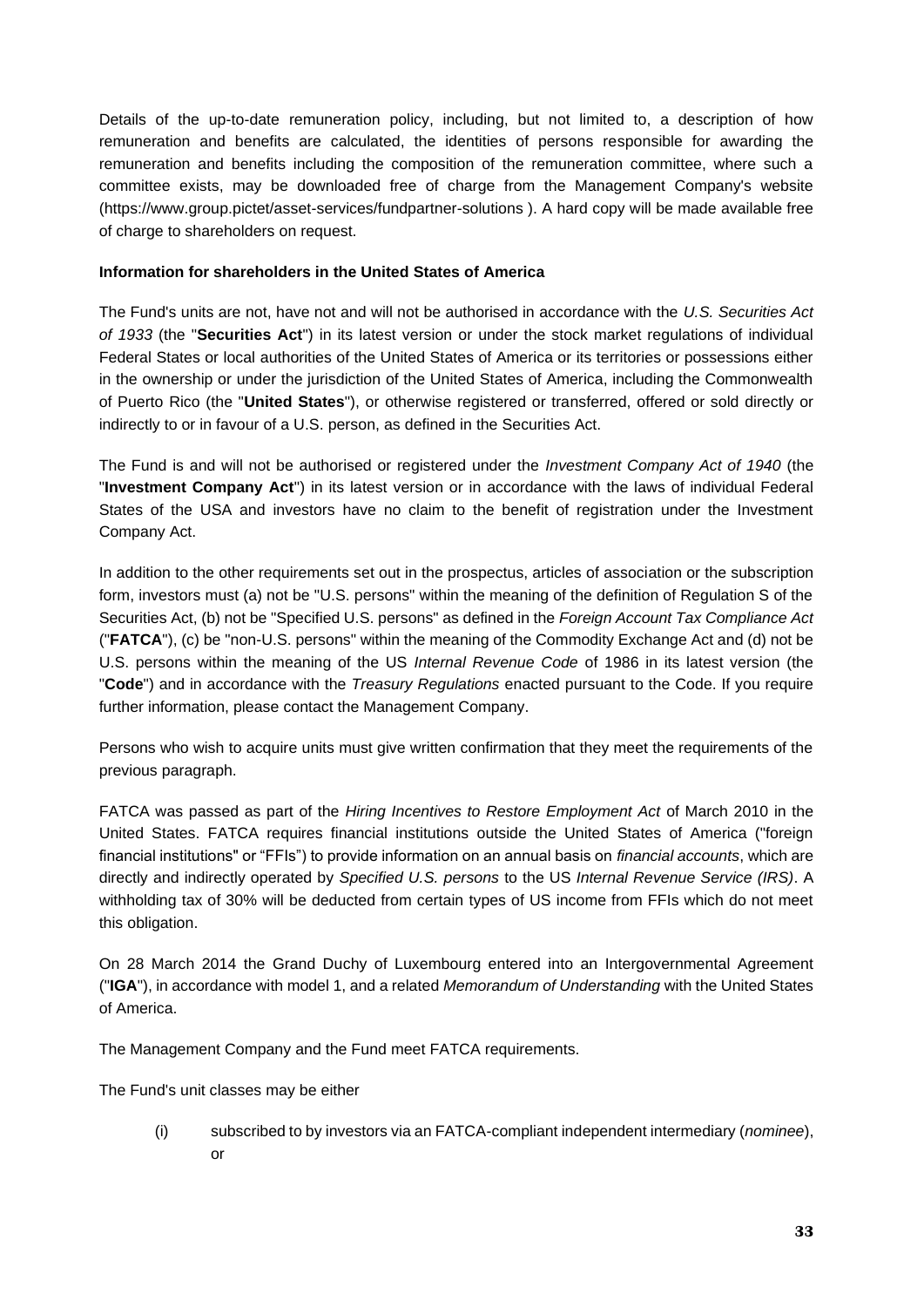Details of the up-to-date remuneration policy, including, but not limited to, a description of how remuneration and benefits are calculated, the identities of persons responsible for awarding the remuneration and benefits including the composition of the remuneration committee, where such a committee exists, may be downloaded free of charge from the Management Company's website (https://www.group.pictet/asset-services/fundpartner-solutions ). A hard copy will be made available free of charge to shareholders on request.

**Information for shareholders in the United States of America**

The Fund's units are not, have not and will not be authorised in accordance with the *U.S. Securities Act of 1933* (the "**Securities Act**") in its latest version or under the stock market regulations of individual Federal States or local authorities of the United States of America or its territories or possessions either in the ownership or under the jurisdiction of the United States of America, including the Commonwealth of Puerto Rico (the "**United States**"), or otherwise registered or transferred, offered or sold directly or indirectly to or in favour of a U.S. person, as defined in the Securities Act.

The Fund is and will not be authorised or registered under the *Investment Company Act of 1940* (the "**Investment Company Act**") in its latest version or in accordance with the laws of individual Federal States of the USA and investors have no claim to the benefit of registration under the Investment Company Act.

In addition to the other requirements set out in the prospectus, articles of association or the subscription form, investors must (a) not be "U.S. persons" within the meaning of the definition of Regulation S of the Securities Act, (b) not be "Specified U.S. persons" as defined in the *Foreign Account Tax Compliance Act* ("**FATCA**"), (c) be "non-U.S. persons" within the meaning of the Commodity Exchange Act and (d) not be U.S. persons within the meaning of the US *Internal Revenue Code* of 1986 in its latest version (the "**Code**") and in accordance with the *Treasury Regulations* enacted pursuant to the Code. If you require further information, please contact the Management Company.

Persons who wish to acquire units must give written confirmation that they meet the requirements of the previous paragraph.

FATCA was passed as part of the *Hiring Incentives to Restore Employment Act* of March 2010 in the United States. FATCA requires financial institutions outside the United States of America ("foreign financial institutions" or "FFIs") to provide information on an annual basis on *financial accounts*, which are directly and indirectly operated by *Specified U.S. persons* to the US *Internal Revenue Service (IRS)*. A withholding tax of 30% will be deducted from certain types of US income from FFIs which do not meet this obligation.

On 28 March 2014 the Grand Duchy of Luxembourg entered into an Intergovernmental Agreement ("**IGA**"), in accordance with model 1, and a related *Memorandum of Understanding* with the United States of America.

The Management Company and the Fund meet FATCA requirements.

The Fund's unit classes may be either

(i) subscribed to by investors via an FATCA-compliant independent intermediary (*nominee*), or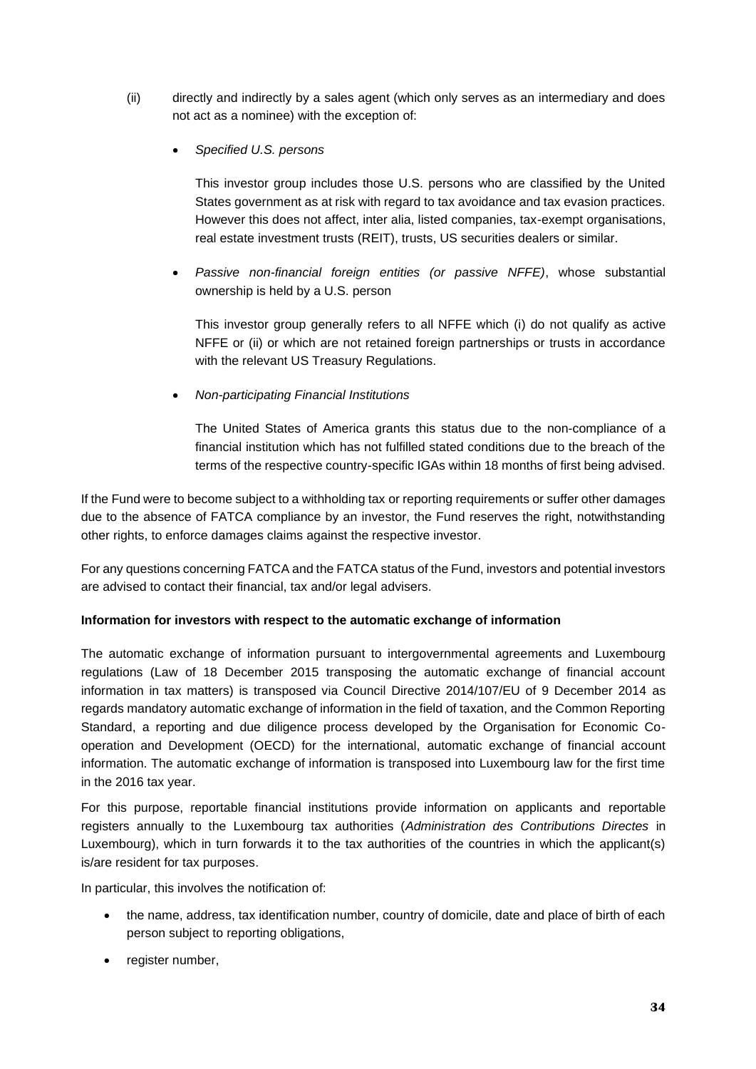(ii) directly and indirectly by a sales agent (which only serves as an intermediary and does not act as a nominee) with the exception of:

- *Specified U.S. persons*

  This investor group includes those U.S. persons who are classified by the United States government as at risk with regard to tax avoidance and tax evasion practices. However this does not affect, inter alia, listed companies, tax-exempt organisations, real estate investment trusts (REIT), trusts, US securities dealers or similar.

- *Passive non-financial foreign entities (or passive NFFE)*, whose substantial ownership is held by a U.S. person

  This investor group generally refers to all NFFE which (i) do not qualify as active NFFE or (ii) or which are not retained foreign partnerships or trusts in accordance with the relevant US Treasury Regulations.

- *Non-participating Financial Institutions*

  The United States of America grants this status due to the non-compliance of a financial institution which has not fulfilled stated conditions due to the breach of the terms of the respective country-specific IGAs within 18 months of first being advised.

If the Fund were to become subject to a withholding tax or reporting requirements or suffer other damages due to the absence of FATCA compliance by an investor, the Fund reserves the right, notwithstanding other rights, to enforce damages claims against the respective investor.

For any questions concerning FATCA and the FATCA status of the Fund, investors and potential investors are advised to contact their financial, tax and/or legal advisers.

**Information for investors with respect to the automatic exchange of information**

The automatic exchange of information pursuant to intergovernmental agreements and Luxembourg regulations (Law of 18 December 2015 transposing the automatic exchange of financial account information in tax matters) is transposed via Council Directive 2014/107/EU of 9 December 2014 as regards mandatory automatic exchange of information in the field of taxation, and the Common Reporting Standard, a reporting and due diligence process developed by the Organisation for Economic Co-operation and Development (OECD) for the international, automatic exchange of financial account information. The automatic exchange of information is transposed into Luxembourg law for the first time in the 2016 tax year.

For this purpose, reportable financial institutions provide information on applicants and reportable registers annually to the Luxembourg tax authorities (*Administration des Contributions Directes* in Luxembourg), which in turn forwards it to the tax authorities of the countries in which the applicant(s) is/are resident for tax purposes.

In particular, this involves the notification of:

- the name, address, tax identification number, country of domicile, date and place of birth of each person subject to reporting obligations,
- register number,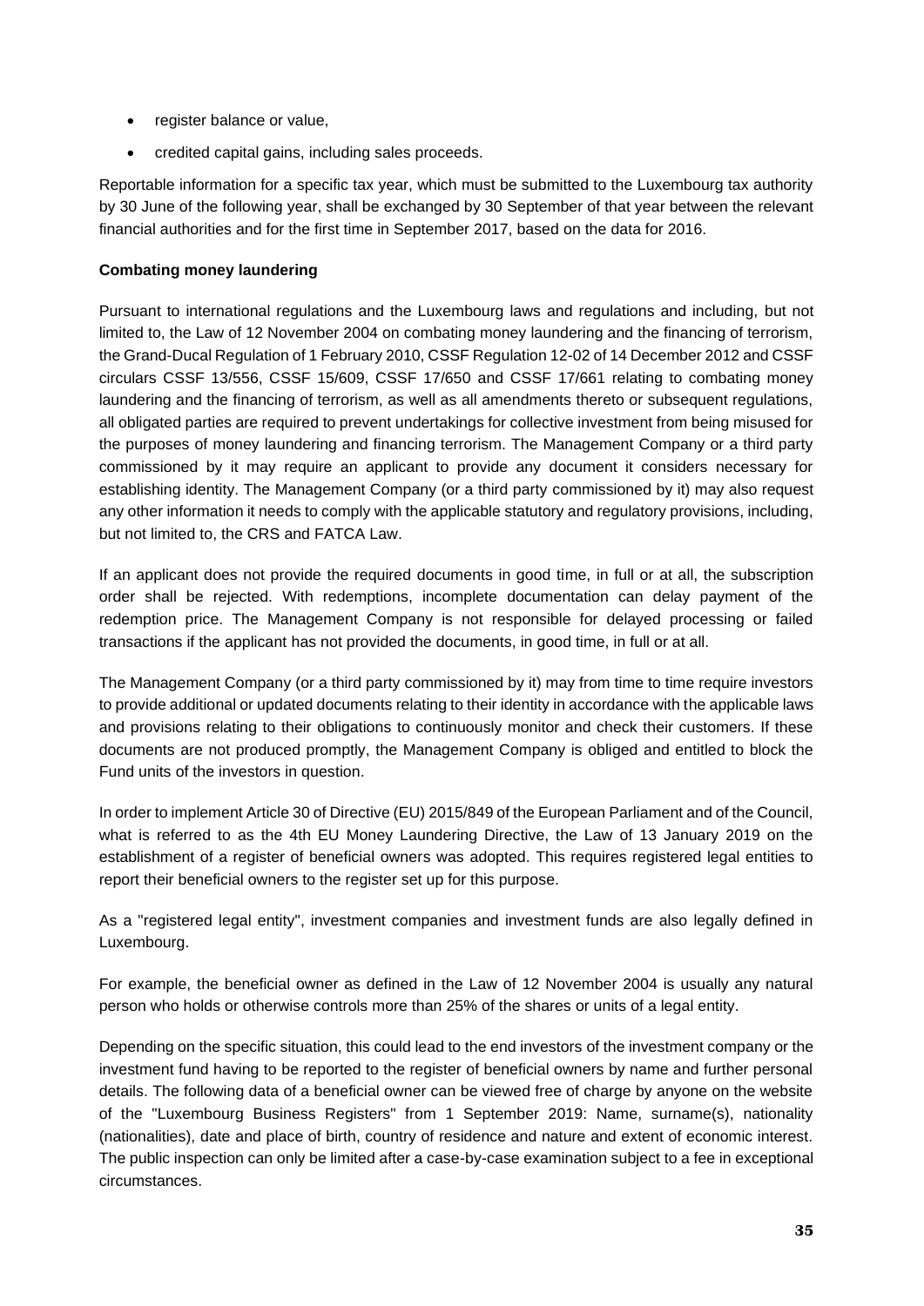- register balance or value,
- credited capital gains, including sales proceeds.

Reportable information for a specific tax year, which must be submitted to the Luxembourg tax authority by 30 June of the following year, shall be exchanged by 30 September of that year between the relevant financial authorities and for the first time in September 2017, based on the data for 2016.

**Combating money laundering**

Pursuant to international regulations and the Luxembourg laws and regulations and including, but not limited to, the Law of 12 November 2004 on combating money laundering and the financing of terrorism, the Grand-Ducal Regulation of 1 February 2010, CSSF Regulation 12-02 of 14 December 2012 and CSSF circulars CSSF 13/556, CSSF 15/609, CSSF 17/650 and CSSF 17/661 relating to combating money laundering and the financing of terrorism, as well as all amendments thereto or subsequent regulations, all obligated parties are required to prevent undertakings for collective investment from being misused for the purposes of money laundering and financing terrorism. The Management Company or a third party commissioned by it may require an applicant to provide any document it considers necessary for establishing identity. The Management Company (or a third party commissioned by it) may also request any other information it needs to comply with the applicable statutory and regulatory provisions, including, but not limited to, the CRS and FATCA Law.

If an applicant does not provide the required documents in good time, in full or at all, the subscription order shall be rejected. With redemptions, incomplete documentation can delay payment of the redemption price. The Management Company is not responsible for delayed processing or failed transactions if the applicant has not provided the documents, in good time, in full or at all.

The Management Company (or a third party commissioned by it) may from time to time require investors to provide additional or updated documents relating to their identity in accordance with the applicable laws and provisions relating to their obligations to continuously monitor and check their customers. If these documents are not produced promptly, the Management Company is obliged and entitled to block the Fund units of the investors in question.

In order to implement Article 30 of Directive (EU) 2015/849 of the European Parliament and of the Council, what is referred to as the 4th EU Money Laundering Directive, the Law of 13 January 2019 on the establishment of a register of beneficial owners was adopted. This requires registered legal entities to report their beneficial owners to the register set up for this purpose.

As a "registered legal entity", investment companies and investment funds are also legally defined in Luxembourg.

For example, the beneficial owner as defined in the Law of 12 November 2004 is usually any natural person who holds or otherwise controls more than 25% of the shares or units of a legal entity.

Depending on the specific situation, this could lead to the end investors of the investment company or the investment fund having to be reported to the register of beneficial owners by name and further personal details. The following data of a beneficial owner can be viewed free of charge by anyone on the website of the "Luxembourg Business Registers" from 1 September 2019: Name, surname(s), nationality (nationalities), date and place of birth, country of residence and nature and extent of economic interest. The public inspection can only be limited after a case-by-case examination subject to a fee in exceptional circumstances.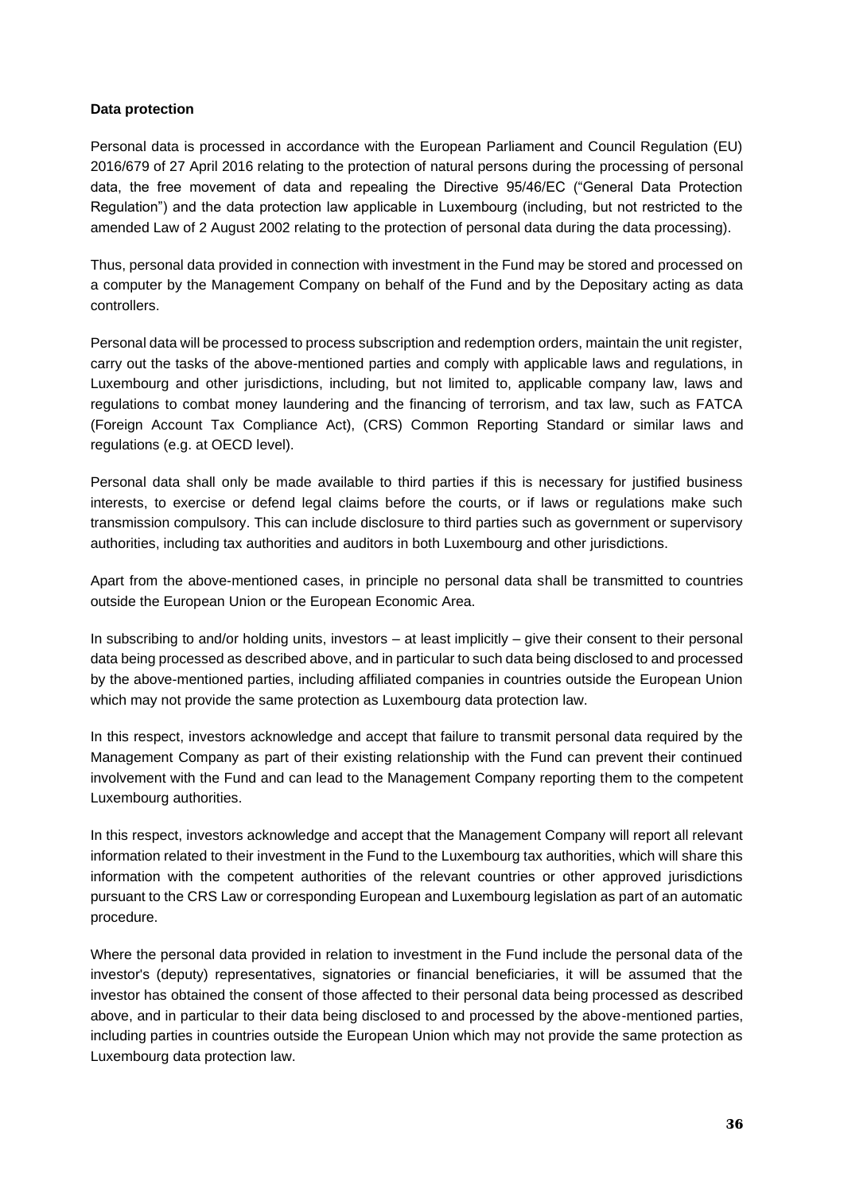**Data protection**

Personal data is processed in accordance with the European Parliament and Council Regulation (EU) 2016/679 of 27 April 2016 relating to the protection of natural persons during the processing of personal data, the free movement of data and repealing the Directive 95/46/EC ("General Data Protection Regulation") and the data protection law applicable in Luxembourg (including, but not restricted to the amended Law of 2 August 2002 relating to the protection of personal data during the data processing).

Thus, personal data provided in connection with investment in the Fund may be stored and processed on a computer by the Management Company on behalf of the Fund and by the Depositary acting as data controllers.

Personal data will be processed to process subscription and redemption orders, maintain the unit register, carry out the tasks of the above-mentioned parties and comply with applicable laws and regulations, in Luxembourg and other jurisdictions, including, but not limited to, applicable company law, laws and regulations to combat money laundering and the financing of terrorism, and tax law, such as FATCA (Foreign Account Tax Compliance Act), (CRS) Common Reporting Standard or similar laws and regulations (e.g. at OECD level).

Personal data shall only be made available to third parties if this is necessary for justified business interests, to exercise or defend legal claims before the courts, or if laws or regulations make such transmission compulsory. This can include disclosure to third parties such as government or supervisory authorities, including tax authorities and auditors in both Luxembourg and other jurisdictions.

Apart from the above-mentioned cases, in principle no personal data shall be transmitted to countries outside the European Union or the European Economic Area.

In subscribing to and/or holding units, investors – at least implicitly – give their consent to their personal data being processed as described above, and in particular to such data being disclosed to and processed by the above-mentioned parties, including affiliated companies in countries outside the European Union which may not provide the same protection as Luxembourg data protection law.

In this respect, investors acknowledge and accept that failure to transmit personal data required by the Management Company as part of their existing relationship with the Fund can prevent their continued involvement with the Fund and can lead to the Management Company reporting them to the competent Luxembourg authorities.

In this respect, investors acknowledge and accept that the Management Company will report all relevant information related to their investment in the Fund to the Luxembourg tax authorities, which will share this information with the competent authorities of the relevant countries or other approved jurisdictions pursuant to the CRS Law or corresponding European and Luxembourg legislation as part of an automatic procedure.

Where the personal data provided in relation to investment in the Fund include the personal data of the investor's (deputy) representatives, signatories or financial beneficiaries, it will be assumed that the investor has obtained the consent of those affected to their personal data being processed as described above, and in particular to their data being disclosed to and processed by the above-mentioned parties, including parties in countries outside the European Union which may not provide the same protection as Luxembourg data protection law.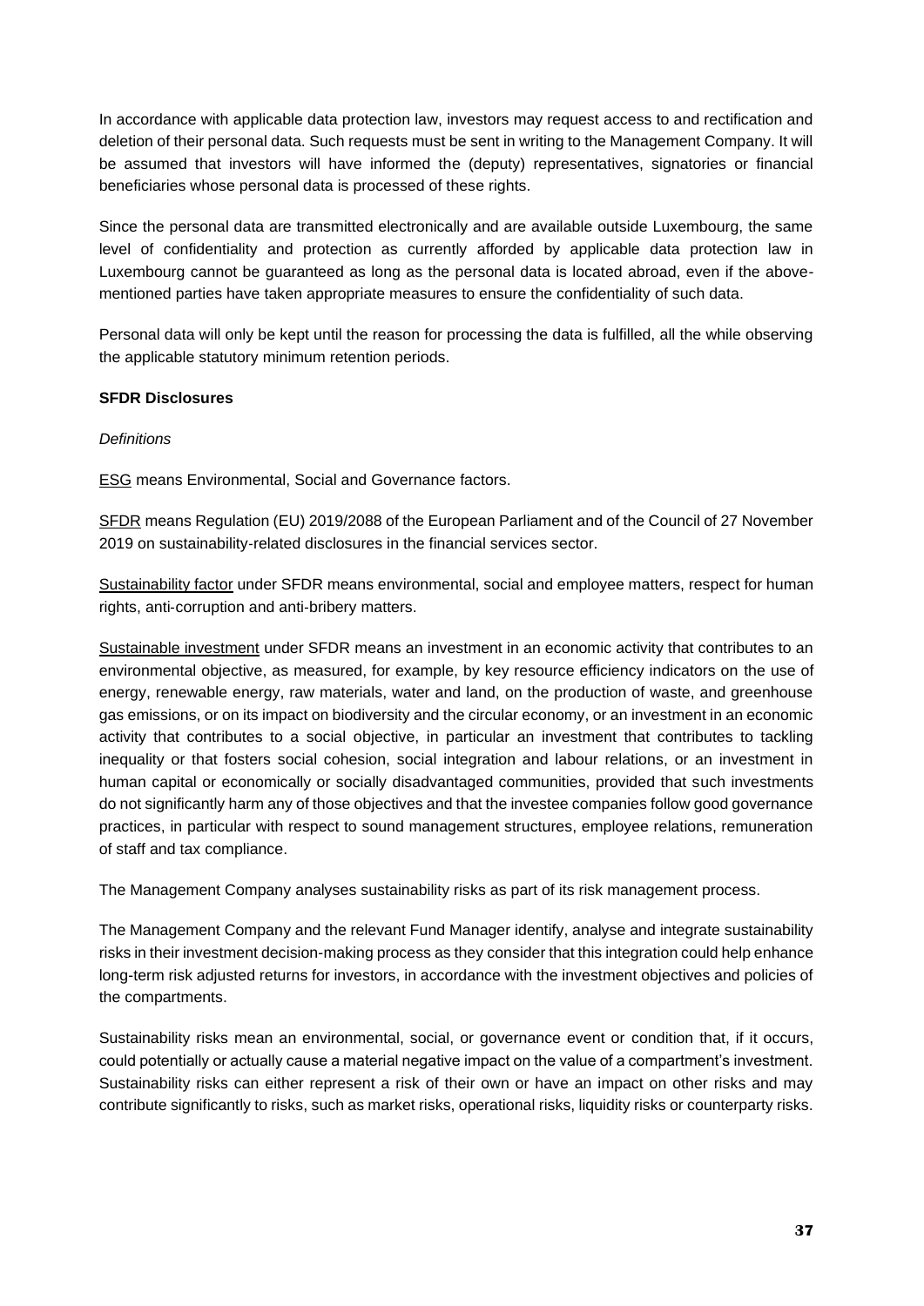In accordance with applicable data protection law, investors may request access to and rectification and deletion of their personal data. Such requests must be sent in writing to the Management Company. It will be assumed that investors will have informed the (deputy) representatives, signatories or financial beneficiaries whose personal data is processed of these rights.

Since the personal data are transmitted electronically and are available outside Luxembourg, the same level of confidentiality and protection as currently afforded by applicable data protection law in Luxembourg cannot be guaranteed as long as the personal data is located abroad, even if the above-mentioned parties have taken appropriate measures to ensure the confidentiality of such data.

Personal data will only be kept until the reason for processing the data is fulfilled, all the while observing the applicable statutory minimum retention periods.

**SFDR Disclosures**

*Definitions*

<u>ESG</u> means Environmental, Social and Governance factors.

<u>SFDR</u> means Regulation (EU) 2019/2088 of the European Parliament and of the Council of 27 November 2019 on sustainability-related disclosures in the financial services sector.

<u>Sustainability factor</u> under SFDR means environmental, social and employee matters, respect for human rights, anti-corruption and anti-bribery matters.

<u>Sustainable investment</u> under SFDR means an investment in an economic activity that contributes to an environmental objective, as measured, for example, by key resource efficiency indicators on the use of energy, renewable energy, raw materials, water and land, on the production of waste, and greenhouse gas emissions, or on its impact on biodiversity and the circular economy, or an investment in an economic activity that contributes to a social objective, in particular an investment that contributes to tackling inequality or that fosters social cohesion, social integration and labour relations, or an investment in human capital or economically or socially disadvantaged communities, provided that such investments do not significantly harm any of those objectives and that the investee companies follow good governance practices, in particular with respect to sound management structures, employee relations, remuneration of staff and tax compliance.

The Management Company analyses sustainability risks as part of its risk management process.

The Management Company and the relevant Fund Manager identify, analyse and integrate sustainability risks in their investment decision-making process as they consider that this integration could help enhance long-term risk adjusted returns for investors, in accordance with the investment objectives and policies of the compartments.

Sustainability risks mean an environmental, social, or governance event or condition that, if it occurs, could potentially or actually cause a material negative impact on the value of a compartment's investment. Sustainability risks can either represent a risk of their own or have an impact on other risks and may contribute significantly to risks, such as market risks, operational risks, liquidity risks or counterparty risks.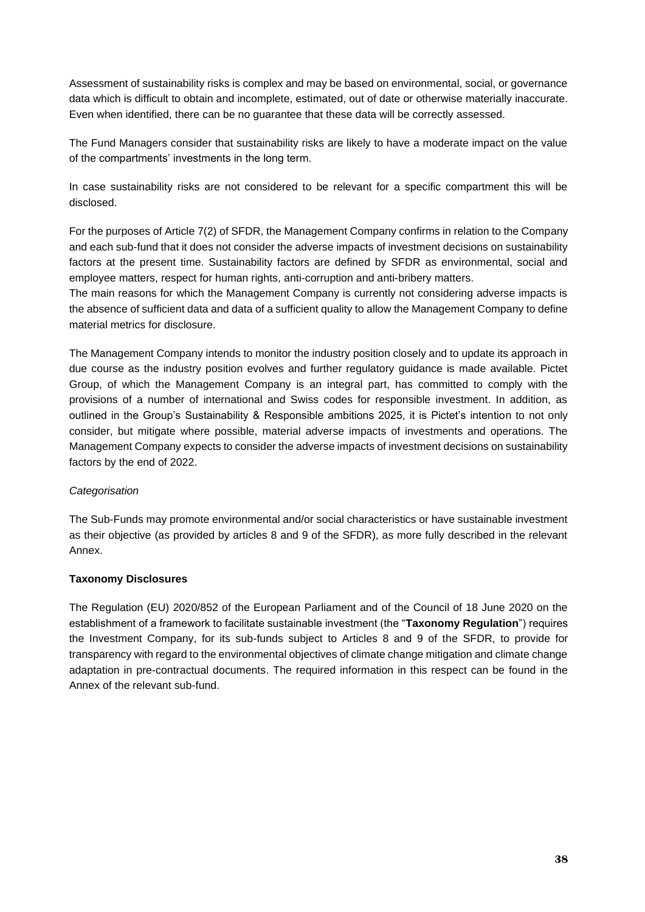Assessment of sustainability risks is complex and may be based on environmental, social, or governance data which is difficult to obtain and incomplete, estimated, out of date or otherwise materially inaccurate. Even when identified, there can be no guarantee that these data will be correctly assessed.

The Fund Managers consider that sustainability risks are likely to have a moderate impact on the value of the compartments' investments in the long term.

In case sustainability risks are not considered to be relevant for a specific compartment this will be disclosed.

For the purposes of Article 7(2) of SFDR, the Management Company confirms in relation to the Company and each sub-fund that it does not consider the adverse impacts of investment decisions on sustainability factors at the present time. Sustainability factors are defined by SFDR as environmental, social and employee matters, respect for human rights, anti-corruption and anti-bribery matters.
The main reasons for which the Management Company is currently not considering adverse impacts is the absence of sufficient data and data of a sufficient quality to allow the Management Company to define material metrics for disclosure.

The Management Company intends to monitor the industry position closely and to update its approach in due course as the industry position evolves and further regulatory guidance is made available. Pictet Group, of which the Management Company is an integral part, has committed to comply with the provisions of a number of international and Swiss codes for responsible investment. In addition, as outlined in the Group's Sustainability & Responsible ambitions 2025, it is Pictet's intention to not only consider, but mitigate where possible, material adverse impacts of investments and operations. The Management Company expects to consider the adverse impacts of investment decisions on sustainability factors by the end of 2022.

*Categorisation*

The Sub-Funds may promote environmental and/or social characteristics or have sustainable investment as their objective (as provided by articles 8 and 9 of the SFDR), as more fully described in the relevant Annex.

**Taxonomy Disclosures**

The Regulation (EU) 2020/852 of the European Parliament and of the Council of 18 June 2020 on the establishment of a framework to facilitate sustainable investment (the "**Taxonomy Regulation**") requires the Investment Company, for its sub-funds subject to Articles 8 and 9 of the SFDR, to provide for transparency with regard to the environmental objectives of climate change mitigation and climate change adaptation in pre-contractual documents. The required information in this respect can be found in the Annex of the relevant sub-fund.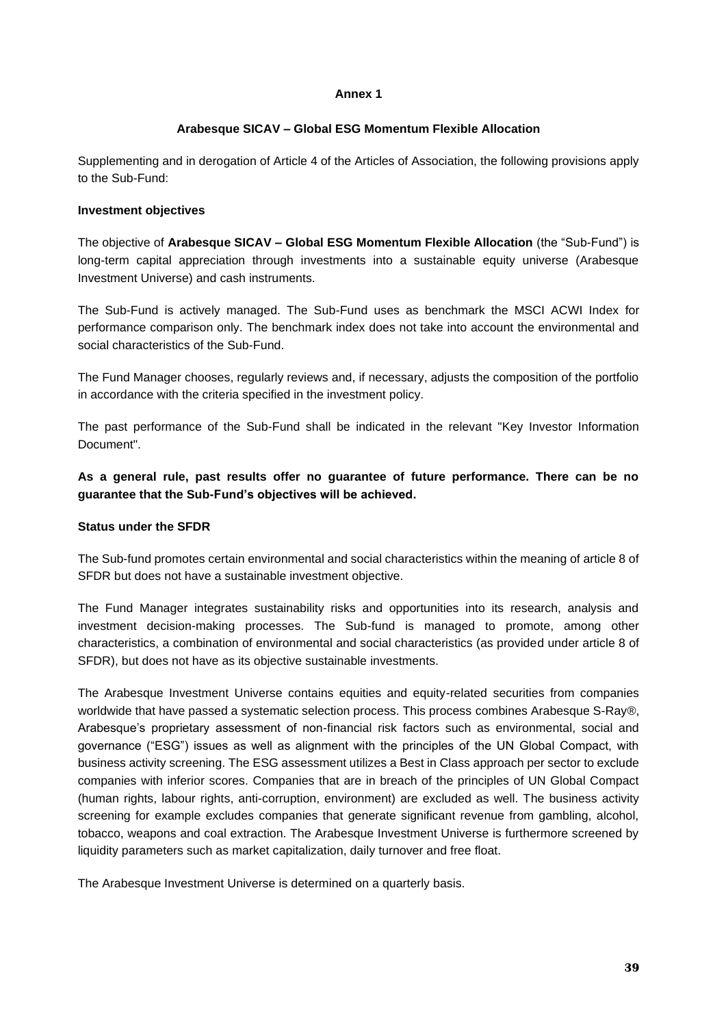## Annex 1

### Arabesque SICAV – Global ESG Momentum Flexible Allocation

Supplementing and in derogation of Article 4 of the Articles of Association, the following provisions apply to the Sub-Fund:

**Investment objectives**

The objective of **Arabesque SICAV – Global ESG Momentum Flexible Allocation** (the "Sub-Fund") is long-term capital appreciation through investments into a sustainable equity universe (Arabesque Investment Universe) and cash instruments.

The Sub-Fund is actively managed. The Sub-Fund uses as benchmark the MSCI ACWI Index for performance comparison only. The benchmark index does not take into account the environmental and social characteristics of the Sub-Fund.

The Fund Manager chooses, regularly reviews and, if necessary, adjusts the composition of the portfolio in accordance with the criteria specified in the investment policy.

The past performance of the Sub-Fund shall be indicated in the relevant "Key Investor Information Document".

**As a general rule, past results offer no guarantee of future performance. There can be no guarantee that the Sub-Fund's objectives will be achieved.**

**Status under the SFDR**

The Sub-fund promotes certain environmental and social characteristics within the meaning of article 8 of SFDR but does not have a sustainable investment objective.

The Fund Manager integrates sustainability risks and opportunities into its research, analysis and investment decision-making processes. The Sub-fund is managed to promote, among other characteristics, a combination of environmental and social characteristics (as provided under article 8 of SFDR), but does not have as its objective sustainable investments.

The Arabesque Investment Universe contains equities and equity-related securities from companies worldwide that have passed a systematic selection process. This process combines Arabesque S-Ray®, Arabesque's proprietary assessment of non-financial risk factors such as environmental, social and governance ("ESG") issues as well as alignment with the principles of the UN Global Compact, with business activity screening. The ESG assessment utilizes a Best in Class approach per sector to exclude companies with inferior scores. Companies that are in breach of the principles of UN Global Compact (human rights, labour rights, anti-corruption, environment) are excluded as well. The business activity screening for example excludes companies that generate significant revenue from gambling, alcohol, tobacco, weapons and coal extraction. The Arabesque Investment Universe is furthermore screened by liquidity parameters such as market capitalization, daily turnover and free float.

The Arabesque Investment Universe is determined on a quarterly basis.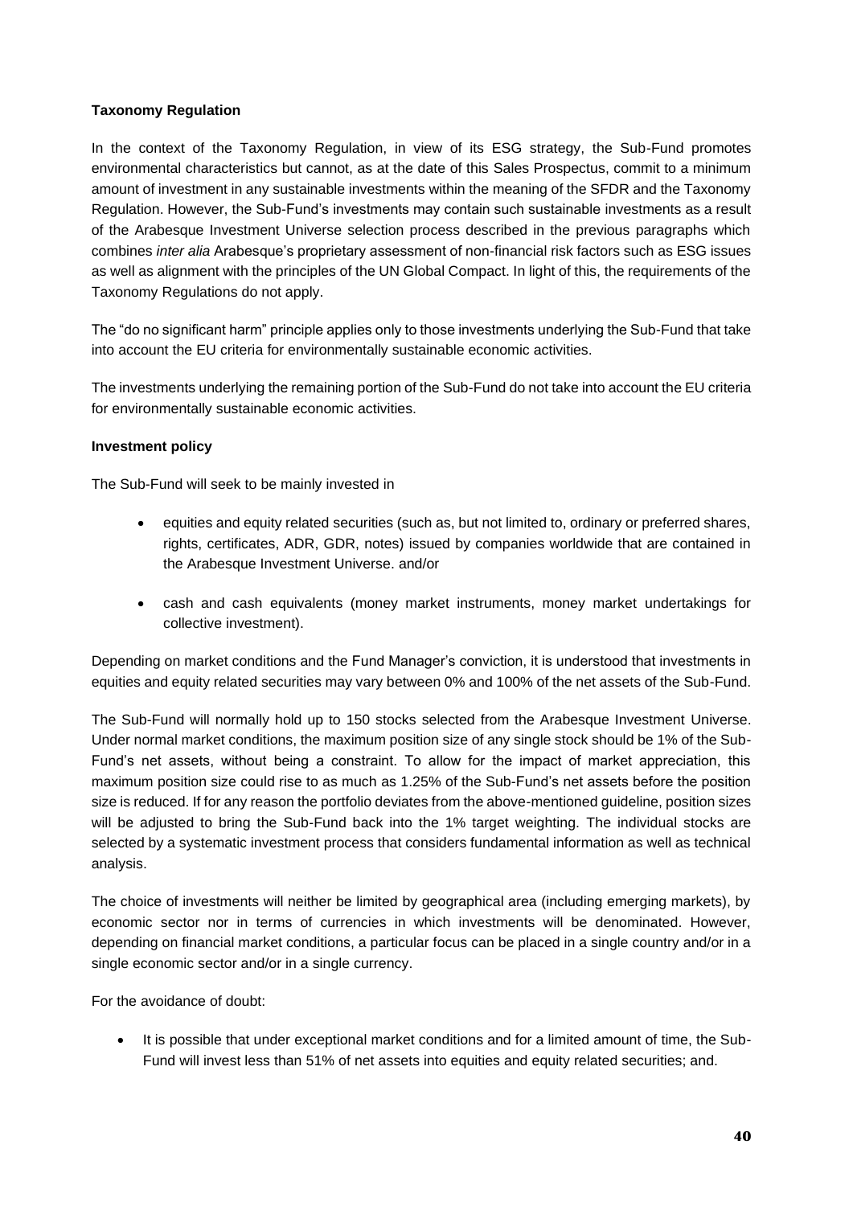**Taxonomy Regulation**

In the context of the Taxonomy Regulation, in view of its ESG strategy, the Sub-Fund promotes environmental characteristics but cannot, as at the date of this Sales Prospectus, commit to a minimum amount of investment in any sustainable investments within the meaning of the SFDR and the Taxonomy Regulation. However, the Sub-Fund's investments may contain such sustainable investments as a result of the Arabesque Investment Universe selection process described in the previous paragraphs which combines *inter alia* Arabesque's proprietary assessment of non-financial risk factors such as ESG issues as well as alignment with the principles of the UN Global Compact. In light of this, the requirements of the Taxonomy Regulations do not apply.

The "do no significant harm" principle applies only to those investments underlying the Sub-Fund that take into account the EU criteria for environmentally sustainable economic activities.

The investments underlying the remaining portion of the Sub-Fund do not take into account the EU criteria for environmentally sustainable economic activities.

**Investment policy**

The Sub-Fund will seek to be mainly invested in

- equities and equity related securities (such as, but not limited to, ordinary or preferred shares, rights, certificates, ADR, GDR, notes) issued by companies worldwide that are contained in the Arabesque Investment Universe. and/or
- cash and cash equivalents (money market instruments, money market undertakings for collective investment).

Depending on market conditions and the Fund Manager's conviction, it is understood that investments in equities and equity related securities may vary between 0% and 100% of the net assets of the Sub-Fund.

The Sub-Fund will normally hold up to 150 stocks selected from the Arabesque Investment Universe. Under normal market conditions, the maximum position size of any single stock should be 1% of the Sub-Fund's net assets, without being a constraint. To allow for the impact of market appreciation, this maximum position size could rise to as much as 1.25% of the Sub-Fund's net assets before the position size is reduced. If for any reason the portfolio deviates from the above-mentioned guideline, position sizes will be adjusted to bring the Sub-Fund back into the 1% target weighting. The individual stocks are selected by a systematic investment process that considers fundamental information as well as technical analysis.

The choice of investments will neither be limited by geographical area (including emerging markets), by economic sector nor in terms of currencies in which investments will be denominated. However, depending on financial market conditions, a particular focus can be placed in a single country and/or in a single economic sector and/or in a single currency.

For the avoidance of doubt:

- It is possible that under exceptional market conditions and for a limited amount of time, the Sub-Fund will invest less than 51% of net assets into equities and equity related securities; and.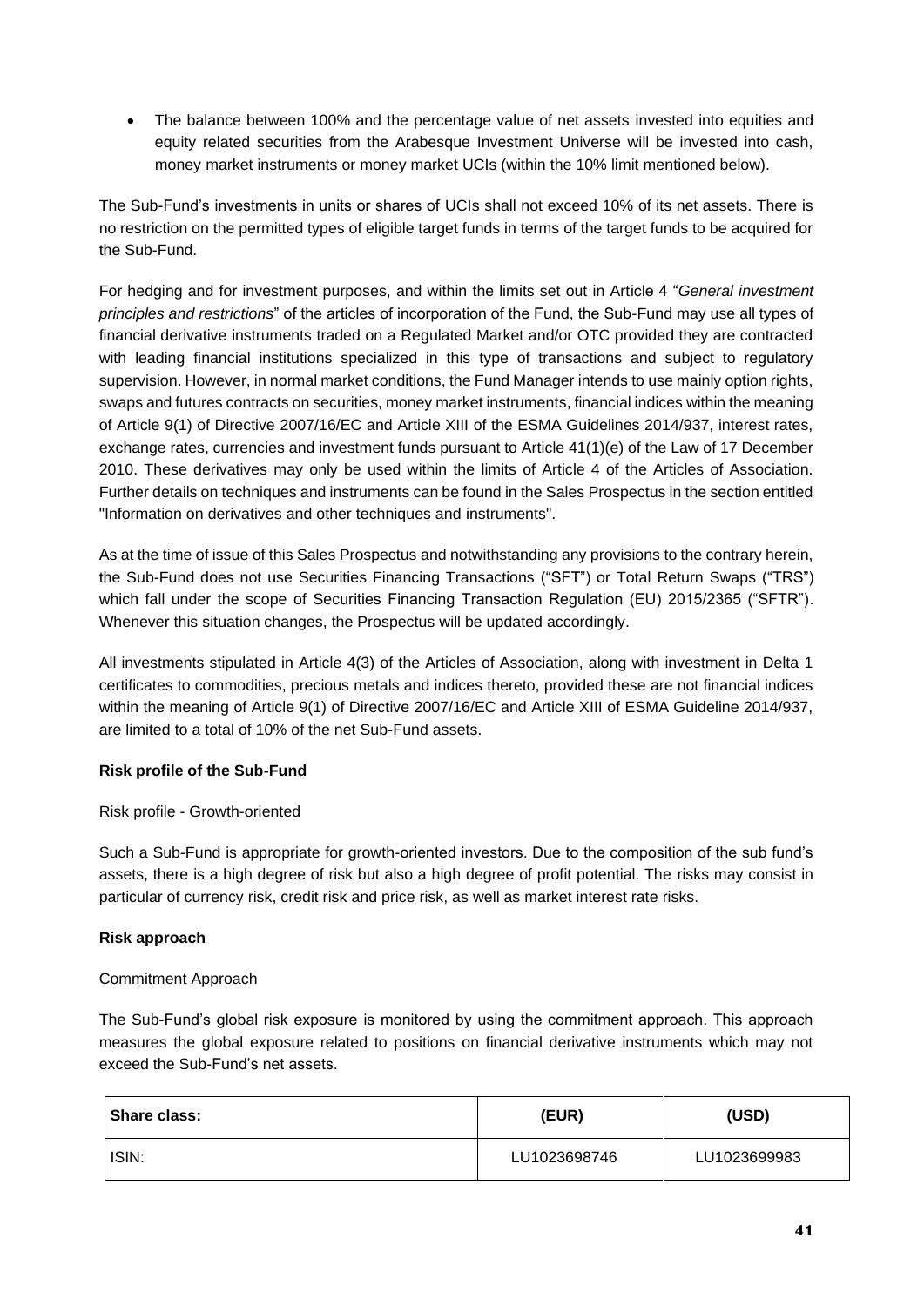- The balance between 100% and the percentage value of net assets invested into equities and equity related securities from the Arabesque Investment Universe will be invested into cash, money market instruments or money market UCIs (within the 10% limit mentioned below).

The Sub-Fund's investments in units or shares of UCIs shall not exceed 10% of its net assets. There is no restriction on the permitted types of eligible target funds in terms of the target funds to be acquired for the Sub-Fund.

For hedging and for investment purposes, and within the limits set out in Article 4 "*General investment principles and restrictions*" of the articles of incorporation of the Fund, the Sub-Fund may use all types of financial derivative instruments traded on a Regulated Market and/or OTC provided they are contracted with leading financial institutions specialized in this type of transactions and subject to regulatory supervision. However, in normal market conditions, the Fund Manager intends to use mainly option rights, swaps and futures contracts on securities, money market instruments, financial indices within the meaning of Article 9(1) of Directive 2007/16/EC and Article XIII of the ESMA Guidelines 2014/937, interest rates, exchange rates, currencies and investment funds pursuant to Article 41(1)(e) of the Law of 17 December 2010. These derivatives may only be used within the limits of Article 4 of the Articles of Association. Further details on techniques and instruments can be found in the Sales Prospectus in the section entitled "Information on derivatives and other techniques and instruments".

As at the time of issue of this Sales Prospectus and notwithstanding any provisions to the contrary herein, the Sub-Fund does not use Securities Financing Transactions ("SFT") or Total Return Swaps ("TRS") which fall under the scope of Securities Financing Transaction Regulation (EU) 2015/2365 ("SFTR"). Whenever this situation changes, the Prospectus will be updated accordingly.

All investments stipulated in Article 4(3) of the Articles of Association, along with investment in Delta 1 certificates to commodities, precious metals and indices thereto, provided these are not financial indices within the meaning of Article 9(1) of Directive 2007/16/EC and Article XIII of ESMA Guideline 2014/937, are limited to a total of 10% of the net Sub-Fund assets.

**Risk profile of the Sub-Fund**

Risk profile - Growth-oriented

Such a Sub-Fund is appropriate for growth-oriented investors. Due to the composition of the sub fund's assets, there is a high degree of risk but also a high degree of profit potential. The risks may consist in particular of currency risk, credit risk and price risk, as well as market interest rate risks.

**Risk approach**

Commitment Approach

The Sub-Fund's global risk exposure is monitored by using the commitment approach. This approach measures the global exposure related to positions on financial derivative instruments which may not exceed the Sub-Fund's net assets.

| **Share class:** | **(EUR)** | **(USD)** |
|---|---|---|
| ISIN: | LU1023698746 | LU1023699983 |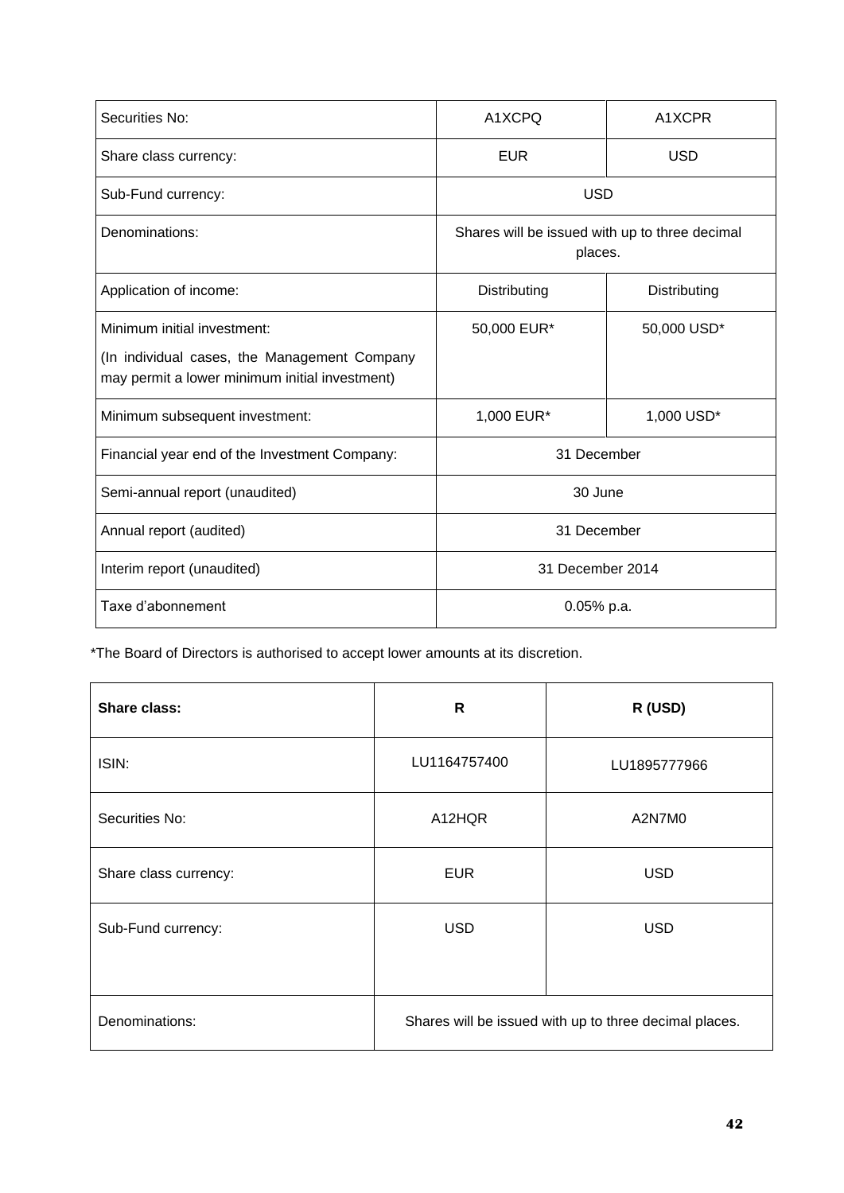| Securities No: | A1XCPQ | A1XCPR |
| --- | --- | --- |
| Share class currency: | EUR | USD |
| Sub-Fund currency: | USD | |
| Denominations: | Shares will be issued with up to three decimal places. | |
| Application of income: | Distributing | Distributing |
| Minimum initial investment:<br><br>(In individual cases, the Management Company may permit a lower minimum initial investment) | 50,000 EUR* | 50,000 USD* |
| Minimum subsequent investment: | 1,000 EUR* | 1,000 USD* |
| Financial year end of the Investment Company: | 31 December | |
| Semi-annual report (unaudited) | 30 June | |
| Annual report (audited) | 31 December | |
| Interim report (unaudited) | 31 December 2014 | |
| Taxe d'abonnement | 0.05% p.a. | |

*The Board of Directors is authorised to accept lower amounts at its discretion.

| **Share class:** | **R** | **R (USD)** |
| --- | --- | --- |
| ISIN: | LU1164757400 | LU1895777966 |
| Securities No: | A12HQR | A2N7M0 |
| Share class currency: | EUR | USD |
| Sub-Fund currency: | USD | USD |
| Denominations: | Shares will be issued with up to three decimal places. | |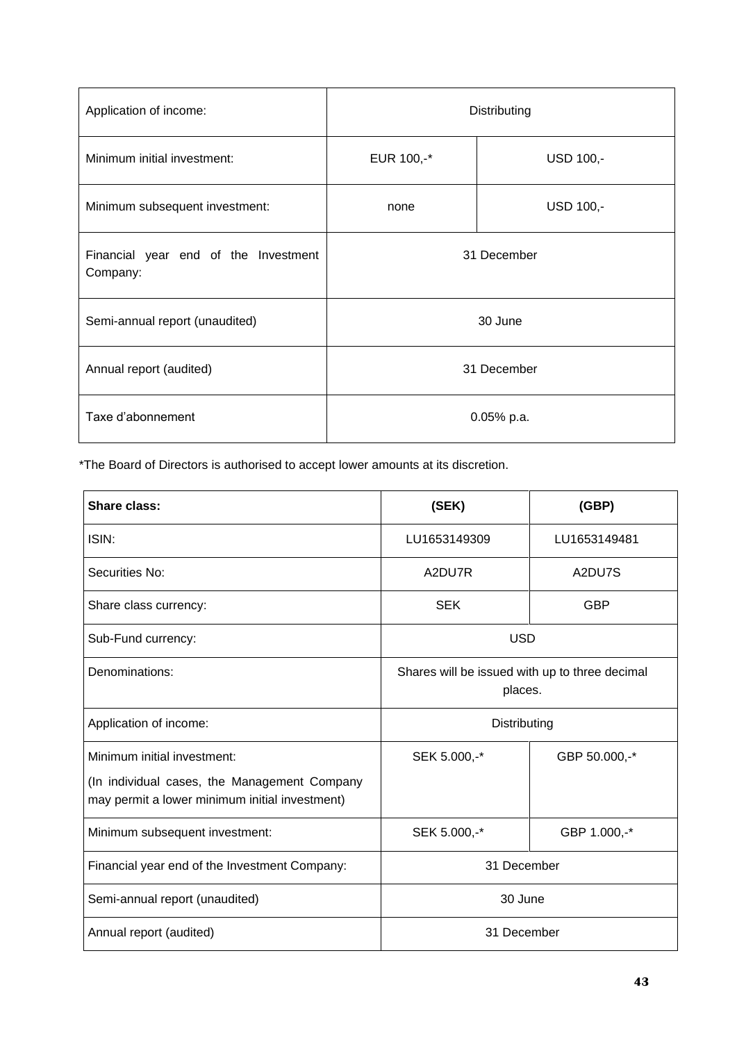| Application of income: | Distributing | |
|---|---|---|
| Minimum initial investment: | EUR 100,-* | USD 100,- |
| Minimum subsequent investment: | none | USD 100,- |
| Financial year end of the Investment Company: | 31 December | |
| Semi-annual report (unaudited) | 30 June | |
| Annual report (audited) | 31 December | |
| Taxe d'abonnement | 0.05% p.a. | |

*The Board of Directors is authorised to accept lower amounts at its discretion.

| **Share class:** | **(SEK)** | **(GBP)** |
|---|---|---|
| ISIN: | LU1653149309 | LU1653149481 |
| Securities No: | A2DU7R | A2DU7S |
| Share class currency: | SEK | GBP |
| Sub-Fund currency: | USD | |
| Denominations: | Shares will be issued with up to three decimal places. | |
| Application of income: | Distributing | |
| Minimum initial investment:<br><br>(In individual cases, the Management Company may permit a lower minimum initial investment) | SEK 5.000,-* | GBP 50.000,-* |
| Minimum subsequent investment: | SEK 5.000,-* | GBP 1.000,-* |
| Financial year end of the Investment Company: | 31 December | |
| Semi-annual report (unaudited) | 30 June | |
| Annual report (audited) | 31 December | |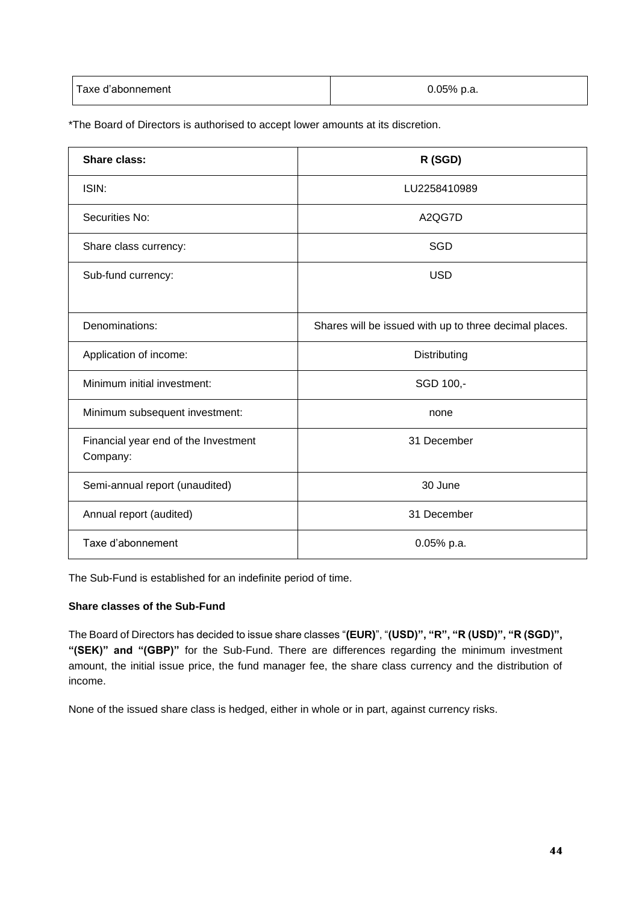| Taxe d'abonnement | 0.05% p.a. |
|---|---|

*The Board of Directors is authorised to accept lower amounts at its discretion.

| **Share class:** | **R (SGD)** |
|---|---|
| ISIN: | LU2258410989 |
| Securities No: | A2QG7D |
| Share class currency: | SGD |
| Sub-fund currency: | USD |
| Denominations: | Shares will be issued with up to three decimal places. |
| Application of income: | Distributing |
| Minimum initial investment: | SGD 100,- |
| Minimum subsequent investment: | none |
| Financial year end of the Investment Company: | 31 December |
| Semi-annual report (unaudited) | 30 June |
| Annual report (audited) | 31 December |
| Taxe d'abonnement | 0.05% p.a. |

The Sub-Fund is established for an indefinite period of time.

**Share classes of the Sub-Fund**

The Board of Directors has decided to issue share classes "**(EUR)**", "**(USD)", "R", "R (USD)", "R (SGD)", "(SEK)" and "(GBP)"** for the Sub-Fund. There are differences regarding the minimum investment amount, the initial issue price, the fund manager fee, the share class currency and the distribution of income.

None of the issued share class is hedged, either in whole or in part, against currency risks.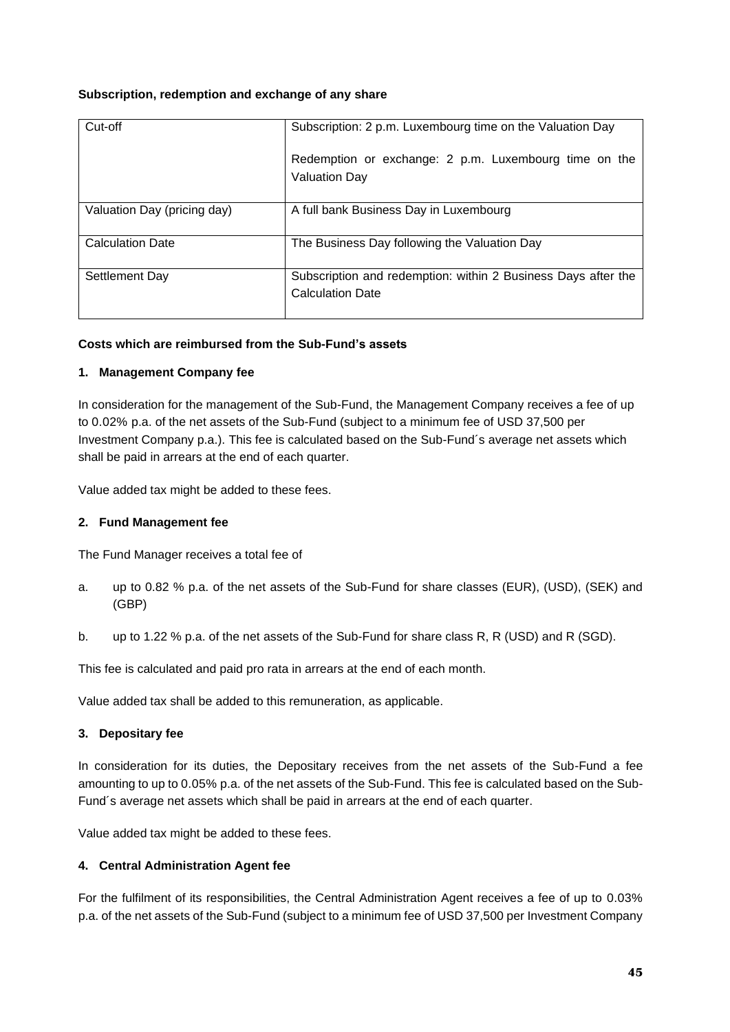**Subscription, redemption and exchange of any share**

| | |
|---|---|
| Cut-off | Subscription: 2 p.m. Luxembourg time on the Valuation Day<br><br>Redemption or exchange: 2 p.m. Luxembourg time on the Valuation Day |
| Valuation Day (pricing day) | A full bank Business Day in Luxembourg |
| Calculation Date | The Business Day following the Valuation Day |
| Settlement Day | Subscription and redemption: within 2 Business Days after the Calculation Date |

**Costs which are reimbursed from the Sub-Fund's assets**

**1. Management Company fee**

In consideration for the management of the Sub-Fund, the Management Company receives a fee of up to 0.02% p.a. of the net assets of the Sub-Fund (subject to a minimum fee of USD 37,500 per Investment Company p.a.). This fee is calculated based on the Sub-Fund´s average net assets which shall be paid in arrears at the end of each quarter.

Value added tax might be added to these fees.

**2. Fund Management fee**

The Fund Manager receives a total fee of

a. up to 0.82 % p.a. of the net assets of the Sub-Fund for share classes (EUR), (USD), (SEK) and (GBP)

b. up to 1.22 % p.a. of the net assets of the Sub-Fund for share class R, R (USD) and R (SGD).

This fee is calculated and paid pro rata in arrears at the end of each month.

Value added tax shall be added to this remuneration, as applicable.

**3. Depositary fee**

In consideration for its duties, the Depositary receives from the net assets of the Sub-Fund a fee amounting to up to 0.05% p.a. of the net assets of the Sub-Fund. This fee is calculated based on the Sub-Fund´s average net assets which shall be paid in arrears at the end of each quarter.

Value added tax might be added to these fees.

**4. Central Administration Agent fee**

For the fulfilment of its responsibilities, the Central Administration Agent receives a fee of up to 0.03% p.a. of the net assets of the Sub-Fund (subject to a minimum fee of USD 37,500 per Investment Company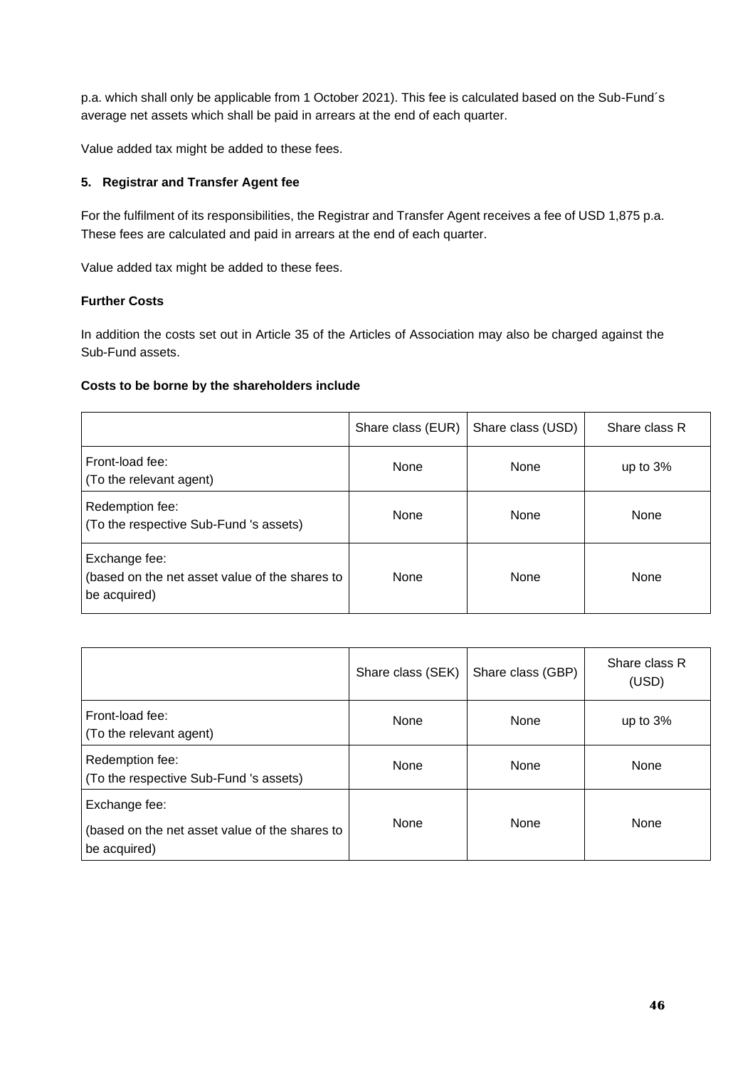p.a. which shall only be applicable from 1 October 2021). This fee is calculated based on the Sub-Fund´s average net assets which shall be paid in arrears at the end of each quarter.

Value added tax might be added to these fees.

**5. Registrar and Transfer Agent fee**

For the fulfilment of its responsibilities, the Registrar and Transfer Agent receives a fee of USD 1,875 p.a. These fees are calculated and paid in arrears at the end of each quarter.

Value added tax might be added to these fees.

**Further Costs**

In addition the costs set out in Article 35 of the Articles of Association may also be charged against the Sub-Fund assets.

**Costs to be borne by the shareholders include**

| | Share class (EUR) | Share class (USD) | Share class R |
|---|---|---|---|
| Front-load fee: (To the relevant agent) | None | None | up to 3% |
| Redemption fee: (To the respective Sub-Fund 's assets) | None | None | None |
| Exchange fee: (based on the net asset value of the shares to be acquired) | None | None | None |

| | Share class (SEK) | Share class (GBP) | Share class R (USD) |
|---|---|---|---|
| Front-load fee: (To the relevant agent) | None | None | up to 3% |
| Redemption fee: (To the respective Sub-Fund 's assets) | None | None | None |
| Exchange fee: (based on the net asset value of the shares to be acquired) | None | None | None |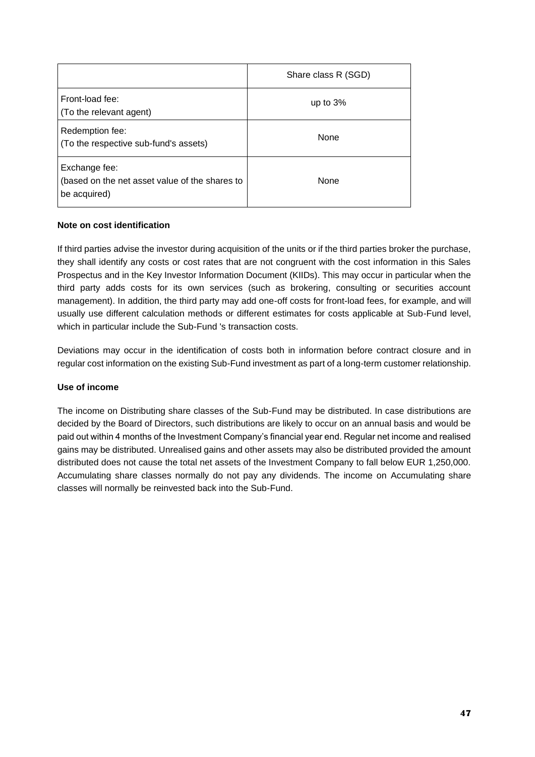| | Share class R (SGD) |
|---|---|
| Front-load fee:<br>(To the relevant agent) | up to 3% |
| Redemption fee:<br>(To the respective sub-fund's assets) | None |
| Exchange fee:<br>(based on the net asset value of the shares to be acquired) | None |

**Note on cost identification**

If third parties advise the investor during acquisition of the units or if the third parties broker the purchase, they shall identify any costs or cost rates that are not congruent with the cost information in this Sales Prospectus and in the Key Investor Information Document (KIIDs). This may occur in particular when the third party adds costs for its own services (such as brokering, consulting or securities account management). In addition, the third party may add one-off costs for front-load fees, for example, and will usually use different calculation methods or different estimates for costs applicable at Sub-Fund level, which in particular include the Sub-Fund 's transaction costs.

Deviations may occur in the identification of costs both in information before contract closure and in regular cost information on the existing Sub-Fund investment as part of a long-term customer relationship.

**Use of income**

The income on Distributing share classes of the Sub-Fund may be distributed. In case distributions are decided by the Board of Directors, such distributions are likely to occur on an annual basis and would be paid out within 4 months of the Investment Company's financial year end. Regular net income and realised gains may be distributed. Unrealised gains and other assets may also be distributed provided the amount distributed does not cause the total net assets of the Investment Company to fall below EUR 1,250,000. Accumulating share classes normally do not pay any dividends. The income on Accumulating share classes will normally be reinvested back into the Sub-Fund.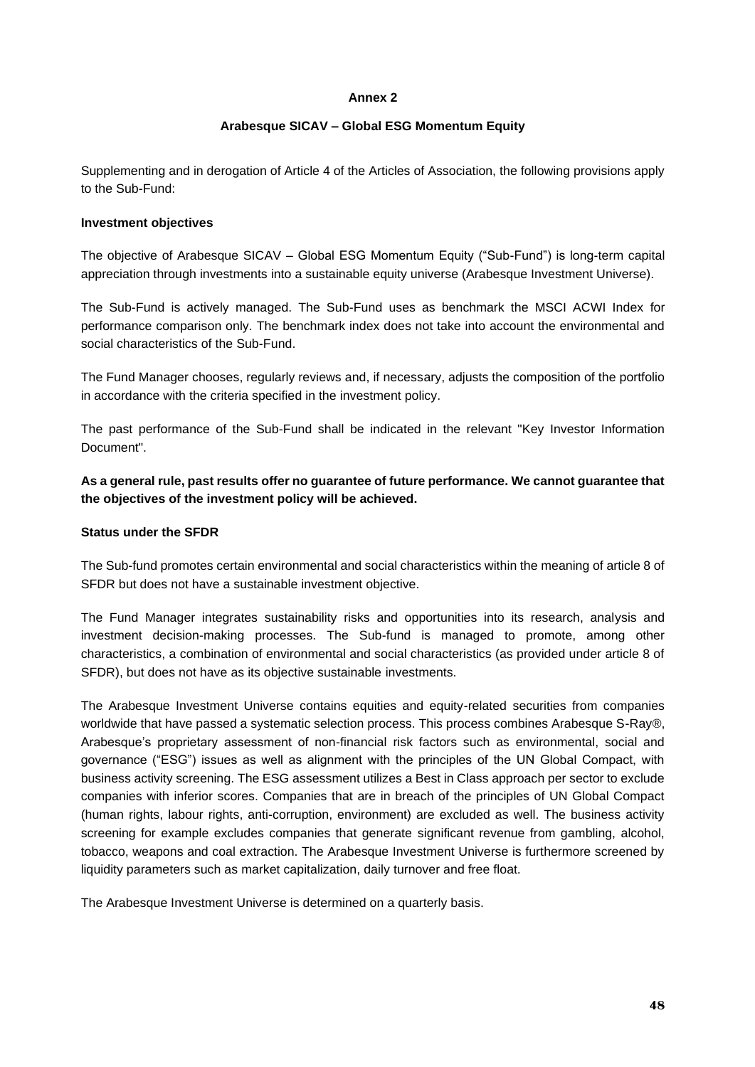**Annex 2**

**Arabesque SICAV – Global ESG Momentum Equity**

Supplementing and in derogation of Article 4 of the Articles of Association, the following provisions apply to the Sub-Fund:

**Investment objectives**

The objective of Arabesque SICAV – Global ESG Momentum Equity ("Sub-Fund") is long-term capital appreciation through investments into a sustainable equity universe (Arabesque Investment Universe).

The Sub-Fund is actively managed. The Sub-Fund uses as benchmark the MSCI ACWI Index for performance comparison only. The benchmark index does not take into account the environmental and social characteristics of the Sub-Fund.

The Fund Manager chooses, regularly reviews and, if necessary, adjusts the composition of the portfolio in accordance with the criteria specified in the investment policy.

The past performance of the Sub-Fund shall be indicated in the relevant "Key Investor Information Document".

**As a general rule, past results offer no guarantee of future performance. We cannot guarantee that the objectives of the investment policy will be achieved.**

**Status under the SFDR**

The Sub-fund promotes certain environmental and social characteristics within the meaning of article 8 of SFDR but does not have a sustainable investment objective.

The Fund Manager integrates sustainability risks and opportunities into its research, analysis and investment decision-making processes. The Sub-fund is managed to promote, among other characteristics, a combination of environmental and social characteristics (as provided under article 8 of SFDR), but does not have as its objective sustainable investments.

The Arabesque Investment Universe contains equities and equity-related securities from companies worldwide that have passed a systematic selection process. This process combines Arabesque S-Ray®, Arabesque's proprietary assessment of non-financial risk factors such as environmental, social and governance ("ESG") issues as well as alignment with the principles of the UN Global Compact, with business activity screening. The ESG assessment utilizes a Best in Class approach per sector to exclude companies with inferior scores. Companies that are in breach of the principles of UN Global Compact (human rights, labour rights, anti-corruption, environment) are excluded as well. The business activity screening for example excludes companies that generate significant revenue from gambling, alcohol, tobacco, weapons and coal extraction. The Arabesque Investment Universe is furthermore screened by liquidity parameters such as market capitalization, daily turnover and free float.

The Arabesque Investment Universe is determined on a quarterly basis.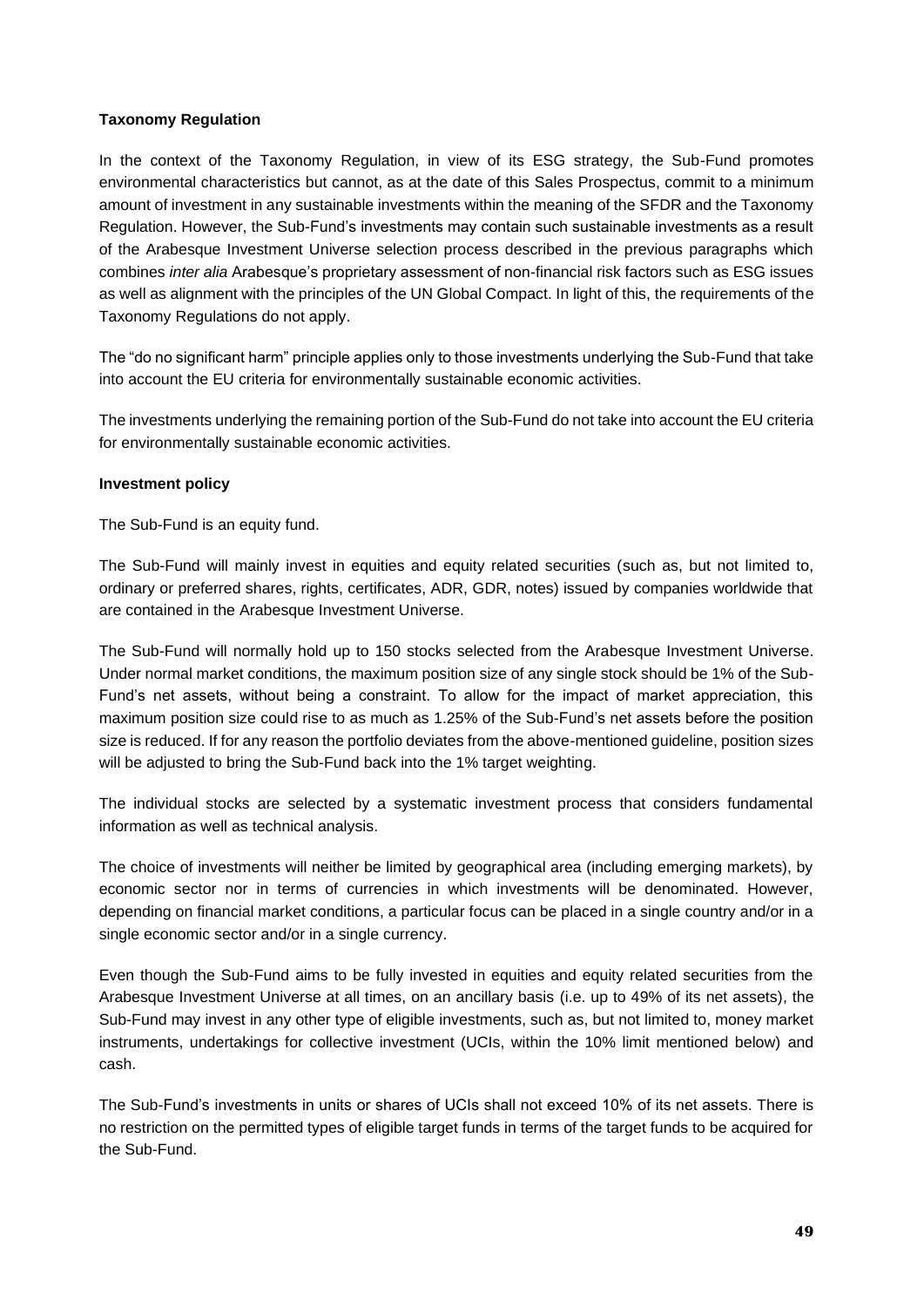**Taxonomy Regulation**

In the context of the Taxonomy Regulation, in view of its ESG strategy, the Sub-Fund promotes environmental characteristics but cannot, as at the date of this Sales Prospectus, commit to a minimum amount of investment in any sustainable investments within the meaning of the SFDR and the Taxonomy Regulation. However, the Sub-Fund's investments may contain such sustainable investments as a result of the Arabesque Investment Universe selection process described in the previous paragraphs which combines *inter alia* Arabesque's proprietary assessment of non-financial risk factors such as ESG issues as well as alignment with the principles of the UN Global Compact. In light of this, the requirements of the Taxonomy Regulations do not apply.

The "do no significant harm" principle applies only to those investments underlying the Sub-Fund that take into account the EU criteria for environmentally sustainable economic activities.

The investments underlying the remaining portion of the Sub-Fund do not take into account the EU criteria for environmentally sustainable economic activities.

**Investment policy**

The Sub-Fund is an equity fund.

The Sub-Fund will mainly invest in equities and equity related securities (such as, but not limited to, ordinary or preferred shares, rights, certificates, ADR, GDR, notes) issued by companies worldwide that are contained in the Arabesque Investment Universe.

The Sub-Fund will normally hold up to 150 stocks selected from the Arabesque Investment Universe. Under normal market conditions, the maximum position size of any single stock should be 1% of the Sub-Fund's net assets, without being a constraint. To allow for the impact of market appreciation, this maximum position size could rise to as much as 1.25% of the Sub-Fund's net assets before the position size is reduced. If for any reason the portfolio deviates from the above-mentioned guideline, position sizes will be adjusted to bring the Sub-Fund back into the 1% target weighting.

The individual stocks are selected by a systematic investment process that considers fundamental information as well as technical analysis.

The choice of investments will neither be limited by geographical area (including emerging markets), by economic sector nor in terms of currencies in which investments will be denominated. However, depending on financial market conditions, a particular focus can be placed in a single country and/or in a single economic sector and/or in a single currency.

Even though the Sub-Fund aims to be fully invested in equities and equity related securities from the Arabesque Investment Universe at all times, on an ancillary basis (i.e. up to 49% of its net assets), the Sub-Fund may invest in any other type of eligible investments, such as, but not limited to, money market instruments, undertakings for collective investment (UCIs, within the 10% limit mentioned below) and cash.

The Sub-Fund's investments in units or shares of UCIs shall not exceed 10% of its net assets. There is no restriction on the permitted types of eligible target funds in terms of the target funds to be acquired for the Sub-Fund.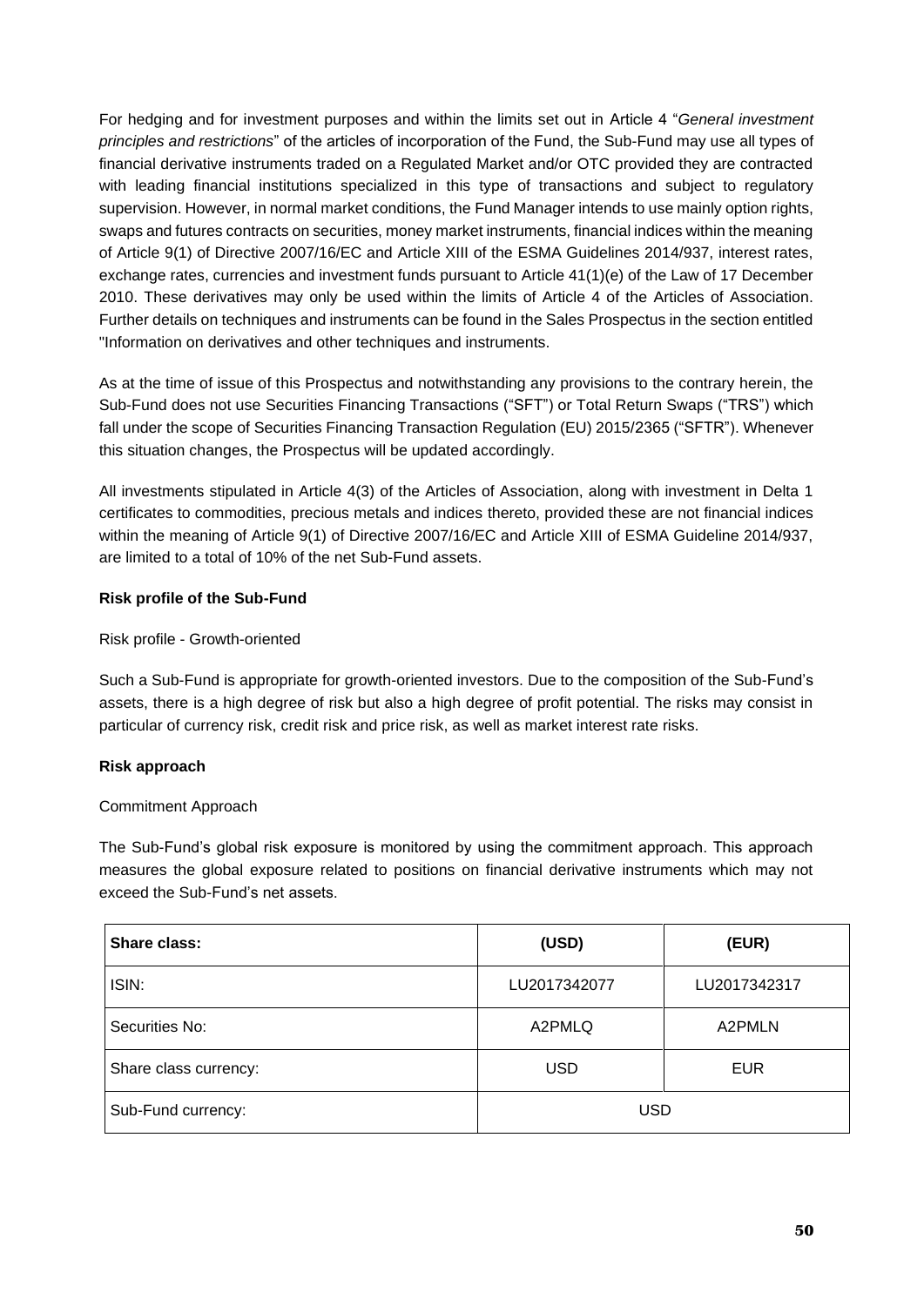For hedging and for investment purposes and within the limits set out in Article 4 "*General investment principles and restrictions*" of the articles of incorporation of the Fund, the Sub-Fund may use all types of financial derivative instruments traded on a Regulated Market and/or OTC provided they are contracted with leading financial institutions specialized in this type of transactions and subject to regulatory supervision. However, in normal market conditions, the Fund Manager intends to use mainly option rights, swaps and futures contracts on securities, money market instruments, financial indices within the meaning of Article 9(1) of Directive 2007/16/EC and Article XIII of the ESMA Guidelines 2014/937, interest rates, exchange rates, currencies and investment funds pursuant to Article 41(1)(e) of the Law of 17 December 2010. These derivatives may only be used within the limits of Article 4 of the Articles of Association. Further details on techniques and instruments can be found in the Sales Prospectus in the section entitled "Information on derivatives and other techniques and instruments.

As at the time of issue of this Prospectus and notwithstanding any provisions to the contrary herein, the Sub-Fund does not use Securities Financing Transactions ("SFT") or Total Return Swaps ("TRS") which fall under the scope of Securities Financing Transaction Regulation (EU) 2015/2365 ("SFTR"). Whenever this situation changes, the Prospectus will be updated accordingly.

All investments stipulated in Article 4(3) of the Articles of Association, along with investment in Delta 1 certificates to commodities, precious metals and indices thereto, provided these are not financial indices within the meaning of Article 9(1) of Directive 2007/16/EC and Article XIII of ESMA Guideline 2014/937, are limited to a total of 10% of the net Sub-Fund assets.

**Risk profile of the Sub-Fund**

Risk profile - Growth-oriented

Such a Sub-Fund is appropriate for growth-oriented investors. Due to the composition of the Sub-Fund's assets, there is a high degree of risk but also a high degree of profit potential. The risks may consist in particular of currency risk, credit risk and price risk, as well as market interest rate risks.

**Risk approach**

Commitment Approach

The Sub-Fund's global risk exposure is monitored by using the commitment approach. This approach measures the global exposure related to positions on financial derivative instruments which may not exceed the Sub-Fund's net assets.

| **Share class:** | **(USD)** | **(EUR)** |
| --- | --- | --- |
| ISIN: | LU2017342077 | LU2017342317 |
| Securities No: | A2PMLQ | A2PMLN |
| Share class currency: | USD | EUR |
| Sub-Fund currency: | USD | |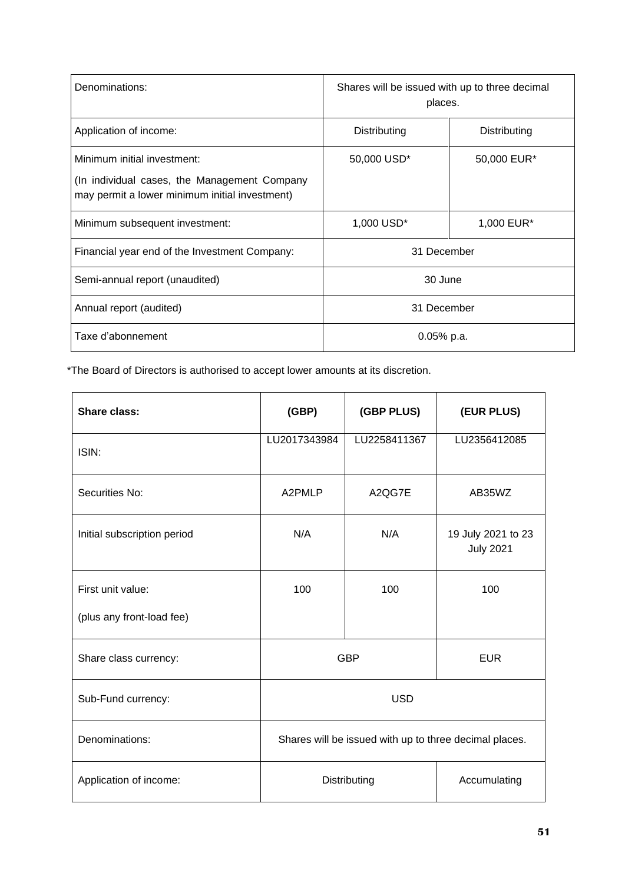| Denominations: | Shares will be issued with up to three decimal places. | |
|---|---|---|
| Application of income: | Distributing | Distributing |
| Minimum initial investment:<br><br>(In individual cases, the Management Company may permit a lower minimum initial investment) | 50,000 USD* | 50,000 EUR* |
| Minimum subsequent investment: | 1,000 USD* | 1,000 EUR* |
| Financial year end of the Investment Company: | 31 December | |
| Semi-annual report (unaudited) | 30 June | |
| Annual report (audited) | 31 December | |
| Taxe d'abonnement | 0.05% p.a. | |

*The Board of Directors is authorised to accept lower amounts at its discretion.

| **Share class:** | **(GBP)** | **(GBP PLUS)** | **(EUR PLUS)** |
|---|---|---|---|
| ISIN: | LU2017343984 | LU2258411367 | LU2356412085 |
| Securities No: | A2PMLP | A2QG7E | AB35WZ |
| Initial subscription period | N/A | N/A | 19 July 2021 to 23 July 2021 |
| First unit value:<br><br>(plus any front-load fee) | 100 | 100 | 100 |
| Share class currency: | GBP | | EUR |
| Sub-Fund currency: | USD | | |
| Denominations: | Shares will be issued with up to three decimal places. | | |
| Application of income: | Distributing | | Accumulating |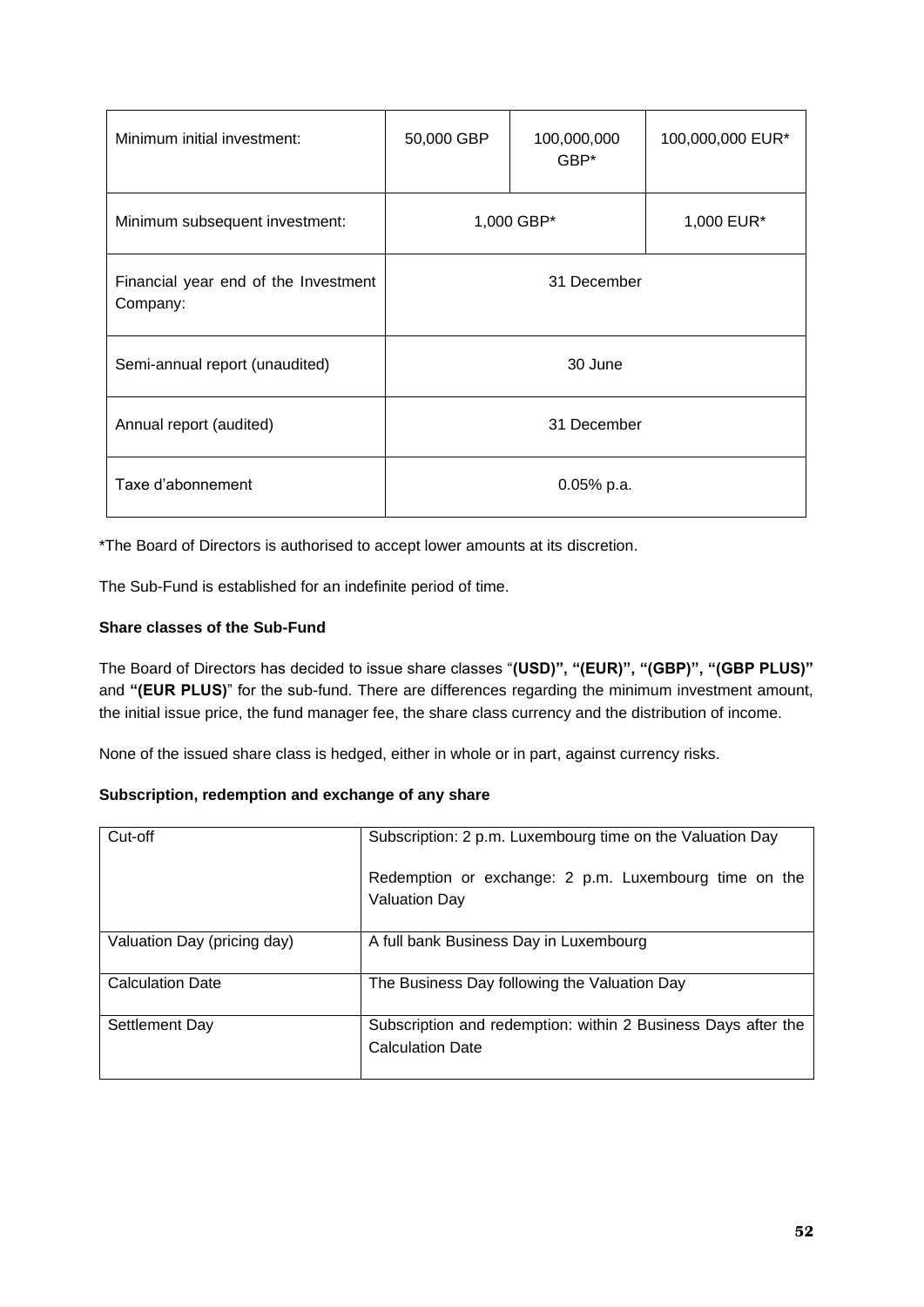| Minimum initial investment: | 50,000 GBP | 100,000,000 GBP* | 100,000,000 EUR* |
|---|---|---|---|
| Minimum subsequent investment: | 1,000 GBP* | | 1,000 EUR* |
| Financial year end of the Investment Company: | 31 December | | |
| Semi-annual report (unaudited) | 30 June | | |
| Annual report (audited) | 31 December | | |
| Taxe d'abonnement | 0.05% p.a. | | |

*The Board of Directors is authorised to accept lower amounts at its discretion.

The Sub-Fund is established for an indefinite period of time.

**Share classes of the Sub-Fund**

The Board of Directors has decided to issue share classes "**(USD)", "(EUR)", "(GBP)", "(GBP PLUS)"** and **"(EUR PLUS)**" for the sub-fund. There are differences regarding the minimum investment amount, the initial issue price, the fund manager fee, the share class currency and the distribution of income.

None of the issued share class is hedged, either in whole or in part, against currency risks.

**Subscription, redemption and exchange of any share**

| Cut-off | Subscription: 2 p.m. Luxembourg time on the Valuation Day<br><br>Redemption or exchange: 2 p.m. Luxembourg time on the Valuation Day |
|---|---|
| Valuation Day (pricing day) | A full bank Business Day in Luxembourg |
| Calculation Date | The Business Day following the Valuation Day |
| Settlement Day | Subscription and redemption: within 2 Business Days after the Calculation Date |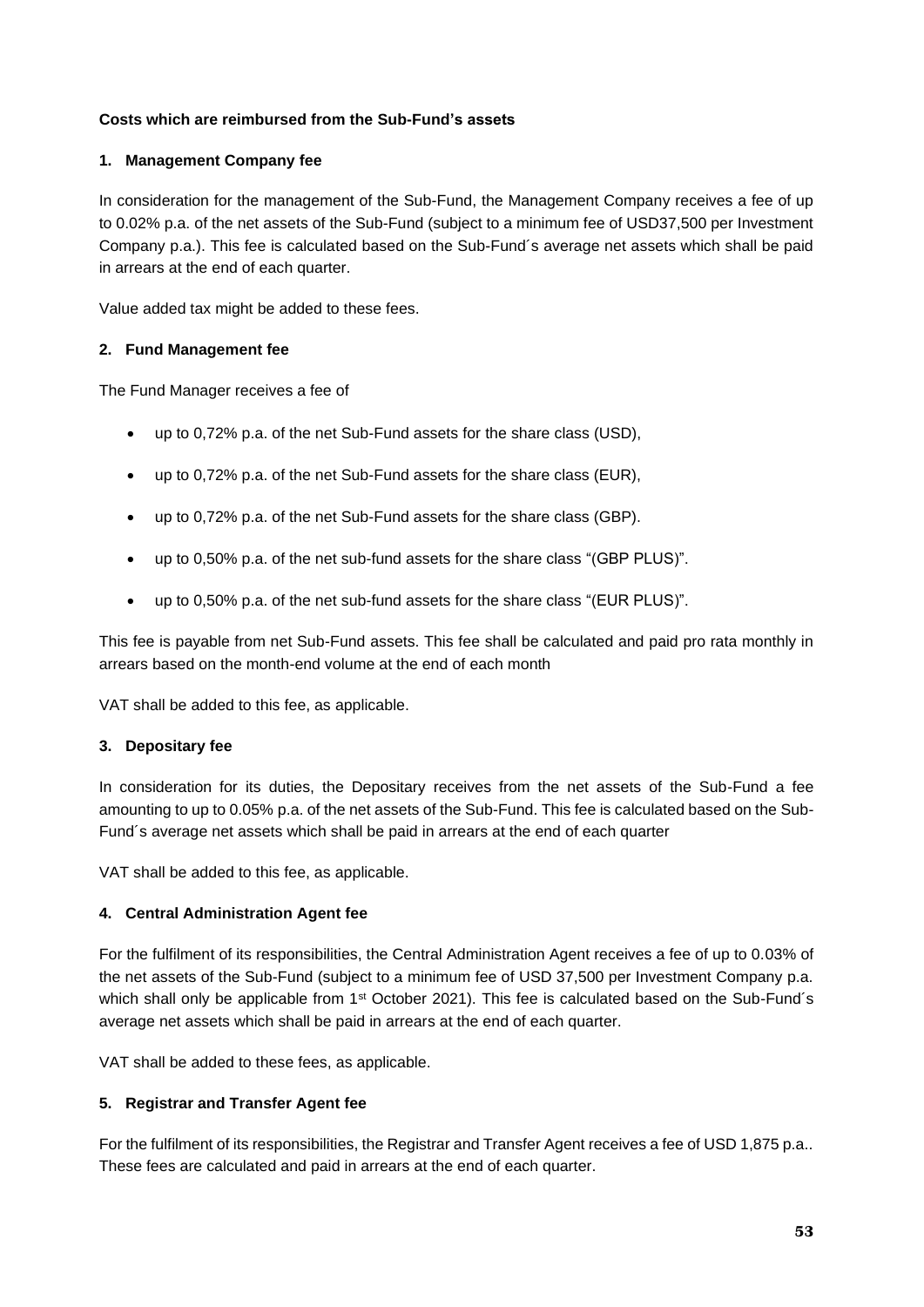**Costs which are reimbursed from the Sub-Fund's assets**

**1. Management Company fee**

In consideration for the management of the Sub-Fund, the Management Company receives a fee of up to 0.02% p.a. of the net assets of the Sub-Fund (subject to a minimum fee of USD37,500 per Investment Company p.a.). This fee is calculated based on the Sub-Fund´s average net assets which shall be paid in arrears at the end of each quarter.

Value added tax might be added to these fees.

**2. Fund Management fee**

The Fund Manager receives a fee of

- up to 0,72% p.a. of the net Sub-Fund assets for the share class (USD),
- up to 0,72% p.a. of the net Sub-Fund assets for the share class (EUR),
- up to 0,72% p.a. of the net Sub-Fund assets for the share class (GBP).
- up to 0,50% p.a. of the net sub-fund assets for the share class "(GBP PLUS)".
- up to 0,50% p.a. of the net sub-fund assets for the share class "(EUR PLUS)".

This fee is payable from net Sub-Fund assets. This fee shall be calculated and paid pro rata monthly in arrears based on the month-end volume at the end of each month

VAT shall be added to this fee, as applicable.

**3. Depositary fee**

In consideration for its duties, the Depositary receives from the net assets of the Sub-Fund a fee amounting to up to 0.05% p.a. of the net assets of the Sub-Fund. This fee is calculated based on the Sub-Fund´s average net assets which shall be paid in arrears at the end of each quarter

VAT shall be added to this fee, as applicable.

**4. Central Administration Agent fee**

For the fulfilment of its responsibilities, the Central Administration Agent receives a fee of up to 0.03% of the net assets of the Sub-Fund (subject to a minimum fee of USD 37,500 per Investment Company p.a. which shall only be applicable from 1st October 2021). This fee is calculated based on the Sub-Fund´s average net assets which shall be paid in arrears at the end of each quarter.

VAT shall be added to these fees, as applicable.

**5. Registrar and Transfer Agent fee**

For the fulfilment of its responsibilities, the Registrar and Transfer Agent receives a fee of USD 1,875 p.a.. These fees are calculated and paid in arrears at the end of each quarter.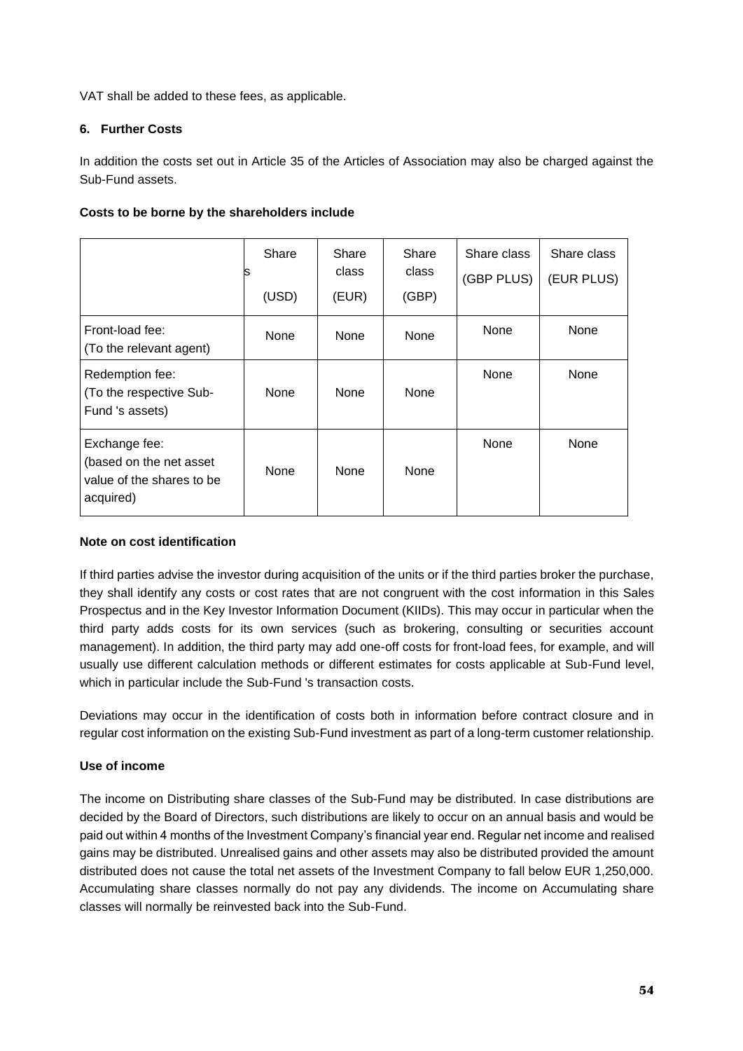VAT shall be added to these fees, as applicable.

### 6. Further Costs

In addition the costs set out in Article 35 of the Articles of Association may also be charged against the Sub-Fund assets.

**Costs to be borne by the shareholders include**

| | Share s (USD) | Share class (EUR) | Share class (GBP) | Share class (GBP PLUS) | Share class (EUR PLUS) |
|---|---|---|---|---|---|
| Front-load fee: (To the relevant agent) | None | None | None | None | None |
| Redemption fee: (To the respective Sub-Fund 's assets) | None | None | None | None | None |
| Exchange fee: (based on the net asset value of the shares to be acquired) | None | None | None | None | None |

**Note on cost identification**

If third parties advise the investor during acquisition of the units or if the third parties broker the purchase, they shall identify any costs or cost rates that are not congruent with the cost information in this Sales Prospectus and in the Key Investor Information Document (KIIDs). This may occur in particular when the third party adds costs for its own services (such as brokering, consulting or securities account management). In addition, the third party may add one-off costs for front-load fees, for example, and will usually use different calculation methods or different estimates for costs applicable at Sub-Fund level, which in particular include the Sub-Fund 's transaction costs.

Deviations may occur in the identification of costs both in information before contract closure and in regular cost information on the existing Sub-Fund investment as part of a long-term customer relationship.

**Use of income**

The income on Distributing share classes of the Sub-Fund may be distributed. In case distributions are decided by the Board of Directors, such distributions are likely to occur on an annual basis and would be paid out within 4 months of the Investment Company's financial year end. Regular net income and realised gains may be distributed. Unrealised gains and other assets may also be distributed provided the amount distributed does not cause the total net assets of the Investment Company to fall below EUR 1,250,000. Accumulating share classes normally do not pay any dividends. The income on Accumulating share classes will normally be reinvested back into the Sub-Fund.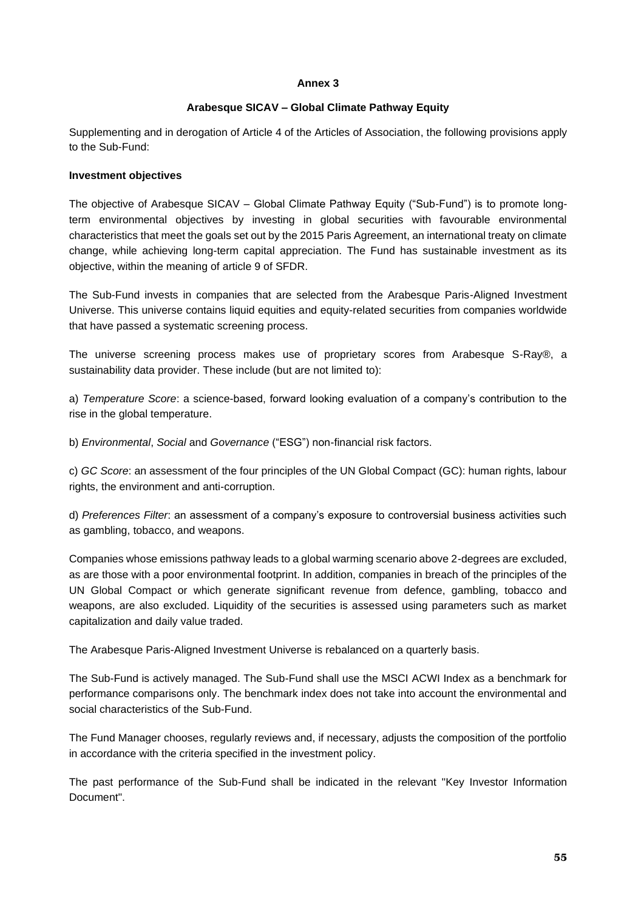**Annex 3**

**Arabesque SICAV – Global Climate Pathway Equity**

Supplementing and in derogation of Article 4 of the Articles of Association, the following provisions apply to the Sub-Fund:

**Investment objectives**

The objective of Arabesque SICAV – Global Climate Pathway Equity ("Sub-Fund") is to promote long-term environmental objectives by investing in global securities with favourable environmental characteristics that meet the goals set out by the 2015 Paris Agreement, an international treaty on climate change, while achieving long-term capital appreciation. The Fund has sustainable investment as its objective, within the meaning of article 9 of SFDR.

The Sub-Fund invests in companies that are selected from the Arabesque Paris-Aligned Investment Universe. This universe contains liquid equities and equity-related securities from companies worldwide that have passed a systematic screening process.

The universe screening process makes use of proprietary scores from Arabesque S-Ray®, a sustainability data provider. These include (but are not limited to):

a) *Temperature Score*: a science-based, forward looking evaluation of a company's contribution to the rise in the global temperature.

b) *Environmental*, *Social* and *Governance* ("ESG") non-financial risk factors.

c) *GC Score*: an assessment of the four principles of the UN Global Compact (GC): human rights, labour rights, the environment and anti-corruption.

d) *Preferences Filter*: an assessment of a company's exposure to controversial business activities such as gambling, tobacco, and weapons.

Companies whose emissions pathway leads to a global warming scenario above 2-degrees are excluded, as are those with a poor environmental footprint. In addition, companies in breach of the principles of the UN Global Compact or which generate significant revenue from defence, gambling, tobacco and weapons, are also excluded. Liquidity of the securities is assessed using parameters such as market capitalization and daily value traded.

The Arabesque Paris-Aligned Investment Universe is rebalanced on a quarterly basis.

The Sub-Fund is actively managed. The Sub-Fund shall use the MSCI ACWI Index as a benchmark for performance comparisons only. The benchmark index does not take into account the environmental and social characteristics of the Sub-Fund.

The Fund Manager chooses, regularly reviews and, if necessary, adjusts the composition of the portfolio in accordance with the criteria specified in the investment policy.

The past performance of the Sub-Fund shall be indicated in the relevant "Key Investor Information Document".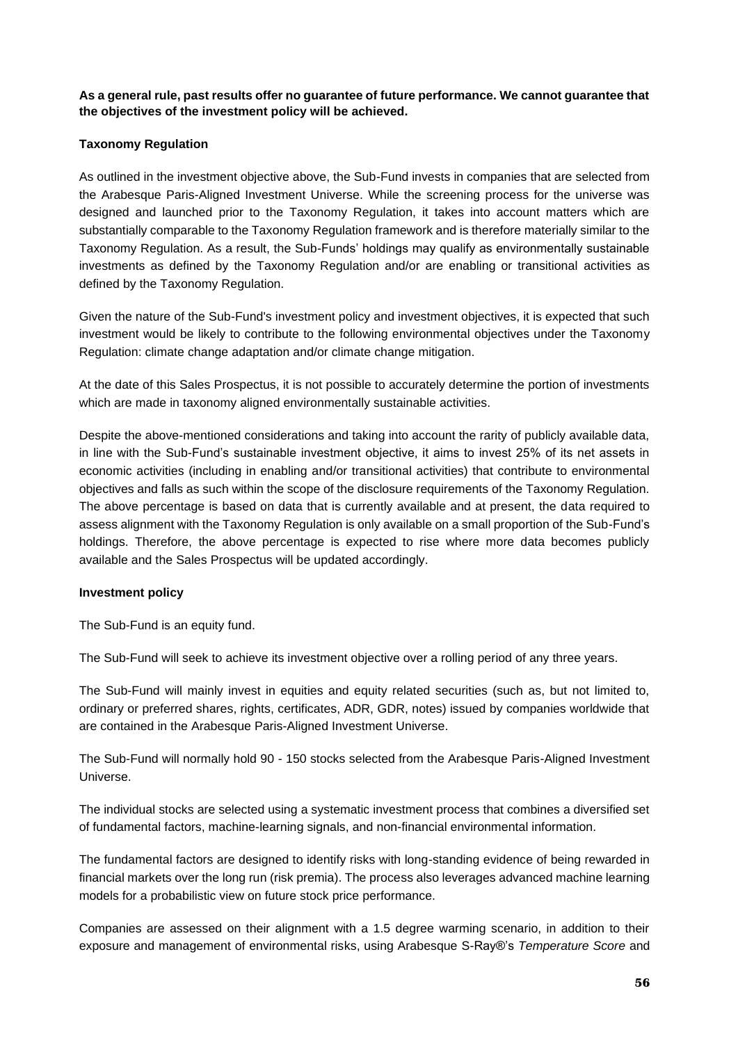**As a general rule, past results offer no guarantee of future performance. We cannot guarantee that the objectives of the investment policy will be achieved.**

**Taxonomy Regulation**

As outlined in the investment objective above, the Sub-Fund invests in companies that are selected from the Arabesque Paris-Aligned Investment Universe. While the screening process for the universe was designed and launched prior to the Taxonomy Regulation, it takes into account matters which are substantially comparable to the Taxonomy Regulation framework and is therefore materially similar to the Taxonomy Regulation. As a result, the Sub-Funds' holdings may qualify as environmentally sustainable investments as defined by the Taxonomy Regulation and/or are enabling or transitional activities as defined by the Taxonomy Regulation.

Given the nature of the Sub-Fund's investment policy and investment objectives, it is expected that such investment would be likely to contribute to the following environmental objectives under the Taxonomy Regulation: climate change adaptation and/or climate change mitigation.

At the date of this Sales Prospectus, it is not possible to accurately determine the portion of investments which are made in taxonomy aligned environmentally sustainable activities.

Despite the above-mentioned considerations and taking into account the rarity of publicly available data, in line with the Sub-Fund's sustainable investment objective, it aims to invest 25% of its net assets in economic activities (including in enabling and/or transitional activities) that contribute to environmental objectives and falls as such within the scope of the disclosure requirements of the Taxonomy Regulation. The above percentage is based on data that is currently available and at present, the data required to assess alignment with the Taxonomy Regulation is only available on a small proportion of the Sub-Fund's holdings. Therefore, the above percentage is expected to rise where more data becomes publicly available and the Sales Prospectus will be updated accordingly.

**Investment policy**

The Sub-Fund is an equity fund.

The Sub-Fund will seek to achieve its investment objective over a rolling period of any three years.

The Sub-Fund will mainly invest in equities and equity related securities (such as, but not limited to, ordinary or preferred shares, rights, certificates, ADR, GDR, notes) issued by companies worldwide that are contained in the Arabesque Paris-Aligned Investment Universe.

The Sub-Fund will normally hold 90 - 150 stocks selected from the Arabesque Paris-Aligned Investment Universe.

The individual stocks are selected using a systematic investment process that combines a diversified set of fundamental factors, machine-learning signals, and non-financial environmental information.

The fundamental factors are designed to identify risks with long-standing evidence of being rewarded in financial markets over the long run (risk premia). The process also leverages advanced machine learning models for a probabilistic view on future stock price performance.

Companies are assessed on their alignment with a 1.5 degree warming scenario, in addition to their exposure and management of environmental risks, using Arabesque S-Ray®'s *Temperature Score* and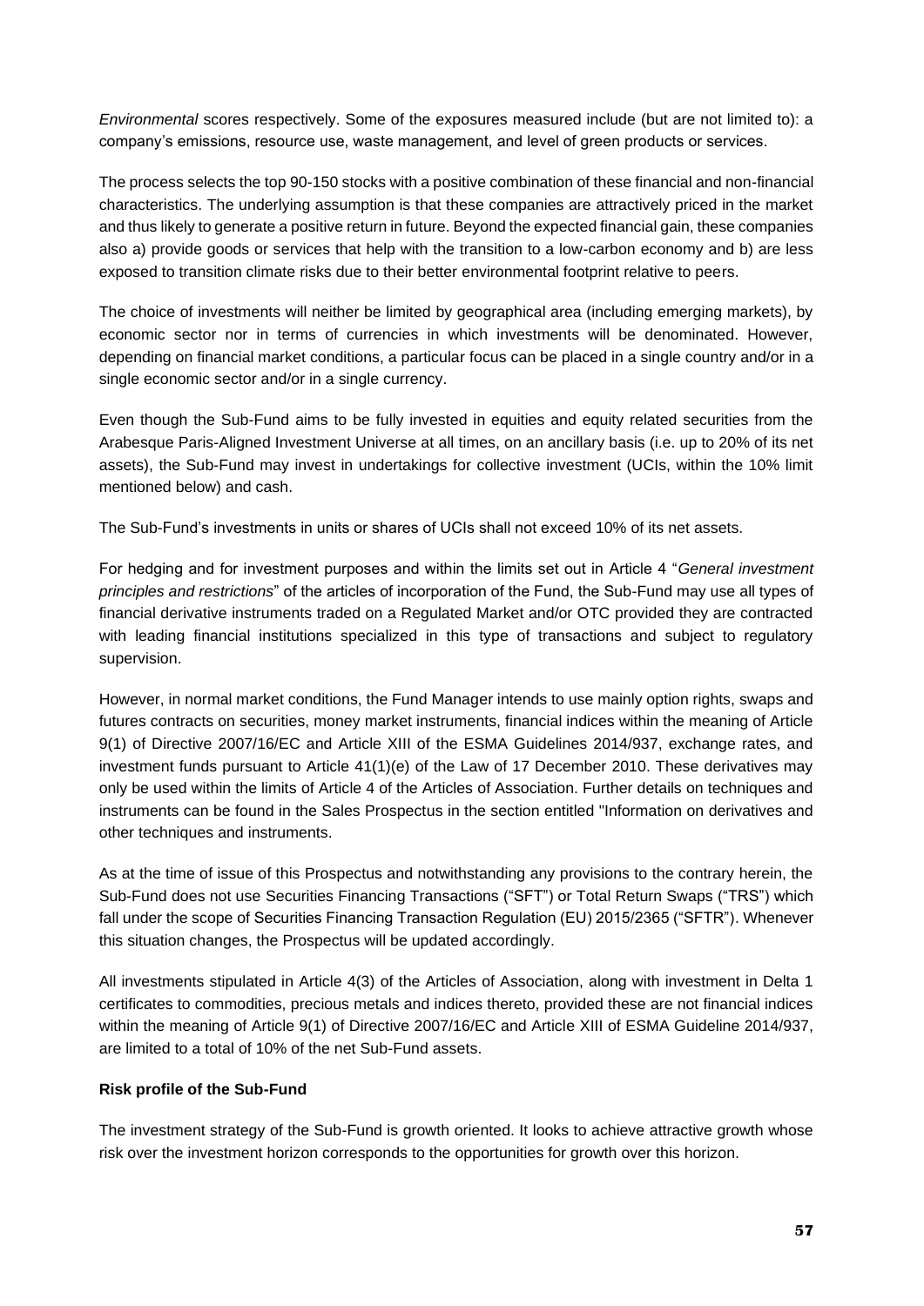*Environmental* scores respectively. Some of the exposures measured include (but are not limited to): a company's emissions, resource use, waste management, and level of green products or services.

The process selects the top 90-150 stocks with a positive combination of these financial and non-financial characteristics. The underlying assumption is that these companies are attractively priced in the market and thus likely to generate a positive return in future. Beyond the expected financial gain, these companies also a) provide goods or services that help with the transition to a low-carbon economy and b) are less exposed to transition climate risks due to their better environmental footprint relative to peers.

The choice of investments will neither be limited by geographical area (including emerging markets), by economic sector nor in terms of currencies in which investments will be denominated. However, depending on financial market conditions, a particular focus can be placed in a single country and/or in a single economic sector and/or in a single currency.

Even though the Sub-Fund aims to be fully invested in equities and equity related securities from the Arabesque Paris-Aligned Investment Universe at all times, on an ancillary basis (i.e. up to 20% of its net assets), the Sub-Fund may invest in undertakings for collective investment (UCIs, within the 10% limit mentioned below) and cash.

The Sub-Fund's investments in units or shares of UCIs shall not exceed 10% of its net assets.

For hedging and for investment purposes and within the limits set out in Article 4 "*General investment principles and restrictions*" of the articles of incorporation of the Fund, the Sub-Fund may use all types of financial derivative instruments traded on a Regulated Market and/or OTC provided they are contracted with leading financial institutions specialized in this type of transactions and subject to regulatory supervision.

However, in normal market conditions, the Fund Manager intends to use mainly option rights, swaps and futures contracts on securities, money market instruments, financial indices within the meaning of Article 9(1) of Directive 2007/16/EC and Article XIII of the ESMA Guidelines 2014/937, exchange rates, and investment funds pursuant to Article 41(1)(e) of the Law of 17 December 2010. These derivatives may only be used within the limits of Article 4 of the Articles of Association. Further details on techniques and instruments can be found in the Sales Prospectus in the section entitled "Information on derivatives and other techniques and instruments.

As at the time of issue of this Prospectus and notwithstanding any provisions to the contrary herein, the Sub-Fund does not use Securities Financing Transactions ("SFT") or Total Return Swaps ("TRS") which fall under the scope of Securities Financing Transaction Regulation (EU) 2015/2365 ("SFTR"). Whenever this situation changes, the Prospectus will be updated accordingly.

All investments stipulated in Article 4(3) of the Articles of Association, along with investment in Delta 1 certificates to commodities, precious metals and indices thereto, provided these are not financial indices within the meaning of Article 9(1) of Directive 2007/16/EC and Article XIII of ESMA Guideline 2014/937, are limited to a total of 10% of the net Sub-Fund assets.

**Risk profile of the Sub-Fund**

The investment strategy of the Sub-Fund is growth oriented. It looks to achieve attractive growth whose risk over the investment horizon corresponds to the opportunities for growth over this horizon.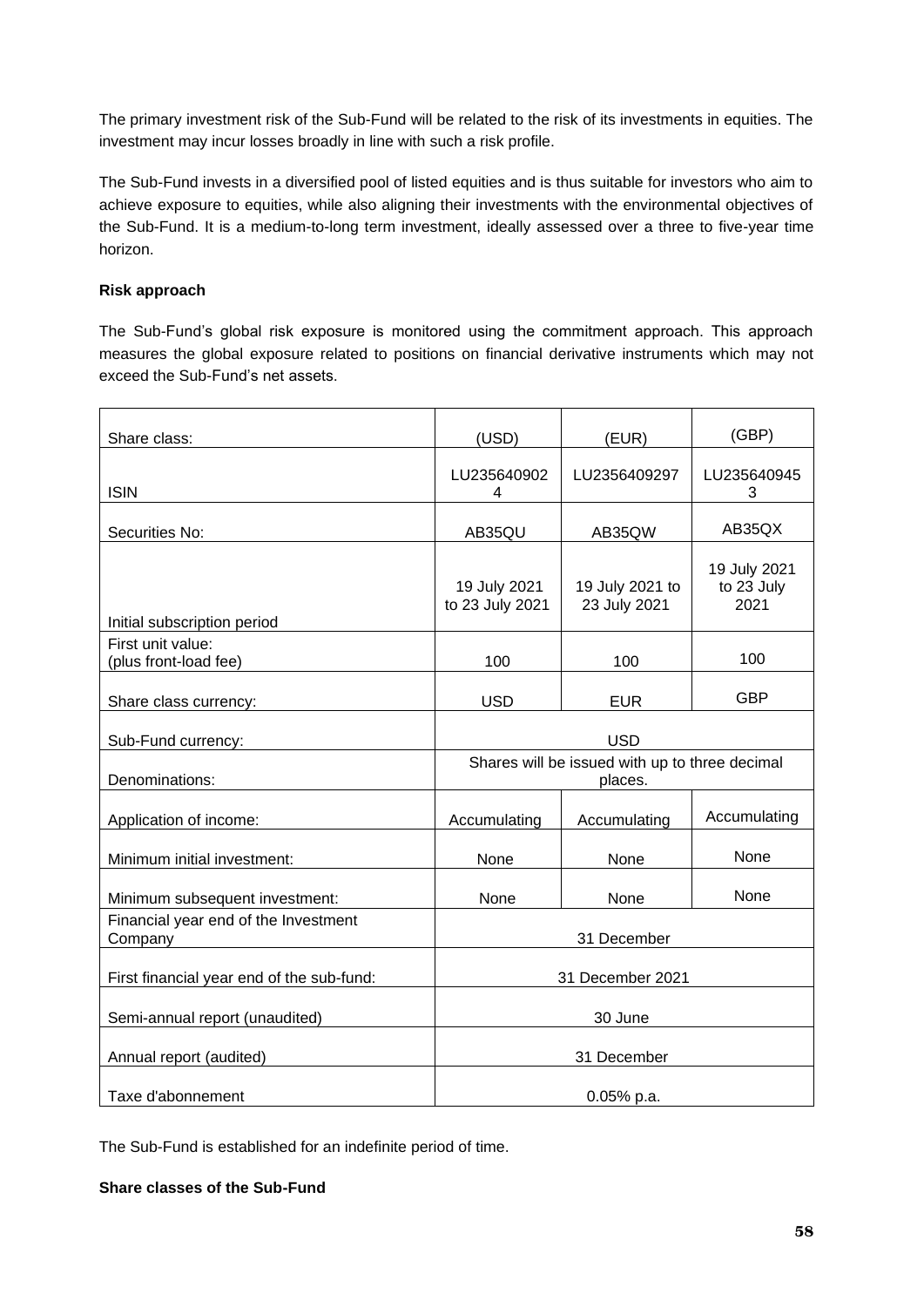The primary investment risk of the Sub-Fund will be related to the risk of its investments in equities. The investment may incur losses broadly in line with such a risk profile.

The Sub-Fund invests in a diversified pool of listed equities and is thus suitable for investors who aim to achieve exposure to equities, while also aligning their investments with the environmental objectives of the Sub-Fund. It is a medium-to-long term investment, ideally assessed over a three to five-year time horizon.

**Risk approach**

The Sub-Fund's global risk exposure is monitored using the commitment approach. This approach measures the global exposure related to positions on financial derivative instruments which may not exceed the Sub-Fund's net assets.

| Share class: | (USD) | (EUR) | (GBP) |
|---|---|---|---|
| ISIN | LU2356409024 | LU2356409297 | LU2356409453 |
| Securities No: | AB35QU | AB35QW | AB35QX |
| Initial subscription period | 19 July 2021 to 23 July 2021 | 19 July 2021 to 23 July 2021 | 19 July 2021 to 23 July 2021 |
| First unit value: (plus front-load fee) | 100 | 100 | 100 |
| Share class currency: | USD | EUR | GBP |
| Sub-Fund currency: | USD | | |
| Denominations: | Shares will be issued with up to three decimal places. | | |
| Application of income: | Accumulating | Accumulating | Accumulating |
| Minimum initial investment: | None | None | None |
| Minimum subsequent investment: | None | None | None |
| Financial year end of the Investment Company | 31 December | | |
| First financial year end of the sub-fund: | 31 December 2021 | | |
| Semi-annual report (unaudited) | 30 June | | |
| Annual report (audited) | 31 December | | |
| Taxe d'abonnement | 0.05% p.a. | | |

The Sub-Fund is established for an indefinite period of time.

**Share classes of the Sub-Fund**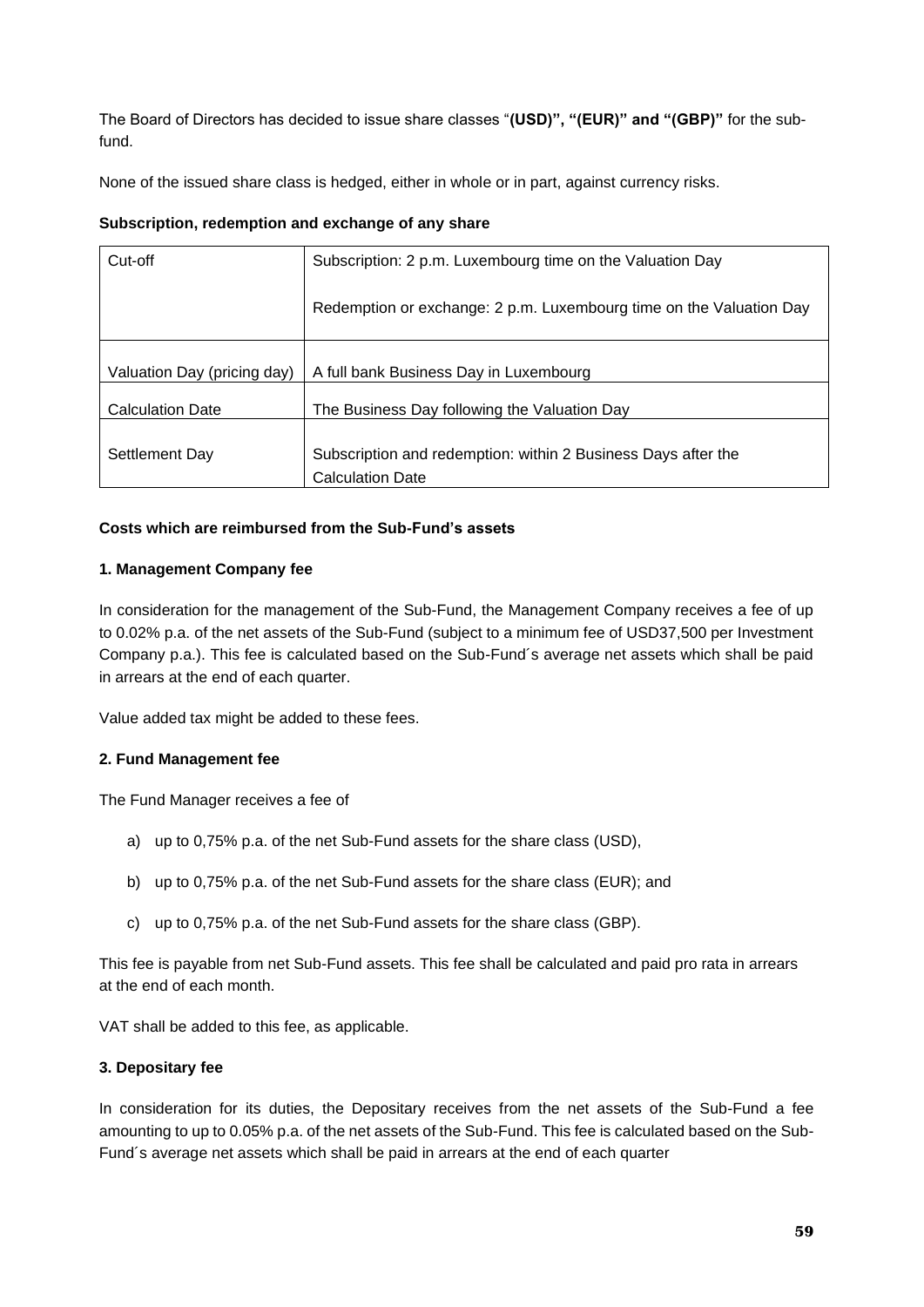The Board of Directors has decided to issue share classes "**(USD)", "(EUR)" and "(GBP)"** for the sub-fund.

None of the issued share class is hedged, either in whole or in part, against currency risks.

**Subscription, redemption and exchange of any share**

| Cut-off | Subscription: 2 p.m. Luxembourg time on the Valuation Day<br><br>Redemption or exchange: 2 p.m. Luxembourg time on the Valuation Day |
|---|---|
| Valuation Day (pricing day) | A full bank Business Day in Luxembourg |
| Calculation Date | The Business Day following the Valuation Day |
| Settlement Day | Subscription and redemption: within 2 Business Days after the Calculation Date |

**Costs which are reimbursed from the Sub-Fund's assets**

**1. Management Company fee**

In consideration for the management of the Sub-Fund, the Management Company receives a fee of up to 0.02% p.a. of the net assets of the Sub-Fund (subject to a minimum fee of USD37,500 per Investment Company p.a.). This fee is calculated based on the Sub-Fund´s average net assets which shall be paid in arrears at the end of each quarter.

Value added tax might be added to these fees.

**2. Fund Management fee**

The Fund Manager receives a fee of

a) up to 0,75% p.a. of the net Sub-Fund assets for the share class (USD),

b) up to 0,75% p.a. of the net Sub-Fund assets for the share class (EUR); and

c) up to 0,75% p.a. of the net Sub-Fund assets for the share class (GBP).

This fee is payable from net Sub-Fund assets. This fee shall be calculated and paid pro rata in arrears at the end of each month.

VAT shall be added to this fee, as applicable.

**3. Depositary fee**

In consideration for its duties, the Depositary receives from the net assets of the Sub-Fund a fee amounting to up to 0.05% p.a. of the net assets of the Sub-Fund. This fee is calculated based on the Sub-Fund´s average net assets which shall be paid in arrears at the end of each quarter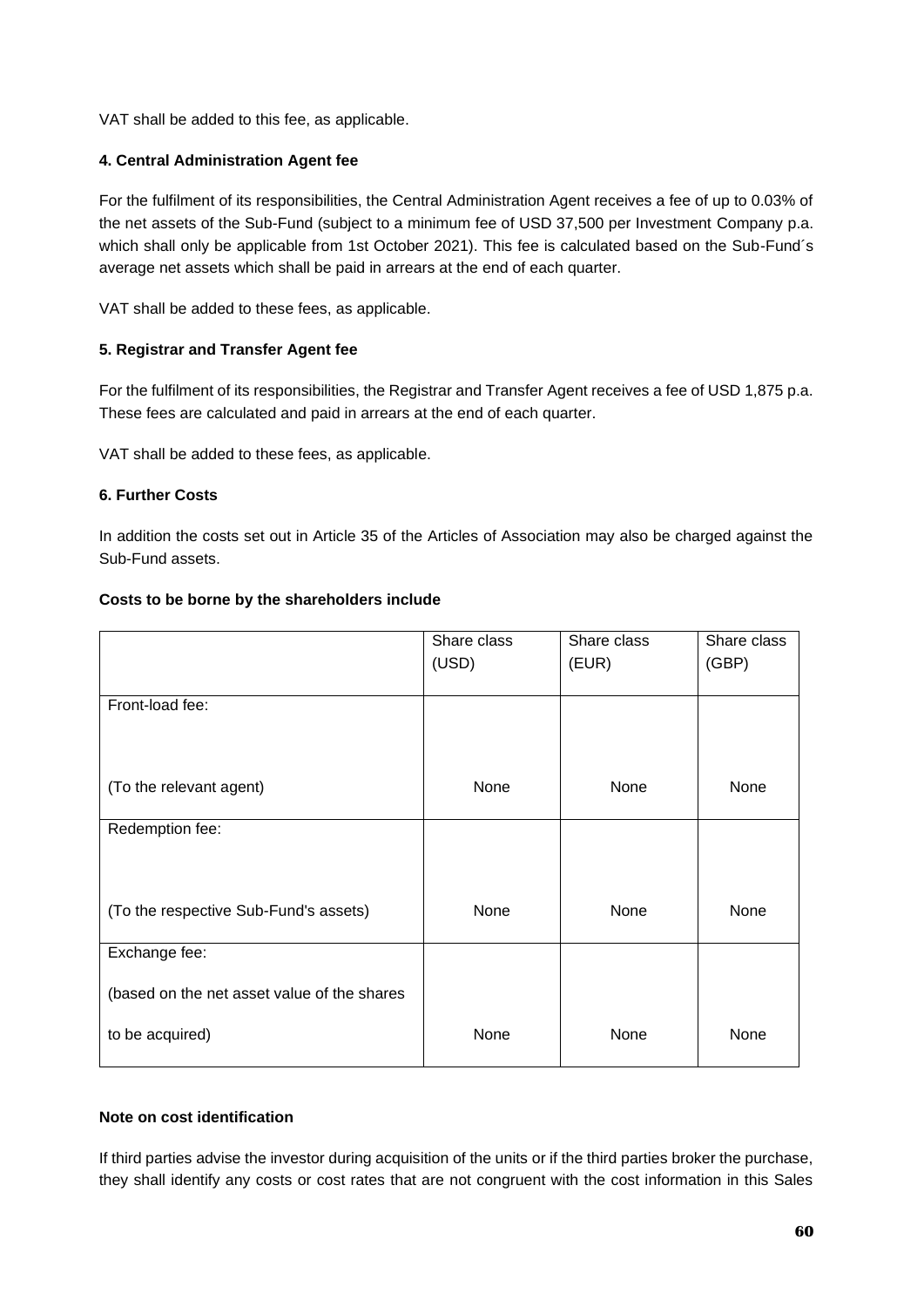VAT shall be added to this fee, as applicable.

**4. Central Administration Agent fee**

For the fulfilment of its responsibilities, the Central Administration Agent receives a fee of up to 0.03% of the net assets of the Sub-Fund (subject to a minimum fee of USD 37,500 per Investment Company p.a. which shall only be applicable from 1st October 2021). This fee is calculated based on the Sub-Fund´s average net assets which shall be paid in arrears at the end of each quarter.

VAT shall be added to these fees, as applicable.

**5. Registrar and Transfer Agent fee**

For the fulfilment of its responsibilities, the Registrar and Transfer Agent receives a fee of USD 1,875 p.a. These fees are calculated and paid in arrears at the end of each quarter.

VAT shall be added to these fees, as applicable.

**6. Further Costs**

In addition the costs set out in Article 35 of the Articles of Association may also be charged against the Sub-Fund assets.

**Costs to be borne by the shareholders include**

| | Share class (USD) | Share class (EUR) | Share class (GBP) |
|---|---|---|---|
| Front-load fee: (To the relevant agent) | None | None | None |
| Redemption fee: (To the respective Sub-Fund's assets) | None | None | None |
| Exchange fee: (based on the net asset value of the shares to be acquired) | None | None | None |

**Note on cost identification**

If third parties advise the investor during acquisition of the units or if the third parties broker the purchase, they shall identify any costs or cost rates that are not congruent with the cost information in this Sales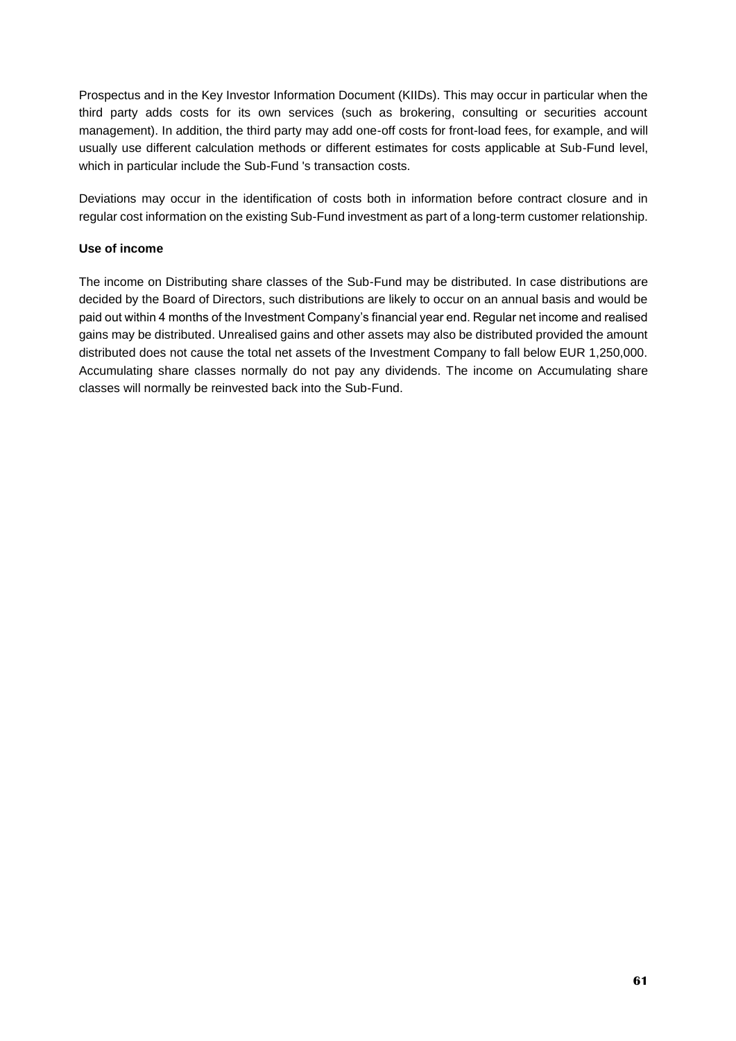Prospectus and in the Key Investor Information Document (KIIDs). This may occur in particular when the third party adds costs for its own services (such as brokering, consulting or securities account management). In addition, the third party may add one-off costs for front-load fees, for example, and will usually use different calculation methods or different estimates for costs applicable at Sub-Fund level, which in particular include the Sub-Fund 's transaction costs.

Deviations may occur in the identification of costs both in information before contract closure and in regular cost information on the existing Sub-Fund investment as part of a long-term customer relationship.

**Use of income**

The income on Distributing share classes of the Sub-Fund may be distributed. In case distributions are decided by the Board of Directors, such distributions are likely to occur on an annual basis and would be paid out within 4 months of the Investment Company's financial year end. Regular net income and realised gains may be distributed. Unrealised gains and other assets may also be distributed provided the amount distributed does not cause the total net assets of the Investment Company to fall below EUR 1,250,000. Accumulating share classes normally do not pay any dividends. The income on Accumulating share classes will normally be reinvested back into the Sub-Fund.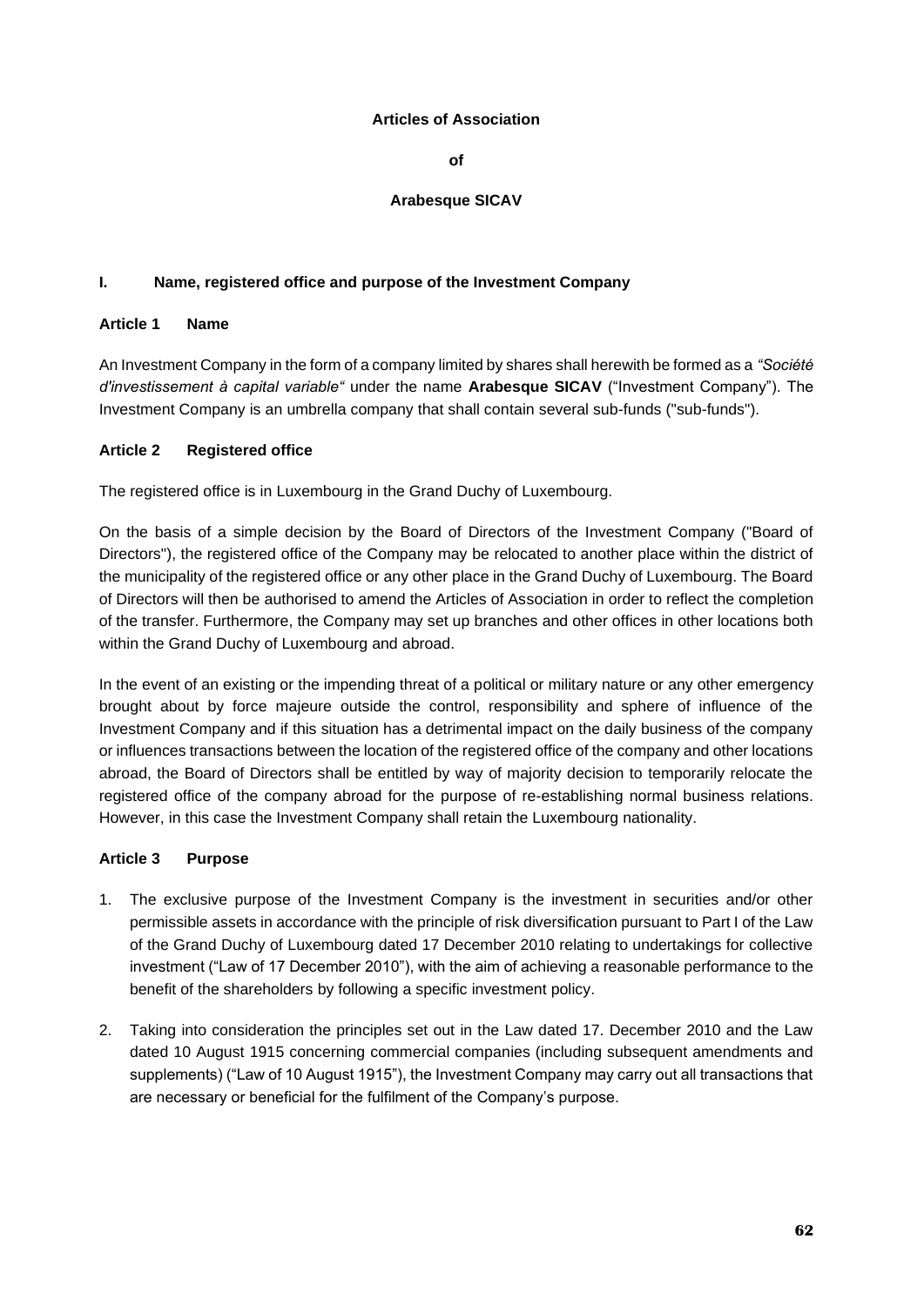**Articles of Association**

**of**

**Arabesque SICAV**

## I. Name, registered office and purpose of the Investment Company

### Article 1 Name

An Investment Company in the form of a company limited by shares shall herewith be formed as a *"Société d'investissement à capital variable"* under the name **Arabesque SICAV** ("Investment Company"). The Investment Company is an umbrella company that shall contain several sub-funds ("sub-funds").

### Article 2 Registered office

The registered office is in Luxembourg in the Grand Duchy of Luxembourg.

On the basis of a simple decision by the Board of Directors of the Investment Company ("Board of Directors"), the registered office of the Company may be relocated to another place within the district of the municipality of the registered office or any other place in the Grand Duchy of Luxembourg. The Board of Directors will then be authorised to amend the Articles of Association in order to reflect the completion of the transfer. Furthermore, the Company may set up branches and other offices in other locations both within the Grand Duchy of Luxembourg and abroad.

In the event of an existing or the impending threat of a political or military nature or any other emergency brought about by force majeure outside the control, responsibility and sphere of influence of the Investment Company and if this situation has a detrimental impact on the daily business of the company or influences transactions between the location of the registered office of the company and other locations abroad, the Board of Directors shall be entitled by way of majority decision to temporarily relocate the registered office of the company abroad for the purpose of re-establishing normal business relations. However, in this case the Investment Company shall retain the Luxembourg nationality.

### Article 3 Purpose

1. The exclusive purpose of the Investment Company is the investment in securities and/or other permissible assets in accordance with the principle of risk diversification pursuant to Part I of the Law of the Grand Duchy of Luxembourg dated 17 December 2010 relating to undertakings for collective investment ("Law of 17 December 2010"), with the aim of achieving a reasonable performance to the benefit of the shareholders by following a specific investment policy.

2. Taking into consideration the principles set out in the Law dated 17. December 2010 and the Law dated 10 August 1915 concerning commercial companies (including subsequent amendments and supplements) ("Law of 10 August 1915"), the Investment Company may carry out all transactions that are necessary or beneficial for the fulfilment of the Company's purpose.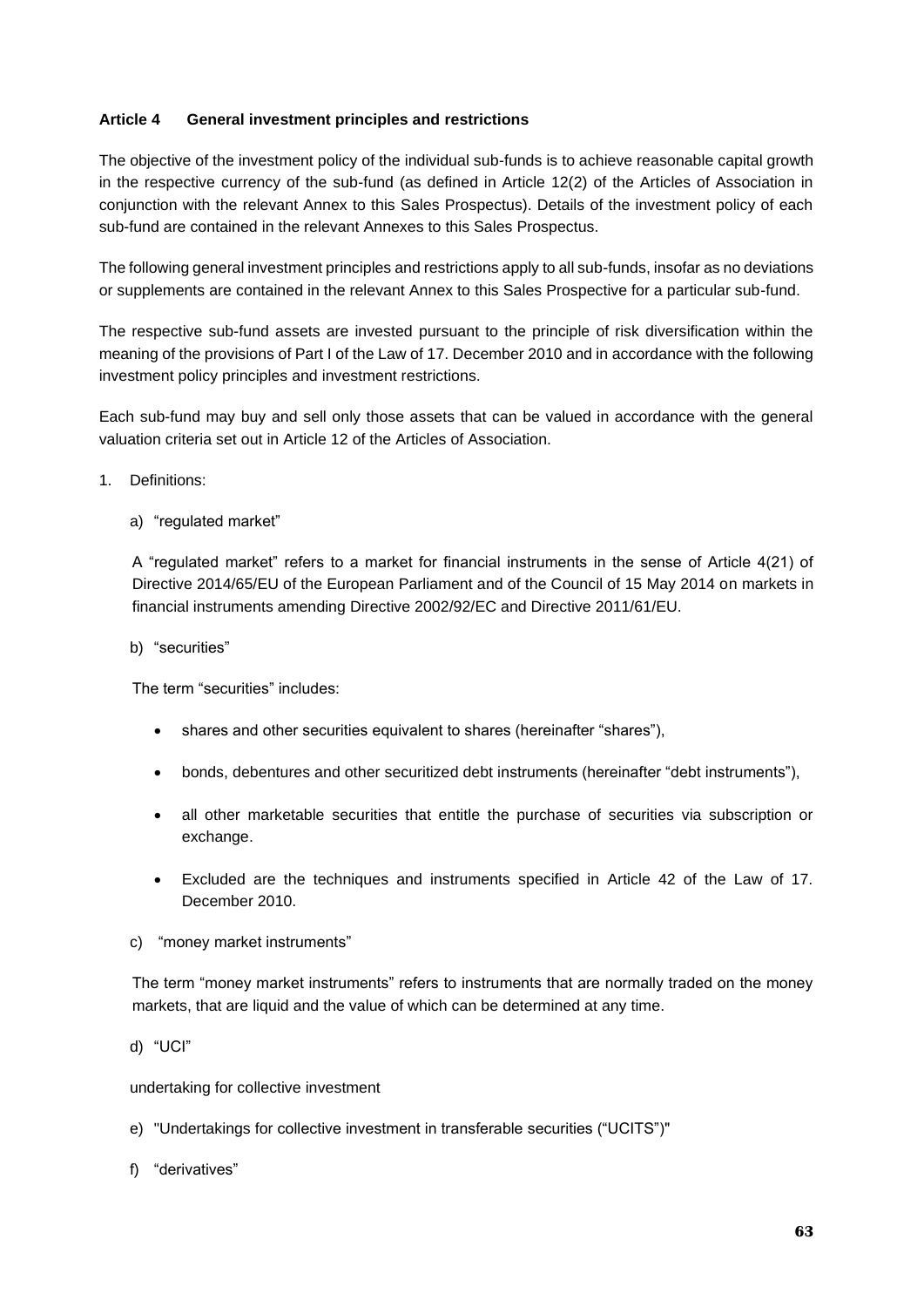**Article 4 General investment principles and restrictions**

The objective of the investment policy of the individual sub-funds is to achieve reasonable capital growth in the respective currency of the sub-fund (as defined in Article 12(2) of the Articles of Association in conjunction with the relevant Annex to this Sales Prospectus). Details of the investment policy of each sub-fund are contained in the relevant Annexes to this Sales Prospectus.

The following general investment principles and restrictions apply to all sub-funds, insofar as no deviations or supplements are contained in the relevant Annex to this Sales Prospective for a particular sub-fund.

The respective sub-fund assets are invested pursuant to the principle of risk diversification within the meaning of the provisions of Part I of the Law of 17. December 2010 and in accordance with the following investment policy principles and investment restrictions.

Each sub-fund may buy and sell only those assets that can be valued in accordance with the general valuation criteria set out in Article 12 of the Articles of Association.

1. Definitions:

   a) "regulated market"

   A "regulated market" refers to a market for financial instruments in the sense of Article 4(21) of Directive 2014/65/EU of the European Parliament and of the Council of 15 May 2014 on markets in financial instruments amending Directive 2002/92/EC and Directive 2011/61/EU.

   b) "securities"

   The term "securities" includes:

   - shares and other securities equivalent to shares (hereinafter "shares"),
   - bonds, debentures and other securitized debt instruments (hereinafter "debt instruments"),
   - all other marketable securities that entitle the purchase of securities via subscription or exchange.
   - Excluded are the techniques and instruments specified in Article 42 of the Law of 17. December 2010.

   c) "money market instruments"

   The term "money market instruments" refers to instruments that are normally traded on the money markets, that are liquid and the value of which can be determined at any time.

   d) "UCI"

   undertaking for collective investment

   e) "Undertakings for collective investment in transferable securities ("UCITS")"

   f) "derivatives"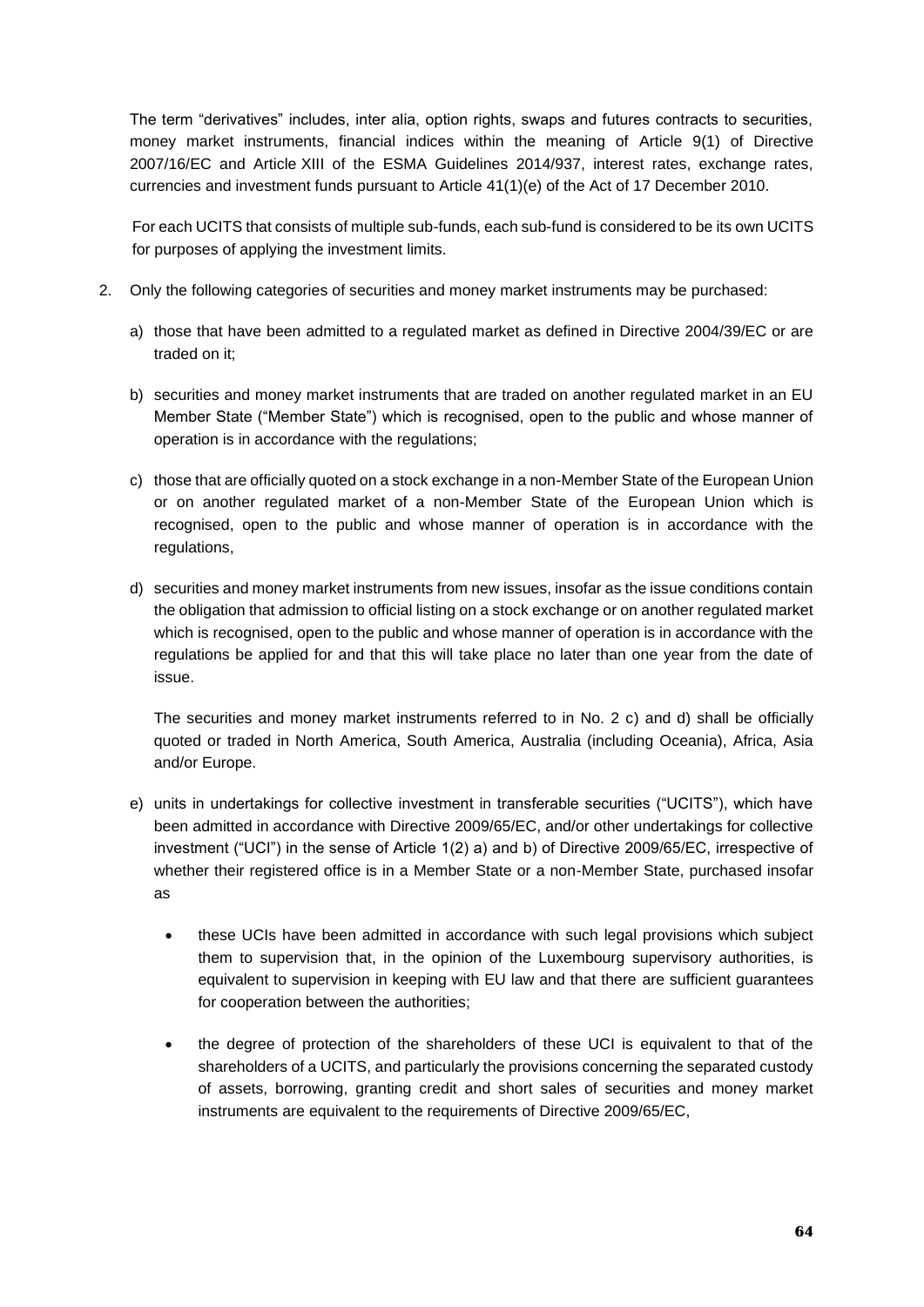The term "derivatives" includes, inter alia, option rights, swaps and futures contracts to securities, money market instruments, financial indices within the meaning of Article 9(1) of Directive 2007/16/EC and Article XIII of the ESMA Guidelines 2014/937, interest rates, exchange rates, currencies and investment funds pursuant to Article 41(1)(e) of the Act of 17 December 2010.

For each UCITS that consists of multiple sub-funds, each sub-fund is considered to be its own UCITS for purposes of applying the investment limits.

2. Only the following categories of securities and money market instruments may be purchased:

   a) those that have been admitted to a regulated market as defined in Directive 2004/39/EC or are traded on it;

   b) securities and money market instruments that are traded on another regulated market in an EU Member State ("Member State") which is recognised, open to the public and whose manner of operation is in accordance with the regulations;

   c) those that are officially quoted on a stock exchange in a non-Member State of the European Union or on another regulated market of a non-Member State of the European Union which is recognised, open to the public and whose manner of operation is in accordance with the regulations,

   d) securities and money market instruments from new issues, insofar as the issue conditions contain the obligation that admission to official listing on a stock exchange or on another regulated market which is recognised, open to the public and whose manner of operation is in accordance with the regulations be applied for and that this will take place no later than one year from the date of issue.

   The securities and money market instruments referred to in No. 2 c) and d) shall be officially quoted or traded in North America, South America, Australia (including Oceania), Africa, Asia and/or Europe.

   e) units in undertakings for collective investment in transferable securities ("UCITS"), which have been admitted in accordance with Directive 2009/65/EC, and/or other undertakings for collective investment ("UCI") in the sense of Article 1(2) a) and b) of Directive 2009/65/EC, irrespective of whether their registered office is in a Member State or a non-Member State, purchased insofar as

      - these UCIs have been admitted in accordance with such legal provisions which subject them to supervision that, in the opinion of the Luxembourg supervisory authorities, is equivalent to supervision in keeping with EU law and that there are sufficient guarantees for cooperation between the authorities;

      - the degree of protection of the shareholders of these UCI is equivalent to that of the shareholders of a UCITS, and particularly the provisions concerning the separated custody of assets, borrowing, granting credit and short sales of securities and money market instruments are equivalent to the requirements of Directive 2009/65/EC,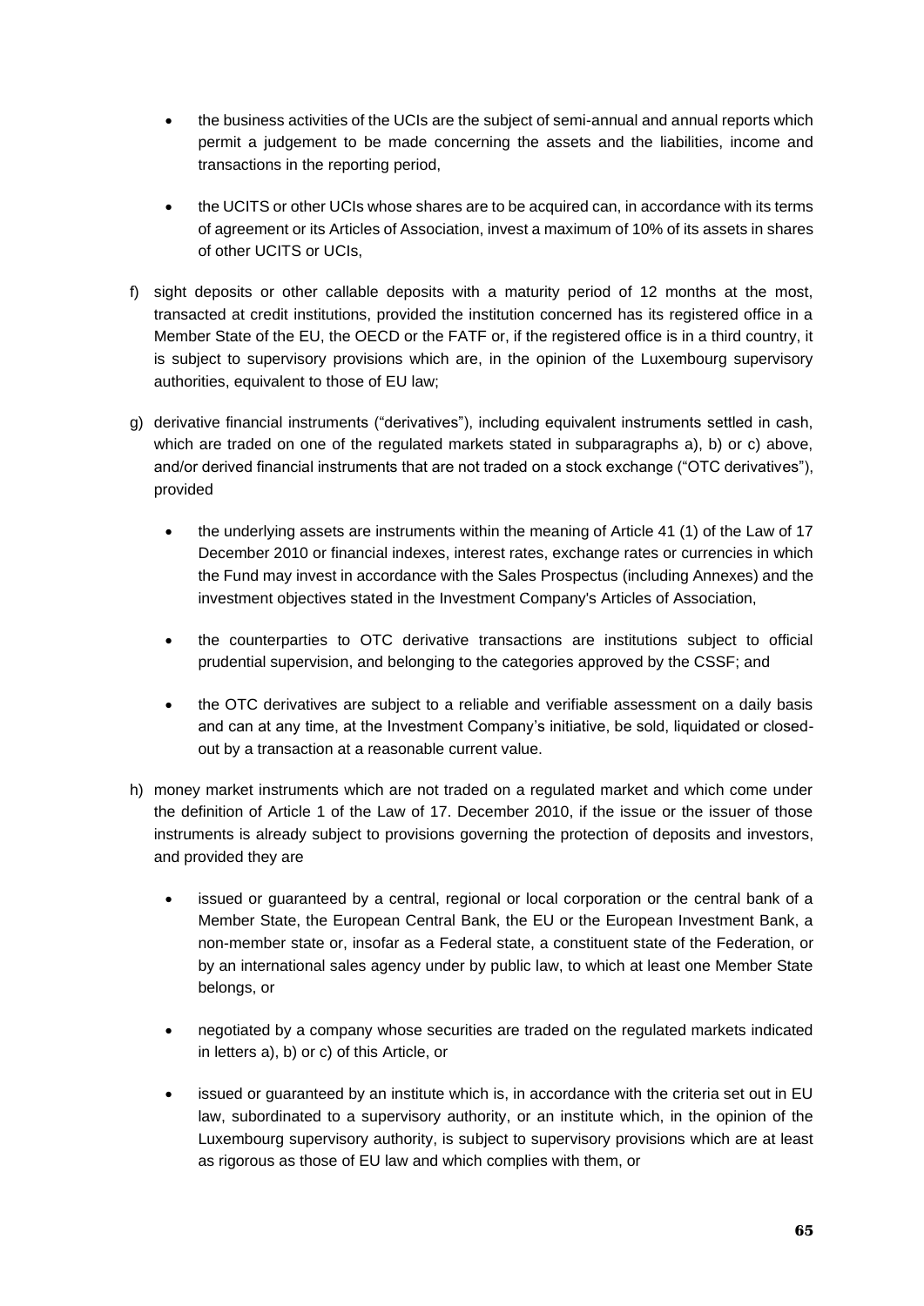- the business activities of the UCIs are the subject of semi-annual and annual reports which permit a judgement to be made concerning the assets and the liabilities, income and transactions in the reporting period,

- the UCITS or other UCIs whose shares are to be acquired can, in accordance with its terms of agreement or its Articles of Association, invest a maximum of 10% of its assets in shares of other UCITS or UCIs,

f) sight deposits or other callable deposits with a maturity period of 12 months at the most, transacted at credit institutions, provided the institution concerned has its registered office in a Member State of the EU, the OECD or the FATF or, if the registered office is in a third country, it is subject to supervisory provisions which are, in the opinion of the Luxembourg supervisory authorities, equivalent to those of EU law;

g) derivative financial instruments ("derivatives"), including equivalent instruments settled in cash, which are traded on one of the regulated markets stated in subparagraphs a), b) or c) above, and/or derived financial instruments that are not traded on a stock exchange ("OTC derivatives"), provided

   - the underlying assets are instruments within the meaning of Article 41 (1) of the Law of 17 December 2010 or financial indexes, interest rates, exchange rates or currencies in which the Fund may invest in accordance with the Sales Prospectus (including Annexes) and the investment objectives stated in the Investment Company's Articles of Association,

   - the counterparties to OTC derivative transactions are institutions subject to official prudential supervision, and belonging to the categories approved by the CSSF; and

   - the OTC derivatives are subject to a reliable and verifiable assessment on a daily basis and can at any time, at the Investment Company's initiative, be sold, liquidated or closed-out by a transaction at a reasonable current value.

h) money market instruments which are not traded on a regulated market and which come under the definition of Article 1 of the Law of 17. December 2010, if the issue or the issuer of those instruments is already subject to provisions governing the protection of deposits and investors, and provided they are

   - issued or guaranteed by a central, regional or local corporation or the central bank of a Member State, the European Central Bank, the EU or the European Investment Bank, a non-member state or, insofar as a Federal state, a constituent state of the Federation, or by an international sales agency under by public law, to which at least one Member State belongs, or

   - negotiated by a company whose securities are traded on the regulated markets indicated in letters a), b) or c) of this Article, or

   - issued or guaranteed by an institute which is, in accordance with the criteria set out in EU law, subordinated to a supervisory authority, or an institute which, in the opinion of the Luxembourg supervisory authority, is subject to supervisory provisions which are at least as rigorous as those of EU law and which complies with them, or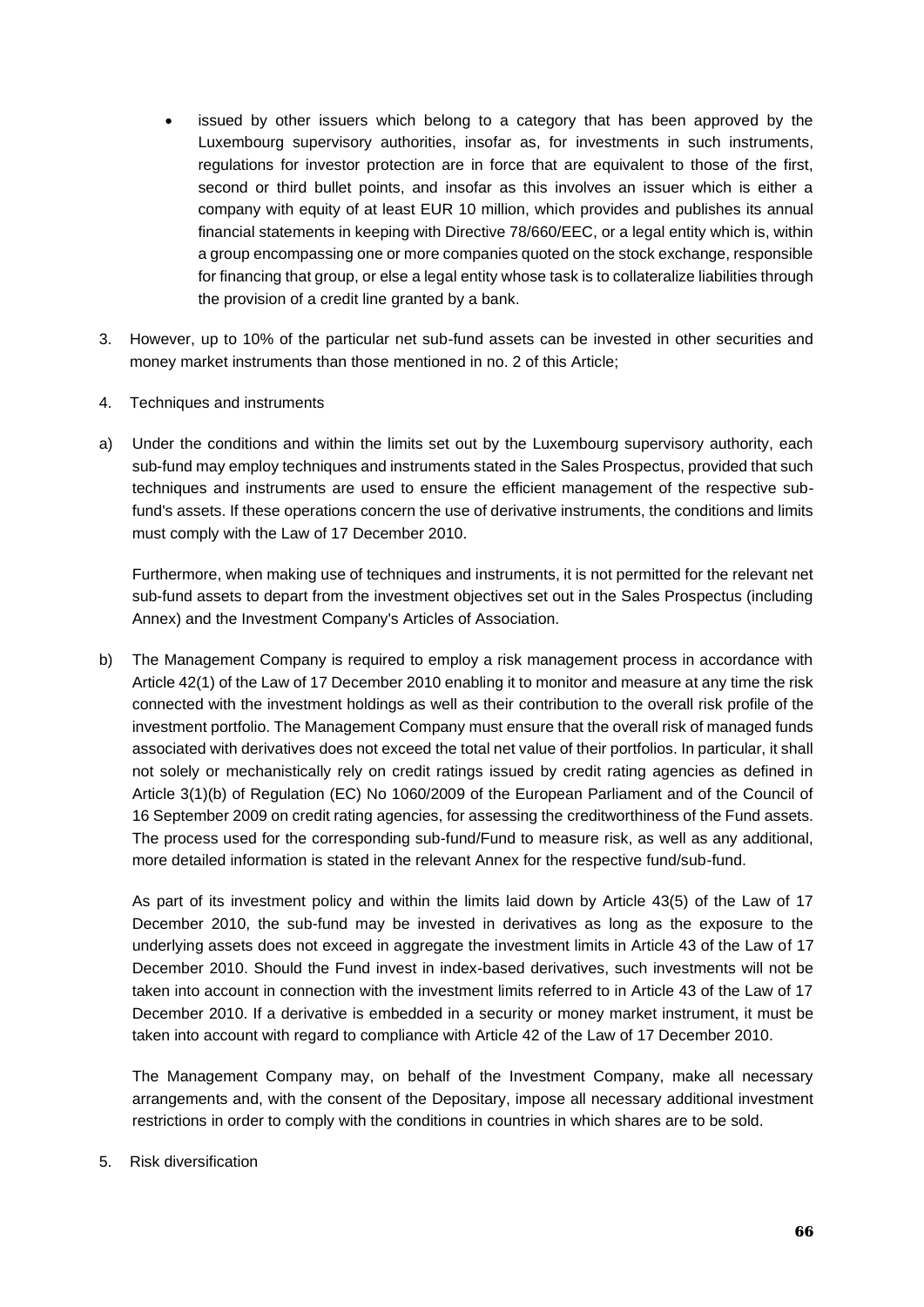- issued by other issuers which belong to a category that has been approved by the Luxembourg supervisory authorities, insofar as, for investments in such instruments, regulations for investor protection are in force that are equivalent to those of the first, second or third bullet points, and insofar as this involves an issuer which is either a company with equity of at least EUR 10 million, which provides and publishes its annual financial statements in keeping with Directive 78/660/EEC, or a legal entity which is, within a group encompassing one or more companies quoted on the stock exchange, responsible for financing that group, or else a legal entity whose task is to collateralize liabilities through the provision of a credit line granted by a bank.

3. However, up to 10% of the particular net sub-fund assets can be invested in other securities and money market instruments than those mentioned in no. 2 of this Article;

4. Techniques and instruments

a) Under the conditions and within the limits set out by the Luxembourg supervisory authority, each sub-fund may employ techniques and instruments stated in the Sales Prospectus, provided that such techniques and instruments are used to ensure the efficient management of the respective sub-fund's assets. If these operations concern the use of derivative instruments, the conditions and limits must comply with the Law of 17 December 2010.

   Furthermore, when making use of techniques and instruments, it is not permitted for the relevant net sub-fund assets to depart from the investment objectives set out in the Sales Prospectus (including Annex) and the Investment Company's Articles of Association.

b) The Management Company is required to employ a risk management process in accordance with Article 42(1) of the Law of 17 December 2010 enabling it to monitor and measure at any time the risk connected with the investment holdings as well as their contribution to the overall risk profile of the investment portfolio. The Management Company must ensure that the overall risk of managed funds associated with derivatives does not exceed the total net value of their portfolios. In particular, it shall not solely or mechanistically rely on credit ratings issued by credit rating agencies as defined in Article 3(1)(b) of Regulation (EC) No 1060/2009 of the European Parliament and of the Council of 16 September 2009 on credit rating agencies, for assessing the creditworthiness of the Fund assets. The process used for the corresponding sub-fund/Fund to measure risk, as well as any additional, more detailed information is stated in the relevant Annex for the respective fund/sub-fund.

   As part of its investment policy and within the limits laid down by Article 43(5) of the Law of 17 December 2010, the sub-fund may be invested in derivatives as long as the exposure to the underlying assets does not exceed in aggregate the investment limits in Article 43 of the Law of 17 December 2010. Should the Fund invest in index-based derivatives, such investments will not be taken into account in connection with the investment limits referred to in Article 43 of the Law of 17 December 2010. If a derivative is embedded in a security or money market instrument, it must be taken into account with regard to compliance with Article 42 of the Law of 17 December 2010.

   The Management Company may, on behalf of the Investment Company, make all necessary arrangements and, with the consent of the Depositary, impose all necessary additional investment restrictions in order to comply with the conditions in countries in which shares are to be sold.

5. Risk diversification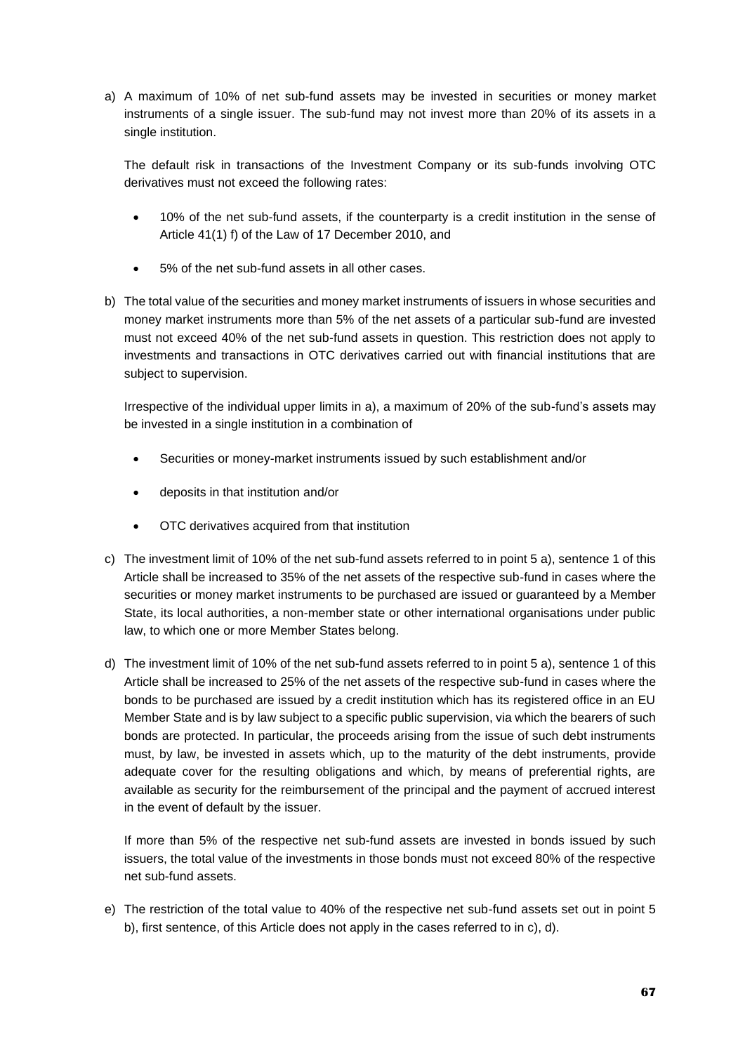a) A maximum of 10% of net sub-fund assets may be invested in securities or money market instruments of a single issuer. The sub-fund may not invest more than 20% of its assets in a single institution.

   The default risk in transactions of the Investment Company or its sub-funds involving OTC derivatives must not exceed the following rates:

   - 10% of the net sub-fund assets, if the counterparty is a credit institution in the sense of Article 41(1) f) of the Law of 17 December 2010, and
   - 5% of the net sub-fund assets in all other cases.

b) The total value of the securities and money market instruments of issuers in whose securities and money market instruments more than 5% of the net assets of a particular sub-fund are invested must not exceed 40% of the net sub-fund assets in question. This restriction does not apply to investments and transactions in OTC derivatives carried out with financial institutions that are subject to supervision.

   Irrespective of the individual upper limits in a), a maximum of 20% of the sub-fund's assets may be invested in a single institution in a combination of

   - Securities or money-market instruments issued by such establishment and/or
   - deposits in that institution and/or
   - OTC derivatives acquired from that institution

c) The investment limit of 10% of the net sub-fund assets referred to in point 5 a), sentence 1 of this Article shall be increased to 35% of the net assets of the respective sub-fund in cases where the securities or money market instruments to be purchased are issued or guaranteed by a Member State, its local authorities, a non-member state or other international organisations under public law, to which one or more Member States belong.

d) The investment limit of 10% of the net sub-fund assets referred to in point 5 a), sentence 1 of this Article shall be increased to 25% of the net assets of the respective sub-fund in cases where the bonds to be purchased are issued by a credit institution which has its registered office in an EU Member State and is by law subject to a specific public supervision, via which the bearers of such bonds are protected. In particular, the proceeds arising from the issue of such debt instruments must, by law, be invested in assets which, up to the maturity of the debt instruments, provide adequate cover for the resulting obligations and which, by means of preferential rights, are available as security for the reimbursement of the principal and the payment of accrued interest in the event of default by the issuer.

   If more than 5% of the respective net sub-fund assets are invested in bonds issued by such issuers, the total value of the investments in those bonds must not exceed 80% of the respective net sub-fund assets.

e) The restriction of the total value to 40% of the respective net sub-fund assets set out in point 5 b), first sentence, of this Article does not apply in the cases referred to in c), d).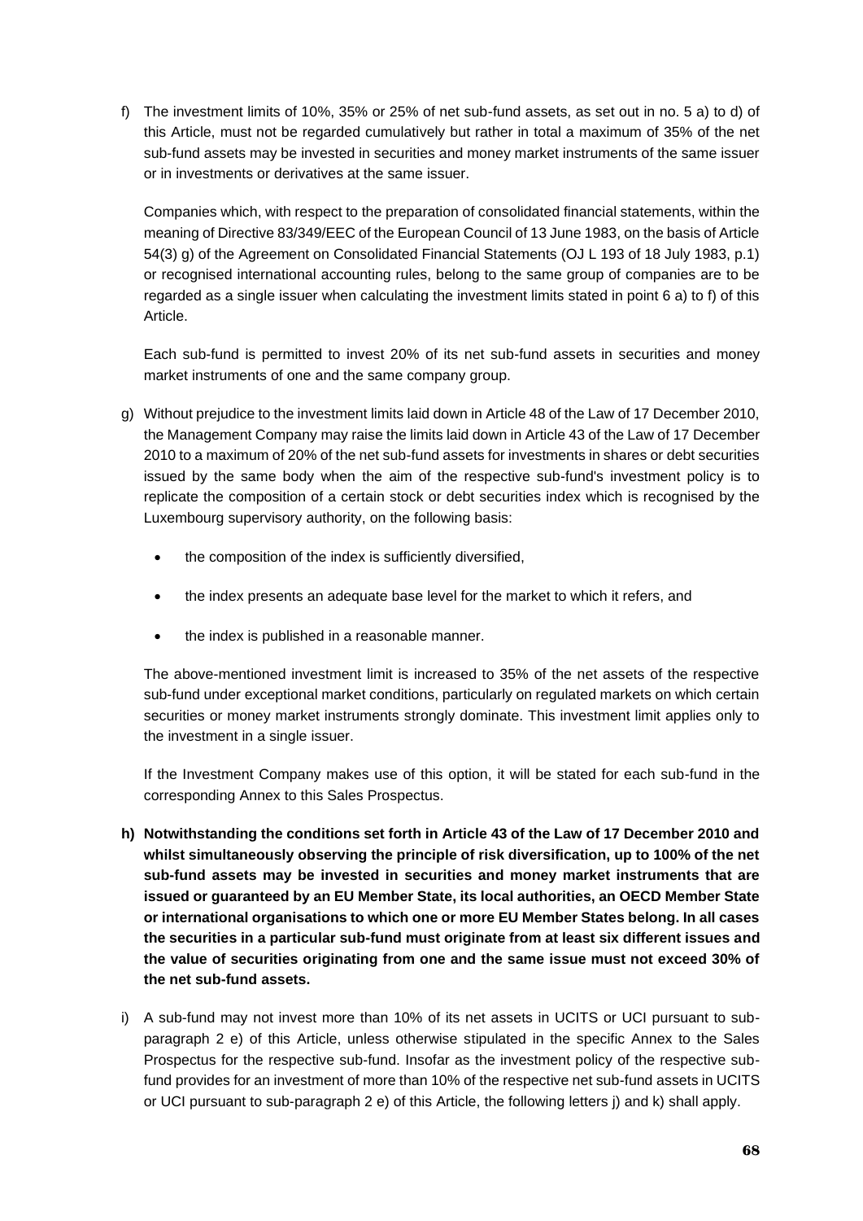f) The investment limits of 10%, 35% or 25% of net sub-fund assets, as set out in no. 5 a) to d) of this Article, must not be regarded cumulatively but rather in total a maximum of 35% of the net sub-fund assets may be invested in securities and money market instruments of the same issuer or in investments or derivatives at the same issuer.

   Companies which, with respect to the preparation of consolidated financial statements, within the meaning of Directive 83/349/EEC of the European Council of 13 June 1983, on the basis of Article 54(3) g) of the Agreement on Consolidated Financial Statements (OJ L 193 of 18 July 1983, p.1) or recognised international accounting rules, belong to the same group of companies are to be regarded as a single issuer when calculating the investment limits stated in point 6 a) to f) of this Article.

   Each sub-fund is permitted to invest 20% of its net sub-fund assets in securities and money market instruments of one and the same company group.

g) Without prejudice to the investment limits laid down in Article 48 of the Law of 17 December 2010, the Management Company may raise the limits laid down in Article 43 of the Law of 17 December 2010 to a maximum of 20% of the net sub-fund assets for investments in shares or debt securities issued by the same body when the aim of the respective sub-fund's investment policy is to replicate the composition of a certain stock or debt securities index which is recognised by the Luxembourg supervisory authority, on the following basis:

   - the composition of the index is sufficiently diversified,
   - the index presents an adequate base level for the market to which it refers, and
   - the index is published in a reasonable manner.

   The above-mentioned investment limit is increased to 35% of the net assets of the respective sub-fund under exceptional market conditions, particularly on regulated markets on which certain securities or money market instruments strongly dominate. This investment limit applies only to the investment in a single issuer.

   If the Investment Company makes use of this option, it will be stated for each sub-fund in the corresponding Annex to this Sales Prospectus.

**h) Notwithstanding the conditions set forth in Article 43 of the Law of 17 December 2010 and whilst simultaneously observing the principle of risk diversification, up to 100% of the net sub-fund assets may be invested in securities and money market instruments that are issued or guaranteed by an EU Member State, its local authorities, an OECD Member State or international organisations to which one or more EU Member States belong. In all cases the securities in a particular sub-fund must originate from at least six different issues and the value of securities originating from one and the same issue must not exceed 30% of the net sub-fund assets.**

i) A sub-fund may not invest more than 10% of its net assets in UCITS or UCI pursuant to sub-paragraph 2 e) of this Article, unless otherwise stipulated in the specific Annex to the Sales Prospectus for the respective sub-fund. Insofar as the investment policy of the respective sub-fund provides for an investment of more than 10% of the respective net sub-fund assets in UCITS or UCI pursuant to sub-paragraph 2 e) of this Article, the following letters j) and k) shall apply.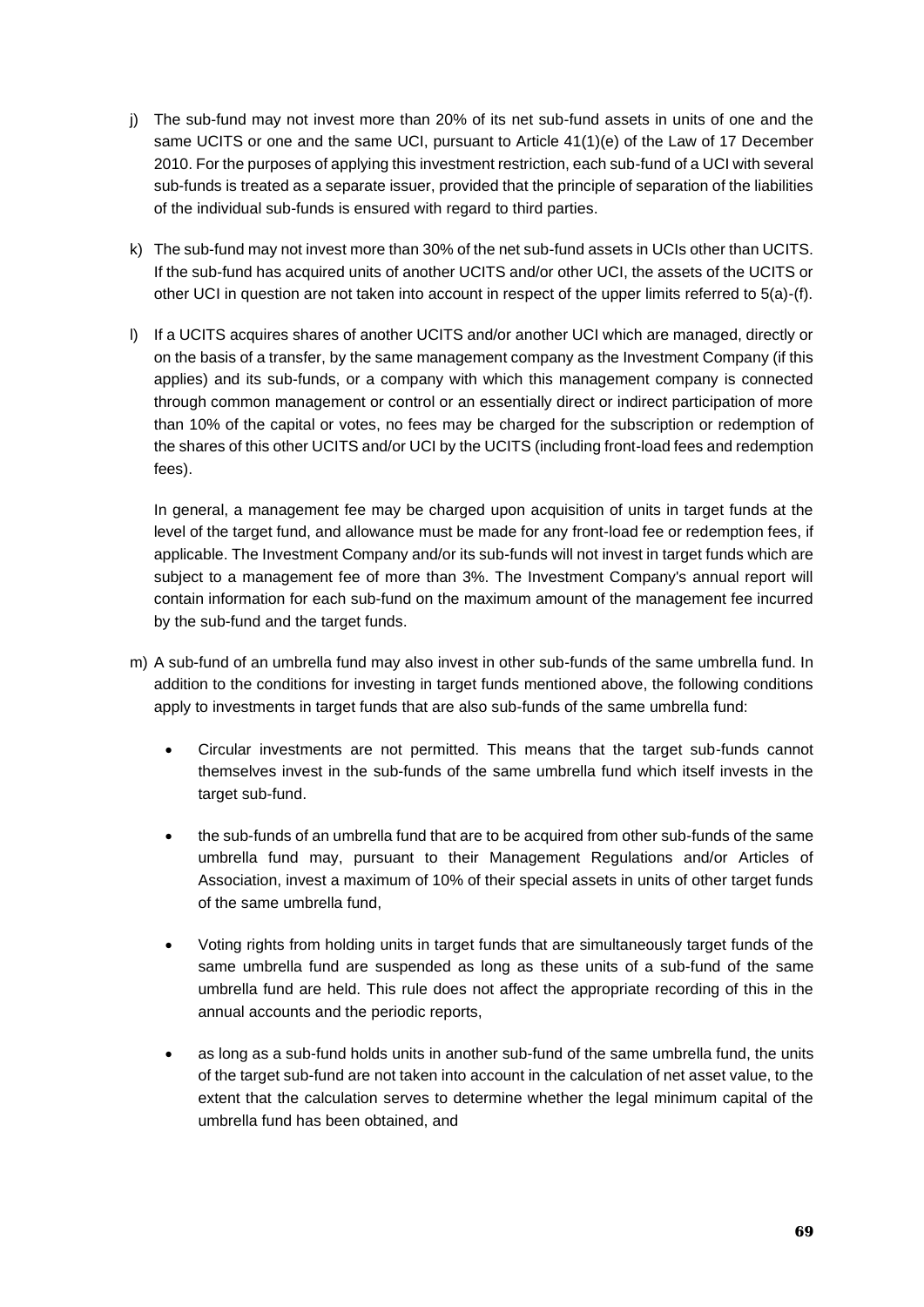j) The sub-fund may not invest more than 20% of its net sub-fund assets in units of one and the same UCITS or one and the same UCI, pursuant to Article 41(1)(e) of the Law of 17 December 2010. For the purposes of applying this investment restriction, each sub-fund of a UCI with several sub-funds is treated as a separate issuer, provided that the principle of separation of the liabilities of the individual sub-funds is ensured with regard to third parties.

k) The sub-fund may not invest more than 30% of the net sub-fund assets in UCIs other than UCITS. If the sub-fund has acquired units of another UCITS and/or other UCI, the assets of the UCITS or other UCI in question are not taken into account in respect of the upper limits referred to 5(a)-(f).

l) If a UCITS acquires shares of another UCITS and/or another UCI which are managed, directly or on the basis of a transfer, by the same management company as the Investment Company (if this applies) and its sub-funds, or a company with which this management company is connected through common management or control or an essentially direct or indirect participation of more than 10% of the capital or votes, no fees may be charged for the subscription or redemption of the shares of this other UCITS and/or UCI by the UCITS (including front-load fees and redemption fees).

   In general, a management fee may be charged upon acquisition of units in target funds at the level of the target fund, and allowance must be made for any front-load fee or redemption fees, if applicable. The Investment Company and/or its sub-funds will not invest in target funds which are subject to a management fee of more than 3%. The Investment Company's annual report will contain information for each sub-fund on the maximum amount of the management fee incurred by the sub-fund and the target funds.

m) A sub-fund of an umbrella fund may also invest in other sub-funds of the same umbrella fund. In addition to the conditions for investing in target funds mentioned above, the following conditions apply to investments in target funds that are also sub-funds of the same umbrella fund:

   - Circular investments are not permitted. This means that the target sub-funds cannot themselves invest in the sub-funds of the same umbrella fund which itself invests in the target sub-fund.
   - the sub-funds of an umbrella fund that are to be acquired from other sub-funds of the same umbrella fund may, pursuant to their Management Regulations and/or Articles of Association, invest a maximum of 10% of their special assets in units of other target funds of the same umbrella fund,
   - Voting rights from holding units in target funds that are simultaneously target funds of the same umbrella fund are suspended as long as these units of a sub-fund of the same umbrella fund are held. This rule does not affect the appropriate recording of this in the annual accounts and the periodic reports,
   - as long as a sub-fund holds units in another sub-fund of the same umbrella fund, the units of the target sub-fund are not taken into account in the calculation of net asset value, to the extent that the calculation serves to determine whether the legal minimum capital of the umbrella fund has been obtained, and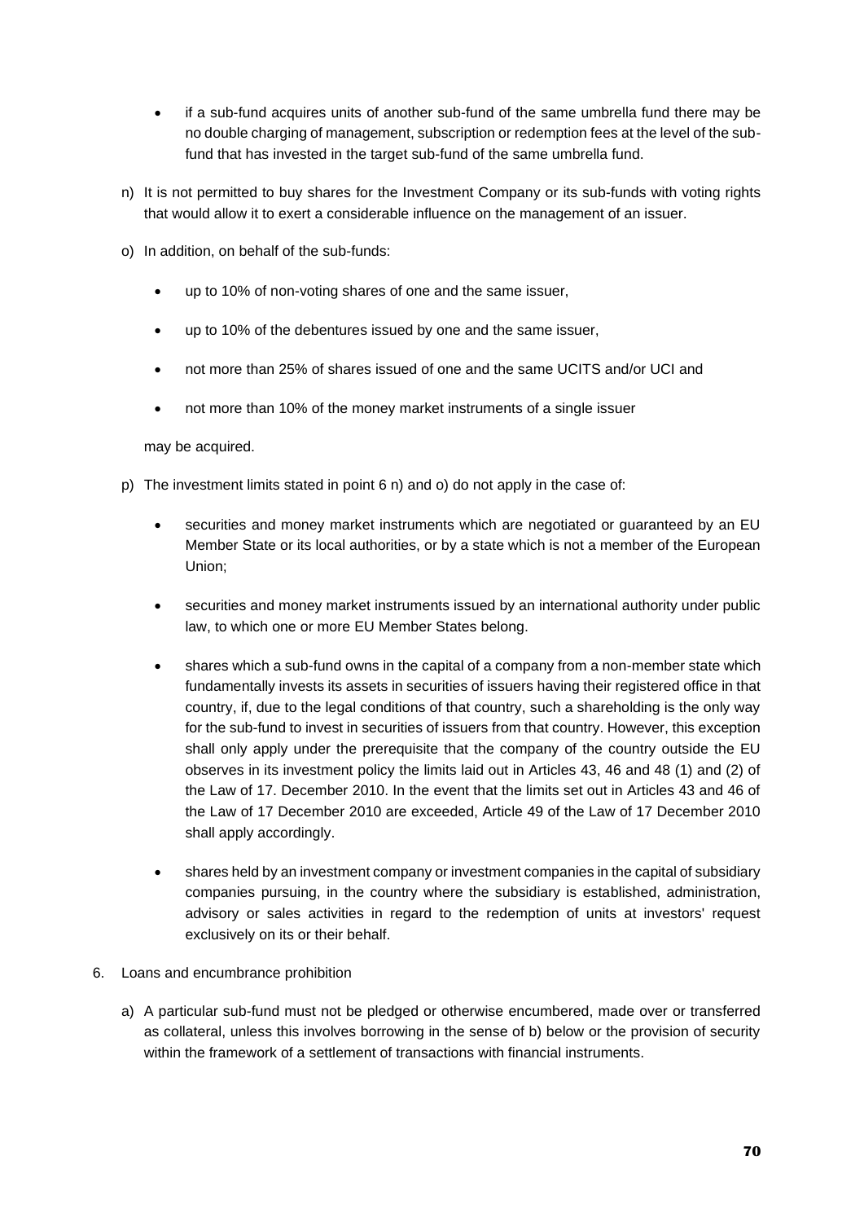- if a sub-fund acquires units of another sub-fund of the same umbrella fund there may be no double charging of management, subscription or redemption fees at the level of the sub-fund that has invested in the target sub-fund of the same umbrella fund.

n) It is not permitted to buy shares for the Investment Company or its sub-funds with voting rights that would allow it to exert a considerable influence on the management of an issuer.

o) In addition, on behalf of the sub-funds:

- up to 10% of non-voting shares of one and the same issuer,
- up to 10% of the debentures issued by one and the same issuer,
- not more than 25% of shares issued of one and the same UCITS and/or UCI and
- not more than 10% of the money market instruments of a single issuer

may be acquired.

p) The investment limits stated in point 6 n) and o) do not apply in the case of:

- securities and money market instruments which are negotiated or guaranteed by an EU Member State or its local authorities, or by a state which is not a member of the European Union;
- securities and money market instruments issued by an international authority under public law, to which one or more EU Member States belong.
- shares which a sub-fund owns in the capital of a company from a non-member state which fundamentally invests its assets in securities of issuers having their registered office in that country, if, due to the legal conditions of that country, such a shareholding is the only way for the sub-fund to invest in securities of issuers from that country. However, this exception shall only apply under the prerequisite that the company of the country outside the EU observes in its investment policy the limits laid out in Articles 43, 46 and 48 (1) and (2) of the Law of 17. December 2010. In the event that the limits set out in Articles 43 and 46 of the Law of 17 December 2010 are exceeded, Article 49 of the Law of 17 December 2010 shall apply accordingly.
- shares held by an investment company or investment companies in the capital of subsidiary companies pursuing, in the country where the subsidiary is established, administration, advisory or sales activities in regard to the redemption of units at investors' request exclusively on its or their behalf.

6. Loans and encumbrance prohibition

a) A particular sub-fund must not be pledged or otherwise encumbered, made over or transferred as collateral, unless this involves borrowing in the sense of b) below or the provision of security within the framework of a settlement of transactions with financial instruments.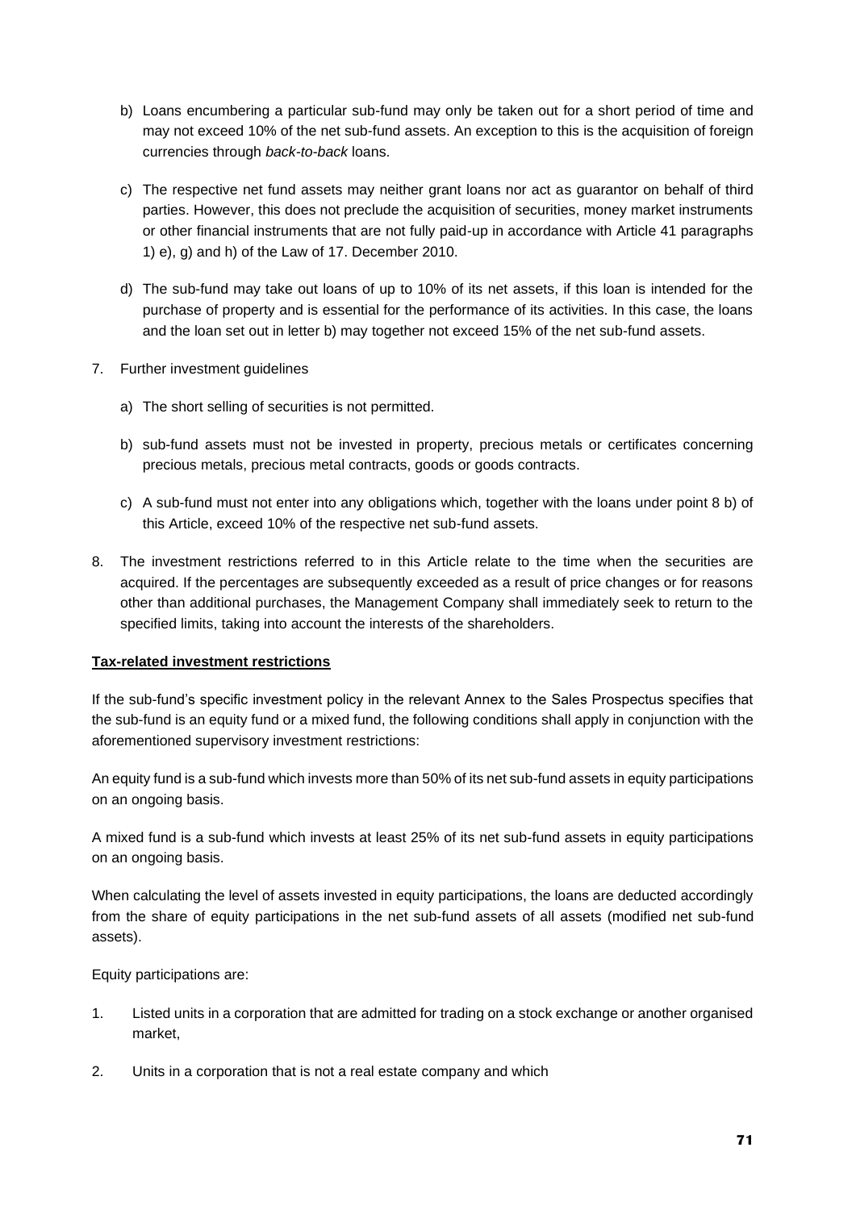b) Loans encumbering a particular sub-fund may only be taken out for a short period of time and may not exceed 10% of the net sub-fund assets. An exception to this is the acquisition of foreign currencies through *back-to-back* loans.

c) The respective net fund assets may neither grant loans nor act as guarantor on behalf of third parties. However, this does not preclude the acquisition of securities, money market instruments or other financial instruments that are not fully paid-up in accordance with Article 41 paragraphs 1) e), g) and h) of the Law of 17. December 2010.

d) The sub-fund may take out loans of up to 10% of its net assets, if this loan is intended for the purchase of property and is essential for the performance of its activities. In this case, the loans and the loan set out in letter b) may together not exceed 15% of the net sub-fund assets.

7. Further investment guidelines

   a) The short selling of securities is not permitted.

   b) sub-fund assets must not be invested in property, precious metals or certificates concerning precious metals, precious metal contracts, goods or goods contracts.

   c) A sub-fund must not enter into any obligations which, together with the loans under point 8 b) of this Article, exceed 10% of the respective net sub-fund assets.

8. The investment restrictions referred to in this Article relate to the time when the securities are acquired. If the percentages are subsequently exceeded as a result of price changes or for reasons other than additional purchases, the Management Company shall immediately seek to return to the specified limits, taking into account the interests of the shareholders.

**Tax-related investment restrictions**

If the sub-fund's specific investment policy in the relevant Annex to the Sales Prospectus specifies that the sub-fund is an equity fund or a mixed fund, the following conditions shall apply in conjunction with the aforementioned supervisory investment restrictions:

An equity fund is a sub-fund which invests more than 50% of its net sub-fund assets in equity participations on an ongoing basis.

A mixed fund is a sub-fund which invests at least 25% of its net sub-fund assets in equity participations on an ongoing basis.

When calculating the level of assets invested in equity participations, the loans are deducted accordingly from the share of equity participations in the net sub-fund assets of all assets (modified net sub-fund assets).

Equity participations are:

1. Listed units in a corporation that are admitted for trading on a stock exchange or another organised market,

2. Units in a corporation that is not a real estate company and which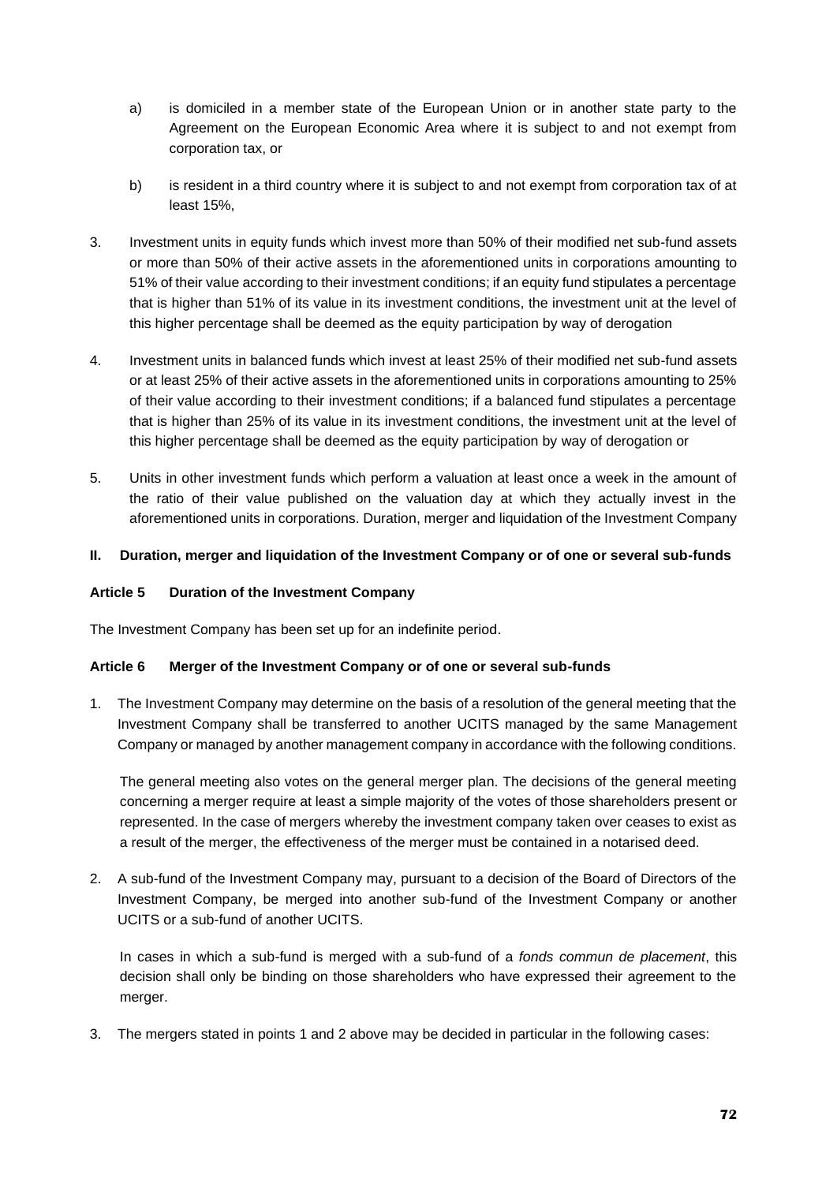a) is domiciled in a member state of the European Union or in another state party to the Agreement on the European Economic Area where it is subject to and not exempt from corporation tax, or

b) is resident in a third country where it is subject to and not exempt from corporation tax of at least 15%,

3. Investment units in equity funds which invest more than 50% of their modified net sub-fund assets or more than 50% of their active assets in the aforementioned units in corporations amounting to 51% of their value according to their investment conditions; if an equity fund stipulates a percentage that is higher than 51% of its value in its investment conditions, the investment unit at the level of this higher percentage shall be deemed as the equity participation by way of derogation

4. Investment units in balanced funds which invest at least 25% of their modified net sub-fund assets or at least 25% of their active assets in the aforementioned units in corporations amounting to 25% of their value according to their investment conditions; if a balanced fund stipulates a percentage that is higher than 25% of its value in its investment conditions, the investment unit at the level of this higher percentage shall be deemed as the equity participation by way of derogation or

5. Units in other investment funds which perform a valuation at least once a week in the amount of the ratio of their value published on the valuation day at which they actually invest in the aforementioned units in corporations. Duration, merger and liquidation of the Investment Company

## II. Duration, merger and liquidation of the Investment Company or of one or several sub-funds

### Article 5 Duration of the Investment Company

The Investment Company has been set up for an indefinite period.

### Article 6 Merger of the Investment Company or of one or several sub-funds

1. The Investment Company may determine on the basis of a resolution of the general meeting that the Investment Company shall be transferred to another UCITS managed by the same Management Company or managed by another management company in accordance with the following conditions.

   The general meeting also votes on the general merger plan. The decisions of the general meeting concerning a merger require at least a simple majority of the votes of those shareholders present or represented. In the case of mergers whereby the investment company taken over ceases to exist as a result of the merger, the effectiveness of the merger must be contained in a notarised deed.

2. A sub-fund of the Investment Company may, pursuant to a decision of the Board of Directors of the Investment Company, be merged into another sub-fund of the Investment Company or another UCITS or a sub-fund of another UCITS.

   In cases in which a sub-fund is merged with a sub-fund of a *fonds commun de placement*, this decision shall only be binding on those shareholders who have expressed their agreement to the merger.

3. The mergers stated in points 1 and 2 above may be decided in particular in the following cases: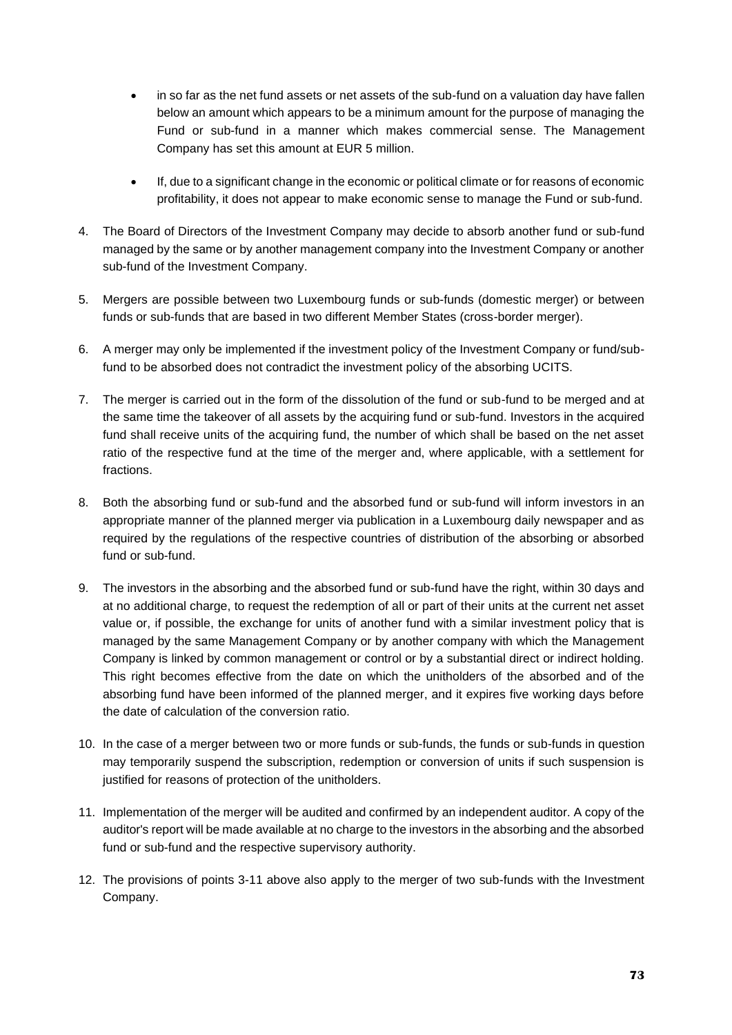- in so far as the net fund assets or net assets of the sub-fund on a valuation day have fallen below an amount which appears to be a minimum amount for the purpose of managing the Fund or sub-fund in a manner which makes commercial sense. The Management Company has set this amount at EUR 5 million.
- If, due to a significant change in the economic or political climate or for reasons of economic profitability, it does not appear to make economic sense to manage the Fund or sub-fund.

4. The Board of Directors of the Investment Company may decide to absorb another fund or sub-fund managed by the same or by another management company into the Investment Company or another sub-fund of the Investment Company.

5. Mergers are possible between two Luxembourg funds or sub-funds (domestic merger) or between funds or sub-funds that are based in two different Member States (cross-border merger).

6. A merger may only be implemented if the investment policy of the Investment Company or fund/sub-fund to be absorbed does not contradict the investment policy of the absorbing UCITS.

7. The merger is carried out in the form of the dissolution of the fund or sub-fund to be merged and at the same time the takeover of all assets by the acquiring fund or sub-fund. Investors in the acquired fund shall receive units of the acquiring fund, the number of which shall be based on the net asset ratio of the respective fund at the time of the merger and, where applicable, with a settlement for fractions.

8. Both the absorbing fund or sub-fund and the absorbed fund or sub-fund will inform investors in an appropriate manner of the planned merger via publication in a Luxembourg daily newspaper and as required by the regulations of the respective countries of distribution of the absorbing or absorbed fund or sub-fund.

9. The investors in the absorbing and the absorbed fund or sub-fund have the right, within 30 days and at no additional charge, to request the redemption of all or part of their units at the current net asset value or, if possible, the exchange for units of another fund with a similar investment policy that is managed by the same Management Company or by another company with which the Management Company is linked by common management or control or by a substantial direct or indirect holding. This right becomes effective from the date on which the unitholders of the absorbed and of the absorbing fund have been informed of the planned merger, and it expires five working days before the date of calculation of the conversion ratio.

10. In the case of a merger between two or more funds or sub-funds, the funds or sub-funds in question may temporarily suspend the subscription, redemption or conversion of units if such suspension is justified for reasons of protection of the unitholders.

11. Implementation of the merger will be audited and confirmed by an independent auditor. A copy of the auditor's report will be made available at no charge to the investors in the absorbing and the absorbed fund or sub-fund and the respective supervisory authority.

12. The provisions of points 3-11 above also apply to the merger of two sub-funds with the Investment Company.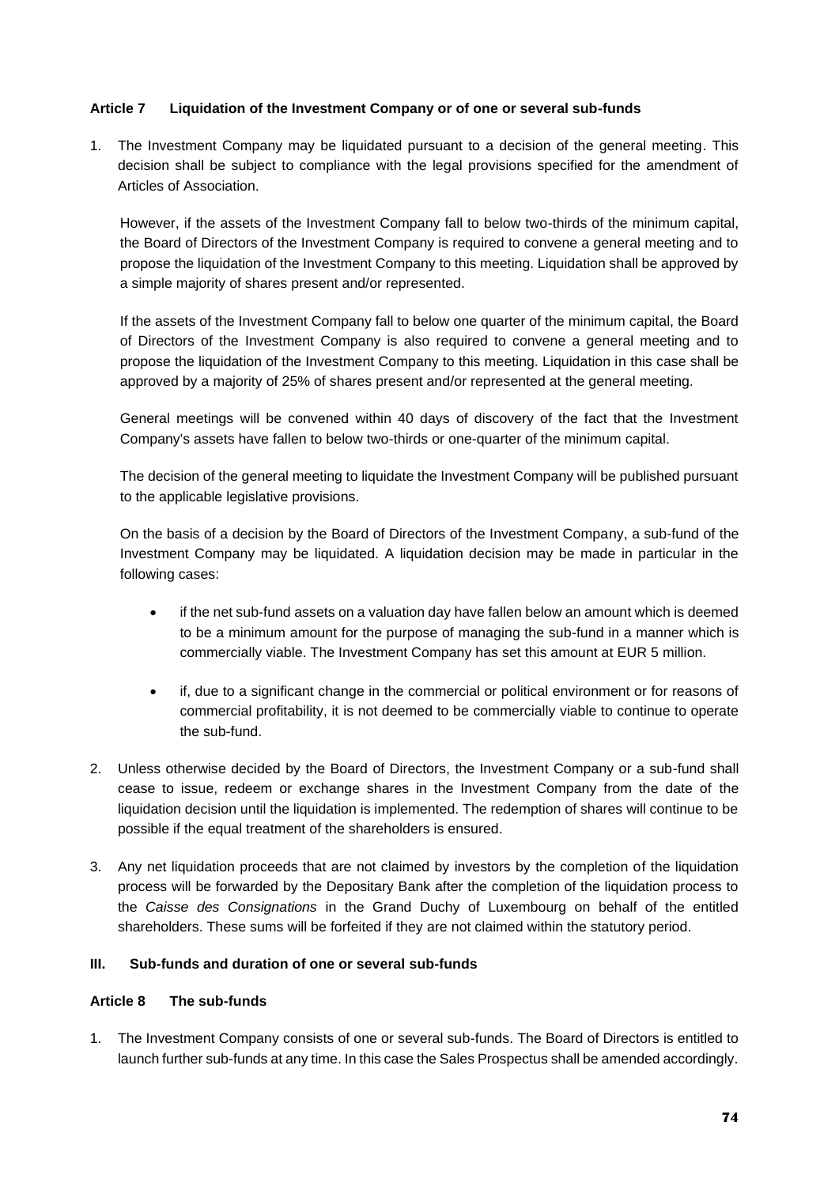### Article 7 Liquidation of the Investment Company or of one or several sub-funds

1. The Investment Company may be liquidated pursuant to a decision of the general meeting. This decision shall be subject to compliance with the legal provisions specified for the amendment of Articles of Association.

   However, if the assets of the Investment Company fall to below two-thirds of the minimum capital, the Board of Directors of the Investment Company is required to convene a general meeting and to propose the liquidation of the Investment Company to this meeting. Liquidation shall be approved by a simple majority of shares present and/or represented.

   If the assets of the Investment Company fall to below one quarter of the minimum capital, the Board of Directors of the Investment Company is also required to convene a general meeting and to propose the liquidation of the Investment Company to this meeting. Liquidation in this case shall be approved by a majority of 25% of shares present and/or represented at the general meeting.

   General meetings will be convened within 40 days of discovery of the fact that the Investment Company's assets have fallen to below two-thirds or one-quarter of the minimum capital.

   The decision of the general meeting to liquidate the Investment Company will be published pursuant to the applicable legislative provisions.

   On the basis of a decision by the Board of Directors of the Investment Company, a sub-fund of the Investment Company may be liquidated. A liquidation decision may be made in particular in the following cases:

   - if the net sub-fund assets on a valuation day have fallen below an amount which is deemed to be a minimum amount for the purpose of managing the sub-fund in a manner which is commercially viable. The Investment Company has set this amount at EUR 5 million.

   - if, due to a significant change in the commercial or political environment or for reasons of commercial profitability, it is not deemed to be commercially viable to continue to operate the sub-fund.

2. Unless otherwise decided by the Board of Directors, the Investment Company or a sub-fund shall cease to issue, redeem or exchange shares in the Investment Company from the date of the liquidation decision until the liquidation is implemented. The redemption of shares will continue to be possible if the equal treatment of the shareholders is ensured.

3. Any net liquidation proceeds that are not claimed by investors by the completion of the liquidation process will be forwarded by the Depositary Bank after the completion of the liquidation process to the *Caisse des Consignations* in the Grand Duchy of Luxembourg on behalf of the entitled shareholders. These sums will be forfeited if they are not claimed within the statutory period.

## III. Sub-funds and duration of one or several sub-funds

### Article 8 The sub-funds

1. The Investment Company consists of one or several sub-funds. The Board of Directors is entitled to launch further sub-funds at any time. In this case the Sales Prospectus shall be amended accordingly.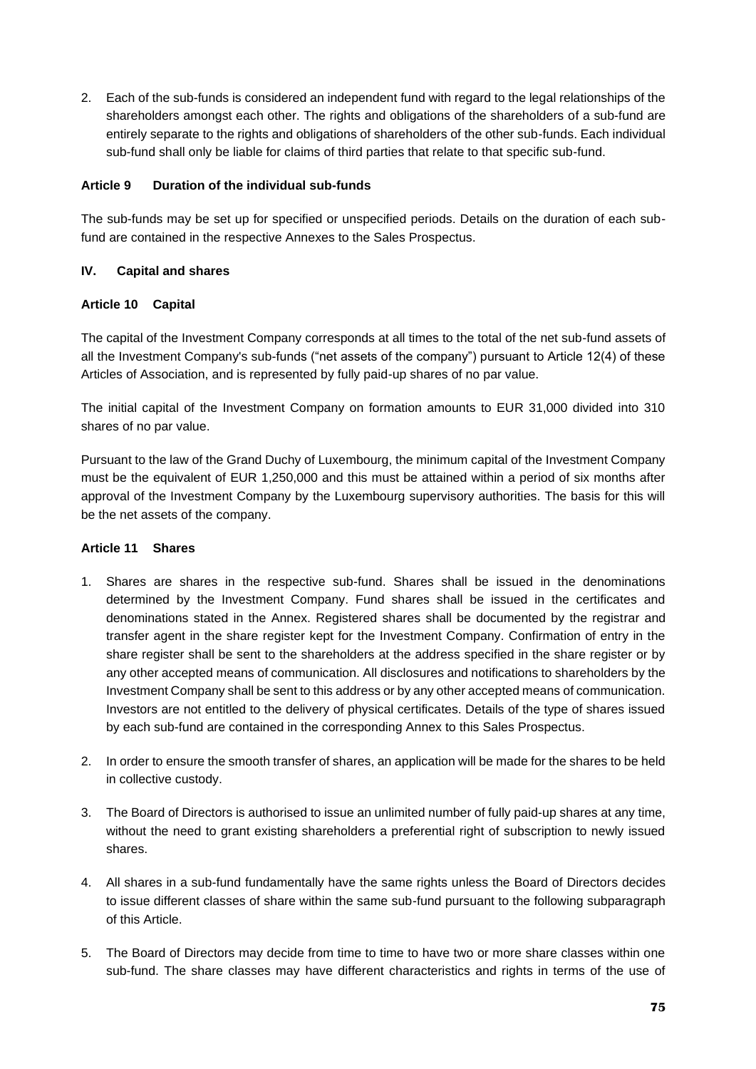2. Each of the sub-funds is considered an independent fund with regard to the legal relationships of the shareholders amongst each other. The rights and obligations of the shareholders of a sub-fund are entirely separate to the rights and obligations of shareholders of the other sub-funds. Each individual sub-fund shall only be liable for claims of third parties that relate to that specific sub-fund.

**Article 9 Duration of the individual sub-funds**

The sub-funds may be set up for specified or unspecified periods. Details on the duration of each sub-fund are contained in the respective Annexes to the Sales Prospectus.

**IV. Capital and shares**

**Article 10 Capital**

The capital of the Investment Company corresponds at all times to the total of the net sub-fund assets of all the Investment Company's sub-funds ("net assets of the company") pursuant to Article 12(4) of these Articles of Association, and is represented by fully paid-up shares of no par value.

The initial capital of the Investment Company on formation amounts to EUR 31,000 divided into 310 shares of no par value.

Pursuant to the law of the Grand Duchy of Luxembourg, the minimum capital of the Investment Company must be the equivalent of EUR 1,250,000 and this must be attained within a period of six months after approval of the Investment Company by the Luxembourg supervisory authorities. The basis for this will be the net assets of the company.

**Article 11 Shares**

1. Shares are shares in the respective sub-fund. Shares shall be issued in the denominations determined by the Investment Company. Fund shares shall be issued in the certificates and denominations stated in the Annex. Registered shares shall be documented by the registrar and transfer agent in the share register kept for the Investment Company. Confirmation of entry in the share register shall be sent to the shareholders at the address specified in the share register or by any other accepted means of communication. All disclosures and notifications to shareholders by the Investment Company shall be sent to this address or by any other accepted means of communication. Investors are not entitled to the delivery of physical certificates. Details of the type of shares issued by each sub-fund are contained in the corresponding Annex to this Sales Prospectus.

2. In order to ensure the smooth transfer of shares, an application will be made for the shares to be held in collective custody.

3. The Board of Directors is authorised to issue an unlimited number of fully paid-up shares at any time, without the need to grant existing shareholders a preferential right of subscription to newly issued shares.

4. All shares in a sub-fund fundamentally have the same rights unless the Board of Directors decides to issue different classes of share within the same sub-fund pursuant to the following subparagraph of this Article.

5. The Board of Directors may decide from time to time to have two or more share classes within one sub-fund. The share classes may have different characteristics and rights in terms of the use of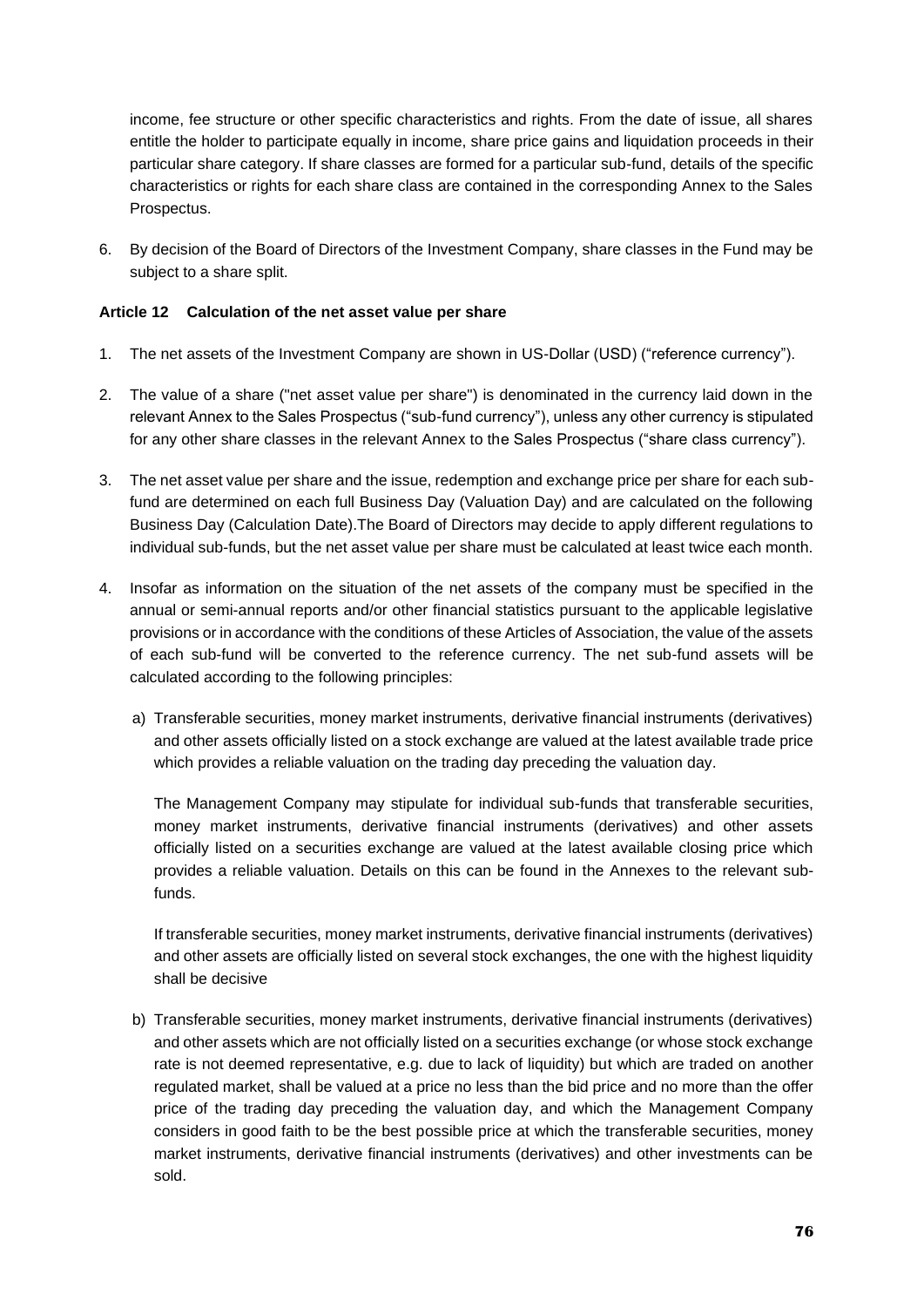income, fee structure or other specific characteristics and rights. From the date of issue, all shares entitle the holder to participate equally in income, share price gains and liquidation proceeds in their particular share category. If share classes are formed for a particular sub-fund, details of the specific characteristics or rights for each share class are contained in the corresponding Annex to the Sales Prospectus.

6. By decision of the Board of Directors of the Investment Company, share classes in the Fund may be subject to a share split.

**Article 12 Calculation of the net asset value per share**

1. The net assets of the Investment Company are shown in US-Dollar (USD) ("reference currency").

2. The value of a share ("net asset value per share") is denominated in the currency laid down in the relevant Annex to the Sales Prospectus ("sub-fund currency"), unless any other currency is stipulated for any other share classes in the relevant Annex to the Sales Prospectus ("share class currency").

3. The net asset value per share and the issue, redemption and exchange price per share for each sub-fund are determined on each full Business Day (Valuation Day) and are calculated on the following Business Day (Calculation Date).The Board of Directors may decide to apply different regulations to individual sub-funds, but the net asset value per share must be calculated at least twice each month.

4. Insofar as information on the situation of the net assets of the company must be specified in the annual or semi-annual reports and/or other financial statistics pursuant to the applicable legislative provisions or in accordance with the conditions of these Articles of Association, the value of the assets of each sub-fund will be converted to the reference currency. The net sub-fund assets will be calculated according to the following principles:

   a) Transferable securities, money market instruments, derivative financial instruments (derivatives) and other assets officially listed on a stock exchange are valued at the latest available trade price which provides a reliable valuation on the trading day preceding the valuation day.

   The Management Company may stipulate for individual sub-funds that transferable securities, money market instruments, derivative financial instruments (derivatives) and other assets officially listed on a securities exchange are valued at the latest available closing price which provides a reliable valuation. Details on this can be found in the Annexes to the relevant sub-funds.

   If transferable securities, money market instruments, derivative financial instruments (derivatives) and other assets are officially listed on several stock exchanges, the one with the highest liquidity shall be decisive

   b) Transferable securities, money market instruments, derivative financial instruments (derivatives) and other assets which are not officially listed on a securities exchange (or whose stock exchange rate is not deemed representative, e.g. due to lack of liquidity) but which are traded on another regulated market, shall be valued at a price no less than the bid price and no more than the offer price of the trading day preceding the valuation day, and which the Management Company considers in good faith to be the best possible price at which the transferable securities, money market instruments, derivative financial instruments (derivatives) and other investments can be sold.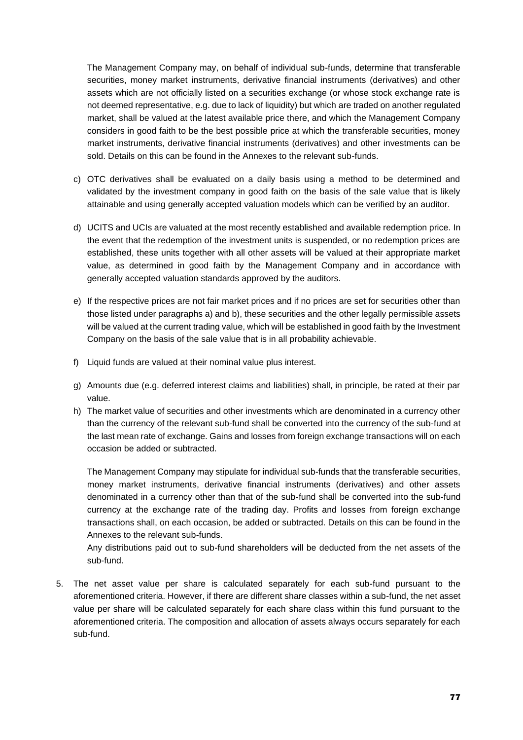The Management Company may, on behalf of individual sub-funds, determine that transferable securities, money market instruments, derivative financial instruments (derivatives) and other assets which are not officially listed on a securities exchange (or whose stock exchange rate is not deemed representative, e.g. due to lack of liquidity) but which are traded on another regulated market, shall be valued at the latest available price there, and which the Management Company considers in good faith to be the best possible price at which the transferable securities, money market instruments, derivative financial instruments (derivatives) and other investments can be sold. Details on this can be found in the Annexes to the relevant sub-funds.

c) OTC derivatives shall be evaluated on a daily basis using a method to be determined and validated by the investment company in good faith on the basis of the sale value that is likely attainable and using generally accepted valuation models which can be verified by an auditor.

d) UCITS and UCIs are valuated at the most recently established and available redemption price. In the event that the redemption of the investment units is suspended, or no redemption prices are established, these units together with all other assets will be valued at their appropriate market value, as determined in good faith by the Management Company and in accordance with generally accepted valuation standards approved by the auditors.

e) If the respective prices are not fair market prices and if no prices are set for securities other than those listed under paragraphs a) and b), these securities and the other legally permissible assets will be valued at the current trading value, which will be established in good faith by the Investment Company on the basis of the sale value that is in all probability achievable.

f) Liquid funds are valued at their nominal value plus interest.

g) Amounts due (e.g. deferred interest claims and liabilities) shall, in principle, be rated at their par value.

h) The market value of securities and other investments which are denominated in a currency other than the currency of the relevant sub-fund shall be converted into the currency of the sub-fund at the last mean rate of exchange. Gains and losses from foreign exchange transactions will on each occasion be added or subtracted.

   The Management Company may stipulate for individual sub-funds that the transferable securities, money market instruments, derivative financial instruments (derivatives) and other assets denominated in a currency other than that of the sub-fund shall be converted into the sub-fund currency at the exchange rate of the trading day. Profits and losses from foreign exchange transactions shall, on each occasion, be added or subtracted. Details on this can be found in the Annexes to the relevant sub-funds.

   Any distributions paid out to sub-fund shareholders will be deducted from the net assets of the sub-fund.

5. The net asset value per share is calculated separately for each sub-fund pursuant to the aforementioned criteria. However, if there are different share classes within a sub-fund, the net asset value per share will be calculated separately for each share class within this fund pursuant to the aforementioned criteria. The composition and allocation of assets always occurs separately for each sub-fund.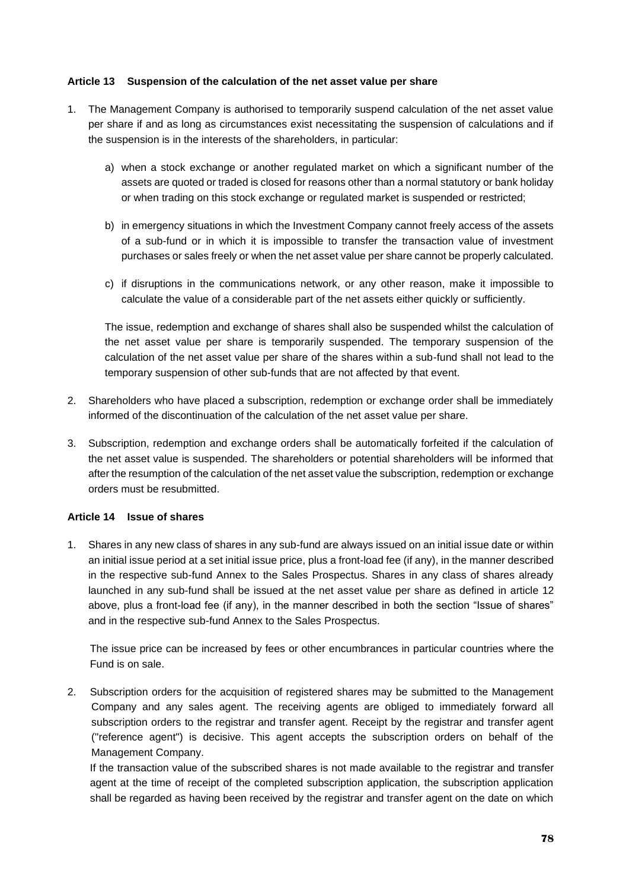#### Article 13 Suspension of the calculation of the net asset value per share

1. The Management Company is authorised to temporarily suspend calculation of the net asset value per share if and as long as circumstances exist necessitating the suspension of calculations and if the suspension is in the interests of the shareholders, in particular:

    a) when a stock exchange or another regulated market on which a significant number of the assets are quoted or traded is closed for reasons other than a normal statutory or bank holiday or when trading on this stock exchange or regulated market is suspended or restricted;

    b) in emergency situations in which the Investment Company cannot freely access of the assets of a sub-fund or in which it is impossible to transfer the transaction value of investment purchases or sales freely or when the net asset value per share cannot be properly calculated.

    c) if disruptions in the communications network, or any other reason, make it impossible to calculate the value of a considerable part of the net assets either quickly or sufficiently.

    The issue, redemption and exchange of shares shall also be suspended whilst the calculation of the net asset value per share is temporarily suspended. The temporary suspension of the calculation of the net asset value per share of the shares within a sub-fund shall not lead to the temporary suspension of other sub-funds that are not affected by that event.

2. Shareholders who have placed a subscription, redemption or exchange order shall be immediately informed of the discontinuation of the calculation of the net asset value per share.

3. Subscription, redemption and exchange orders shall be automatically forfeited if the calculation of the net asset value is suspended. The shareholders or potential shareholders will be informed that after the resumption of the calculation of the net asset value the subscription, redemption or exchange orders must be resubmitted.

#### Article 14 Issue of shares

1. Shares in any new class of shares in any sub-fund are always issued on an initial issue date or within an initial issue period at a set initial issue price, plus a front-load fee (if any), in the manner described in the respective sub-fund Annex to the Sales Prospectus. Shares in any class of shares already launched in any sub-fund shall be issued at the net asset value per share as defined in article 12 above, plus a front-load fee (if any), in the manner described in both the section "Issue of shares" and in the respective sub-fund Annex to the Sales Prospectus.

    The issue price can be increased by fees or other encumbrances in particular countries where the Fund is on sale.

2. Subscription orders for the acquisition of registered shares may be submitted to the Management Company and any sales agent. The receiving agents are obliged to immediately forward all subscription orders to the registrar and transfer agent. Receipt by the registrar and transfer agent ("reference agent") is decisive. This agent accepts the subscription orders on behalf of the Management Company.

    If the transaction value of the subscribed shares is not made available to the registrar and transfer agent at the time of receipt of the completed subscription application, the subscription application shall be regarded as having been received by the registrar and transfer agent on the date on which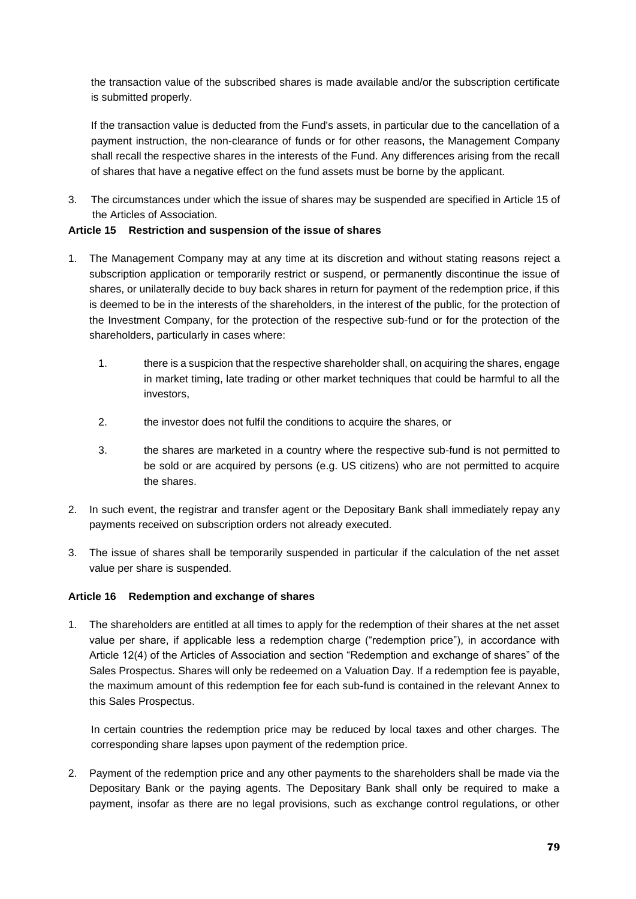the transaction value of the subscribed shares is made available and/or the subscription certificate is submitted properly.

If the transaction value is deducted from the Fund's assets, in particular due to the cancellation of a payment instruction, the non-clearance of funds or for other reasons, the Management Company shall recall the respective shares in the interests of the Fund. Any differences arising from the recall of shares that have a negative effect on the fund assets must be borne by the applicant.

3. The circumstances under which the issue of shares may be suspended are specified in Article 15 of the Articles of Association.

**Article 15 Restriction and suspension of the issue of shares**

1. The Management Company may at any time at its discretion and without stating reasons reject a subscription application or temporarily restrict or suspend, or permanently discontinue the issue of shares, or unilaterally decide to buy back shares in return for payment of the redemption price, if this is deemed to be in the interests of the shareholders, in the interest of the public, for the protection of the Investment Company, for the protection of the respective sub-fund or for the protection of the shareholders, particularly in cases where:

   1. there is a suspicion that the respective shareholder shall, on acquiring the shares, engage in market timing, late trading or other market techniques that could be harmful to all the investors,

   2. the investor does not fulfil the conditions to acquire the shares, or

   3. the shares are marketed in a country where the respective sub-fund is not permitted to be sold or are acquired by persons (e.g. US citizens) who are not permitted to acquire the shares.

2. In such event, the registrar and transfer agent or the Depositary Bank shall immediately repay any payments received on subscription orders not already executed.

3. The issue of shares shall be temporarily suspended in particular if the calculation of the net asset value per share is suspended.

**Article 16 Redemption and exchange of shares**

1. The shareholders are entitled at all times to apply for the redemption of their shares at the net asset value per share, if applicable less a redemption charge ("redemption price"), in accordance with Article 12(4) of the Articles of Association and section "Redemption and exchange of shares" of the Sales Prospectus. Shares will only be redeemed on a Valuation Day. If a redemption fee is payable, the maximum amount of this redemption fee for each sub-fund is contained in the relevant Annex to this Sales Prospectus.

   In certain countries the redemption price may be reduced by local taxes and other charges. The corresponding share lapses upon payment of the redemption price.

2. Payment of the redemption price and any other payments to the shareholders shall be made via the Depositary Bank or the paying agents. The Depositary Bank shall only be required to make a payment, insofar as there are no legal provisions, such as exchange control regulations, or other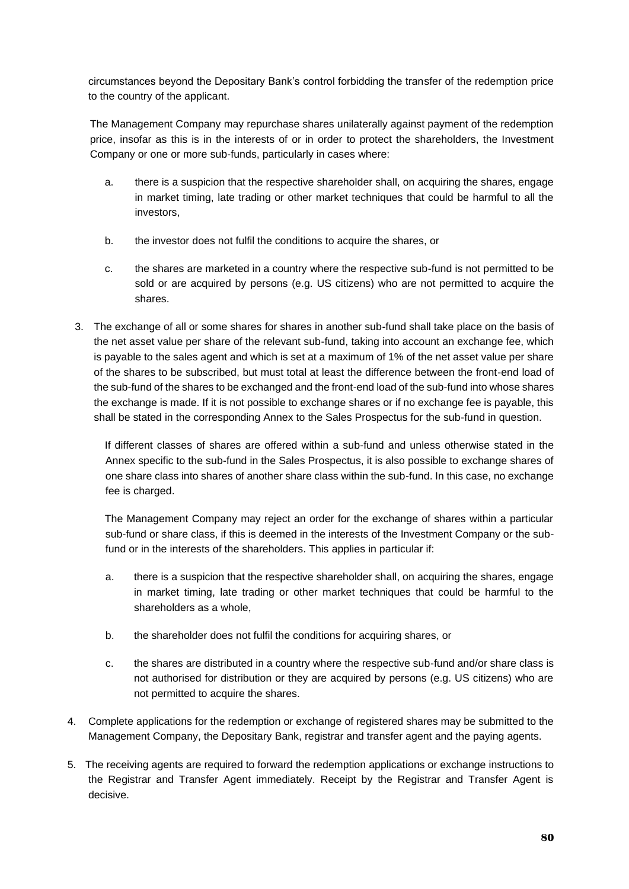circumstances beyond the Depositary Bank's control forbidding the transfer of the redemption price to the country of the applicant.

The Management Company may repurchase shares unilaterally against payment of the redemption price, insofar as this is in the interests of or in order to protect the shareholders, the Investment Company or one or more sub-funds, particularly in cases where:

a. there is a suspicion that the respective shareholder shall, on acquiring the shares, engage in market timing, late trading or other market techniques that could be harmful to all the investors,

b. the investor does not fulfil the conditions to acquire the shares, or

c. the shares are marketed in a country where the respective sub-fund is not permitted to be sold or are acquired by persons (e.g. US citizens) who are not permitted to acquire the shares.

3. The exchange of all or some shares for shares in another sub-fund shall take place on the basis of the net asset value per share of the relevant sub-fund, taking into account an exchange fee, which is payable to the sales agent and which is set at a maximum of 1% of the net asset value per share of the shares to be subscribed, but must total at least the difference between the front-end load of the sub-fund of the shares to be exchanged and the front-end load of the sub-fund into whose shares the exchange is made. If it is not possible to exchange shares or if no exchange fee is payable, this shall be stated in the corresponding Annex to the Sales Prospectus for the sub-fund in question.

   If different classes of shares are offered within a sub-fund and unless otherwise stated in the Annex specific to the sub-fund in the Sales Prospectus, it is also possible to exchange shares of one share class into shares of another share class within the sub-fund. In this case, no exchange fee is charged.

   The Management Company may reject an order for the exchange of shares within a particular sub-fund or share class, if this is deemed in the interests of the Investment Company or the sub-fund or in the interests of the shareholders. This applies in particular if:

   a. there is a suspicion that the respective shareholder shall, on acquiring the shares, engage in market timing, late trading or other market techniques that could be harmful to the shareholders as a whole,

   b. the shareholder does not fulfil the conditions for acquiring shares, or

   c. the shares are distributed in a country where the respective sub-fund and/or share class is not authorised for distribution or they are acquired by persons (e.g. US citizens) who are not permitted to acquire the shares.

4. Complete applications for the redemption or exchange of registered shares may be submitted to the Management Company, the Depositary Bank, registrar and transfer agent and the paying agents.

5. The receiving agents are required to forward the redemption applications or exchange instructions to the Registrar and Transfer Agent immediately. Receipt by the Registrar and Transfer Agent is decisive.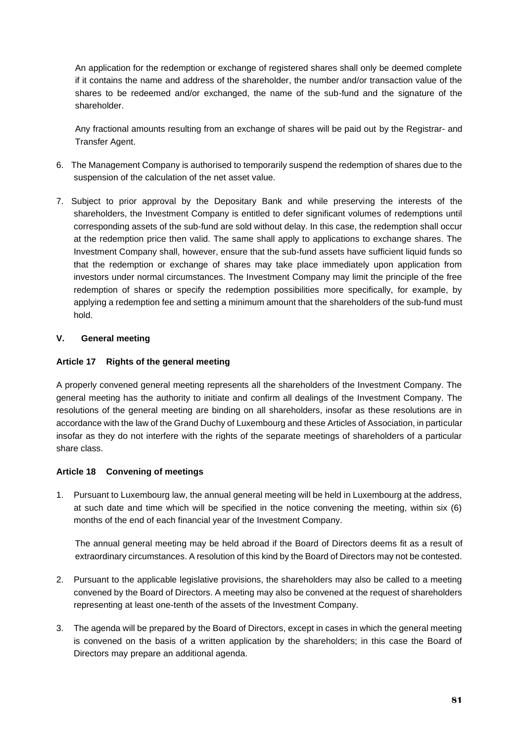An application for the redemption or exchange of registered shares shall only be deemed complete if it contains the name and address of the shareholder, the number and/or transaction value of the shares to be redeemed and/or exchanged, the name of the sub-fund and the signature of the shareholder.

Any fractional amounts resulting from an exchange of shares will be paid out by the Registrar- and Transfer Agent.

6. The Management Company is authorised to temporarily suspend the redemption of shares due to the suspension of the calculation of the net asset value.

7. Subject to prior approval by the Depositary Bank and while preserving the interests of the shareholders, the Investment Company is entitled to defer significant volumes of redemptions until corresponding assets of the sub-fund are sold without delay. In this case, the redemption shall occur at the redemption price then valid. The same shall apply to applications to exchange shares. The Investment Company shall, however, ensure that the sub-fund assets have sufficient liquid funds so that the redemption or exchange of shares may take place immediately upon application from investors under normal circumstances. The Investment Company may limit the principle of the free redemption of shares or specify the redemption possibilities more specifically, for example, by applying a redemption fee and setting a minimum amount that the shareholders of the sub-fund must hold.

## V. General meeting

### Article 17 Rights of the general meeting

A properly convened general meeting represents all the shareholders of the Investment Company. The general meeting has the authority to initiate and confirm all dealings of the Investment Company. The resolutions of the general meeting are binding on all shareholders, insofar as these resolutions are in accordance with the law of the Grand Duchy of Luxembourg and these Articles of Association, in particular insofar as they do not interfere with the rights of the separate meetings of shareholders of a particular share class.

### Article 18 Convening of meetings

1. Pursuant to Luxembourg law, the annual general meeting will be held in Luxembourg at the address, at such date and time which will be specified in the notice convening the meeting, within six (6) months of the end of each financial year of the Investment Company.

   The annual general meeting may be held abroad if the Board of Directors deems fit as a result of extraordinary circumstances. A resolution of this kind by the Board of Directors may not be contested.

2. Pursuant to the applicable legislative provisions, the shareholders may also be called to a meeting convened by the Board of Directors. A meeting may also be convened at the request of shareholders representing at least one-tenth of the assets of the Investment Company.

3. The agenda will be prepared by the Board of Directors, except in cases in which the general meeting is convened on the basis of a written application by the shareholders; in this case the Board of Directors may prepare an additional agenda.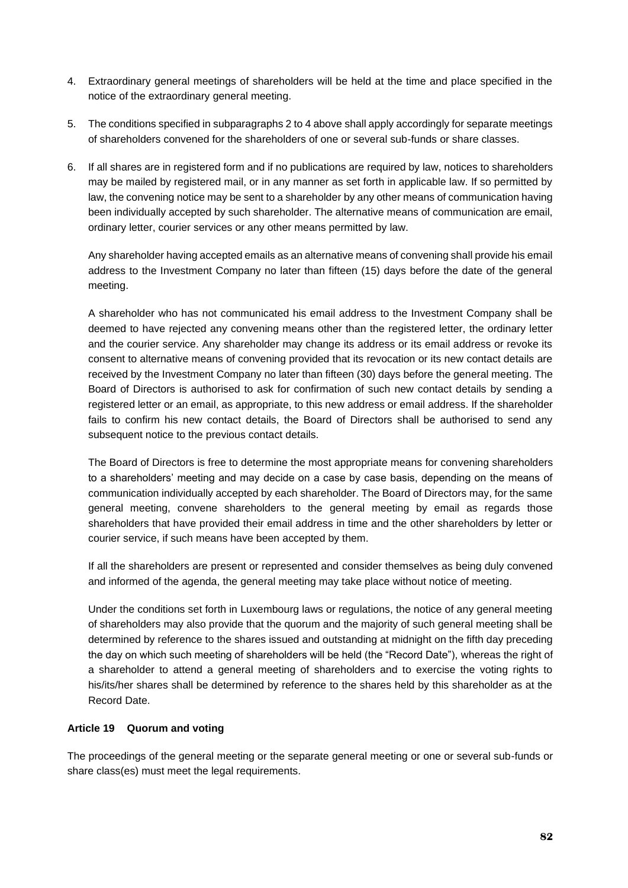4. Extraordinary general meetings of shareholders will be held at the time and place specified in the notice of the extraordinary general meeting.

5. The conditions specified in subparagraphs 2 to 4 above shall apply accordingly for separate meetings of shareholders convened for the shareholders of one or several sub-funds or share classes.

6. If all shares are in registered form and if no publications are required by law, notices to shareholders may be mailed by registered mail, or in any manner as set forth in applicable law. If so permitted by law, the convening notice may be sent to a shareholder by any other means of communication having been individually accepted by such shareholder. The alternative means of communication are email, ordinary letter, courier services or any other means permitted by law.

   Any shareholder having accepted emails as an alternative means of convening shall provide his email address to the Investment Company no later than fifteen (15) days before the date of the general meeting.

   A shareholder who has not communicated his email address to the Investment Company shall be deemed to have rejected any convening means other than the registered letter, the ordinary letter and the courier service. Any shareholder may change its address or its email address or revoke its consent to alternative means of convening provided that its revocation or its new contact details are received by the Investment Company no later than fifteen (30) days before the general meeting. The Board of Directors is authorised to ask for confirmation of such new contact details by sending a registered letter or an email, as appropriate, to this new address or email address. If the shareholder fails to confirm his new contact details, the Board of Directors shall be authorised to send any subsequent notice to the previous contact details.

   The Board of Directors is free to determine the most appropriate means for convening shareholders to a shareholders' meeting and may decide on a case by case basis, depending on the means of communication individually accepted by each shareholder. The Board of Directors may, for the same general meeting, convene shareholders to the general meeting by email as regards those shareholders that have provided their email address in time and the other shareholders by letter or courier service, if such means have been accepted by them.

   If all the shareholders are present or represented and consider themselves as being duly convened and informed of the agenda, the general meeting may take place without notice of meeting.

   Under the conditions set forth in Luxembourg laws or regulations, the notice of any general meeting of shareholders may also provide that the quorum and the majority of such general meeting shall be determined by reference to the shares issued and outstanding at midnight on the fifth day preceding the day on which such meeting of shareholders will be held (the "Record Date"), whereas the right of a shareholder to attend a general meeting of shareholders and to exercise the voting rights to his/its/her shares shall be determined by reference to the shares held by this shareholder as at the Record Date.

**Article 19 Quorum and voting**

The proceedings of the general meeting or the separate general meeting or one or several sub-funds or share class(es) must meet the legal requirements.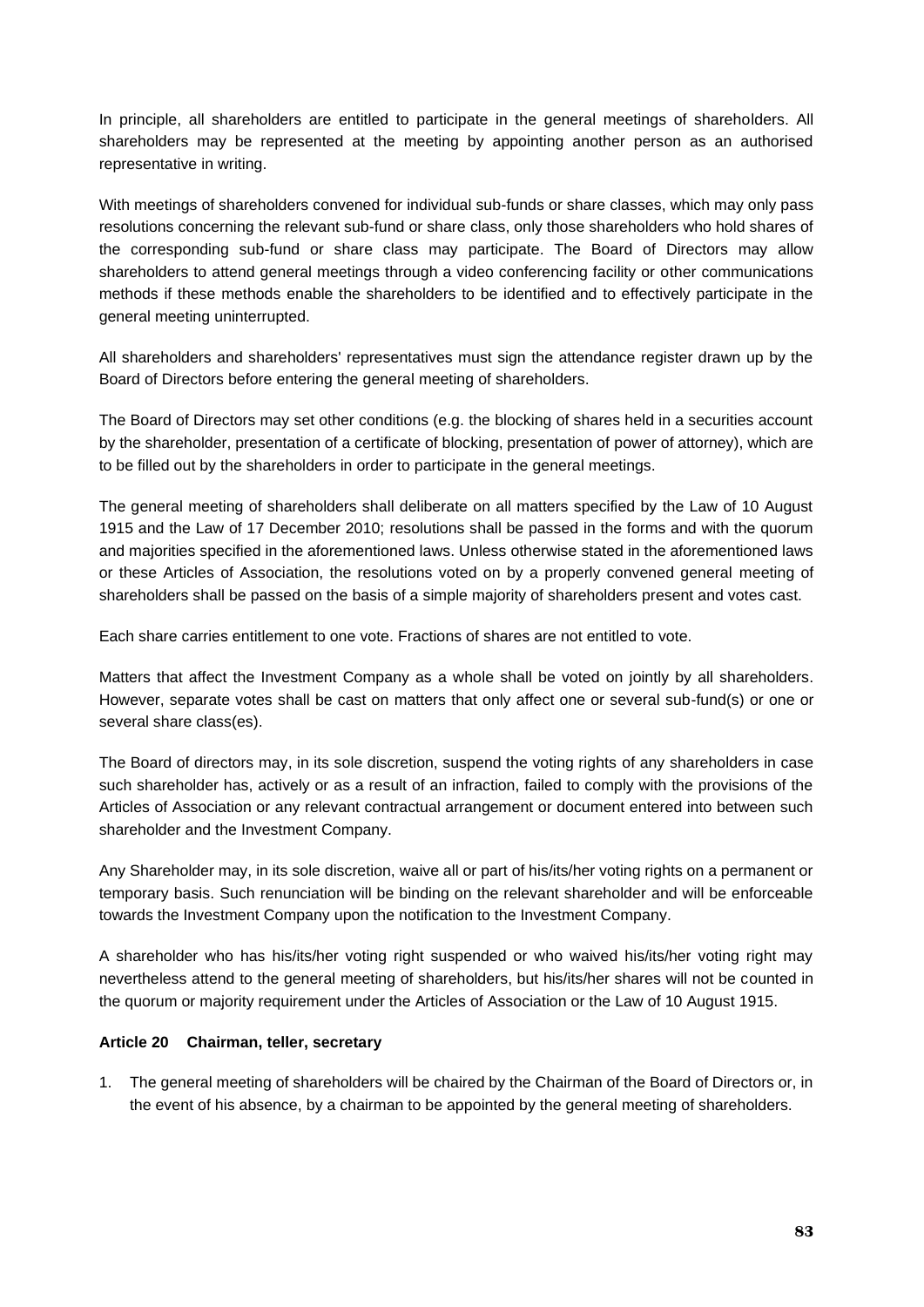In principle, all shareholders are entitled to participate in the general meetings of shareholders. All shareholders may be represented at the meeting by appointing another person as an authorised representative in writing.

With meetings of shareholders convened for individual sub-funds or share classes, which may only pass resolutions concerning the relevant sub-fund or share class, only those shareholders who hold shares of the corresponding sub-fund or share class may participate. The Board of Directors may allow shareholders to attend general meetings through a video conferencing facility or other communications methods if these methods enable the shareholders to be identified and to effectively participate in the general meeting uninterrupted.

All shareholders and shareholders' representatives must sign the attendance register drawn up by the Board of Directors before entering the general meeting of shareholders.

The Board of Directors may set other conditions (e.g. the blocking of shares held in a securities account by the shareholder, presentation of a certificate of blocking, presentation of power of attorney), which are to be filled out by the shareholders in order to participate in the general meetings.

The general meeting of shareholders shall deliberate on all matters specified by the Law of 10 August 1915 and the Law of 17 December 2010; resolutions shall be passed in the forms and with the quorum and majorities specified in the aforementioned laws. Unless otherwise stated in the aforementioned laws or these Articles of Association, the resolutions voted on by a properly convened general meeting of shareholders shall be passed on the basis of a simple majority of shareholders present and votes cast.

Each share carries entitlement to one vote. Fractions of shares are not entitled to vote.

Matters that affect the Investment Company as a whole shall be voted on jointly by all shareholders. However, separate votes shall be cast on matters that only affect one or several sub-fund(s) or one or several share class(es).

The Board of directors may, in its sole discretion, suspend the voting rights of any shareholders in case such shareholder has, actively or as a result of an infraction, failed to comply with the provisions of the Articles of Association or any relevant contractual arrangement or document entered into between such shareholder and the Investment Company.

Any Shareholder may, in its sole discretion, waive all or part of his/its/her voting rights on a permanent or temporary basis. Such renunciation will be binding on the relevant shareholder and will be enforceable towards the Investment Company upon the notification to the Investment Company.

A shareholder who has his/its/her voting right suspended or who waived his/its/her voting right may nevertheless attend to the general meeting of shareholders, but his/its/her shares will not be counted in the quorum or majority requirement under the Articles of Association or the Law of 10 August 1915.

### Article 20 Chairman, teller, secretary

1. The general meeting of shareholders will be chaired by the Chairman of the Board of Directors or, in the event of his absence, by a chairman to be appointed by the general meeting of shareholders.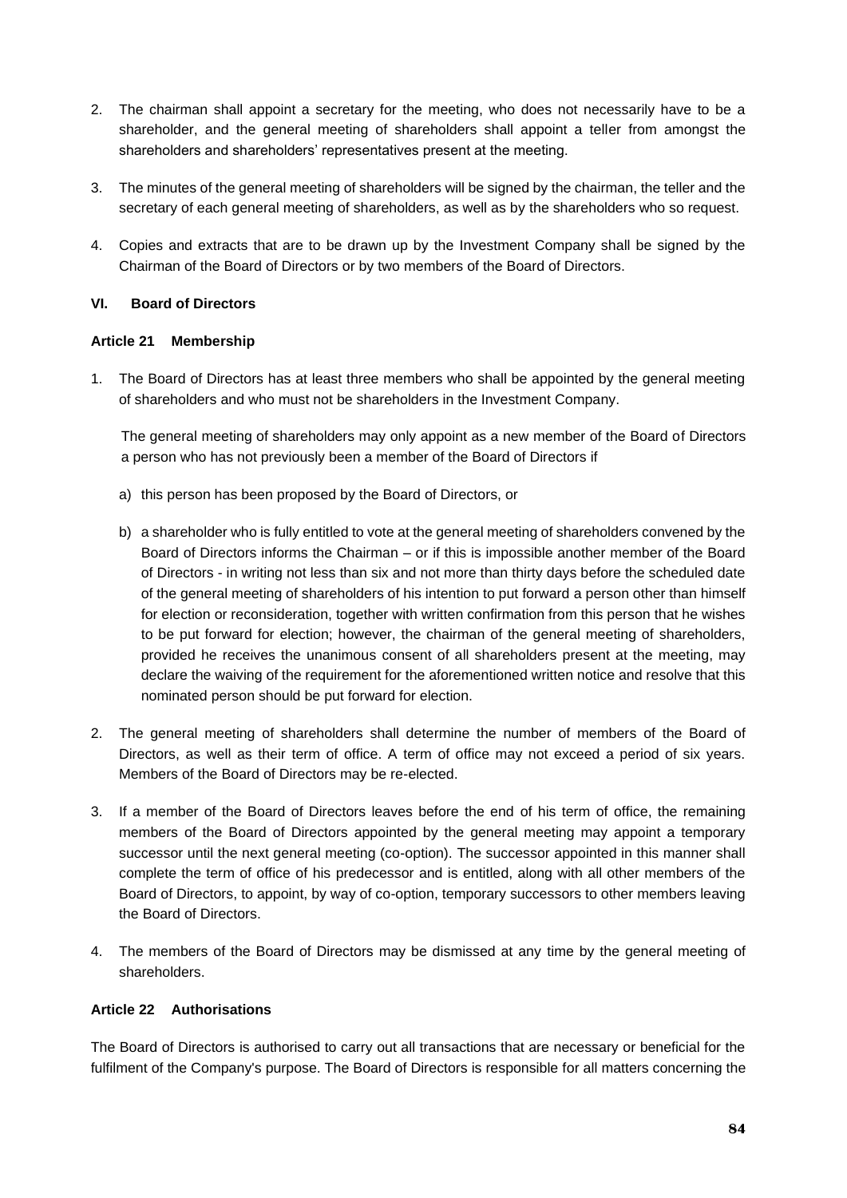2. The chairman shall appoint a secretary for the meeting, who does not necessarily have to be a shareholder, and the general meeting of shareholders shall appoint a teller from amongst the shareholders and shareholders' representatives present at the meeting.

3. The minutes of the general meeting of shareholders will be signed by the chairman, the teller and the secretary of each general meeting of shareholders, as well as by the shareholders who so request.

4. Copies and extracts that are to be drawn up by the Investment Company shall be signed by the Chairman of the Board of Directors or by two members of the Board of Directors.

## VI. Board of Directors

### Article 21 Membership

1. The Board of Directors has at least three members who shall be appointed by the general meeting of shareholders and who must not be shareholders in the Investment Company.

   The general meeting of shareholders may only appoint as a new member of the Board of Directors a person who has not previously been a member of the Board of Directors if

   a) this person has been proposed by the Board of Directors, or

   b) a shareholder who is fully entitled to vote at the general meeting of shareholders convened by the Board of Directors informs the Chairman – or if this is impossible another member of the Board of Directors - in writing not less than six and not more than thirty days before the scheduled date of the general meeting of shareholders of his intention to put forward a person other than himself for election or reconsideration, together with written confirmation from this person that he wishes to be put forward for election; however, the chairman of the general meeting of shareholders, provided he receives the unanimous consent of all shareholders present at the meeting, may declare the waiving of the requirement for the aforementioned written notice and resolve that this nominated person should be put forward for election.

2. The general meeting of shareholders shall determine the number of members of the Board of Directors, as well as their term of office. A term of office may not exceed a period of six years. Members of the Board of Directors may be re-elected.

3. If a member of the Board of Directors leaves before the end of his term of office, the remaining members of the Board of Directors appointed by the general meeting may appoint a temporary successor until the next general meeting (co-option). The successor appointed in this manner shall complete the term of office of his predecessor and is entitled, along with all other members of the Board of Directors, to appoint, by way of co-option, temporary successors to other members leaving the Board of Directors.

4. The members of the Board of Directors may be dismissed at any time by the general meeting of shareholders.

### Article 22 Authorisations

The Board of Directors is authorised to carry out all transactions that are necessary or beneficial for the fulfilment of the Company's purpose. The Board of Directors is responsible for all matters concerning the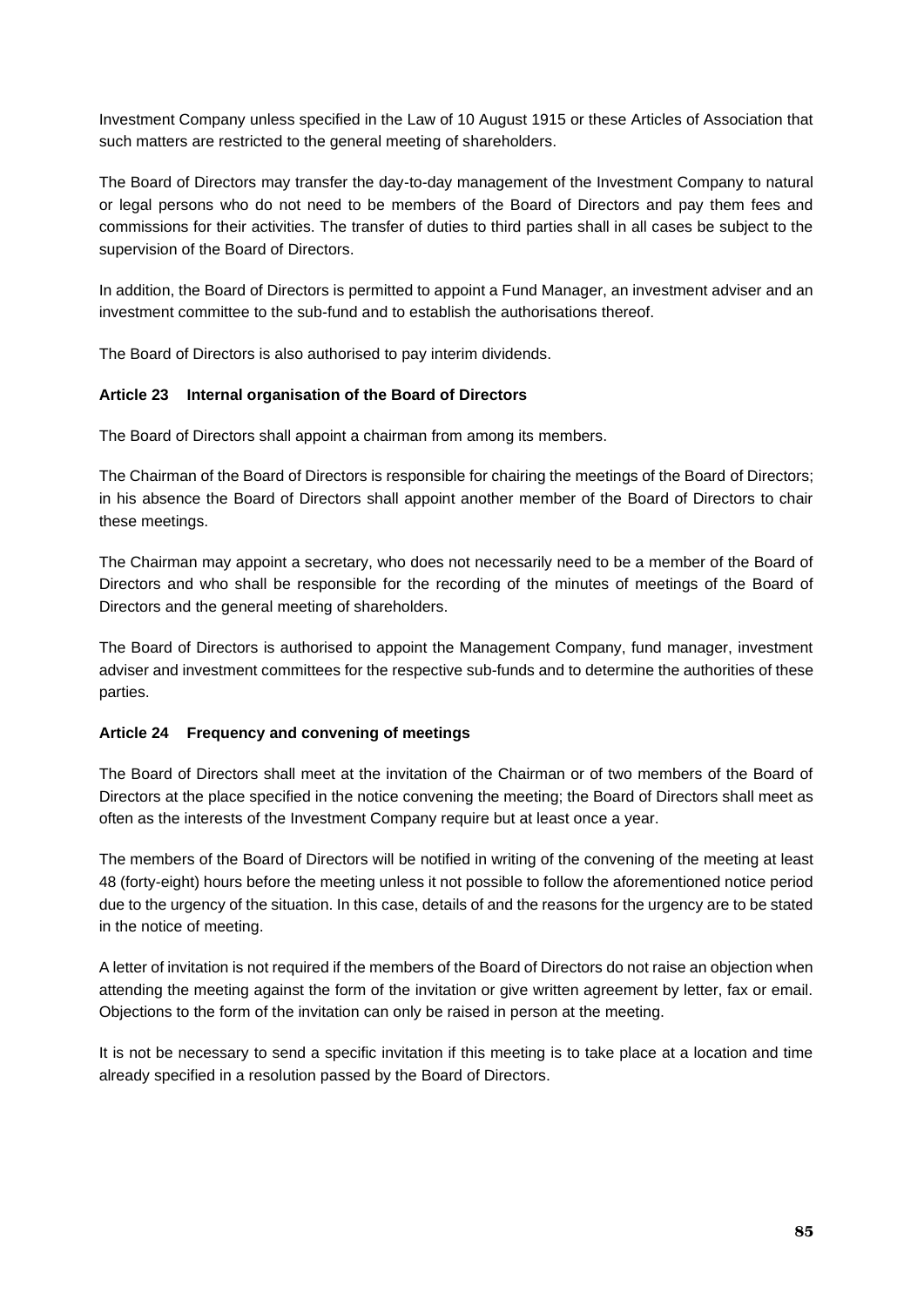Investment Company unless specified in the Law of 10 August 1915 or these Articles of Association that such matters are restricted to the general meeting of shareholders.

The Board of Directors may transfer the day-to-day management of the Investment Company to natural or legal persons who do not need to be members of the Board of Directors and pay them fees and commissions for their activities. The transfer of duties to third parties shall in all cases be subject to the supervision of the Board of Directors.

In addition, the Board of Directors is permitted to appoint a Fund Manager, an investment adviser and an investment committee to the sub-fund and to establish the authorisations thereof.

The Board of Directors is also authorised to pay interim dividends.

**Article 23 Internal organisation of the Board of Directors**

The Board of Directors shall appoint a chairman from among its members.

The Chairman of the Board of Directors is responsible for chairing the meetings of the Board of Directors; in his absence the Board of Directors shall appoint another member of the Board of Directors to chair these meetings.

The Chairman may appoint a secretary, who does not necessarily need to be a member of the Board of Directors and who shall be responsible for the recording of the minutes of meetings of the Board of Directors and the general meeting of shareholders.

The Board of Directors is authorised to appoint the Management Company, fund manager, investment adviser and investment committees for the respective sub-funds and to determine the authorities of these parties.

**Article 24 Frequency and convening of meetings**

The Board of Directors shall meet at the invitation of the Chairman or of two members of the Board of Directors at the place specified in the notice convening the meeting; the Board of Directors shall meet as often as the interests of the Investment Company require but at least once a year.

The members of the Board of Directors will be notified in writing of the convening of the meeting at least 48 (forty-eight) hours before the meeting unless it not possible to follow the aforementioned notice period due to the urgency of the situation. In this case, details of and the reasons for the urgency are to be stated in the notice of meeting.

A letter of invitation is not required if the members of the Board of Directors do not raise an objection when attending the meeting against the form of the invitation or give written agreement by letter, fax or email. Objections to the form of the invitation can only be raised in person at the meeting.

It is not be necessary to send a specific invitation if this meeting is to take place at a location and time already specified in a resolution passed by the Board of Directors.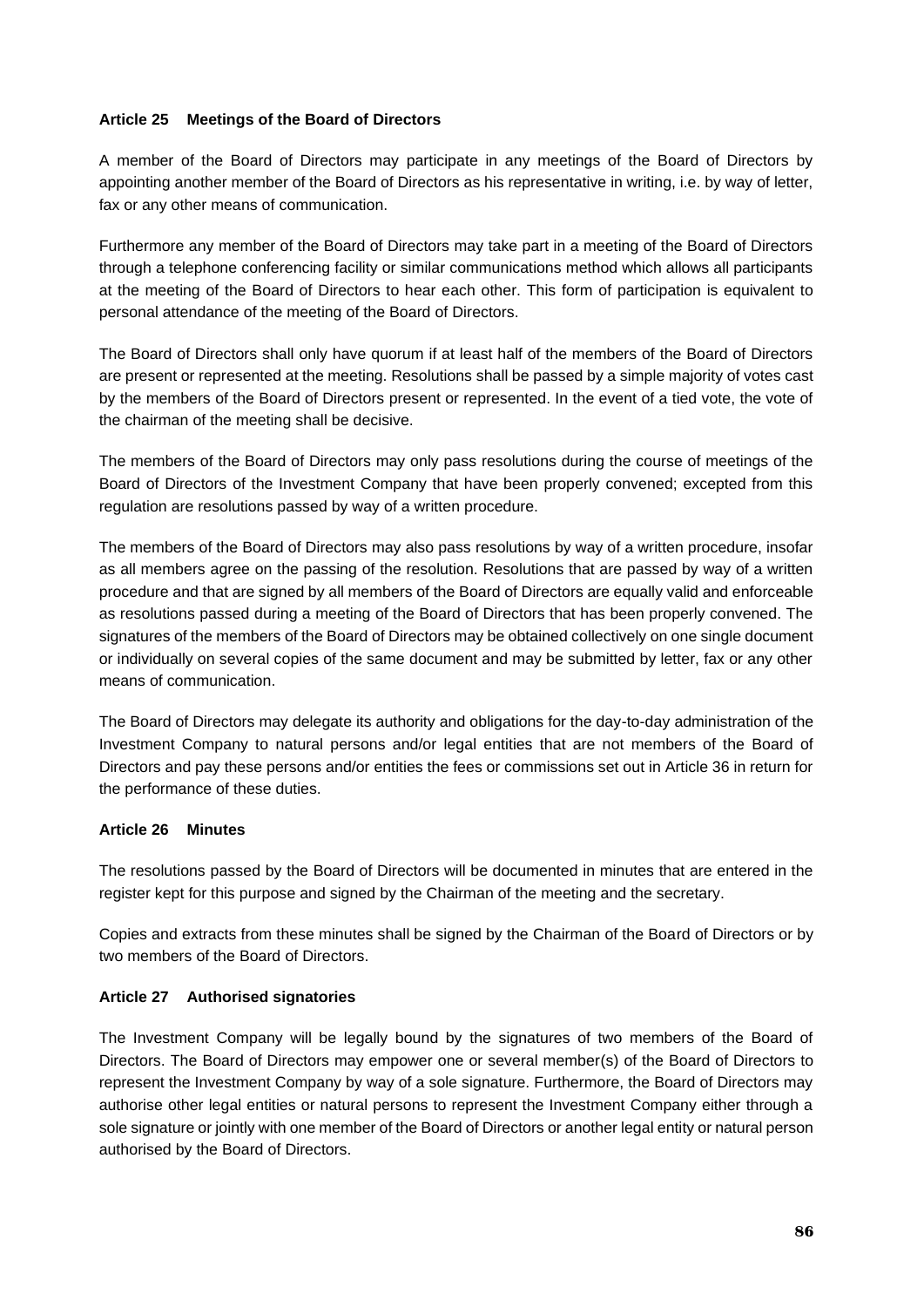**Article 25 Meetings of the Board of Directors**

A member of the Board of Directors may participate in any meetings of the Board of Directors by appointing another member of the Board of Directors as his representative in writing, i.e. by way of letter, fax or any other means of communication.

Furthermore any member of the Board of Directors may take part in a meeting of the Board of Directors through a telephone conferencing facility or similar communications method which allows all participants at the meeting of the Board of Directors to hear each other. This form of participation is equivalent to personal attendance of the meeting of the Board of Directors.

The Board of Directors shall only have quorum if at least half of the members of the Board of Directors are present or represented at the meeting. Resolutions shall be passed by a simple majority of votes cast by the members of the Board of Directors present or represented. In the event of a tied vote, the vote of the chairman of the meeting shall be decisive.

The members of the Board of Directors may only pass resolutions during the course of meetings of the Board of Directors of the Investment Company that have been properly convened; excepted from this regulation are resolutions passed by way of a written procedure.

The members of the Board of Directors may also pass resolutions by way of a written procedure, insofar as all members agree on the passing of the resolution. Resolutions that are passed by way of a written procedure and that are signed by all members of the Board of Directors are equally valid and enforceable as resolutions passed during a meeting of the Board of Directors that has been properly convened. The signatures of the members of the Board of Directors may be obtained collectively on one single document or individually on several copies of the same document and may be submitted by letter, fax or any other means of communication.

The Board of Directors may delegate its authority and obligations for the day-to-day administration of the Investment Company to natural persons and/or legal entities that are not members of the Board of Directors and pay these persons and/or entities the fees or commissions set out in Article 36 in return for the performance of these duties.

**Article 26 Minutes**

The resolutions passed by the Board of Directors will be documented in minutes that are entered in the register kept for this purpose and signed by the Chairman of the meeting and the secretary.

Copies and extracts from these minutes shall be signed by the Chairman of the Board of Directors or by two members of the Board of Directors.

**Article 27 Authorised signatories**

The Investment Company will be legally bound by the signatures of two members of the Board of Directors. The Board of Directors may empower one or several member(s) of the Board of Directors to represent the Investment Company by way of a sole signature. Furthermore, the Board of Directors may authorise other legal entities or natural persons to represent the Investment Company either through a sole signature or jointly with one member of the Board of Directors or another legal entity or natural person authorised by the Board of Directors.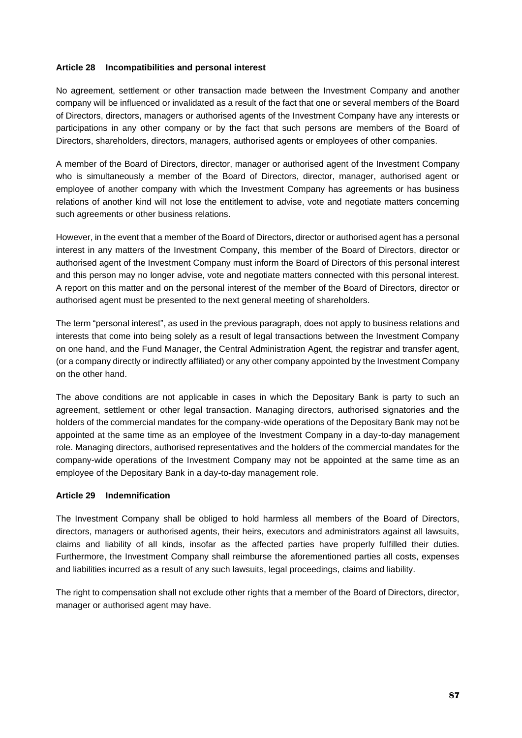### Article 28 Incompatibilities and personal interest

No agreement, settlement or other transaction made between the Investment Company and another company will be influenced or invalidated as a result of the fact that one or several members of the Board of Directors, directors, managers or authorised agents of the Investment Company have any interests or participations in any other company or by the fact that such persons are members of the Board of Directors, shareholders, directors, managers, authorised agents or employees of other companies.

A member of the Board of Directors, director, manager or authorised agent of the Investment Company who is simultaneously a member of the Board of Directors, director, manager, authorised agent or employee of another company with which the Investment Company has agreements or has business relations of another kind will not lose the entitlement to advise, vote and negotiate matters concerning such agreements or other business relations.

However, in the event that a member of the Board of Directors, director or authorised agent has a personal interest in any matters of the Investment Company, this member of the Board of Directors, director or authorised agent of the Investment Company must inform the Board of Directors of this personal interest and this person may no longer advise, vote and negotiate matters connected with this personal interest. A report on this matter and on the personal interest of the member of the Board of Directors, director or authorised agent must be presented to the next general meeting of shareholders.

The term "personal interest", as used in the previous paragraph, does not apply to business relations and interests that come into being solely as a result of legal transactions between the Investment Company on one hand, and the Fund Manager, the Central Administration Agent, the registrar and transfer agent, (or a company directly or indirectly affiliated) or any other company appointed by the Investment Company on the other hand.

The above conditions are not applicable in cases in which the Depositary Bank is party to such an agreement, settlement or other legal transaction. Managing directors, authorised signatories and the holders of the commercial mandates for the company-wide operations of the Depositary Bank may not be appointed at the same time as an employee of the Investment Company in a day-to-day management role. Managing directors, authorised representatives and the holders of the commercial mandates for the company-wide operations of the Investment Company may not be appointed at the same time as an employee of the Depositary Bank in a day-to-day management role.

### Article 29 Indemnification

The Investment Company shall be obliged to hold harmless all members of the Board of Directors, directors, managers or authorised agents, their heirs, executors and administrators against all lawsuits, claims and liability of all kinds, insofar as the affected parties have properly fulfilled their duties. Furthermore, the Investment Company shall reimburse the aforementioned parties all costs, expenses and liabilities incurred as a result of any such lawsuits, legal proceedings, claims and liability.

The right to compensation shall not exclude other rights that a member of the Board of Directors, director, manager or authorised agent may have.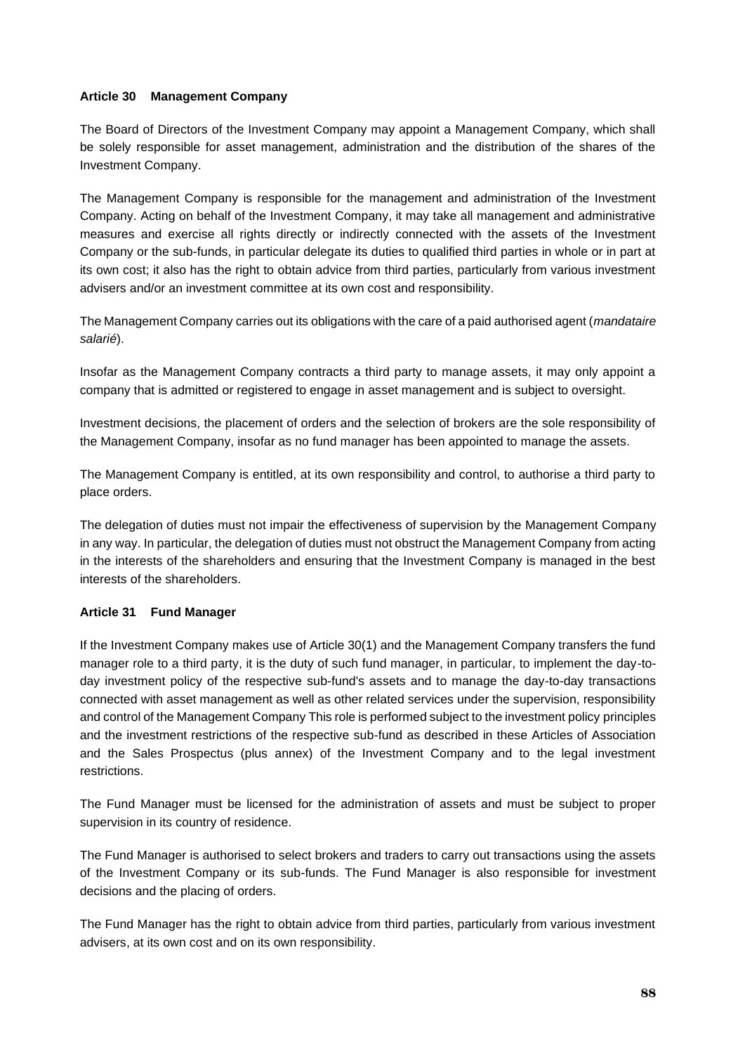### Article 30 Management Company

The Board of Directors of the Investment Company may appoint a Management Company, which shall be solely responsible for asset management, administration and the distribution of the shares of the Investment Company.

The Management Company is responsible for the management and administration of the Investment Company. Acting on behalf of the Investment Company, it may take all management and administrative measures and exercise all rights directly or indirectly connected with the assets of the Investment Company or the sub-funds, in particular delegate its duties to qualified third parties in whole or in part at its own cost; it also has the right to obtain advice from third parties, particularly from various investment advisers and/or an investment committee at its own cost and responsibility.

The Management Company carries out its obligations with the care of a paid authorised agent (*mandataire salarié*).

Insofar as the Management Company contracts a third party to manage assets, it may only appoint a company that is admitted or registered to engage in asset management and is subject to oversight.

Investment decisions, the placement of orders and the selection of brokers are the sole responsibility of the Management Company, insofar as no fund manager has been appointed to manage the assets.

The Management Company is entitled, at its own responsibility and control, to authorise a third party to place orders.

The delegation of duties must not impair the effectiveness of supervision by the Management Company in any way. In particular, the delegation of duties must not obstruct the Management Company from acting in the interests of the shareholders and ensuring that the Investment Company is managed in the best interests of the shareholders.

### Article 31 Fund Manager

If the Investment Company makes use of Article 30(1) and the Management Company transfers the fund manager role to a third party, it is the duty of such fund manager, in particular, to implement the day-to-day investment policy of the respective sub-fund's assets and to manage the day-to-day transactions connected with asset management as well as other related services under the supervision, responsibility and control of the Management Company This role is performed subject to the investment policy principles and the investment restrictions of the respective sub-fund as described in these Articles of Association and the Sales Prospectus (plus annex) of the Investment Company and to the legal investment restrictions.

The Fund Manager must be licensed for the administration of assets and must be subject to proper supervision in its country of residence.

The Fund Manager is authorised to select brokers and traders to carry out transactions using the assets of the Investment Company or its sub-funds. The Fund Manager is also responsible for investment decisions and the placing of orders.

The Fund Manager has the right to obtain advice from third parties, particularly from various investment advisers, at its own cost and on its own responsibility.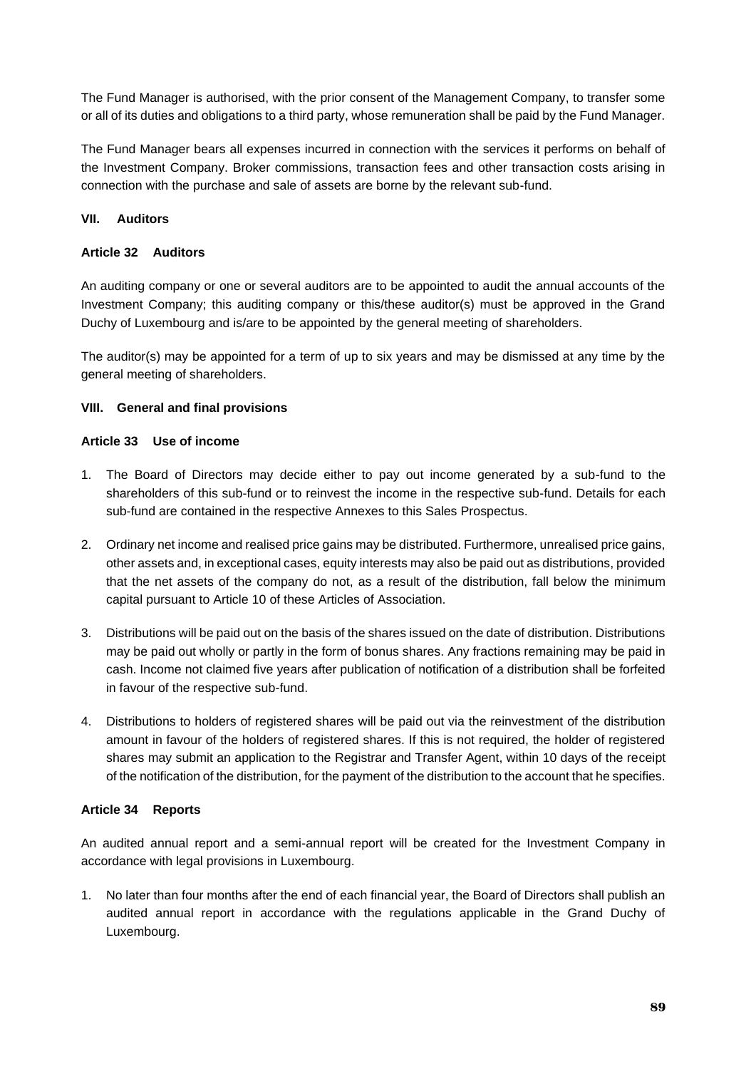The Fund Manager is authorised, with the prior consent of the Management Company, to transfer some or all of its duties and obligations to a third party, whose remuneration shall be paid by the Fund Manager.

The Fund Manager bears all expenses incurred in connection with the services it performs on behalf of the Investment Company. Broker commissions, transaction fees and other transaction costs arising in connection with the purchase and sale of assets are borne by the relevant sub-fund.

## VII. Auditors

### Article 32 Auditors

An auditing company or one or several auditors are to be appointed to audit the annual accounts of the Investment Company; this auditing company or this/these auditor(s) must be approved in the Grand Duchy of Luxembourg and is/are to be appointed by the general meeting of shareholders.

The auditor(s) may be appointed for a term of up to six years and may be dismissed at any time by the general meeting of shareholders.

## VIII. General and final provisions

### Article 33 Use of income

1. The Board of Directors may decide either to pay out income generated by a sub-fund to the shareholders of this sub-fund or to reinvest the income in the respective sub-fund. Details for each sub-fund are contained in the respective Annexes to this Sales Prospectus.
2. Ordinary net income and realised price gains may be distributed. Furthermore, unrealised price gains, other assets and, in exceptional cases, equity interests may also be paid out as distributions, provided that the net assets of the company do not, as a result of the distribution, fall below the minimum capital pursuant to Article 10 of these Articles of Association.
3. Distributions will be paid out on the basis of the shares issued on the date of distribution. Distributions may be paid out wholly or partly in the form of bonus shares. Any fractions remaining may be paid in cash. Income not claimed five years after publication of notification of a distribution shall be forfeited in favour of the respective sub-fund.
4. Distributions to holders of registered shares will be paid out via the reinvestment of the distribution amount in favour of the holders of registered shares. If this is not required, the holder of registered shares may submit an application to the Registrar and Transfer Agent, within 10 days of the receipt of the notification of the distribution, for the payment of the distribution to the account that he specifies.

### Article 34 Reports

An audited annual report and a semi-annual report will be created for the Investment Company in accordance with legal provisions in Luxembourg.

1. No later than four months after the end of each financial year, the Board of Directors shall publish an audited annual report in accordance with the regulations applicable in the Grand Duchy of Luxembourg.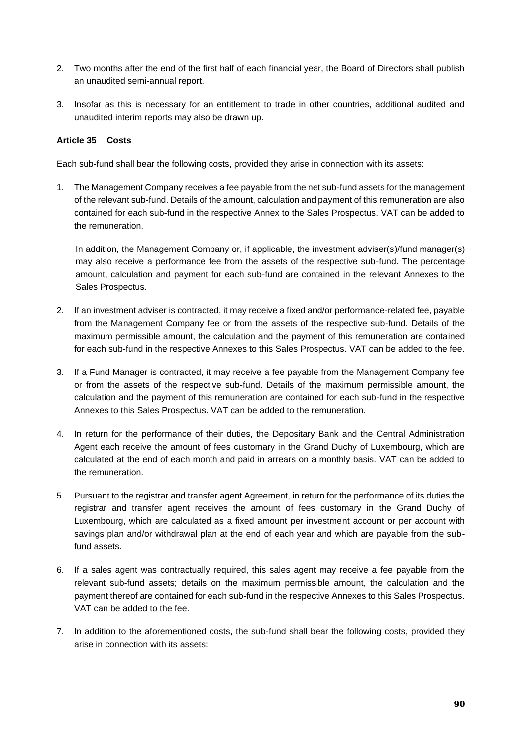2. Two months after the end of the first half of each financial year, the Board of Directors shall publish an unaudited semi-annual report.

3. Insofar as this is necessary for an entitlement to trade in other countries, additional audited and unaudited interim reports may also be drawn up.

#### Article 35 Costs

Each sub-fund shall bear the following costs, provided they arise in connection with its assets:

1. The Management Company receives a fee payable from the net sub-fund assets for the management of the relevant sub-fund. Details of the amount, calculation and payment of this remuneration are also contained for each sub-fund in the respective Annex to the Sales Prospectus. VAT can be added to the remuneration.

   In addition, the Management Company or, if applicable, the investment adviser(s)/fund manager(s) may also receive a performance fee from the assets of the respective sub-fund. The percentage amount, calculation and payment for each sub-fund are contained in the relevant Annexes to the Sales Prospectus.

2. If an investment adviser is contracted, it may receive a fixed and/or performance-related fee, payable from the Management Company fee or from the assets of the respective sub-fund. Details of the maximum permissible amount, the calculation and the payment of this remuneration are contained for each sub-fund in the respective Annexes to this Sales Prospectus. VAT can be added to the fee.

3. If a Fund Manager is contracted, it may receive a fee payable from the Management Company fee or from the assets of the respective sub-fund. Details of the maximum permissible amount, the calculation and the payment of this remuneration are contained for each sub-fund in the respective Annexes to this Sales Prospectus. VAT can be added to the remuneration.

4. In return for the performance of their duties, the Depositary Bank and the Central Administration Agent each receive the amount of fees customary in the Grand Duchy of Luxembourg, which are calculated at the end of each month and paid in arrears on a monthly basis. VAT can be added to the remuneration.

5. Pursuant to the registrar and transfer agent Agreement, in return for the performance of its duties the registrar and transfer agent receives the amount of fees customary in the Grand Duchy of Luxembourg, which are calculated as a fixed amount per investment account or per account with savings plan and/or withdrawal plan at the end of each year and which are payable from the sub-fund assets.

6. If a sales agent was contractually required, this sales agent may receive a fee payable from the relevant sub-fund assets; details on the maximum permissible amount, the calculation and the payment thereof are contained for each sub-fund in the respective Annexes to this Sales Prospectus. VAT can be added to the fee.

7. In addition to the aforementioned costs, the sub-fund shall bear the following costs, provided they arise in connection with its assets: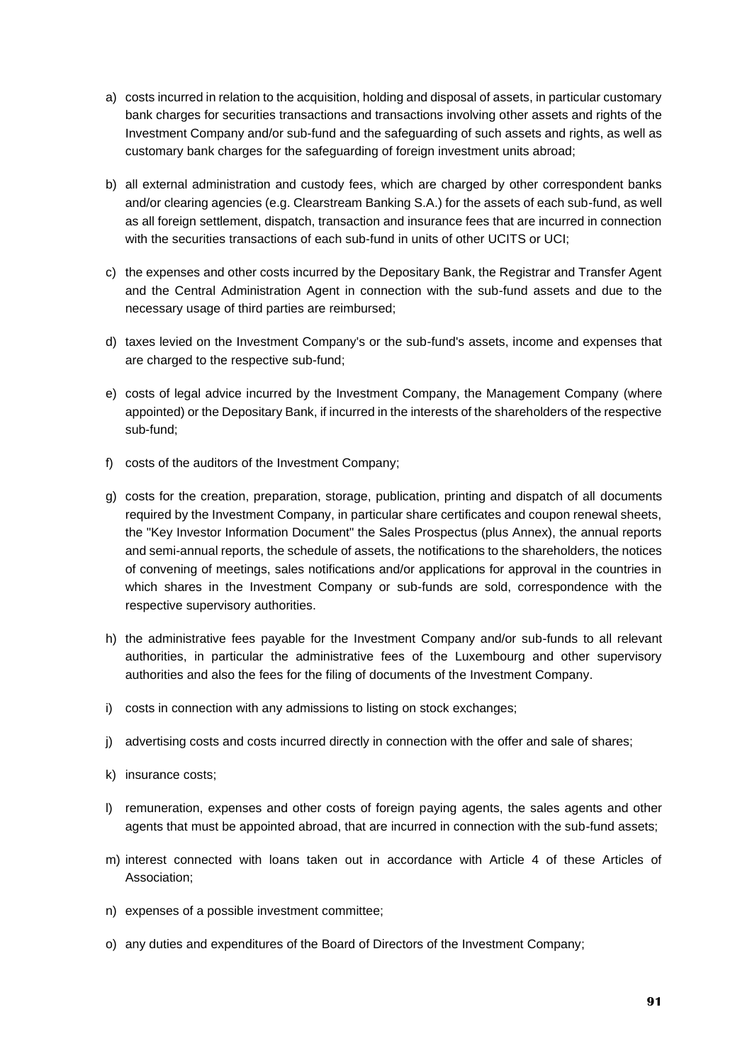a) costs incurred in relation to the acquisition, holding and disposal of assets, in particular customary bank charges for securities transactions and transactions involving other assets and rights of the Investment Company and/or sub-fund and the safeguarding of such assets and rights, as well as customary bank charges for the safeguarding of foreign investment units abroad;

b) all external administration and custody fees, which are charged by other correspondent banks and/or clearing agencies (e.g. Clearstream Banking S.A.) for the assets of each sub-fund, as well as all foreign settlement, dispatch, transaction and insurance fees that are incurred in connection with the securities transactions of each sub-fund in units of other UCITS or UCI;

c) the expenses and other costs incurred by the Depositary Bank, the Registrar and Transfer Agent and the Central Administration Agent in connection with the sub-fund assets and due to the necessary usage of third parties are reimbursed;

d) taxes levied on the Investment Company's or the sub-fund's assets, income and expenses that are charged to the respective sub-fund;

e) costs of legal advice incurred by the Investment Company, the Management Company (where appointed) or the Depositary Bank, if incurred in the interests of the shareholders of the respective sub-fund;

f) costs of the auditors of the Investment Company;

g) costs for the creation, preparation, storage, publication, printing and dispatch of all documents required by the Investment Company, in particular share certificates and coupon renewal sheets, the "Key Investor Information Document" the Sales Prospectus (plus Annex), the annual reports and semi-annual reports, the schedule of assets, the notifications to the shareholders, the notices of convening of meetings, sales notifications and/or applications for approval in the countries in which shares in the Investment Company or sub-funds are sold, correspondence with the respective supervisory authorities.

h) the administrative fees payable for the Investment Company and/or sub-funds to all relevant authorities, in particular the administrative fees of the Luxembourg and other supervisory authorities and also the fees for the filing of documents of the Investment Company.

i) costs in connection with any admissions to listing on stock exchanges;

j) advertising costs and costs incurred directly in connection with the offer and sale of shares;

k) insurance costs;

l) remuneration, expenses and other costs of foreign paying agents, the sales agents and other agents that must be appointed abroad, that are incurred in connection with the sub-fund assets;

m) interest connected with loans taken out in accordance with Article 4 of these Articles of Association;

n) expenses of a possible investment committee;

o) any duties and expenditures of the Board of Directors of the Investment Company;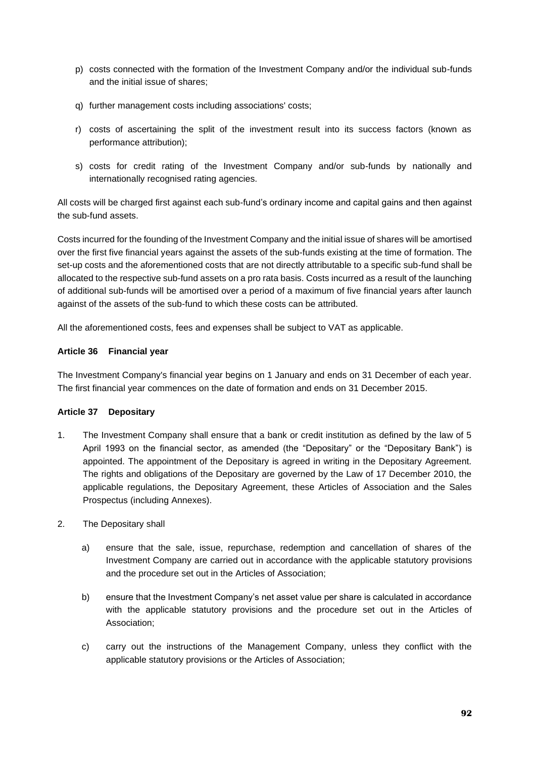p) costs connected with the formation of the Investment Company and/or the individual sub-funds and the initial issue of shares;

q) further management costs including associations' costs;

r) costs of ascertaining the split of the investment result into its success factors (known as performance attribution);

s) costs for credit rating of the Investment Company and/or sub-funds by nationally and internationally recognised rating agencies.

All costs will be charged first against each sub-fund's ordinary income and capital gains and then against the sub-fund assets.

Costs incurred for the founding of the Investment Company and the initial issue of shares will be amortised over the first five financial years against the assets of the sub-funds existing at the time of formation. The set-up costs and the aforementioned costs that are not directly attributable to a specific sub-fund shall be allocated to the respective sub-fund assets on a pro rata basis. Costs incurred as a result of the launching of additional sub-funds will be amortised over a period of a maximum of five financial years after launch against of the assets of the sub-fund to which these costs can be attributed.

All the aforementioned costs, fees and expenses shall be subject to VAT as applicable.

**Article 36 Financial year**

The Investment Company's financial year begins on 1 January and ends on 31 December of each year. The first financial year commences on the date of formation and ends on 31 December 2015.

**Article 37 Depositary**

1. The Investment Company shall ensure that a bank or credit institution as defined by the law of 5 April 1993 on the financial sector, as amended (the "Depositary" or the "Depositary Bank") is appointed. The appointment of the Depositary is agreed in writing in the Depositary Agreement. The rights and obligations of the Depositary are governed by the Law of 17 December 2010, the applicable regulations, the Depositary Agreement, these Articles of Association and the Sales Prospectus (including Annexes).

2. The Depositary shall

   a) ensure that the sale, issue, repurchase, redemption and cancellation of shares of the Investment Company are carried out in accordance with the applicable statutory provisions and the procedure set out in the Articles of Association;

   b) ensure that the Investment Company's net asset value per share is calculated in accordance with the applicable statutory provisions and the procedure set out in the Articles of Association;

   c) carry out the instructions of the Management Company, unless they conflict with the applicable statutory provisions or the Articles of Association;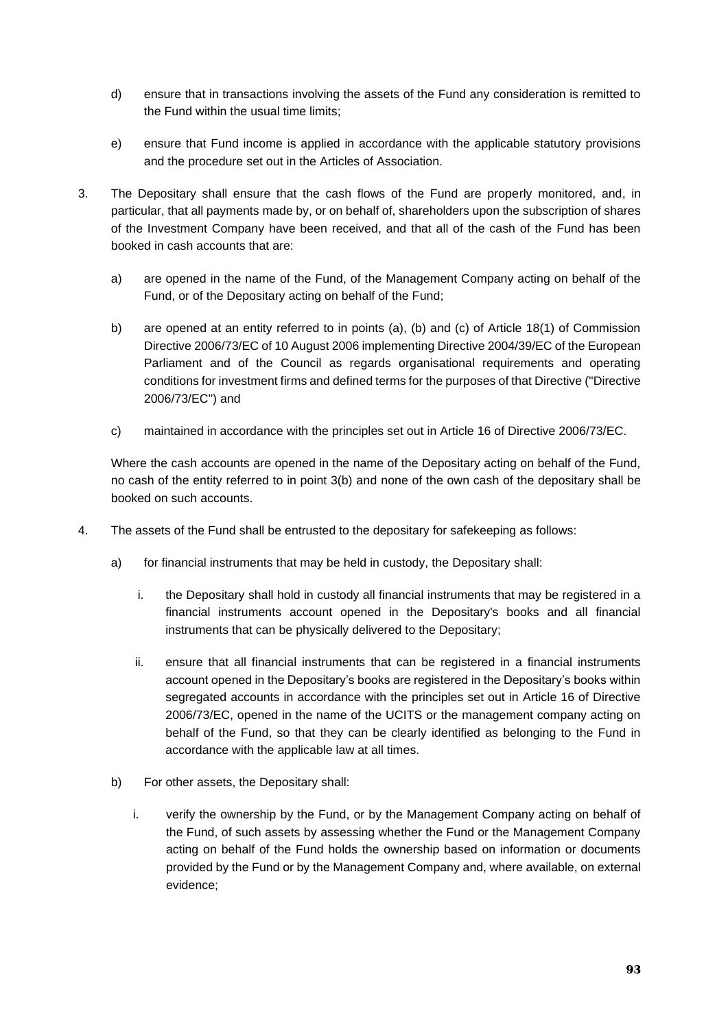d) ensure that in transactions involving the assets of the Fund any consideration is remitted to the Fund within the usual time limits;

e) ensure that Fund income is applied in accordance with the applicable statutory provisions and the procedure set out in the Articles of Association.

3. The Depositary shall ensure that the cash flows of the Fund are properly monitored, and, in particular, that all payments made by, or on behalf of, shareholders upon the subscription of shares of the Investment Company have been received, and that all of the cash of the Fund has been booked in cash accounts that are:

   a) are opened in the name of the Fund, of the Management Company acting on behalf of the Fund, or of the Depositary acting on behalf of the Fund;

   b) are opened at an entity referred to in points (a), (b) and (c) of Article 18(1) of Commission Directive 2006/73/EC of 10 August 2006 implementing Directive 2004/39/EC of the European Parliament and of the Council as regards organisational requirements and operating conditions for investment firms and defined terms for the purposes of that Directive ("Directive 2006/73/EC") and

   c) maintained in accordance with the principles set out in Article 16 of Directive 2006/73/EC.

   Where the cash accounts are opened in the name of the Depositary acting on behalf of the Fund, no cash of the entity referred to in point 3(b) and none of the own cash of the depositary shall be booked on such accounts.

4. The assets of the Fund shall be entrusted to the depositary for safekeeping as follows:

   a) for financial instruments that may be held in custody, the Depositary shall:

      i. the Depositary shall hold in custody all financial instruments that may be registered in a financial instruments account opened in the Depositary's books and all financial instruments that can be physically delivered to the Depositary;

      ii. ensure that all financial instruments that can be registered in a financial instruments account opened in the Depositary's books are registered in the Depositary's books within segregated accounts in accordance with the principles set out in Article 16 of Directive 2006/73/EC, opened in the name of the UCITS or the management company acting on behalf of the Fund, so that they can be clearly identified as belonging to the Fund in accordance with the applicable law at all times.

   b) For other assets, the Depositary shall:

      i. verify the ownership by the Fund, or by the Management Company acting on behalf of the Fund, of such assets by assessing whether the Fund or the Management Company acting on behalf of the Fund holds the ownership based on information or documents provided by the Fund or by the Management Company and, where available, on external evidence;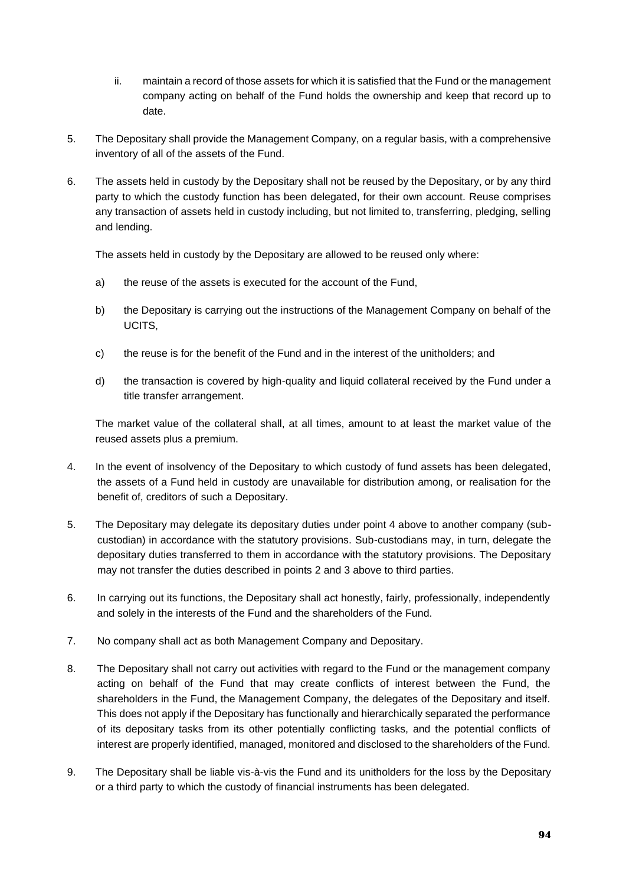ii. maintain a record of those assets for which it is satisfied that the Fund or the management company acting on behalf of the Fund holds the ownership and keep that record up to date.

5. The Depositary shall provide the Management Company, on a regular basis, with a comprehensive inventory of all of the assets of the Fund.

6. The assets held in custody by the Depositary shall not be reused by the Depositary, or by any third party to which the custody function has been delegated, for their own account. Reuse comprises any transaction of assets held in custody including, but not limited to, transferring, pledging, selling and lending.

   The assets held in custody by the Depositary are allowed to be reused only where:

   a) the reuse of the assets is executed for the account of the Fund,

   b) the Depositary is carrying out the instructions of the Management Company on behalf of the UCITS,

   c) the reuse is for the benefit of the Fund and in the interest of the unitholders; and

   d) the transaction is covered by high-quality and liquid collateral received by the Fund under a title transfer arrangement.

   The market value of the collateral shall, at all times, amount to at least the market value of the reused assets plus a premium.

4. In the event of insolvency of the Depositary to which custody of fund assets has been delegated, the assets of a Fund held in custody are unavailable for distribution among, or realisation for the benefit of, creditors of such a Depositary.

5. The Depositary may delegate its depositary duties under point 4 above to another company (sub-custodian) in accordance with the statutory provisions. Sub-custodians may, in turn, delegate the depositary duties transferred to them in accordance with the statutory provisions. The Depositary may not transfer the duties described in points 2 and 3 above to third parties.

6. In carrying out its functions, the Depositary shall act honestly, fairly, professionally, independently and solely in the interests of the Fund and the shareholders of the Fund.

7. No company shall act as both Management Company and Depositary.

8. The Depositary shall not carry out activities with regard to the Fund or the management company acting on behalf of the Fund that may create conflicts of interest between the Fund, the shareholders in the Fund, the Management Company, the delegates of the Depositary and itself. This does not apply if the Depositary has functionally and hierarchically separated the performance of its depositary tasks from its other potentially conflicting tasks, and the potential conflicts of interest are properly identified, managed, monitored and disclosed to the shareholders of the Fund.

9. The Depositary shall be liable vis-à-vis the Fund and its unitholders for the loss by the Depositary or a third party to which the custody of financial instruments has been delegated.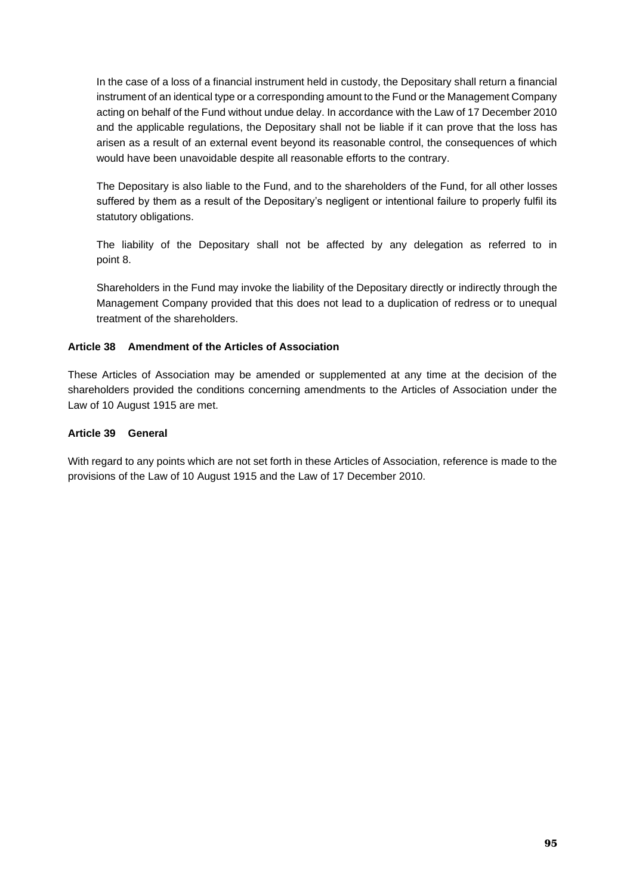In the case of a loss of a financial instrument held in custody, the Depositary shall return a financial instrument of an identical type or a corresponding amount to the Fund or the Management Company acting on behalf of the Fund without undue delay. In accordance with the Law of 17 December 2010 and the applicable regulations, the Depositary shall not be liable if it can prove that the loss has arisen as a result of an external event beyond its reasonable control, the consequences of which would have been unavoidable despite all reasonable efforts to the contrary.

The Depositary is also liable to the Fund, and to the shareholders of the Fund, for all other losses suffered by them as a result of the Depositary's negligent or intentional failure to properly fulfil its statutory obligations.

The liability of the Depositary shall not be affected by any delegation as referred to in point 8.

Shareholders in the Fund may invoke the liability of the Depositary directly or indirectly through the Management Company provided that this does not lead to a duplication of redress or to unequal treatment of the shareholders.

**Article 38 Amendment of the Articles of Association**

These Articles of Association may be amended or supplemented at any time at the decision of the shareholders provided the conditions concerning amendments to the Articles of Association under the Law of 10 August 1915 are met.

**Article 39 General**

With regard to any points which are not set forth in these Articles of Association, reference is made to the provisions of the Law of 10 August 1915 and the Law of 17 December 2010.